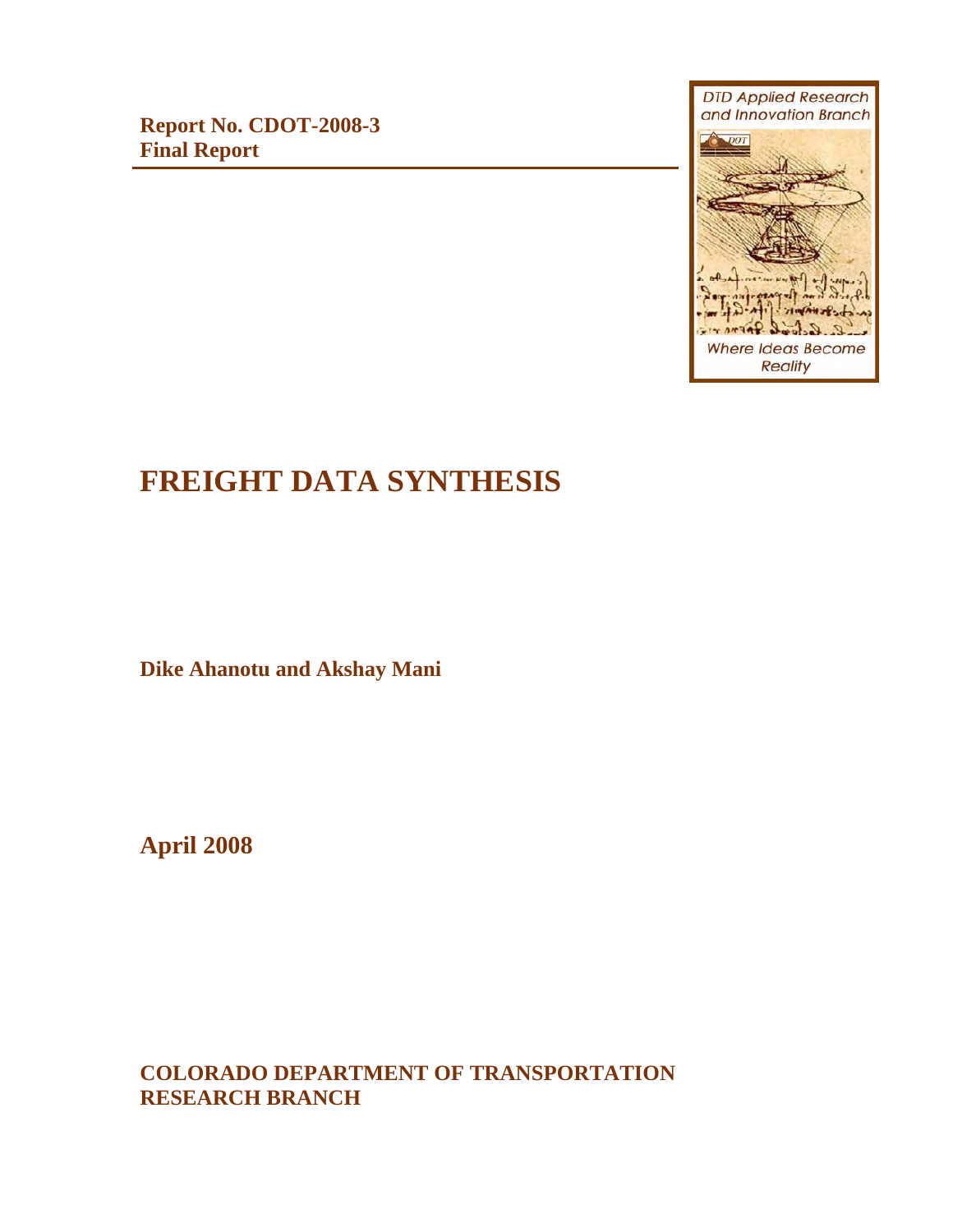**Report No. CDOT-2008-3**
**Final Report**

DTD Applied Research and Innovation Branch

Where Ideas Become Reality

# FREIGHT DATA SYNTHESIS

**Dike Ahanotu and Akshay Mani**

**April 2008**

**COLORADO DEPARTMENT OF TRANSPORTATION**
**RESEARCH BRANCH**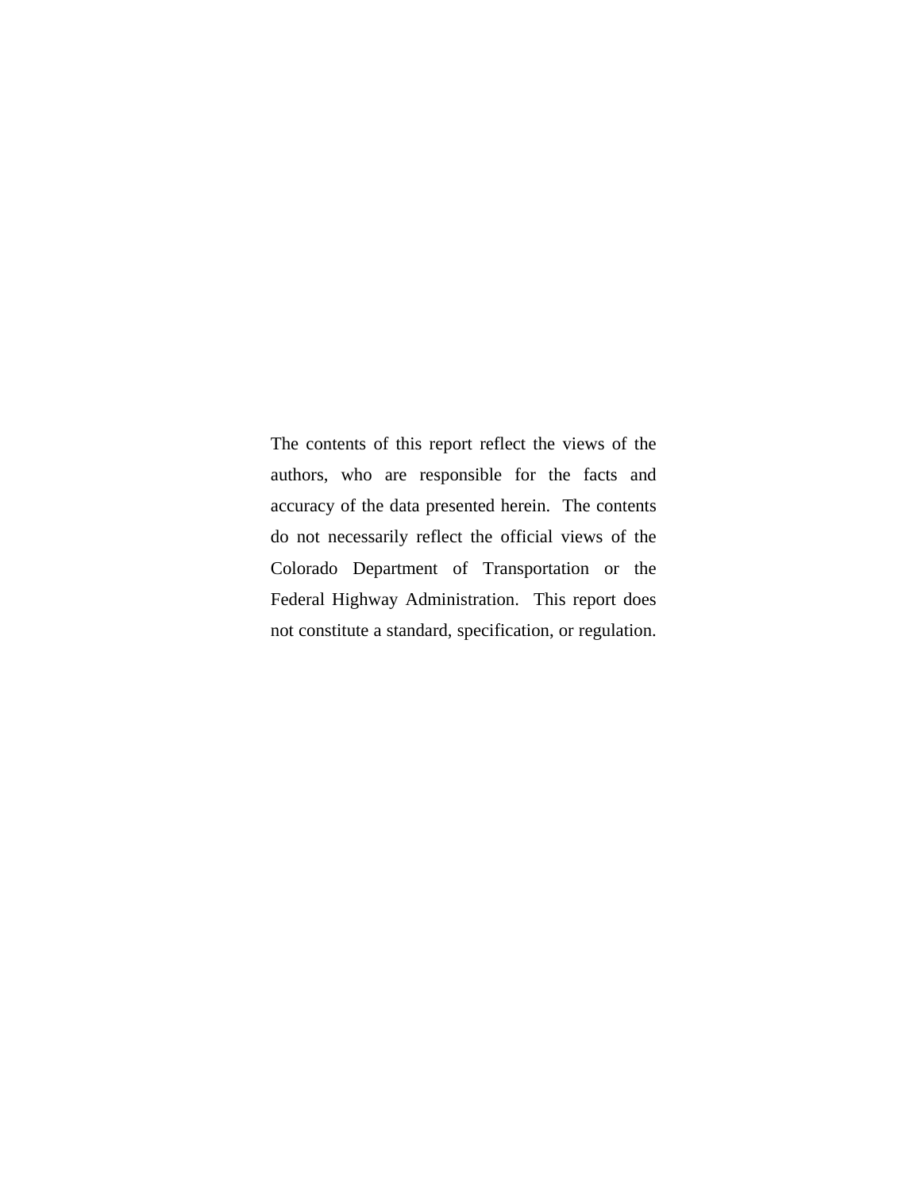The contents of this report reflect the views of the authors, who are responsible for the facts and accuracy of the data presented herein. The contents do not necessarily reflect the official views of the Colorado Department of Transportation or the Federal Highway Administration. This report does not constitute a standard, specification, or regulation.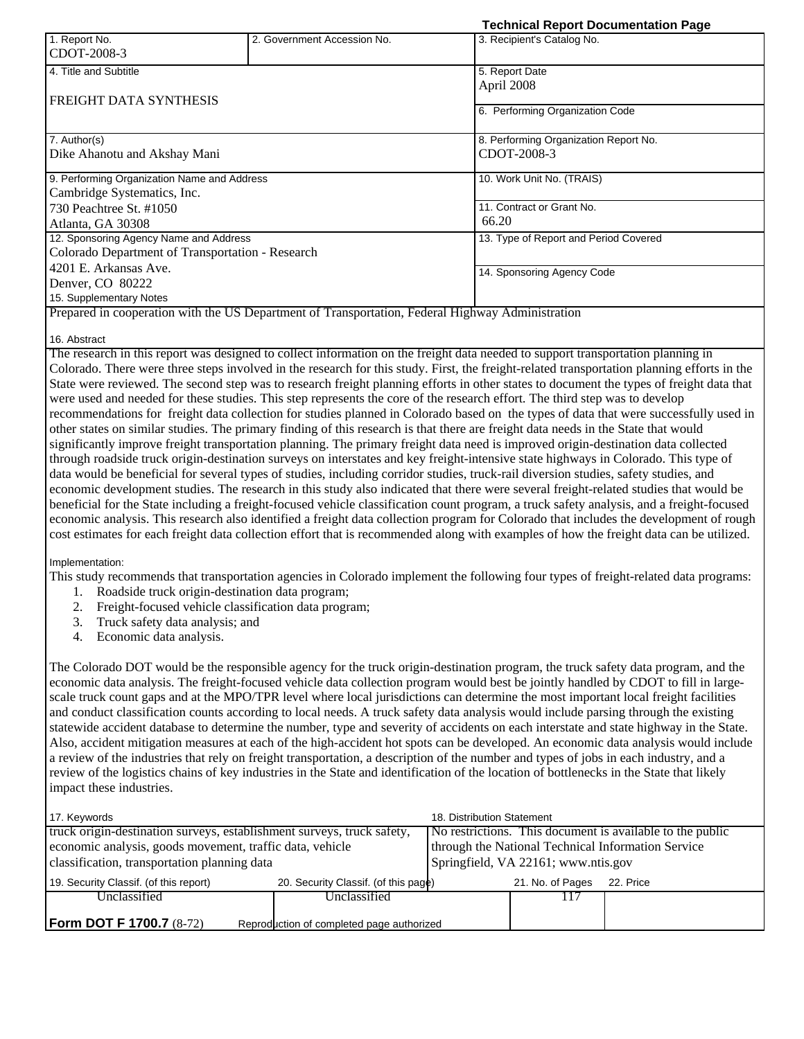**Technical Report Documentation Page**

| 1. Report No. | 2. Government Accession No. | 3. Recipient's Catalog No. |
|---|---|---|
| CDOT-2008-3 | | |

| 4. Title and Subtitle | 5. Report Date |
|---|---|
| FREIGHT DATA SYNTHESIS | April 2008 |
| | 6. Performing Organization Code |
| 7. Author(s) | 8. Performing Organization Report No. |
| Dike Ahanotu and Akshay Mani | CDOT-2008-3 |
| 9. Performing Organization Name and Address | 10. Work Unit No. (TRAIS) |
| Cambridge Systematics, Inc. 730 Peachtree St. #1050 Atlanta, GA 30308 | 11. Contract or Grant No. 66.20 |
| 12. Sponsoring Agency Name and Address | 13. Type of Report and Period Covered |
| Colorado Department of Transportation - Research 4201 E. Arkansas Ave. Denver, CO 80222 | 14. Sponsoring Agency Code |

15. Supplementary Notes

Prepared in cooperation with the US Department of Transportation, Federal Highway Administration

16. Abstract

The research in this report was designed to collect information on the freight data needed to support transportation planning in Colorado. There were three steps involved in the research for this study. First, the freight-related transportation planning efforts in the State were reviewed. The second step was to research freight planning efforts in other states to document the types of freight data that were used and needed for these studies. This step represents the core of the research effort. The third step was to develop recommendations for freight data collection for studies planned in Colorado based on the types of data that were successfully used in other states on similar studies. The primary finding of this research is that there are freight data needs in the State that would significantly improve freight transportation planning. The primary freight data need is improved origin-destination data collected through roadside truck origin-destination surveys on interstates and key freight-intensive state highways in Colorado. This type of data would be beneficial for several types of studies, including corridor studies, truck-rail diversion studies, safety studies, and economic development studies. The research in this study also indicated that there were several freight-related studies that would be beneficial for the State including a freight-focused vehicle classification count program, a truck safety analysis, and a freight-focused economic analysis. This research also identified a freight data collection program for Colorado that includes the development of rough cost estimates for each freight data collection effort that is recommended along with examples of how the freight data can be utilized.

Implementation:

This study recommends that transportation agencies in Colorado implement the following four types of freight-related data programs:

1. Roadside truck origin-destination data program;
2. Freight-focused vehicle classification data program;
3. Truck safety data analysis; and
4. Economic data analysis.

The Colorado DOT would be the responsible agency for the truck origin-destination program, the truck safety data program, and the economic data analysis. The freight-focused vehicle data collection program would best be jointly handled by CDOT to fill in large-scale truck count gaps and at the MPO/TPR level where local jurisdictions can determine the most important local freight facilities and conduct classification counts according to local needs. A truck safety data analysis would include parsing through the existing statewide accident database to determine the number, type and severity of accidents on each interstate and state highway in the State. Also, accident mitigation measures at each of the high-accident hot spots can be developed. An economic data analysis would include a review of the industries that rely on freight transportation, a description of the number and types of jobs in each industry, and a review of the logistics chains of key industries in the State and identification of the location of bottlenecks in the State that likely impact these industries.

| 17. Keywords | 18. Distribution Statement |
|---|---|
| truck origin-destination surveys, establishment surveys, truck safety, economic analysis, goods movement, traffic data, vehicle classification, transportation planning data | No restrictions. This document is available to the public through the National Technical Information Service Springfield, VA 22161; www.ntis.gov |

| 19. Security Classif. (of this report) | 20. Security Classif. (of this page) | 21. No. of Pages | 22. Price |
|---|---|---|---|
| Unclassified | Unclassified | 117 | |

**Form DOT F 1700.7** (8-72) Reproduction of completed page authorized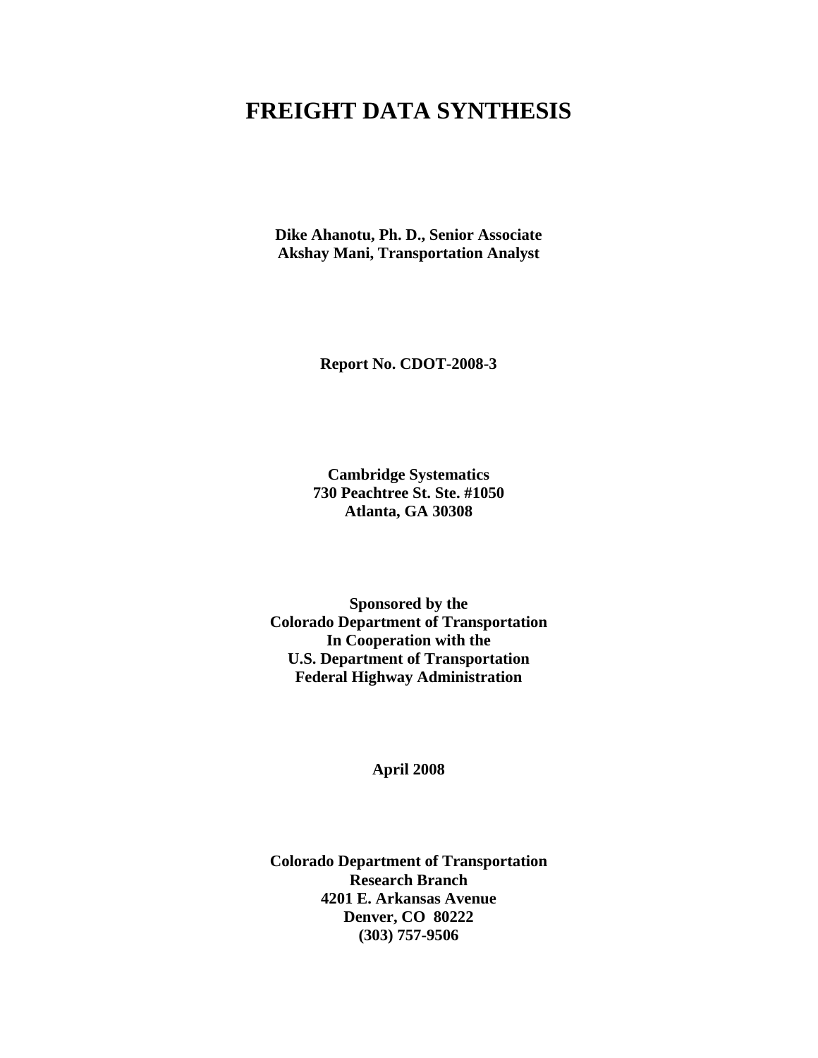# FREIGHT DATA SYNTHESIS

**Dike Ahanotu, Ph. D., Senior Associate**
**Akshay Mani, Transportation Analyst**

**Report No. CDOT-2008-3**

**Cambridge Systematics**
**730 Peachtree St. Ste. #1050**
**Atlanta, GA 30308**

**Sponsored by the**
**Colorado Department of Transportation**
**In Cooperation with the**
**U.S. Department of Transportation**
**Federal Highway Administration**

**April 2008**

**Colorado Department of Transportation**
**Research Branch**
**4201 E. Arkansas Avenue**
**Denver, CO 80222**
**(303) 757-9506**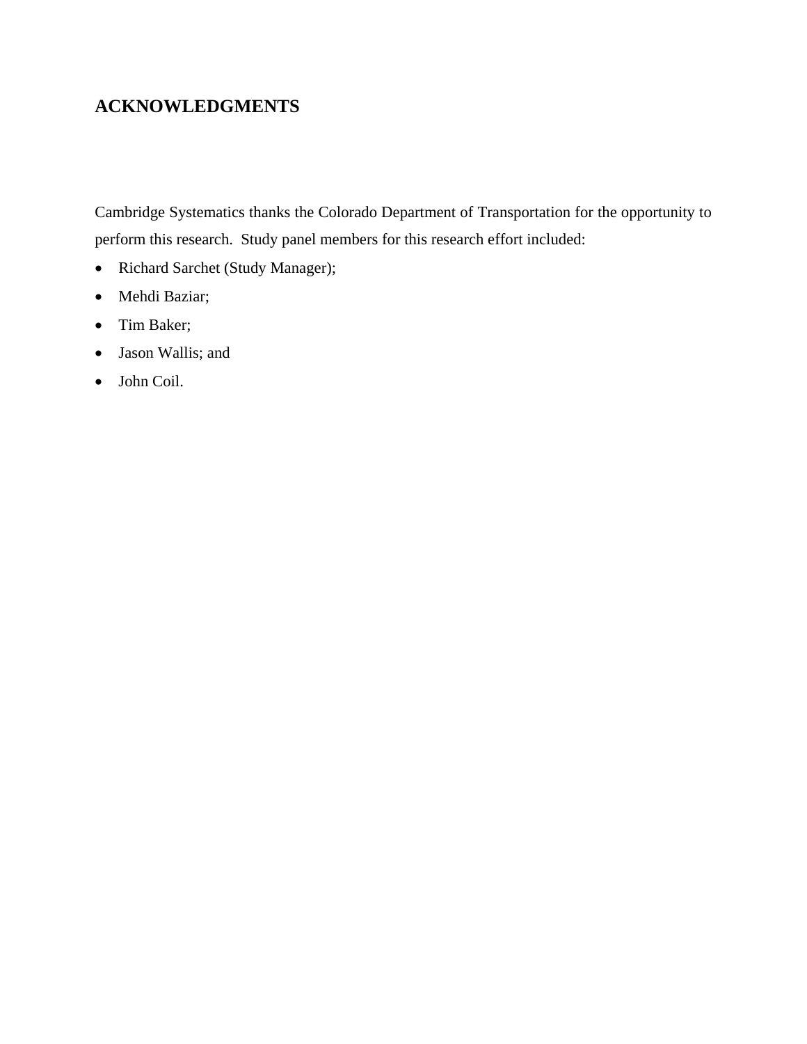## ACKNOWLEDGMENTS

Cambridge Systematics thanks the Colorado Department of Transportation for the opportunity to perform this research. Study panel members for this research effort included:

- Richard Sarchet (Study Manager);
- Mehdi Baziar;
- Tim Baker;
- Jason Wallis; and
- John Coil.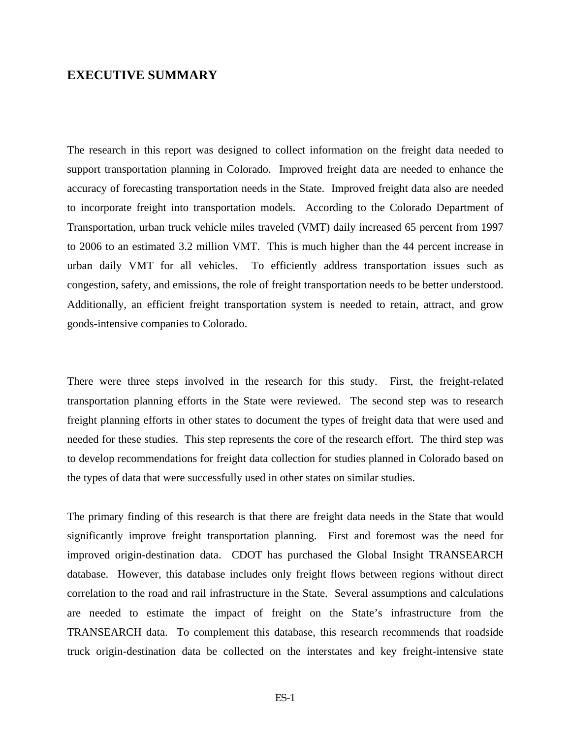# EXECUTIVE SUMMARY

The research in this report was designed to collect information on the freight data needed to support transportation planning in Colorado. Improved freight data are needed to enhance the accuracy of forecasting transportation needs in the State. Improved freight data also are needed to incorporate freight into transportation models. According to the Colorado Department of Transportation, urban truck vehicle miles traveled (VMT) daily increased 65 percent from 1997 to 2006 to an estimated 3.2 million VMT. This is much higher than the 44 percent increase in urban daily VMT for all vehicles. To efficiently address transportation issues such as congestion, safety, and emissions, the role of freight transportation needs to be better understood. Additionally, an efficient freight transportation system is needed to retain, attract, and grow goods-intensive companies to Colorado.

There were three steps involved in the research for this study. First, the freight-related transportation planning efforts in the State were reviewed. The second step was to research freight planning efforts in other states to document the types of freight data that were used and needed for these studies. This step represents the core of the research effort. The third step was to develop recommendations for freight data collection for studies planned in Colorado based on the types of data that were successfully used in other states on similar studies.

The primary finding of this research is that there are freight data needs in the State that would significantly improve freight transportation planning. First and foremost was the need for improved origin-destination data. CDOT has purchased the Global Insight TRANSEARCH database. However, this database includes only freight flows between regions without direct correlation to the road and rail infrastructure in the State. Several assumptions and calculations are needed to estimate the impact of freight on the State's infrastructure from the TRANSEARCH data. To complement this database, this research recommends that roadside truck origin-destination data be collected on the interstates and key freight-intensive state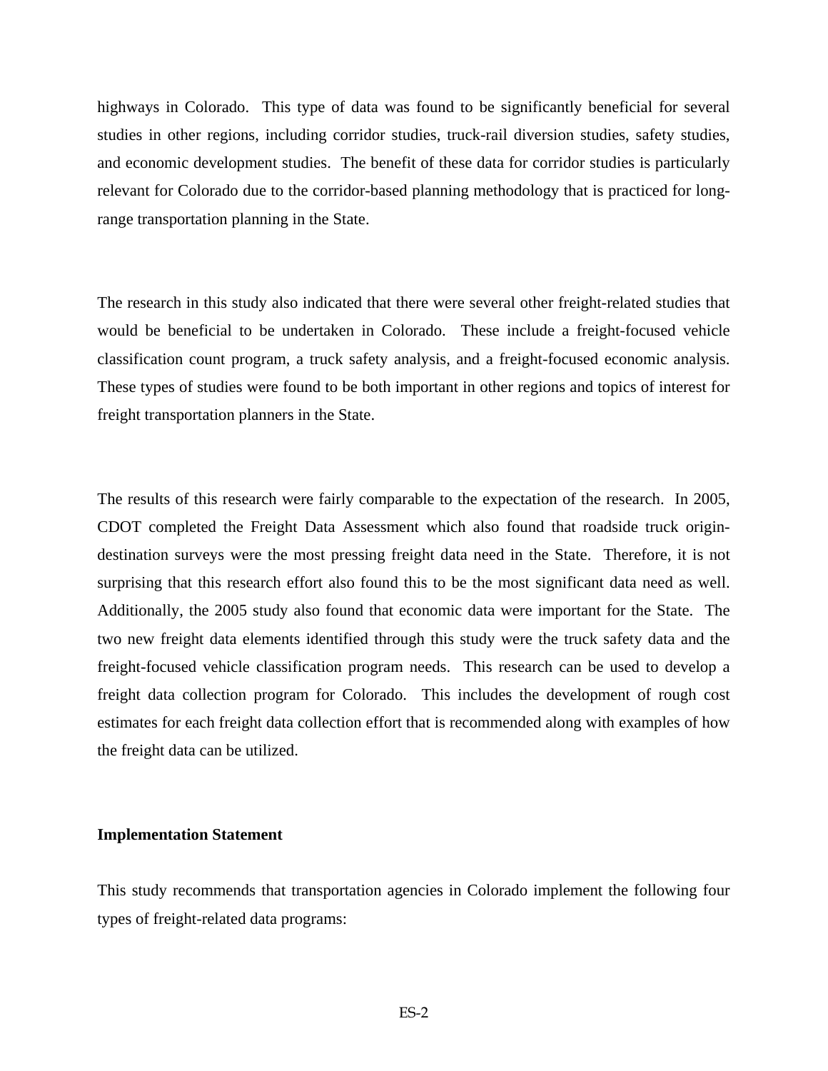highways in Colorado. This type of data was found to be significantly beneficial for several studies in other regions, including corridor studies, truck-rail diversion studies, safety studies, and economic development studies. The benefit of these data for corridor studies is particularly relevant for Colorado due to the corridor-based planning methodology that is practiced for long-range transportation planning in the State.

The research in this study also indicated that there were several other freight-related studies that would be beneficial to be undertaken in Colorado. These include a freight-focused vehicle classification count program, a truck safety analysis, and a freight-focused economic analysis. These types of studies were found to be both important in other regions and topics of interest for freight transportation planners in the State.

The results of this research were fairly comparable to the expectation of the research. In 2005, CDOT completed the Freight Data Assessment which also found that roadside truck origin-destination surveys were the most pressing freight data need in the State. Therefore, it is not surprising that this research effort also found this to be the most significant data need as well. Additionally, the 2005 study also found that economic data were important for the State. The two new freight data elements identified through this study were the truck safety data and the freight-focused vehicle classification program needs. This research can be used to develop a freight data collection program for Colorado. This includes the development of rough cost estimates for each freight data collection effort that is recommended along with examples of how the freight data can be utilized.

**Implementation Statement**

This study recommends that transportation agencies in Colorado implement the following four types of freight-related data programs: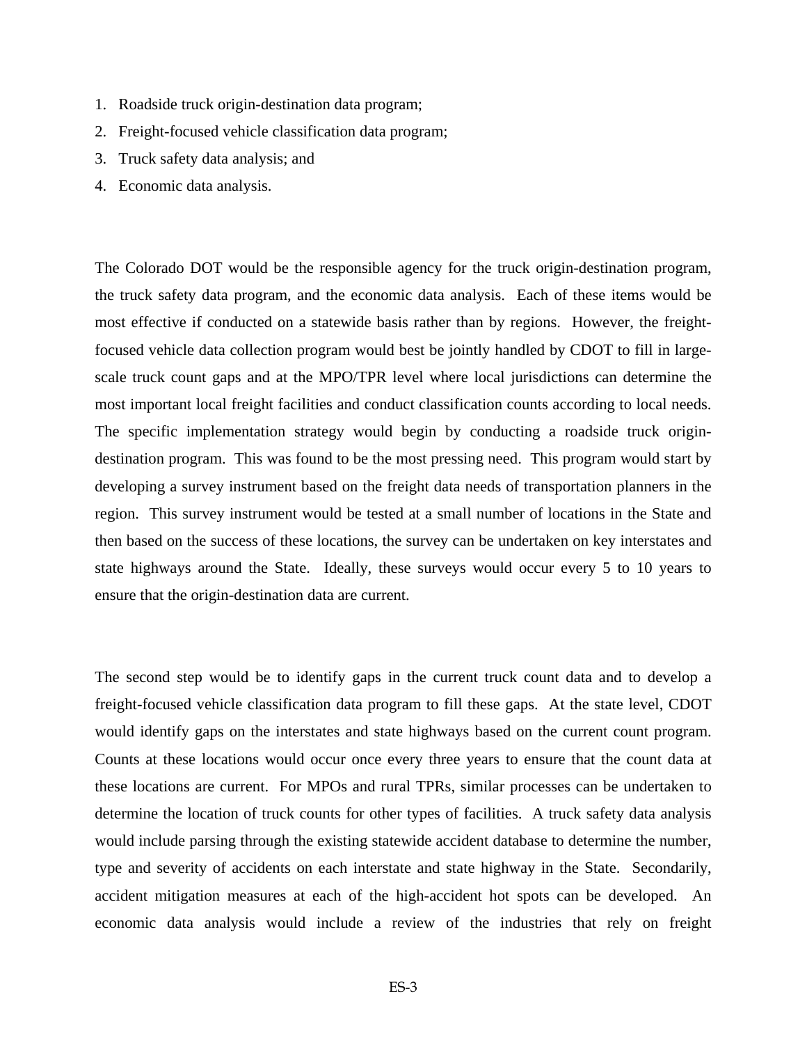1. Roadside truck origin-destination data program;
2. Freight-focused vehicle classification data program;
3. Truck safety data analysis; and
4. Economic data analysis.

The Colorado DOT would be the responsible agency for the truck origin-destination program, the truck safety data program, and the economic data analysis. Each of these items would be most effective if conducted on a statewide basis rather than by regions. However, the freight-focused vehicle data collection program would best be jointly handled by CDOT to fill in large-scale truck count gaps and at the MPO/TPR level where local jurisdictions can determine the most important local freight facilities and conduct classification counts according to local needs. The specific implementation strategy would begin by conducting a roadside truck origin-destination program. This was found to be the most pressing need. This program would start by developing a survey instrument based on the freight data needs of transportation planners in the region. This survey instrument would be tested at a small number of locations in the State and then based on the success of these locations, the survey can be undertaken on key interstates and state highways around the State. Ideally, these surveys would occur every 5 to 10 years to ensure that the origin-destination data are current.

The second step would be to identify gaps in the current truck count data and to develop a freight-focused vehicle classification data program to fill these gaps. At the state level, CDOT would identify gaps on the interstates and state highways based on the current count program. Counts at these locations would occur once every three years to ensure that the count data at these locations are current. For MPOs and rural TPRs, similar processes can be undertaken to determine the location of truck counts for other types of facilities. A truck safety data analysis would include parsing through the existing statewide accident database to determine the number, type and severity of accidents on each interstate and state highway in the State. Secondarily, accident mitigation measures at each of the high-accident hot spots can be developed. An economic data analysis would include a review of the industries that rely on freight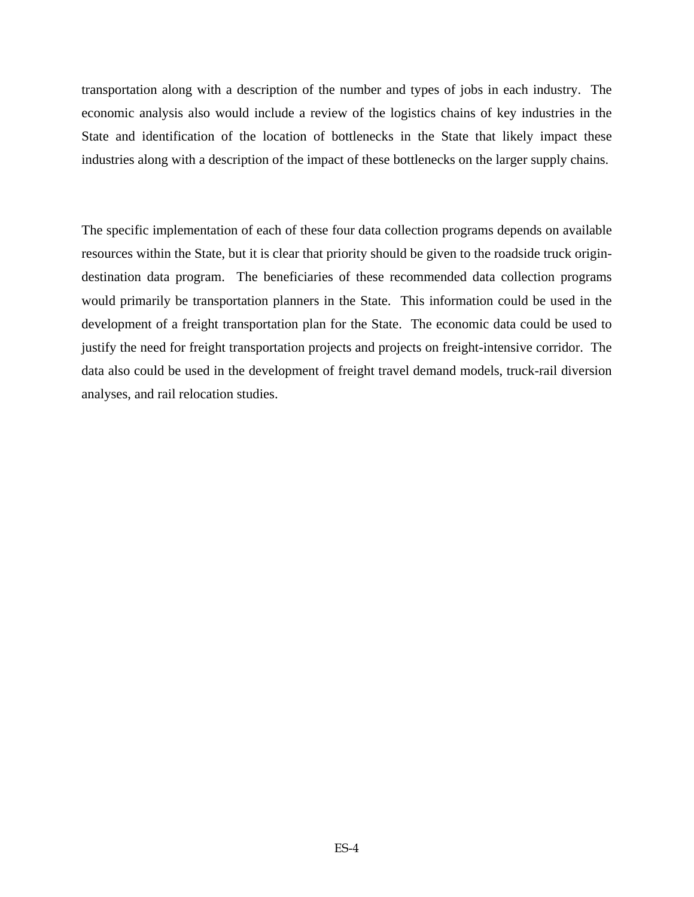transportation along with a description of the number and types of jobs in each industry. The economic analysis also would include a review of the logistics chains of key industries in the State and identification of the location of bottlenecks in the State that likely impact these industries along with a description of the impact of these bottlenecks on the larger supply chains.

The specific implementation of each of these four data collection programs depends on available resources within the State, but it is clear that priority should be given to the roadside truck origin-destination data program. The beneficiaries of these recommended data collection programs would primarily be transportation planners in the State. This information could be used in the development of a freight transportation plan for the State. The economic data could be used to justify the need for freight transportation projects and projects on freight-intensive corridor. The data also could be used in the development of freight travel demand models, truck-rail diversion analyses, and rail relocation studies.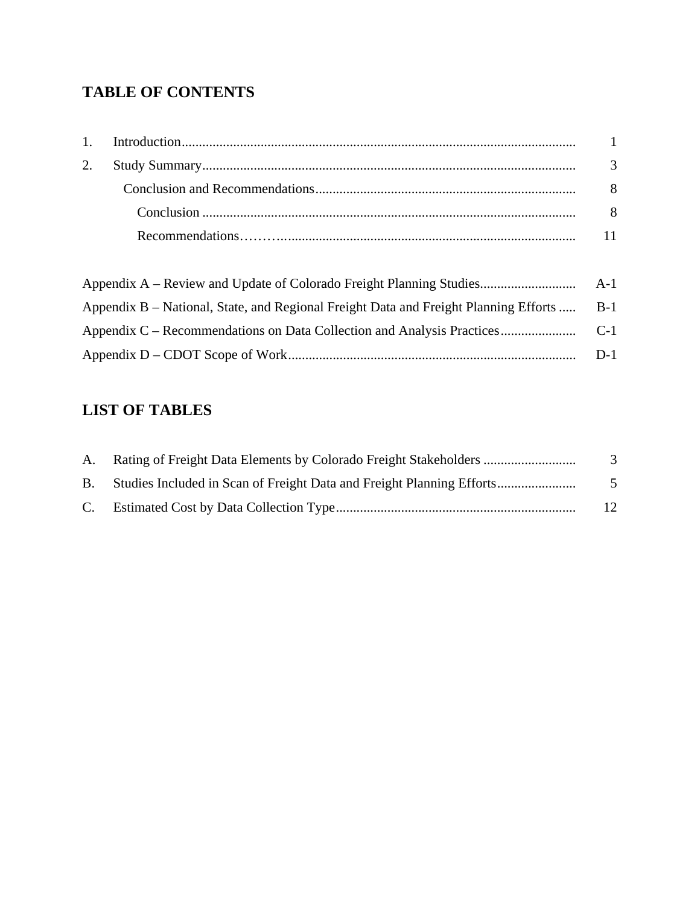## TABLE OF CONTENTS

| | | |
|---|---|---|
| 1. | Introduction | 1 |
| 2. | Study Summary | 3 |
| | Conclusion and Recommendations | 8 |
| | Conclusion | 8 |
| | Recommendations | 11 |

| | |
|---|---|
| Appendix A – Review and Update of Colorado Freight Planning Studies | A-1 |
| Appendix B – National, State, and Regional Freight Data and Freight Planning Efforts | B-1 |
| Appendix C – Recommendations on Data Collection and Analysis Practices | C-1 |
| Appendix D – CDOT Scope of Work | D-1 |

## LIST OF TABLES

| | | |
|---|---|---|
| A. | Rating of Freight Data Elements by Colorado Freight Stakeholders | 3 |
| B. | Studies Included in Scan of Freight Data and Freight Planning Efforts | 5 |
| C. | Estimated Cost by Data Collection Type | 12 |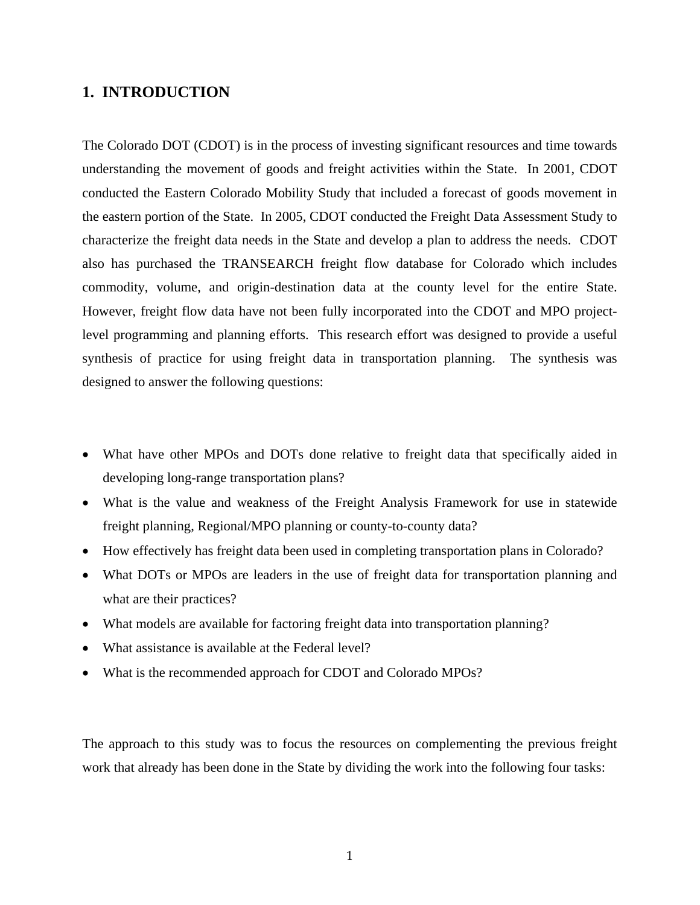# 1. INTRODUCTION

The Colorado DOT (CDOT) is in the process of investing significant resources and time towards understanding the movement of goods and freight activities within the State. In 2001, CDOT conducted the Eastern Colorado Mobility Study that included a forecast of goods movement in the eastern portion of the State. In 2005, CDOT conducted the Freight Data Assessment Study to characterize the freight data needs in the State and develop a plan to address the needs. CDOT also has purchased the TRANSEARCH freight flow database for Colorado which includes commodity, volume, and origin-destination data at the county level for the entire State. However, freight flow data have not been fully incorporated into the CDOT and MPO project-level programming and planning efforts. This research effort was designed to provide a useful synthesis of practice for using freight data in transportation planning. The synthesis was designed to answer the following questions:

- What have other MPOs and DOTs done relative to freight data that specifically aided in developing long-range transportation plans?
- What is the value and weakness of the Freight Analysis Framework for use in statewide freight planning, Regional/MPO planning or county-to-county data?
- How effectively has freight data been used in completing transportation plans in Colorado?
- What DOTs or MPOs are leaders in the use of freight data for transportation planning and what are their practices?
- What models are available for factoring freight data into transportation planning?
- What assistance is available at the Federal level?
- What is the recommended approach for CDOT and Colorado MPOs?

The approach to this study was to focus the resources on complementing the previous freight work that already has been done in the State by dividing the work into the following four tasks: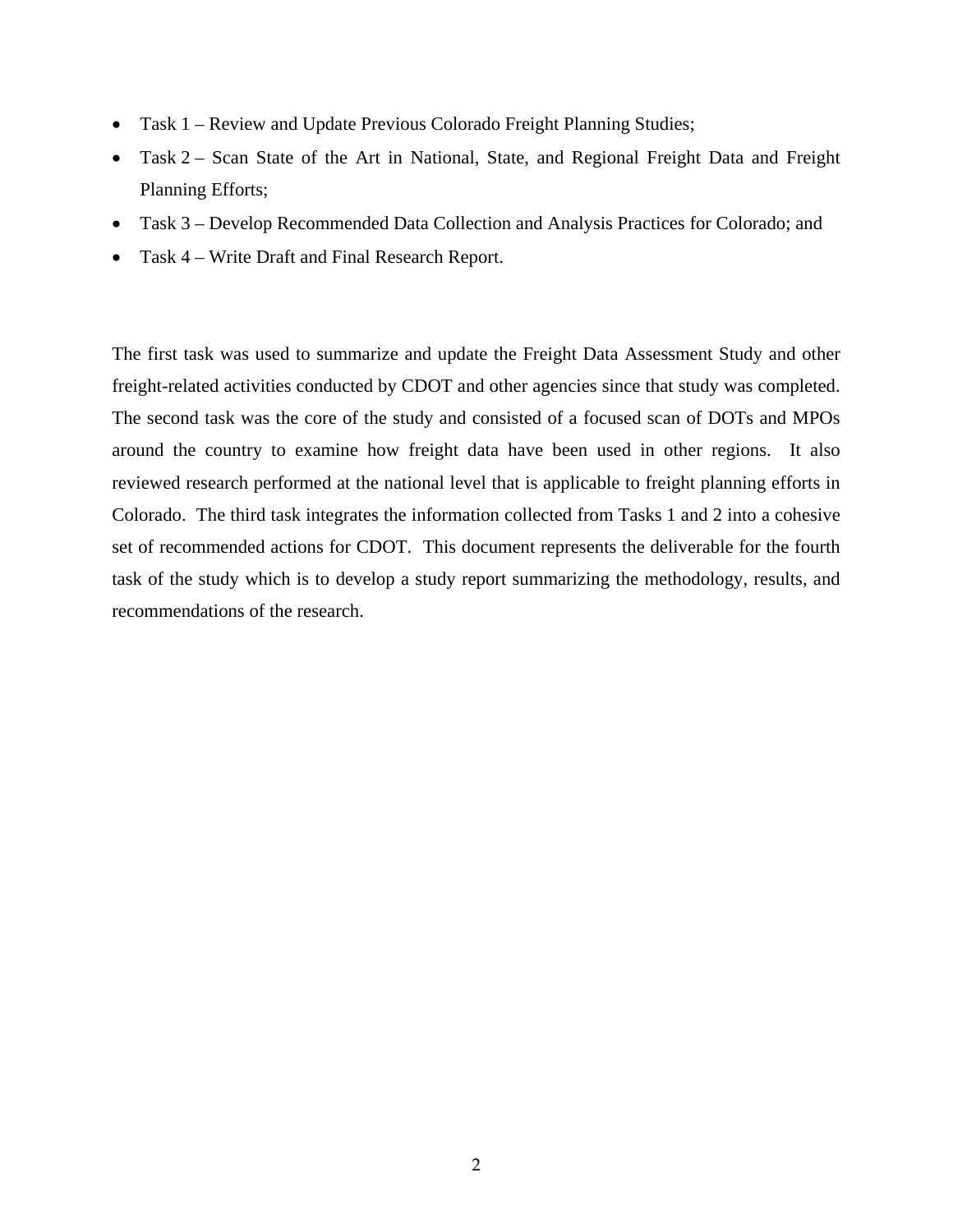- Task 1 – Review and Update Previous Colorado Freight Planning Studies;
- Task 2 – Scan State of the Art in National, State, and Regional Freight Data and Freight Planning Efforts;
- Task 3 – Develop Recommended Data Collection and Analysis Practices for Colorado; and
- Task 4 – Write Draft and Final Research Report.

The first task was used to summarize and update the Freight Data Assessment Study and other freight-related activities conducted by CDOT and other agencies since that study was completed. The second task was the core of the study and consisted of a focused scan of DOTs and MPOs around the country to examine how freight data have been used in other regions. It also reviewed research performed at the national level that is applicable to freight planning efforts in Colorado. The third task integrates the information collected from Tasks 1 and 2 into a cohesive set of recommended actions for CDOT. This document represents the deliverable for the fourth task of the study which is to develop a study report summarizing the methodology, results, and recommendations of the research.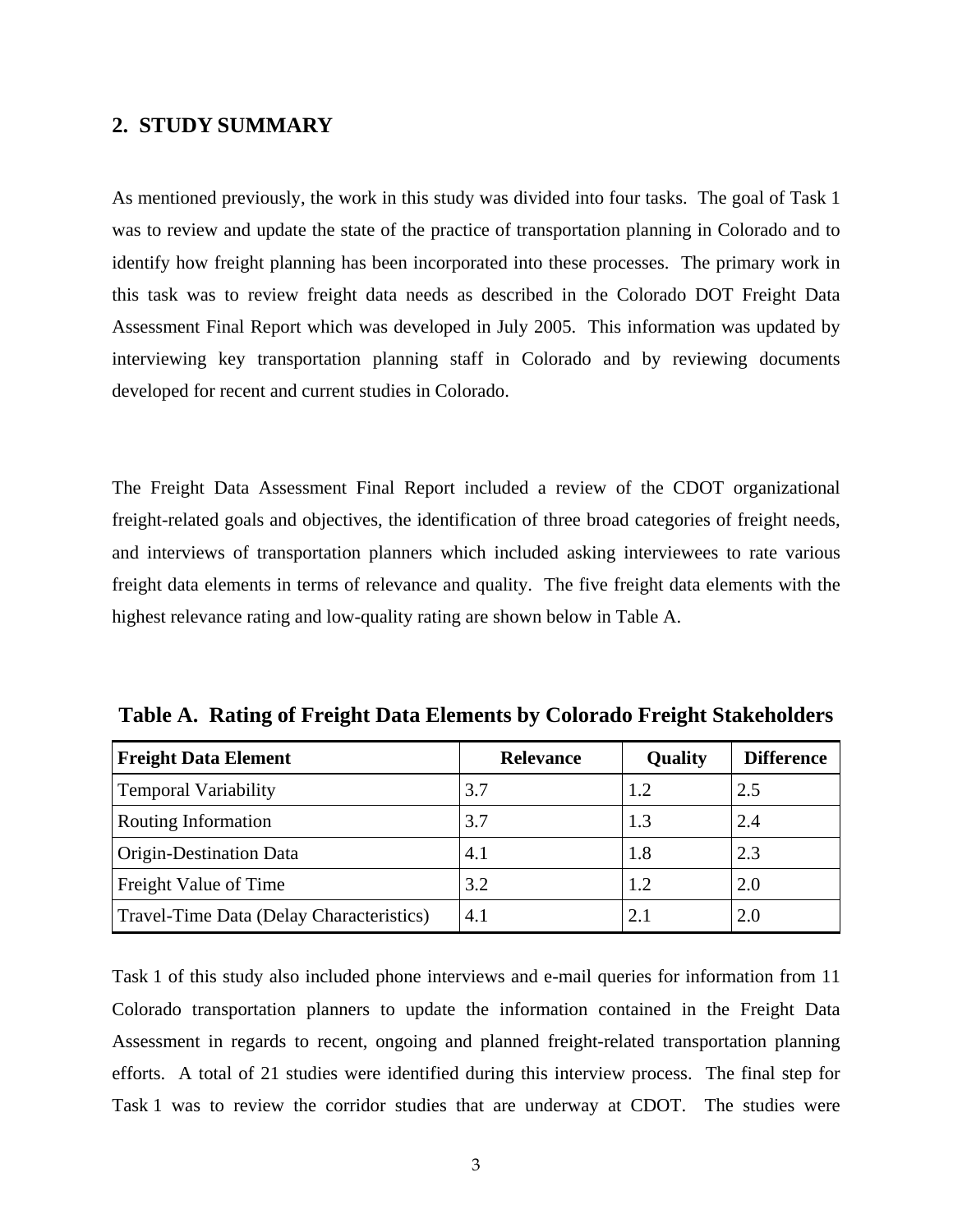## 2. STUDY SUMMARY

As mentioned previously, the work in this study was divided into four tasks. The goal of Task 1 was to review and update the state of the practice of transportation planning in Colorado and to identify how freight planning has been incorporated into these processes. The primary work in this task was to review freight data needs as described in the Colorado DOT Freight Data Assessment Final Report which was developed in July 2005. This information was updated by interviewing key transportation planning staff in Colorado and by reviewing documents developed for recent and current studies in Colorado.

The Freight Data Assessment Final Report included a review of the CDOT organizational freight-related goals and objectives, the identification of three broad categories of freight needs, and interviews of transportation planners which included asking interviewees to rate various freight data elements in terms of relevance and quality. The five freight data elements with the highest relevance rating and low-quality rating are shown below in Table A.

**Table A. Rating of Freight Data Elements by Colorado Freight Stakeholders**

| Freight Data Element | Relevance | Quality | Difference |
|---|---|---|---|
| Temporal Variability | 3.7 | 1.2 | 2.5 |
| Routing Information | 3.7 | 1.3 | 2.4 |
| Origin-Destination Data | 4.1 | 1.8 | 2.3 |
| Freight Value of Time | 3.2 | 1.2 | 2.0 |
| Travel-Time Data (Delay Characteristics) | 4.1 | 2.1 | 2.0 |

Task 1 of this study also included phone interviews and e-mail queries for information from 11 Colorado transportation planners to update the information contained in the Freight Data Assessment in regards to recent, ongoing and planned freight-related transportation planning efforts. A total of 21 studies were identified during this interview process. The final step for Task 1 was to review the corridor studies that are underway at CDOT. The studies were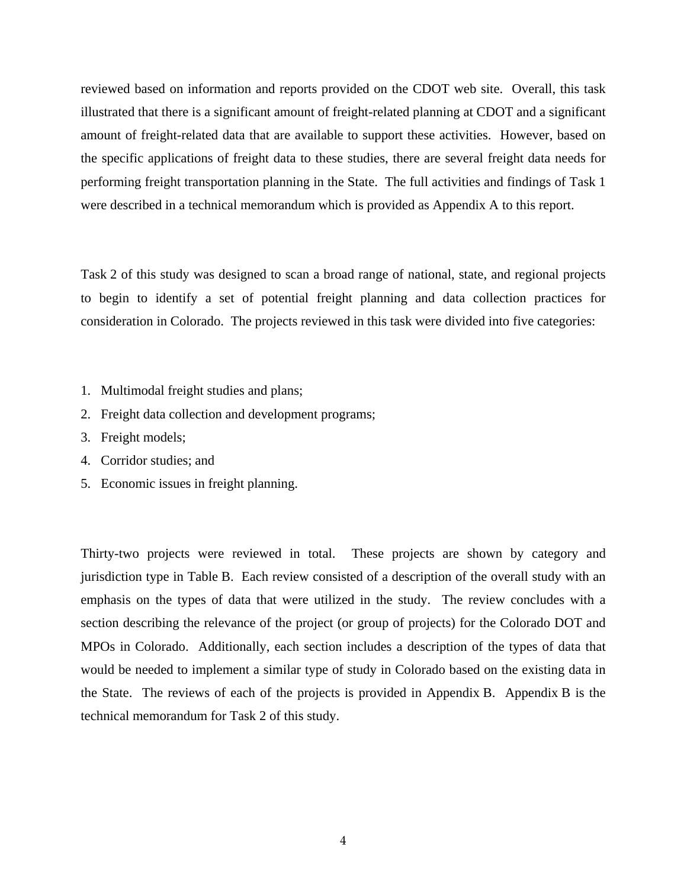reviewed based on information and reports provided on the CDOT web site. Overall, this task illustrated that there is a significant amount of freight-related planning at CDOT and a significant amount of freight-related data that are available to support these activities. However, based on the specific applications of freight data to these studies, there are several freight data needs for performing freight transportation planning in the State. The full activities and findings of Task 1 were described in a technical memorandum which is provided as Appendix A to this report.

Task 2 of this study was designed to scan a broad range of national, state, and regional projects to begin to identify a set of potential freight planning and data collection practices for consideration in Colorado. The projects reviewed in this task were divided into five categories:

1. Multimodal freight studies and plans;
2. Freight data collection and development programs;
3. Freight models;
4. Corridor studies; and
5. Economic issues in freight planning.

Thirty-two projects were reviewed in total. These projects are shown by category and jurisdiction type in Table B. Each review consisted of a description of the overall study with an emphasis on the types of data that were utilized in the study. The review concludes with a section describing the relevance of the project (or group of projects) for the Colorado DOT and MPOs in Colorado. Additionally, each section includes a description of the types of data that would be needed to implement a similar type of study in Colorado based on the existing data in the State. The reviews of each of the projects is provided in Appendix B. Appendix B is the technical memorandum for Task 2 of this study.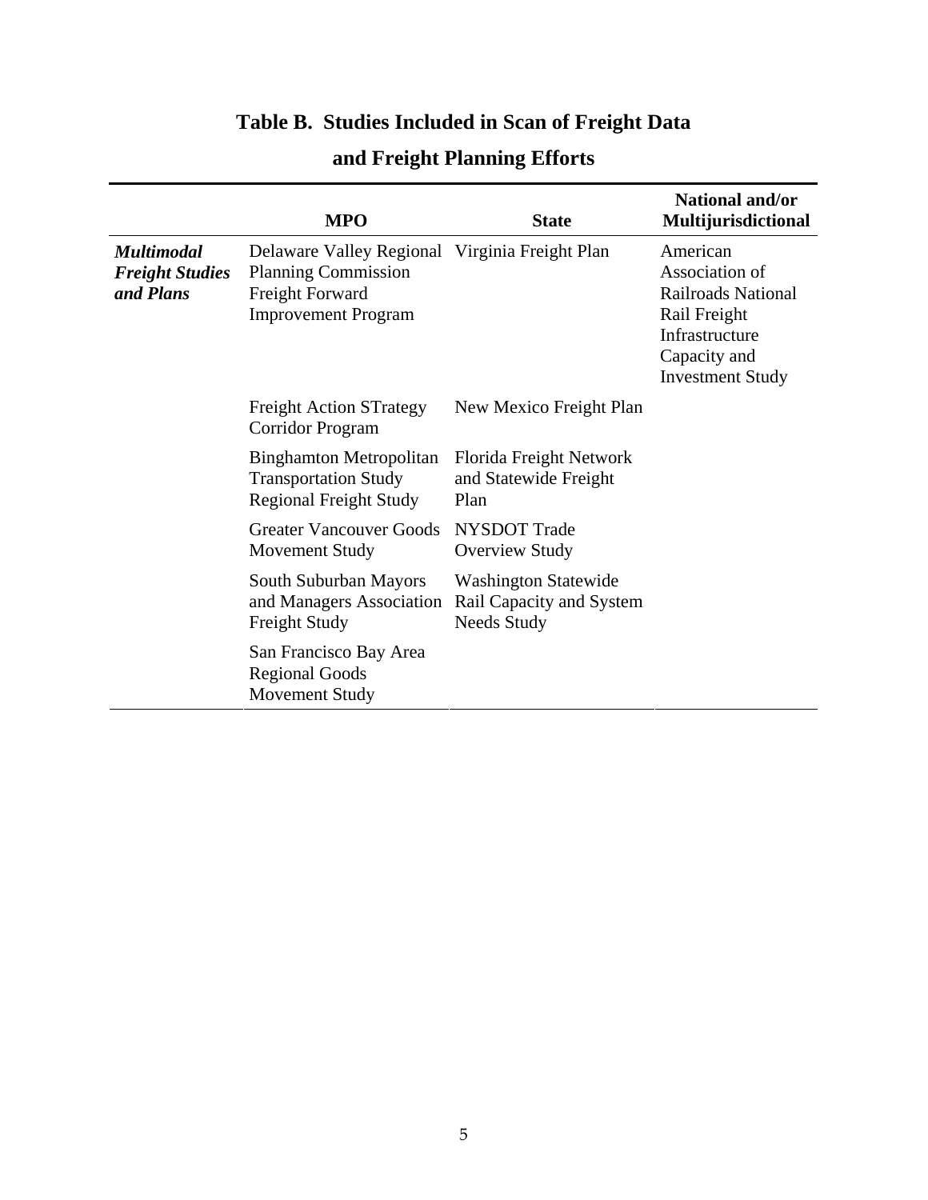# Table B. Studies Included in Scan of Freight Data and Freight Planning Efforts

| | MPO | State | National and/or Multijurisdictional |
|---|---|---|---|
| ***Multimodal Freight Studies and Plans*** | Delaware Valley Regional Planning Commission Freight Forward Improvement Program | Virginia Freight Plan | American Association of Railroads National Rail Freight Infrastructure Capacity and Investment Study |
| | Freight Action STrategy Corridor Program | New Mexico Freight Plan | |
| | Binghamton Metropolitan Transportation Study Regional Freight Study | Florida Freight Network and Statewide Freight Plan | |
| | Greater Vancouver Goods Movement Study | NYSDOT Trade Overview Study | |
| | South Suburban Mayors and Managers Association Freight Study | Washington Statewide Rail Capacity and System Needs Study | |
| | San Francisco Bay Area Regional Goods Movement Study | | |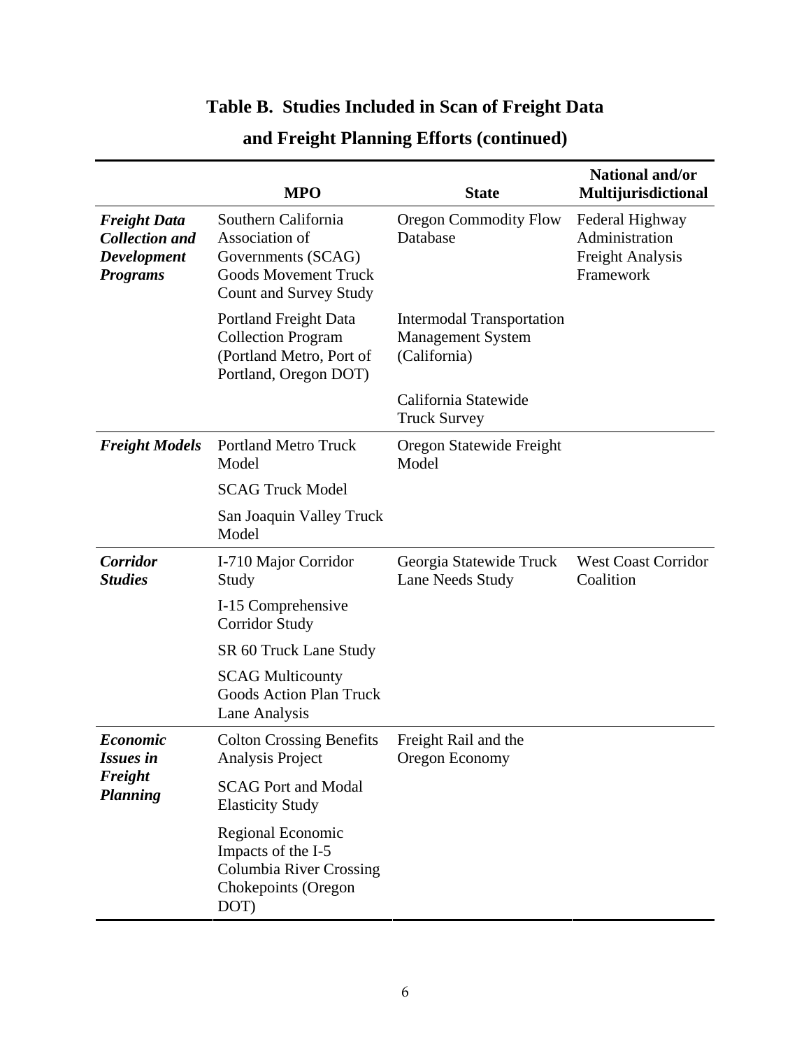## Table B. Studies Included in Scan of Freight Data and Freight Planning Efforts (continued)

| | MPO | State | National and/or Multijurisdictional |
|---|---|---|---|
| ***Freight Data Collection and Development Programs*** | Southern California Association of Governments (SCAG) Goods Movement Truck Count and Survey Study | Oregon Commodity Flow Database | Federal Highway Administration Freight Analysis Framework |
| | Portland Freight Data Collection Program (Portland Metro, Port of Portland, Oregon DOT) | Intermodal Transportation Management System (California) | |
| | | California Statewide Truck Survey | |
| ***Freight Models*** | Portland Metro Truck Model | Oregon Statewide Freight Model | |
| | SCAG Truck Model | | |
| | San Joaquin Valley Truck Model | | |
| ***Corridor Studies*** | I-710 Major Corridor Study | Georgia Statewide Truck Lane Needs Study | West Coast Corridor Coalition |
| | I-15 Comprehensive Corridor Study | | |
| | SR 60 Truck Lane Study | | |
| | SCAG Multicounty Goods Action Plan Truck Lane Analysis | | |
| ***Economic Issues in Freight Planning*** | Colton Crossing Benefits Analysis Project | Freight Rail and the Oregon Economy | |
| | SCAG Port and Modal Elasticity Study | | |
| | Regional Economic Impacts of the I-5 Columbia River Crossing Chokepoints (Oregon DOT) | | |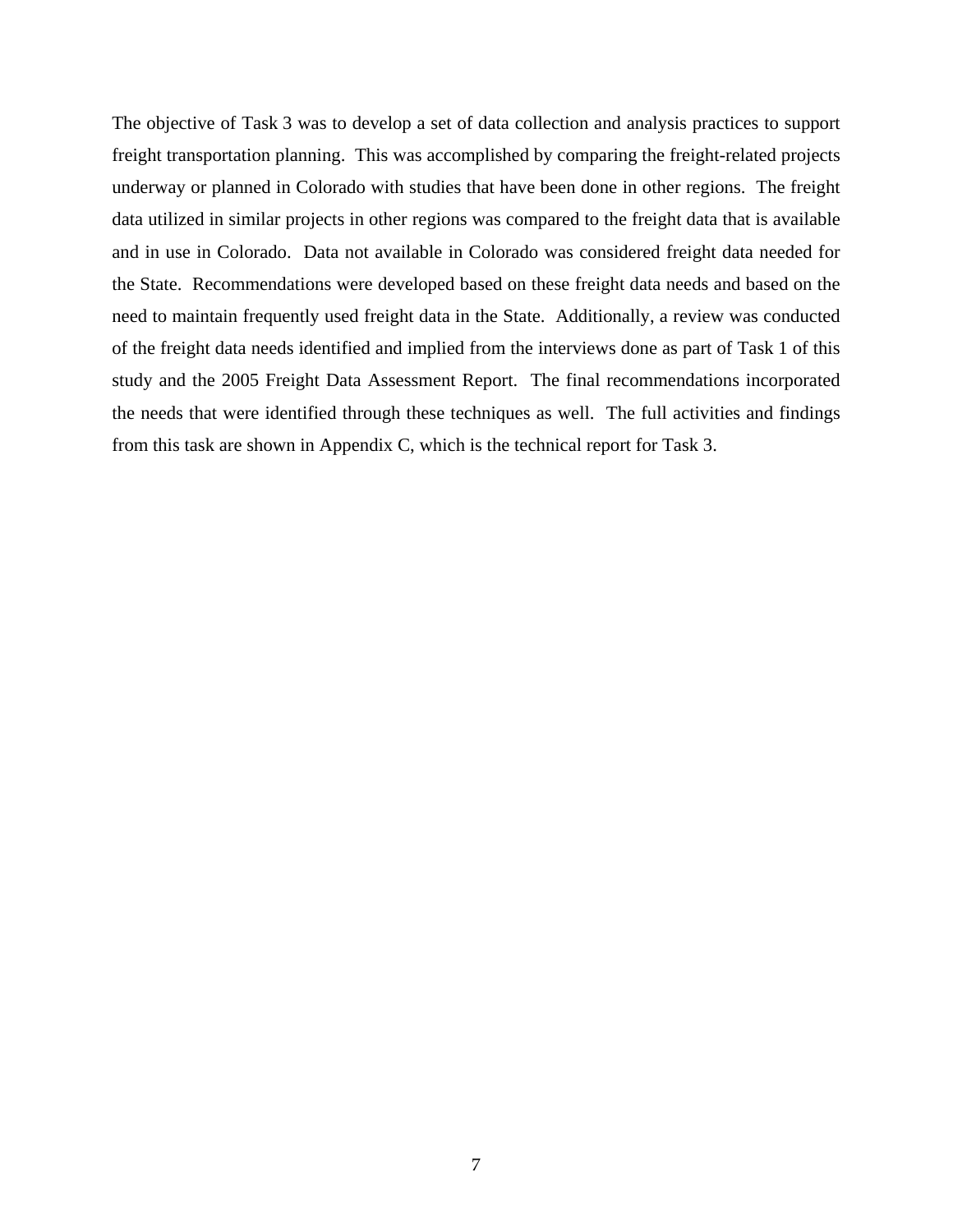The objective of Task 3 was to develop a set of data collection and analysis practices to support freight transportation planning. This was accomplished by comparing the freight-related projects underway or planned in Colorado with studies that have been done in other regions. The freight data utilized in similar projects in other regions was compared to the freight data that is available and in use in Colorado. Data not available in Colorado was considered freight data needed for the State. Recommendations were developed based on these freight data needs and based on the need to maintain frequently used freight data in the State. Additionally, a review was conducted of the freight data needs identified and implied from the interviews done as part of Task 1 of this study and the 2005 Freight Data Assessment Report. The final recommendations incorporated the needs that were identified through these techniques as well. The full activities and findings from this task are shown in Appendix C, which is the technical report for Task 3.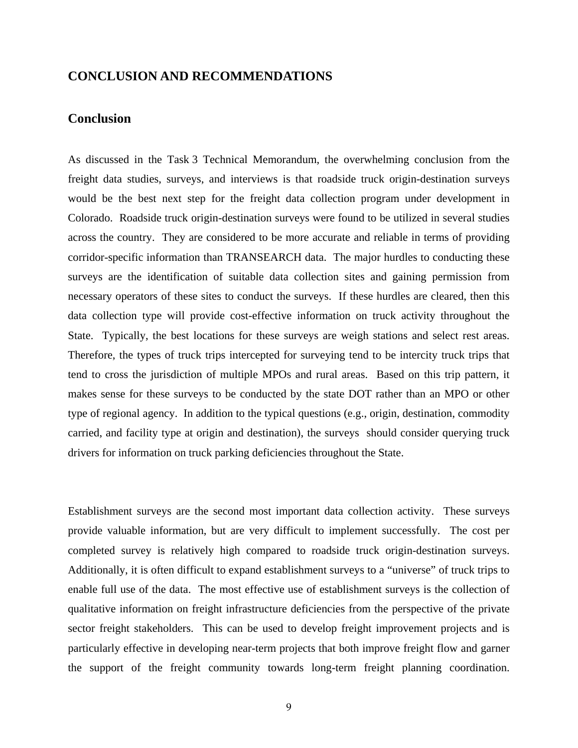# CONCLUSION AND RECOMMENDATIONS

## Conclusion

As discussed in the Task 3 Technical Memorandum, the overwhelming conclusion from the freight data studies, surveys, and interviews is that roadside truck origin-destination surveys would be the best next step for the freight data collection program under development in Colorado. Roadside truck origin-destination surveys were found to be utilized in several studies across the country. They are considered to be more accurate and reliable in terms of providing corridor-specific information than TRANSEARCH data. The major hurdles to conducting these surveys are the identification of suitable data collection sites and gaining permission from necessary operators of these sites to conduct the surveys. If these hurdles are cleared, then this data collection type will provide cost-effective information on truck activity throughout the State. Typically, the best locations for these surveys are weigh stations and select rest areas. Therefore, the types of truck trips intercepted for surveying tend to be intercity truck trips that tend to cross the jurisdiction of multiple MPOs and rural areas. Based on this trip pattern, it makes sense for these surveys to be conducted by the state DOT rather than an MPO or other type of regional agency. In addition to the typical questions (e.g., origin, destination, commodity carried, and facility type at origin and destination), the surveys should consider querying truck drivers for information on truck parking deficiencies throughout the State.

Establishment surveys are the second most important data collection activity. These surveys provide valuable information, but are very difficult to implement successfully. The cost per completed survey is relatively high compared to roadside truck origin-destination surveys. Additionally, it is often difficult to expand establishment surveys to a "universe" of truck trips to enable full use of the data. The most effective use of establishment surveys is the collection of qualitative information on freight infrastructure deficiencies from the perspective of the private sector freight stakeholders. This can be used to develop freight improvement projects and is particularly effective in developing near-term projects that both improve freight flow and garner the support of the freight community towards long-term freight planning coordination.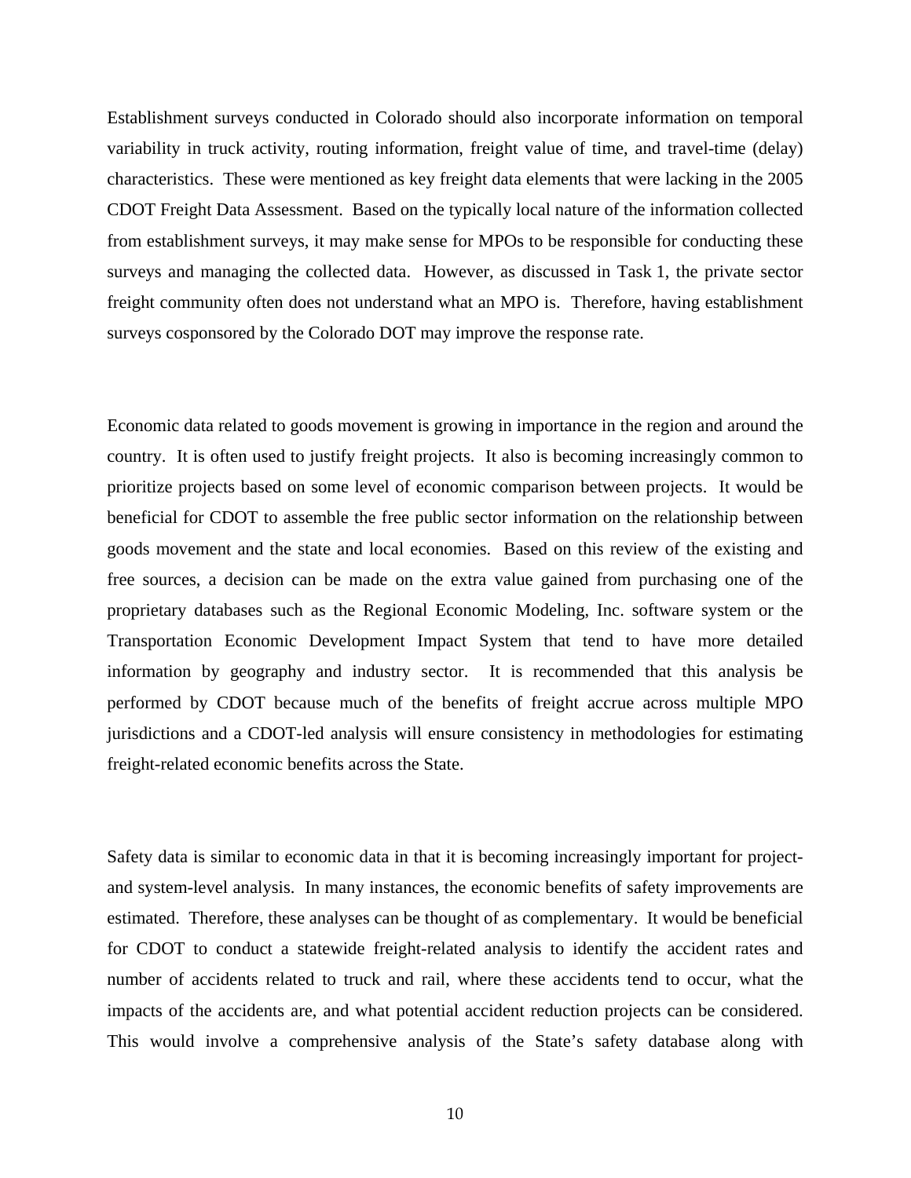Establishment surveys conducted in Colorado should also incorporate information on temporal variability in truck activity, routing information, freight value of time, and travel-time (delay) characteristics. These were mentioned as key freight data elements that were lacking in the 2005 CDOT Freight Data Assessment. Based on the typically local nature of the information collected from establishment surveys, it may make sense for MPOs to be responsible for conducting these surveys and managing the collected data. However, as discussed in Task 1, the private sector freight community often does not understand what an MPO is. Therefore, having establishment surveys cosponsored by the Colorado DOT may improve the response rate.

Economic data related to goods movement is growing in importance in the region and around the country. It is often used to justify freight projects. It also is becoming increasingly common to prioritize projects based on some level of economic comparison between projects. It would be beneficial for CDOT to assemble the free public sector information on the relationship between goods movement and the state and local economies. Based on this review of the existing and free sources, a decision can be made on the extra value gained from purchasing one of the proprietary databases such as the Regional Economic Modeling, Inc. software system or the Transportation Economic Development Impact System that tend to have more detailed information by geography and industry sector. It is recommended that this analysis be performed by CDOT because much of the benefits of freight accrue across multiple MPO jurisdictions and a CDOT-led analysis will ensure consistency in methodologies for estimating freight-related economic benefits across the State.

Safety data is similar to economic data in that it is becoming increasingly important for project- and system-level analysis. In many instances, the economic benefits of safety improvements are estimated. Therefore, these analyses can be thought of as complementary. It would be beneficial for CDOT to conduct a statewide freight-related analysis to identify the accident rates and number of accidents related to truck and rail, where these accidents tend to occur, what the impacts of the accidents are, and what potential accident reduction projects can be considered. This would involve a comprehensive analysis of the State's safety database along with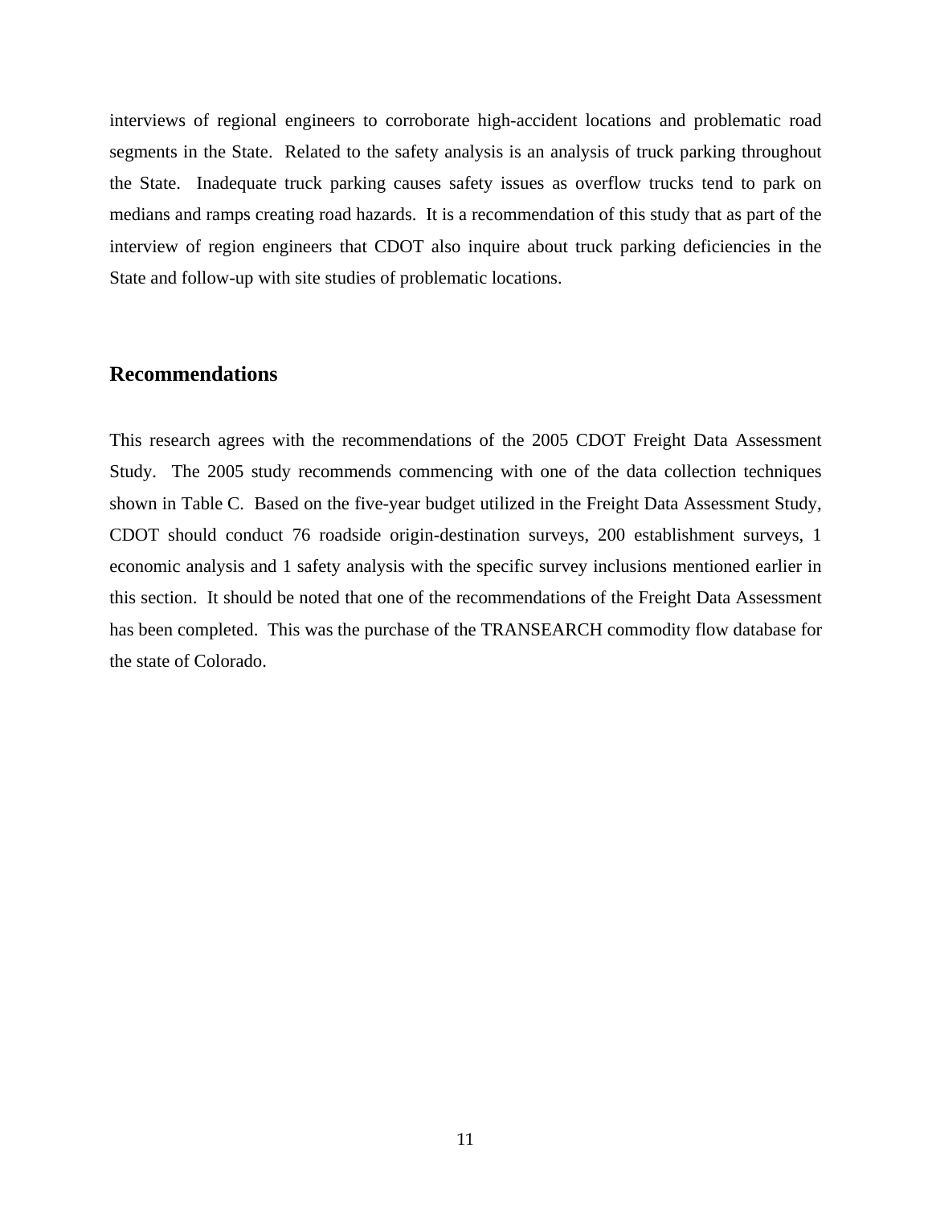interviews of regional engineers to corroborate high-accident locations and problematic road segments in the State. Related to the safety analysis is an analysis of truck parking throughout the State. Inadequate truck parking causes safety issues as overflow trucks tend to park on medians and ramps creating road hazards. It is a recommendation of this study that as part of the interview of region engineers that CDOT also inquire about truck parking deficiencies in the State and follow-up with site studies of problematic locations.

## Recommendations

This research agrees with the recommendations of the 2005 CDOT Freight Data Assessment Study. The 2005 study recommends commencing with one of the data collection techniques shown in Table C. Based on the five-year budget utilized in the Freight Data Assessment Study, CDOT should conduct 76 roadside origin-destination surveys, 200 establishment surveys, 1 economic analysis and 1 safety analysis with the specific survey inclusions mentioned earlier in this section. It should be noted that one of the recommendations of the Freight Data Assessment has been completed. This was the purchase of the TRANSEARCH commodity flow database for the state of Colorado.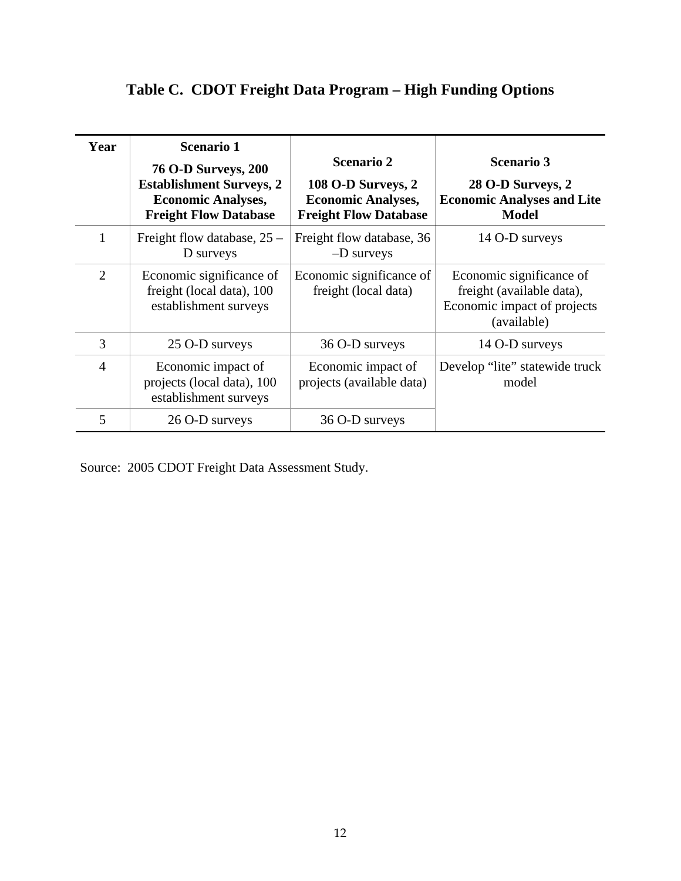# Table C. CDOT Freight Data Program – High Funding Options

| Year | Scenario 1<br>76 O-D Surveys, 200 Establishment Surveys, 2 Economic Analyses, Freight Flow Database | Scenario 2<br>108 O-D Surveys, 2 Economic Analyses, Freight Flow Database | Scenario 3<br>28 O-D Surveys, 2 Economic Analyses and Lite Model |
|---|---|---|---|
| 1 | Freight flow database, 25 –D surveys | Freight flow database, 36 –D surveys | 14 O-D surveys |
| 2 | Economic significance of freight (local data), 100 establishment surveys | Economic significance of freight (local data) | Economic significance of freight (available data), Economic impact of projects (available) |
| 3 | 25 O-D surveys | 36 O-D surveys | 14 O-D surveys |
| 4 | Economic impact of projects (local data), 100 establishment surveys | Economic impact of projects (available data) | Develop “lite” statewide truck model |
| 5 | 26 O-D surveys | 36 O-D surveys | |

Source: 2005 CDOT Freight Data Assessment Study.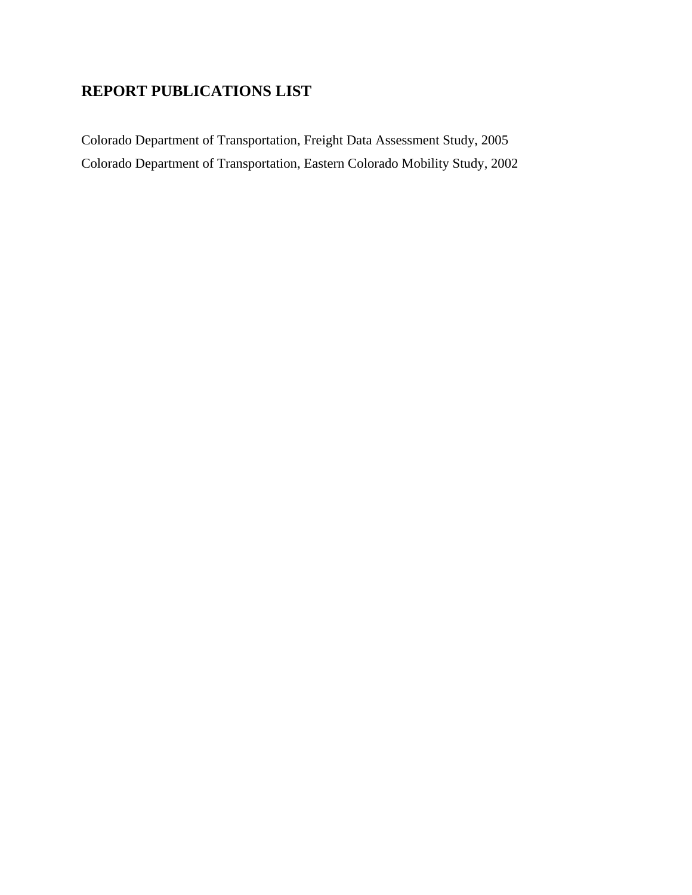## REPORT PUBLICATIONS LIST

Colorado Department of Transportation, Freight Data Assessment Study, 2005

Colorado Department of Transportation, Eastern Colorado Mobility Study, 2002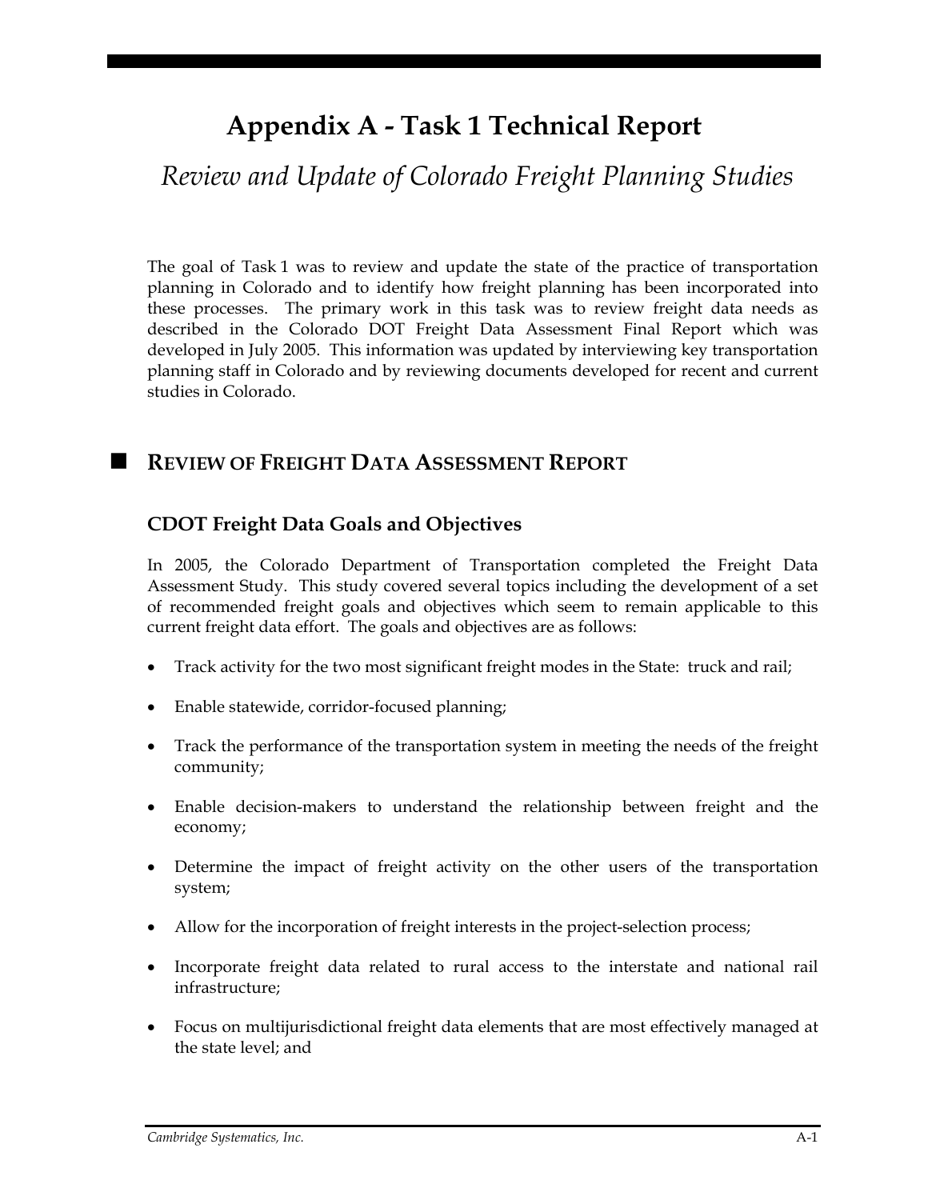# Appendix A - Task 1 Technical Report

*Review and Update of Colorado Freight Planning Studies*

The goal of Task 1 was to review and update the state of the practice of transportation planning in Colorado and to identify how freight planning has been incorporated into these processes. The primary work in this task was to review freight data needs as described in the Colorado DOT Freight Data Assessment Final Report which was developed in July 2005. This information was updated by interviewing key transportation planning staff in Colorado and by reviewing documents developed for recent and current studies in Colorado.

## Review of Freight Data Assessment Report

### CDOT Freight Data Goals and Objectives

In 2005, the Colorado Department of Transportation completed the Freight Data Assessment Study. This study covered several topics including the development of a set of recommended freight goals and objectives which seem to remain applicable to this current freight data effort. The goals and objectives are as follows:

- Track activity for the two most significant freight modes in the State: truck and rail;
- Enable statewide, corridor-focused planning;
- Track the performance of the transportation system in meeting the needs of the freight community;
- Enable decision-makers to understand the relationship between freight and the economy;
- Determine the impact of freight activity on the other users of the transportation system;
- Allow for the incorporation of freight interests in the project-selection process;
- Incorporate freight data related to rural access to the interstate and national rail infrastructure;
- Focus on multijurisdictional freight data elements that are most effectively managed at the state level; and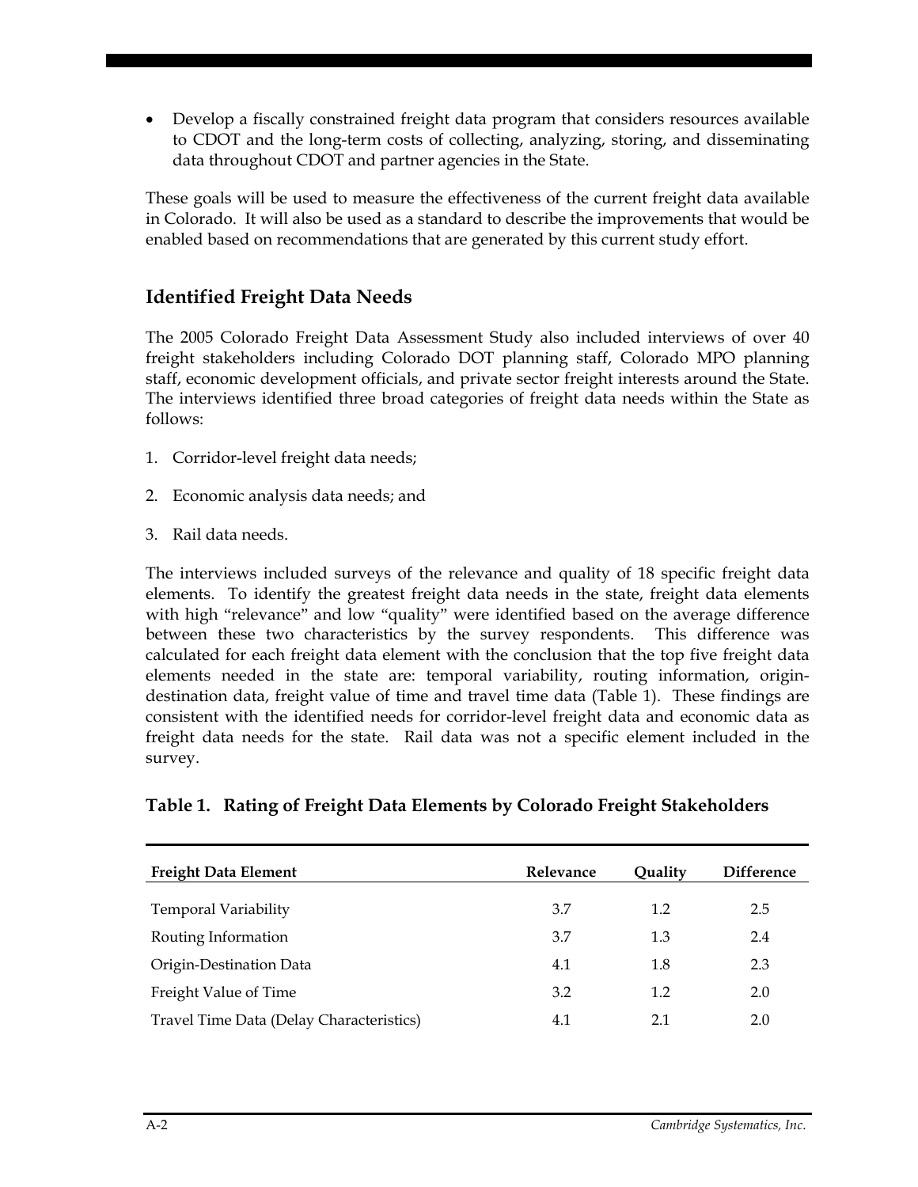- Develop a fiscally constrained freight data program that considers resources available to CDOT and the long-term costs of collecting, analyzing, storing, and disseminating data throughout CDOT and partner agencies in the State.

These goals will be used to measure the effectiveness of the current freight data available in Colorado. It will also be used as a standard to describe the improvements that would be enabled based on recommendations that are generated by this current study effort.

## Identified Freight Data Needs

The 2005 Colorado Freight Data Assessment Study also included interviews of over 40 freight stakeholders including Colorado DOT planning staff, Colorado MPO planning staff, economic development officials, and private sector freight interests around the State. The interviews identified three broad categories of freight data needs within the State as follows:

1. Corridor-level freight data needs;
2. Economic analysis data needs; and
3. Rail data needs.

The interviews included surveys of the relevance and quality of 18 specific freight data elements. To identify the greatest freight data needs in the state, freight data elements with high "relevance" and low "quality" were identified based on the average difference between these two characteristics by the survey respondents. This difference was calculated for each freight data element with the conclusion that the top five freight data elements needed in the state are: temporal variability, routing information, origin-destination data, freight value of time and travel time data (Table 1). These findings are consistent with the identified needs for corridor-level freight data and economic data as freight data needs for the state. Rail data was not a specific element included in the survey.

### Table 1. Rating of Freight Data Elements by Colorado Freight Stakeholders

| Freight Data Element | Relevance | Quality | Difference |
|---|---|---|---|
| Temporal Variability | 3.7 | 1.2 | 2.5 |
| Routing Information | 3.7 | 1.3 | 2.4 |
| Origin-Destination Data | 4.1 | 1.8 | 2.3 |
| Freight Value of Time | 3.2 | 1.2 | 2.0 |
| Travel Time Data (Delay Characteristics) | 4.1 | 2.1 | 2.0 |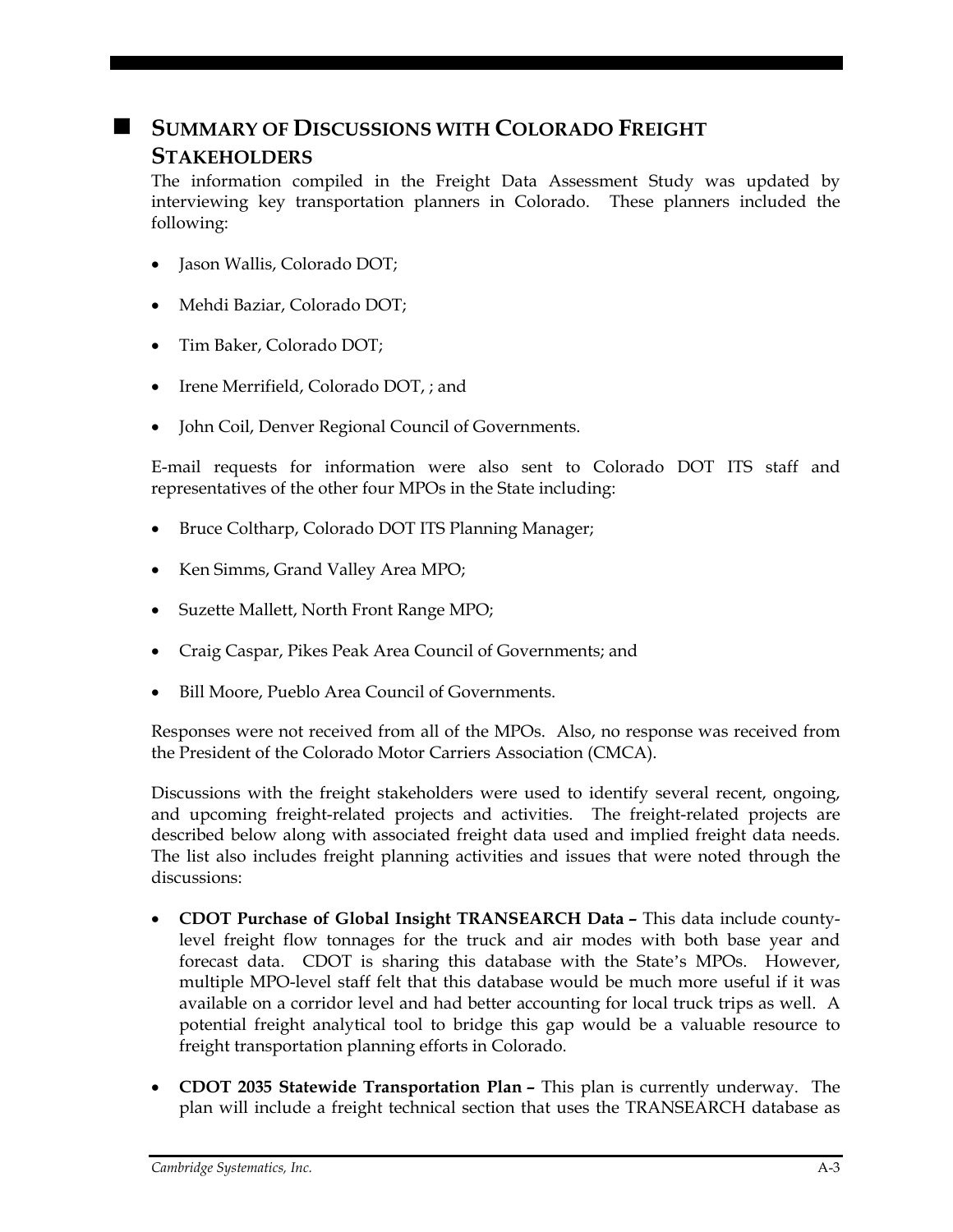## SUMMARY OF DISCUSSIONS WITH COLORADO FREIGHT STAKEHOLDERS

The information compiled in the Freight Data Assessment Study was updated by interviewing key transportation planners in Colorado. These planners included the following:

- Jason Wallis, Colorado DOT;
- Mehdi Baziar, Colorado DOT;
- Tim Baker, Colorado DOT;
- Irene Merrifield, Colorado DOT, ; and
- John Coil, Denver Regional Council of Governments.

E-mail requests for information were also sent to Colorado DOT ITS staff and representatives of the other four MPOs in the State including:

- Bruce Coltharp, Colorado DOT ITS Planning Manager;
- Ken Simms, Grand Valley Area MPO;
- Suzette Mallett, North Front Range MPO;
- Craig Caspar, Pikes Peak Area Council of Governments; and
- Bill Moore, Pueblo Area Council of Governments.

Responses were not received from all of the MPOs. Also, no response was received from the President of the Colorado Motor Carriers Association (CMCA).

Discussions with the freight stakeholders were used to identify several recent, ongoing, and upcoming freight-related projects and activities. The freight-related projects are described below along with associated freight data used and implied freight data needs. The list also includes freight planning activities and issues that were noted through the discussions:

- **CDOT Purchase of Global Insight TRANSEARCH Data –** This data include county-level freight flow tonnages for the truck and air modes with both base year and forecast data. CDOT is sharing this database with the State's MPOs. However, multiple MPO-level staff felt that this database would be much more useful if it was available on a corridor level and had better accounting for local truck trips as well. A potential freight analytical tool to bridge this gap would be a valuable resource to freight transportation planning efforts in Colorado.
- **CDOT 2035 Statewide Transportation Plan –** This plan is currently underway. The plan will include a freight technical section that uses the TRANSEARCH database as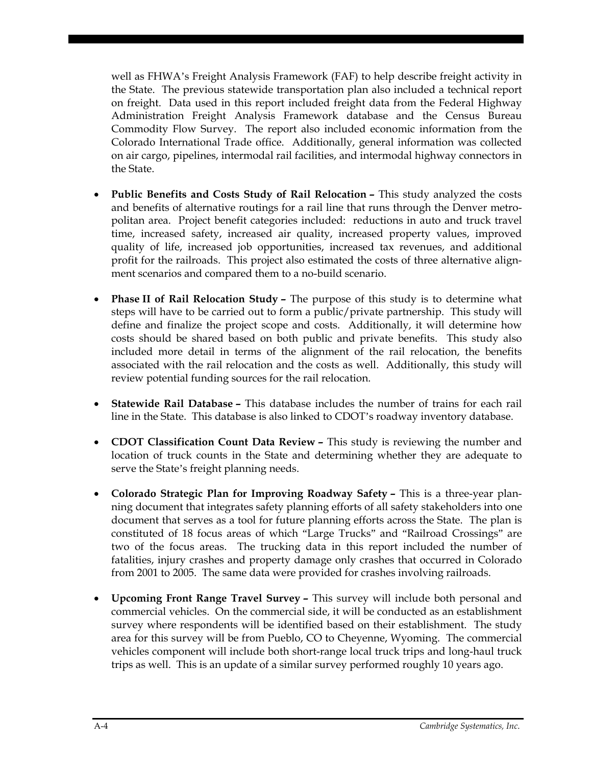well as FHWA's Freight Analysis Framework (FAF) to help describe freight activity in the State. The previous statewide transportation plan also included a technical report on freight. Data used in this report included freight data from the Federal Highway Administration Freight Analysis Framework database and the Census Bureau Commodity Flow Survey. The report also included economic information from the Colorado International Trade office. Additionally, general information was collected on air cargo, pipelines, intermodal rail facilities, and intermodal highway connectors in the State.

- **Public Benefits and Costs Study of Rail Relocation –** This study analyzed the costs and benefits of alternative routings for a rail line that runs through the Denver metropolitan area. Project benefit categories included: reductions in auto and truck travel time, increased safety, increased air quality, increased property values, improved quality of life, increased job opportunities, increased tax revenues, and additional profit for the railroads. This project also estimated the costs of three alternative alignment scenarios and compared them to a no-build scenario.

- **Phase II of Rail Relocation Study –** The purpose of this study is to determine what steps will have to be carried out to form a public/private partnership. This study will define and finalize the project scope and costs. Additionally, it will determine how costs should be shared based on both public and private benefits. This study also included more detail in terms of the alignment of the rail relocation, the benefits associated with the rail relocation and the costs as well. Additionally, this study will review potential funding sources for the rail relocation.

- **Statewide Rail Database –** This database includes the number of trains for each rail line in the State. This database is also linked to CDOT's roadway inventory database.

- **CDOT Classification Count Data Review –** This study is reviewing the number and location of truck counts in the State and determining whether they are adequate to serve the State's freight planning needs.

- **Colorado Strategic Plan for Improving Roadway Safety –** This is a three-year planning document that integrates safety planning efforts of all safety stakeholders into one document that serves as a tool for future planning efforts across the State. The plan is constituted of 18 focus areas of which "Large Trucks" and "Railroad Crossings" are two of the focus areas. The trucking data in this report included the number of fatalities, injury crashes and property damage only crashes that occurred in Colorado from 2001 to 2005. The same data were provided for crashes involving railroads.

- **Upcoming Front Range Travel Survey –** This survey will include both personal and commercial vehicles. On the commercial side, it will be conducted as an establishment survey where respondents will be identified based on their establishment. The study area for this survey will be from Pueblo, CO to Cheyenne, Wyoming. The commercial vehicles component will include both short-range local truck trips and long-haul truck trips as well. This is an update of a similar survey performed roughly 10 years ago.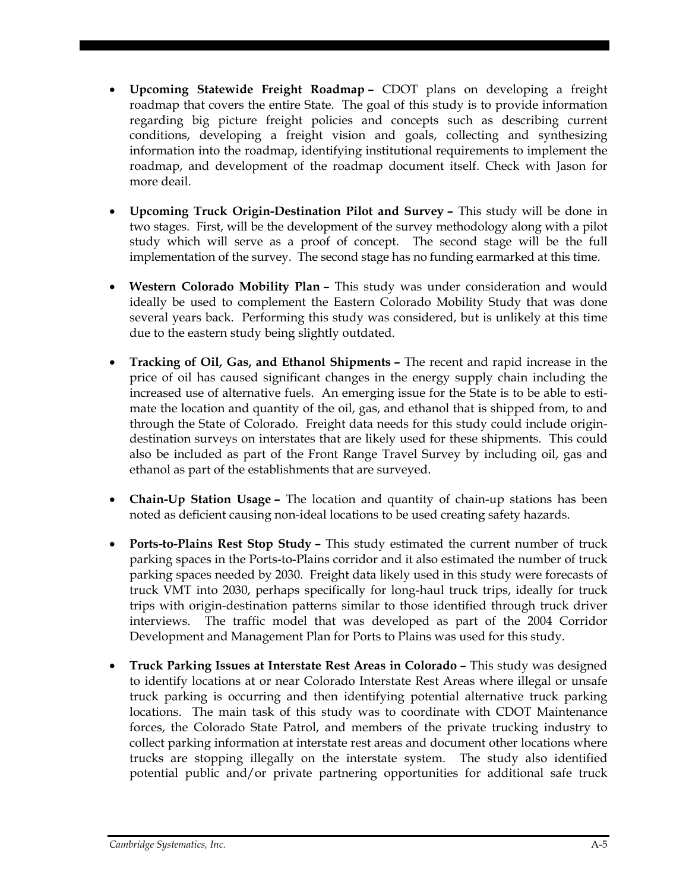- **Upcoming Statewide Freight Roadmap –** CDOT plans on developing a freight roadmap that covers the entire State. The goal of this study is to provide information regarding big picture freight policies and concepts such as describing current conditions, developing a freight vision and goals, collecting and synthesizing information into the roadmap, identifying institutional requirements to implement the roadmap, and development of the roadmap document itself. Check with Jason for more deail.

- **Upcoming Truck Origin-Destination Pilot and Survey –** This study will be done in two stages. First, will be the development of the survey methodology along with a pilot study which will serve as a proof of concept. The second stage will be the full implementation of the survey. The second stage has no funding earmarked at this time.

- **Western Colorado Mobility Plan –** This study was under consideration and would ideally be used to complement the Eastern Colorado Mobility Study that was done several years back. Performing this study was considered, but is unlikely at this time due to the eastern study being slightly outdated.

- **Tracking of Oil, Gas, and Ethanol Shipments –** The recent and rapid increase in the price of oil has caused significant changes in the energy supply chain including the increased use of alternative fuels. An emerging issue for the State is to be able to estimate the location and quantity of the oil, gas, and ethanol that is shipped from, to and through the State of Colorado. Freight data needs for this study could include origin-destination surveys on interstates that are likely used for these shipments. This could also be included as part of the Front Range Travel Survey by including oil, gas and ethanol as part of the establishments that are surveyed.

- **Chain-Up Station Usage –** The location and quantity of chain-up stations has been noted as deficient causing non-ideal locations to be used creating safety hazards.

- **Ports-to-Plains Rest Stop Study –** This study estimated the current number of truck parking spaces in the Ports-to-Plains corridor and it also estimated the number of truck parking spaces needed by 2030. Freight data likely used in this study were forecasts of truck VMT into 2030, perhaps specifically for long-haul truck trips, ideally for truck trips with origin-destination patterns similar to those identified through truck driver interviews. The traffic model that was developed as part of the 2004 Corridor Development and Management Plan for Ports to Plains was used for this study.

- **Truck Parking Issues at Interstate Rest Areas in Colorado –** This study was designed to identify locations at or near Colorado Interstate Rest Areas where illegal or unsafe truck parking is occurring and then identifying potential alternative truck parking locations. The main task of this study was to coordinate with CDOT Maintenance forces, the Colorado State Patrol, and members of the private trucking industry to collect parking information at interstate rest areas and document other locations where trucks are stopping illegally on the interstate system. The study also identified potential public and/or private partnering opportunities for additional safe truck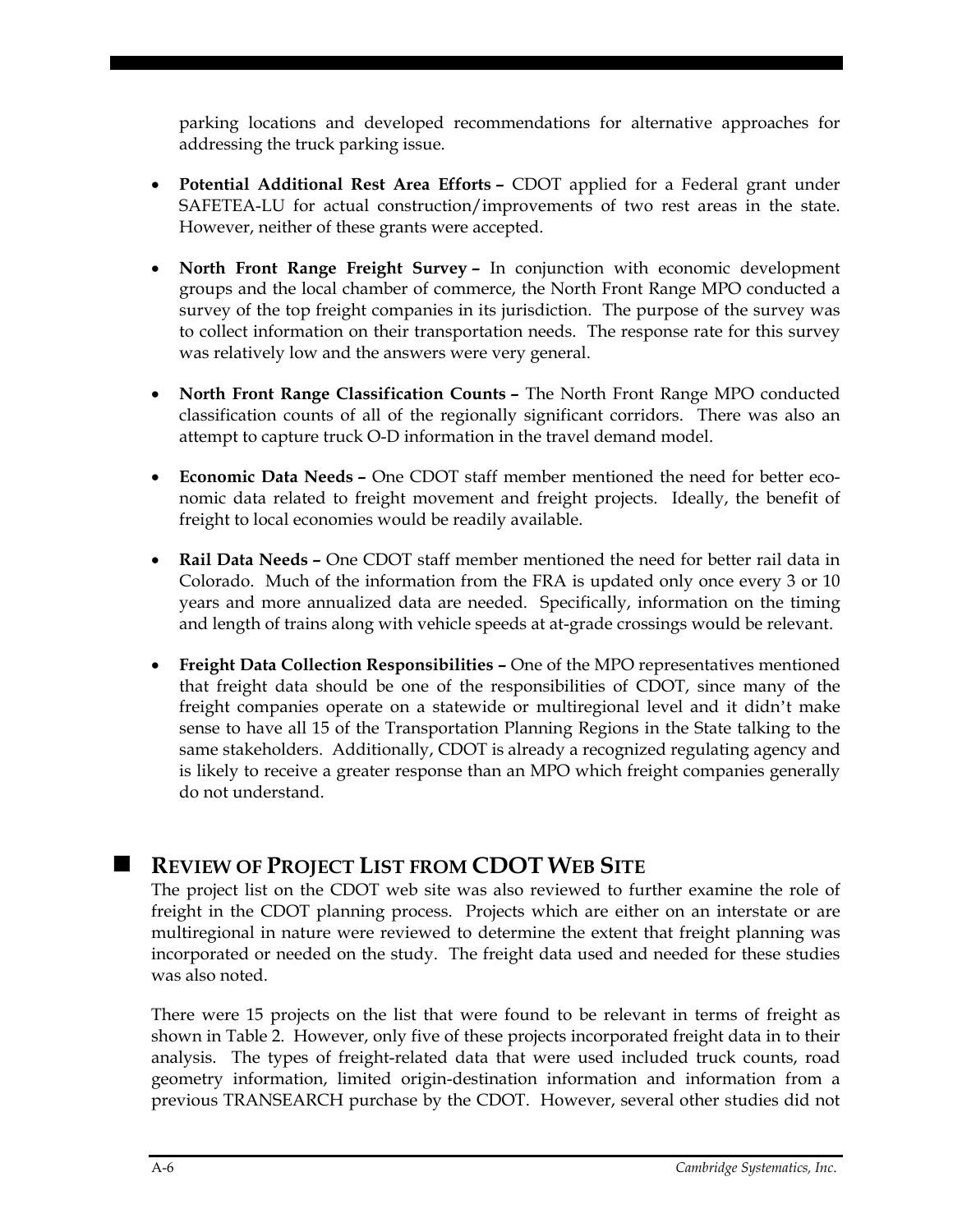parking locations and developed recommendations for alternative approaches for addressing the truck parking issue.

- **Potential Additional Rest Area Efforts –** CDOT applied for a Federal grant under SAFETEA-LU for actual construction/improvements of two rest areas in the state. However, neither of these grants were accepted.

- **North Front Range Freight Survey –** In conjunction with economic development groups and the local chamber of commerce, the North Front Range MPO conducted a survey of the top freight companies in its jurisdiction. The purpose of the survey was to collect information on their transportation needs. The response rate for this survey was relatively low and the answers were very general.

- **North Front Range Classification Counts –** The North Front Range MPO conducted classification counts of all of the regionally significant corridors. There was also an attempt to capture truck O-D information in the travel demand model.

- **Economic Data Needs –** One CDOT staff member mentioned the need for better economic data related to freight movement and freight projects. Ideally, the benefit of freight to local economies would be readily available.

- **Rail Data Needs –** One CDOT staff member mentioned the need for better rail data in Colorado. Much of the information from the FRA is updated only once every 3 or 10 years and more annualized data are needed. Specifically, information on the timing and length of trains along with vehicle speeds at at-grade crossings would be relevant.

- **Freight Data Collection Responsibilities –** One of the MPO representatives mentioned that freight data should be one of the responsibilities of CDOT, since many of the freight companies operate on a statewide or multiregional level and it didn't make sense to have all 15 of the Transportation Planning Regions in the State talking to the same stakeholders. Additionally, CDOT is already a recognized regulating agency and is likely to receive a greater response than an MPO which freight companies generally do not understand.

## Review of Project List from CDOT Web Site

The project list on the CDOT web site was also reviewed to further examine the role of freight in the CDOT planning process. Projects which are either on an interstate or are multiregional in nature were reviewed to determine the extent that freight planning was incorporated or needed on the study. The freight data used and needed for these studies was also noted.

There were 15 projects on the list that were found to be relevant in terms of freight as shown in Table 2. However, only five of these projects incorporated freight data in to their analysis. The types of freight-related data that were used included truck counts, road geometry information, limited origin-destination information and information from a previous TRANSEARCH purchase by the CDOT. However, several other studies did not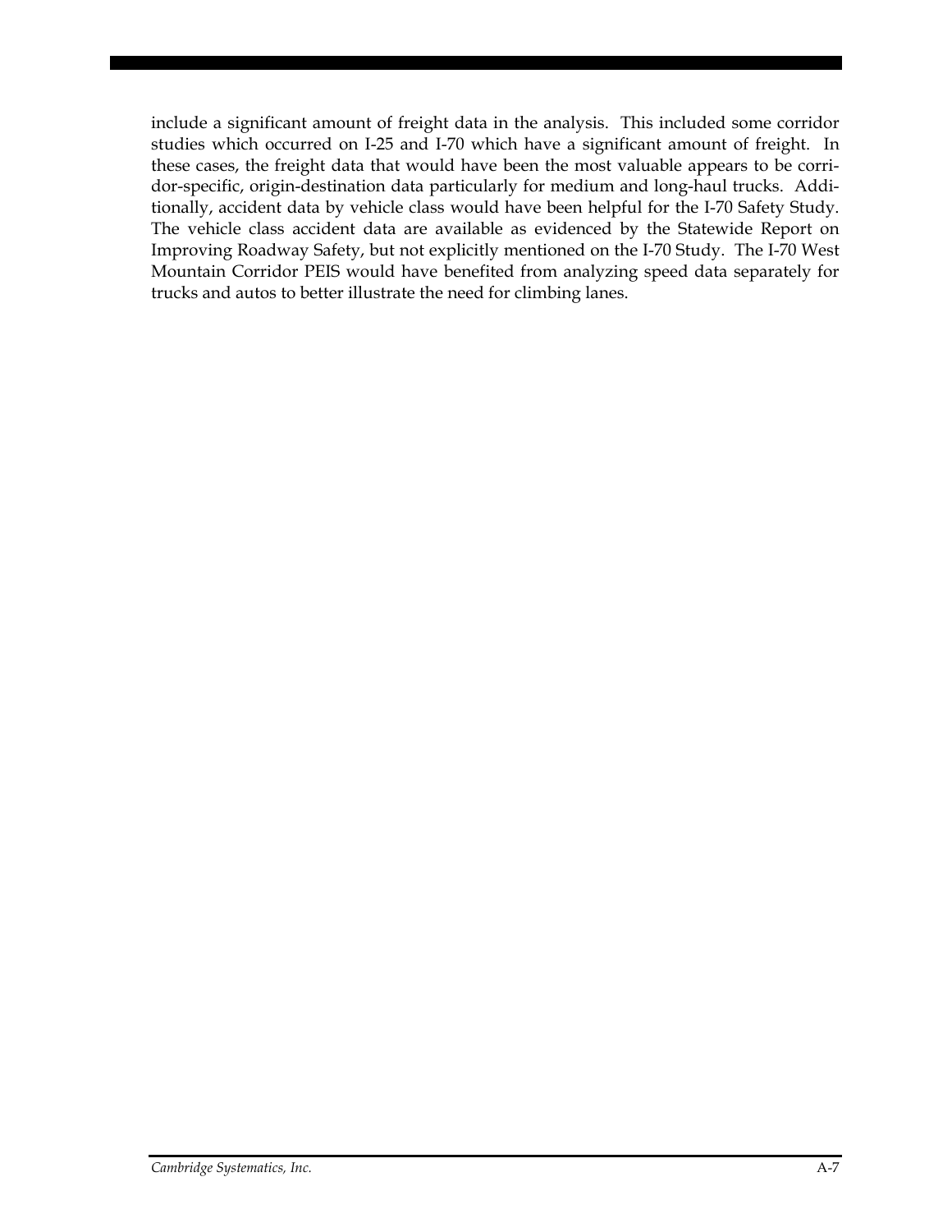include a significant amount of freight data in the analysis. This included some corridor studies which occurred on I-25 and I-70 which have a significant amount of freight. In these cases, the freight data that would have been the most valuable appears to be corridor-specific, origin-destination data particularly for medium and long-haul trucks. Additionally, accident data by vehicle class would have been helpful for the I-70 Safety Study. The vehicle class accident data are available as evidenced by the Statewide Report on Improving Roadway Safety, but not explicitly mentioned on the I-70 Study. The I-70 West Mountain Corridor PEIS would have benefited from analyzing speed data separately for trucks and autos to better illustrate the need for climbing lanes.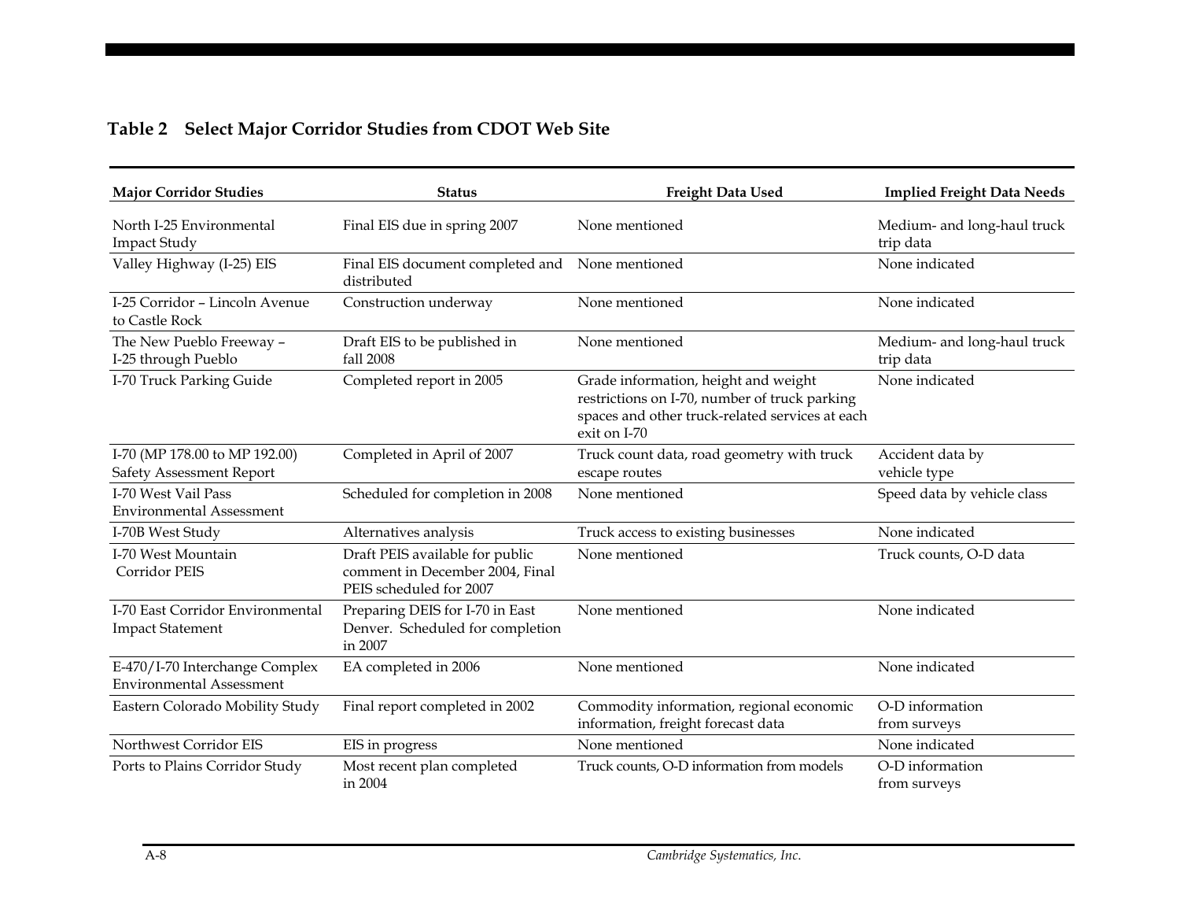## Table 2 Select Major Corridor Studies from CDOT Web Site

| Major Corridor Studies | Status | Freight Data Used | Implied Freight Data Needs |
|---|---|---|---|
| North I-25 Environmental Impact Study | Final EIS due in spring 2007 | None mentioned | Medium- and long-haul truck trip data |
| Valley Highway (I-25) EIS | Final EIS document completed and distributed | None mentioned | None indicated |
| I-25 Corridor – Lincoln Avenue to Castle Rock | Construction underway | None mentioned | None indicated |
| The New Pueblo Freeway – I-25 through Pueblo | Draft EIS to be published in fall 2008 | None mentioned | Medium- and long-haul truck trip data |
| I-70 Truck Parking Guide | Completed report in 2005 | Grade information, height and weight restrictions on I-70, number of truck parking spaces and other truck-related services at each exit on I-70 | None indicated |
| I-70 (MP 178.00 to MP 192.00) Safety Assessment Report | Completed in April of 2007 | Truck count data, road geometry with truck escape routes | Accident data by vehicle type |
| I-70 West Vail Pass Environmental Assessment | Scheduled for completion in 2008 | None mentioned | Speed data by vehicle class |
| I-70B West Study | Alternatives analysis | Truck access to existing businesses | None indicated |
| I-70 West Mountain Corridor PEIS | Draft PEIS available for public comment in December 2004, Final PEIS scheduled for 2007 | None mentioned | Truck counts, O-D data |
| I-70 East Corridor Environmental Impact Statement | Preparing DEIS for I-70 in East Denver. Scheduled for completion in 2007 | None mentioned | None indicated |
| E-470/I-70 Interchange Complex Environmental Assessment | EA completed in 2006 | None mentioned | None indicated |
| Eastern Colorado Mobility Study | Final report completed in 2002 | Commodity information, regional economic information, freight forecast data | O-D information from surveys |
| Northwest Corridor EIS | EIS in progress | None mentioned | None indicated |
| Ports to Plains Corridor Study | Most recent plan completed in 2004 | Truck counts, O-D information from models | O-D information from surveys |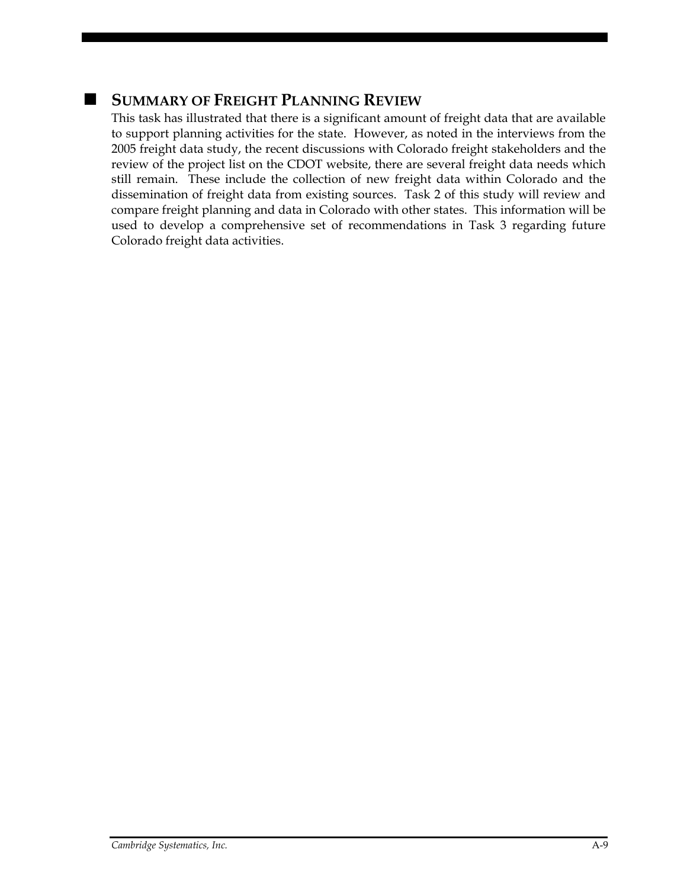## Summary of Freight Planning Review

This task has illustrated that there is a significant amount of freight data that are available to support planning activities for the state. However, as noted in the interviews from the 2005 freight data study, the recent discussions with Colorado freight stakeholders and the review of the project list on the CDOT website, there are several freight data needs which still remain. These include the collection of new freight data within Colorado and the dissemination of freight data from existing sources. Task 2 of this study will review and compare freight planning and data in Colorado with other states. This information will be used to develop a comprehensive set of recommendations in Task 3 regarding future Colorado freight data activities.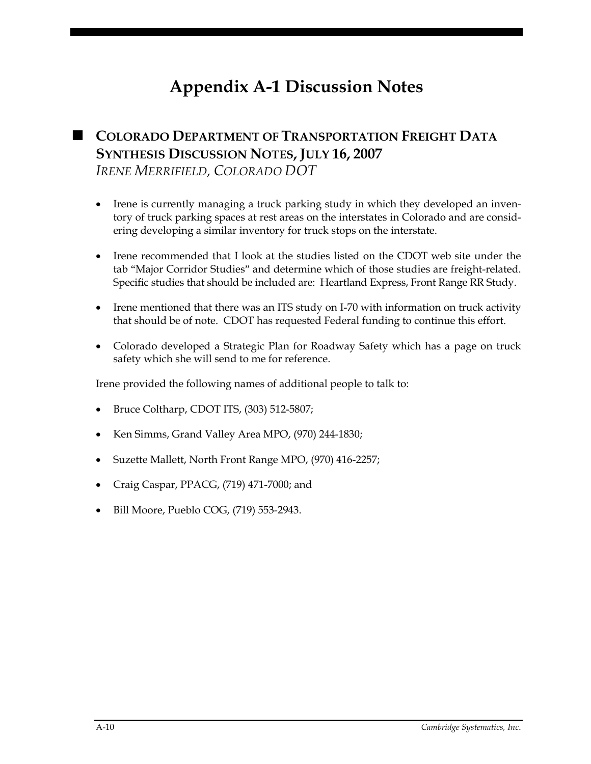# Appendix A-1 Discussion Notes

## COLORADO DEPARTMENT OF TRANSPORTATION FREIGHT DATA SYNTHESIS DISCUSSION NOTES, JULY 16, 2007

*IRENE MERRIFIELD, COLORADO DOT*

- Irene is currently managing a truck parking study in which they developed an inventory of truck parking spaces at rest areas on the interstates in Colorado and are considering developing a similar inventory for truck stops on the interstate.
- Irene recommended that I look at the studies listed on the CDOT web site under the tab "Major Corridor Studies" and determine which of those studies are freight-related. Specific studies that should be included are: Heartland Express, Front Range RR Study.
- Irene mentioned that there was an ITS study on I-70 with information on truck activity that should be of note. CDOT has requested Federal funding to continue this effort.
- Colorado developed a Strategic Plan for Roadway Safety which has a page on truck safety which she will send to me for reference.

Irene provided the following names of additional people to talk to:

- Bruce Coltharp, CDOT ITS, (303) 512-5807;
- Ken Simms, Grand Valley Area MPO, (970) 244-1830;
- Suzette Mallett, North Front Range MPO, (970) 416-2257;
- Craig Caspar, PPACG, (719) 471-7000; and
- Bill Moore, Pueblo COG, (719) 553-2943.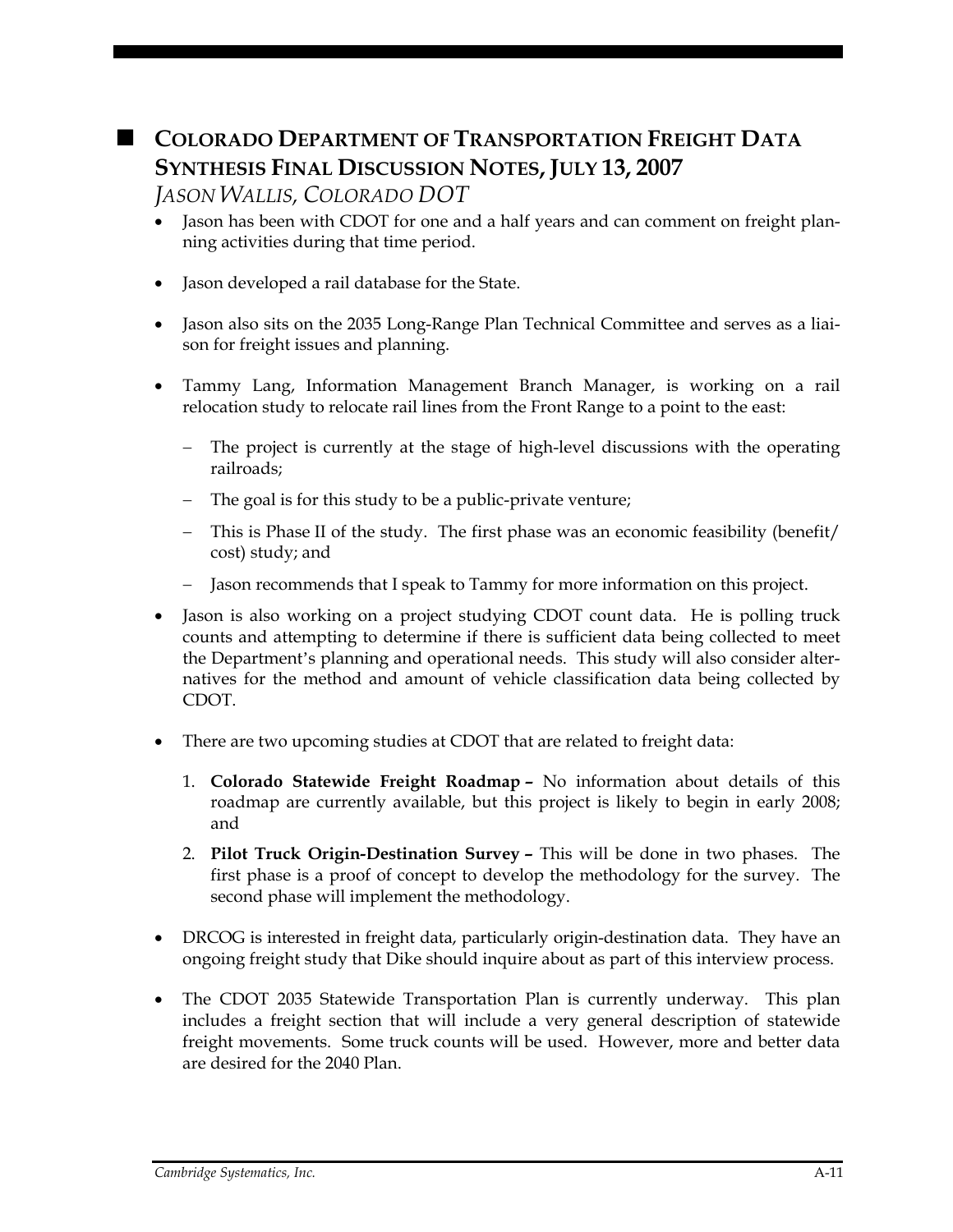## Colorado Department of Transportation Freight Data Synthesis Final Discussion Notes, July 13, 2007

*Jason Wallis, Colorado DOT*

- Jason has been with CDOT for one and a half years and can comment on freight planning activities during that time period.
- Jason developed a rail database for the State.
- Jason also sits on the 2035 Long-Range Plan Technical Committee and serves as a liaison for freight issues and planning.
- Tammy Lang, Information Management Branch Manager, is working on a rail relocation study to relocate rail lines from the Front Range to a point to the east:
  - The project is currently at the stage of high-level discussions with the operating railroads;
  - The goal is for this study to be a public-private venture;
  - This is Phase II of the study. The first phase was an economic feasibility (benefit/cost) study; and
  - Jason recommends that I speak to Tammy for more information on this project.
- Jason is also working on a project studying CDOT count data. He is polling truck counts and attempting to determine if there is sufficient data being collected to meet the Department's planning and operational needs. This study will also consider alternatives for the method and amount of vehicle classification data being collected by CDOT.
- There are two upcoming studies at CDOT that are related to freight data:
  1. **Colorado Statewide Freight Roadmap –** No information about details of this roadmap are currently available, but this project is likely to begin in early 2008; and
  2. **Pilot Truck Origin-Destination Survey –** This will be done in two phases. The first phase is a proof of concept to develop the methodology for the survey. The second phase will implement the methodology.
- DRCOG is interested in freight data, particularly origin-destination data. They have an ongoing freight study that Dike should inquire about as part of this interview process.
- The CDOT 2035 Statewide Transportation Plan is currently underway. This plan includes a freight section that will include a very general description of statewide freight movements. Some truck counts will be used. However, more and better data are desired for the 2040 Plan.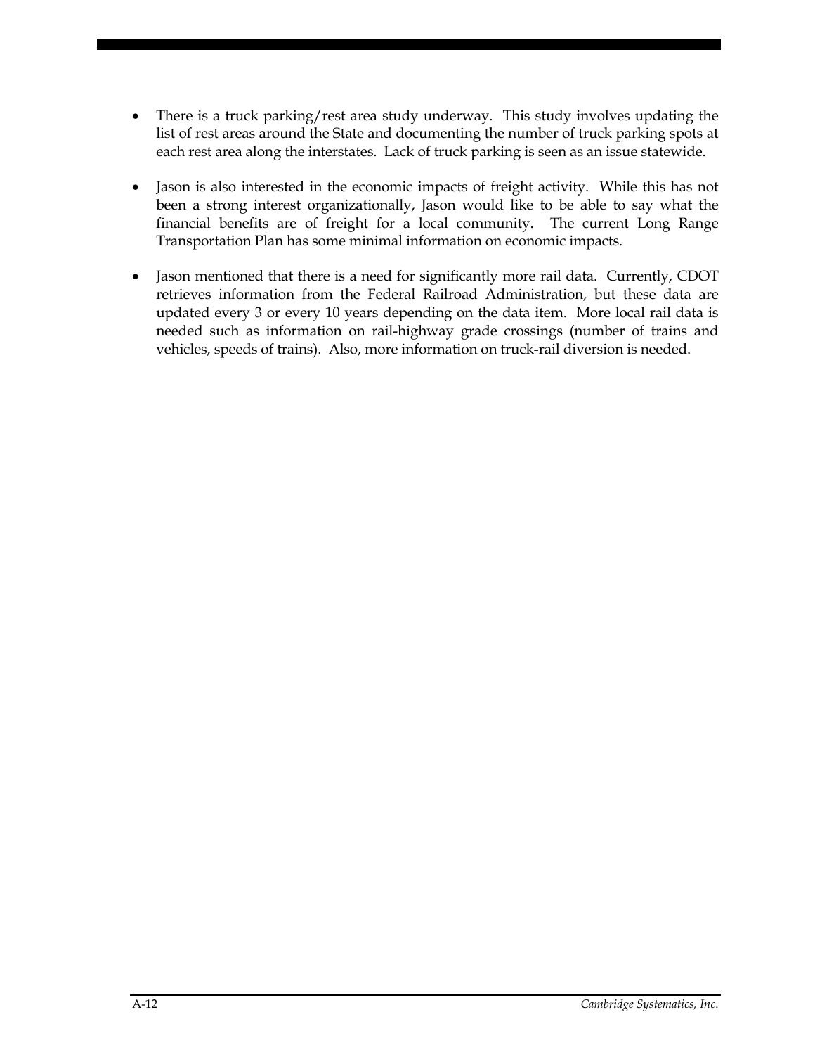- There is a truck parking/rest area study underway. This study involves updating the list of rest areas around the State and documenting the number of truck parking spots at each rest area along the interstates. Lack of truck parking is seen as an issue statewide.

- Jason is also interested in the economic impacts of freight activity. While this has not been a strong interest organizationally, Jason would like to be able to say what the financial benefits are of freight for a local community. The current Long Range Transportation Plan has some minimal information on economic impacts.

- Jason mentioned that there is a need for significantly more rail data. Currently, CDOT retrieves information from the Federal Railroad Administration, but these data are updated every 3 or every 10 years depending on the data item. More local rail data is needed such as information on rail-highway grade crossings (number of trains and vehicles, speeds of trains). Also, more information on truck-rail diversion is needed.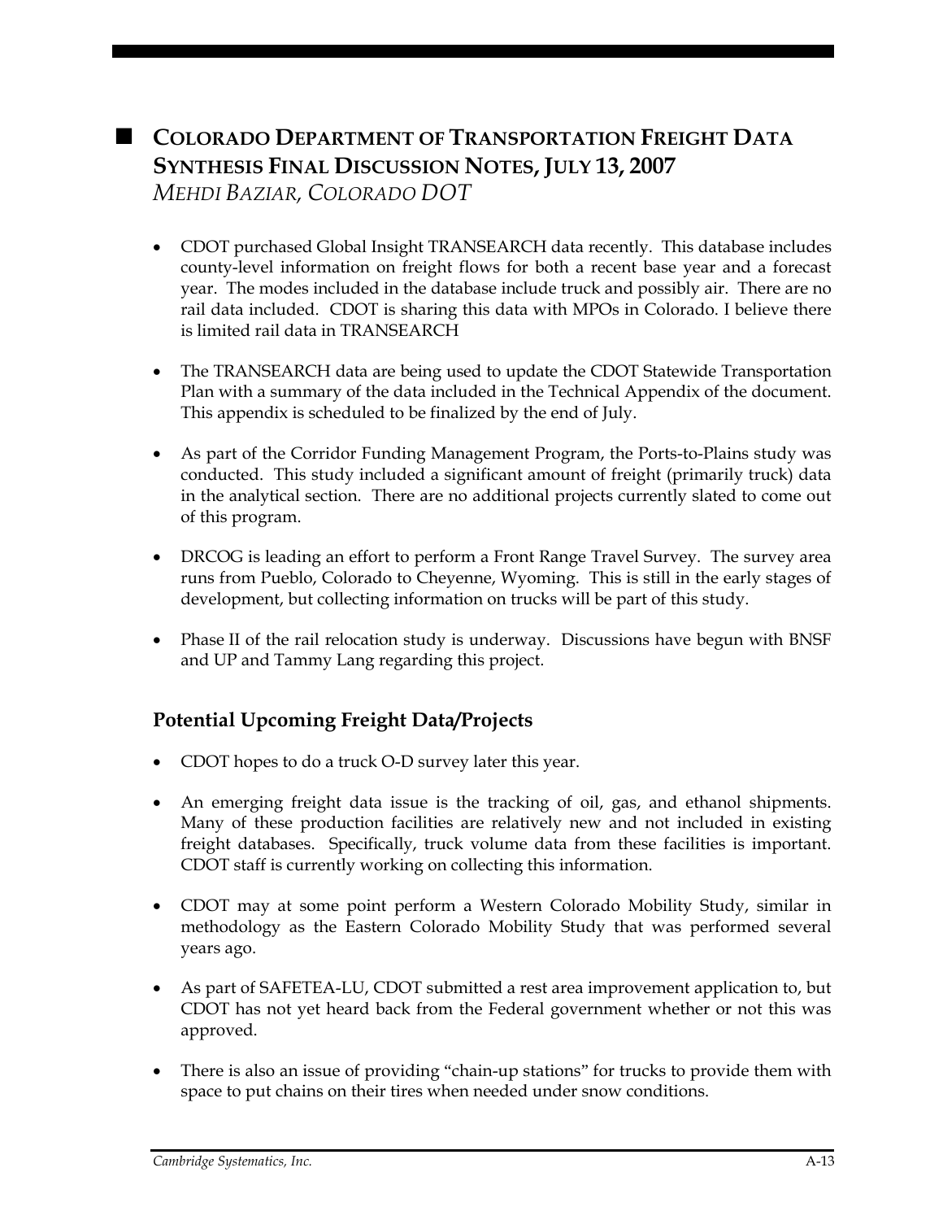## COLORADO DEPARTMENT OF TRANSPORTATION FREIGHT DATA SYNTHESIS FINAL DISCUSSION NOTES, JULY 13, 2007

*MEHDI BAZIAR, COLORADO DOT*

- CDOT purchased Global Insight TRANSEARCH data recently. This database includes county-level information on freight flows for both a recent base year and a forecast year. The modes included in the database include truck and possibly air. There are no rail data included. CDOT is sharing this data with MPOs in Colorado. I believe there is limited rail data in TRANSEARCH

- The TRANSEARCH data are being used to update the CDOT Statewide Transportation Plan with a summary of the data included in the Technical Appendix of the document. This appendix is scheduled to be finalized by the end of July.

- As part of the Corridor Funding Management Program, the Ports-to-Plains study was conducted. This study included a significant amount of freight (primarily truck) data in the analytical section. There are no additional projects currently slated to come out of this program.

- DRCOG is leading an effort to perform a Front Range Travel Survey. The survey area runs from Pueblo, Colorado to Cheyenne, Wyoming. This is still in the early stages of development, but collecting information on trucks will be part of this study.

- Phase II of the rail relocation study is underway. Discussions have begun with BNSF and UP and Tammy Lang regarding this project.

### Potential Upcoming Freight Data/Projects

- CDOT hopes to do a truck O-D survey later this year.

- An emerging freight data issue is the tracking of oil, gas, and ethanol shipments. Many of these production facilities are relatively new and not included in existing freight databases. Specifically, truck volume data from these facilities is important. CDOT staff is currently working on collecting this information.

- CDOT may at some point perform a Western Colorado Mobility Study, similar in methodology as the Eastern Colorado Mobility Study that was performed several years ago.

- As part of SAFETEA-LU, CDOT submitted a rest area improvement application to, but CDOT has not yet heard back from the Federal government whether or not this was approved.

- There is also an issue of providing "chain-up stations" for trucks to provide them with space to put chains on their tires when needed under snow conditions.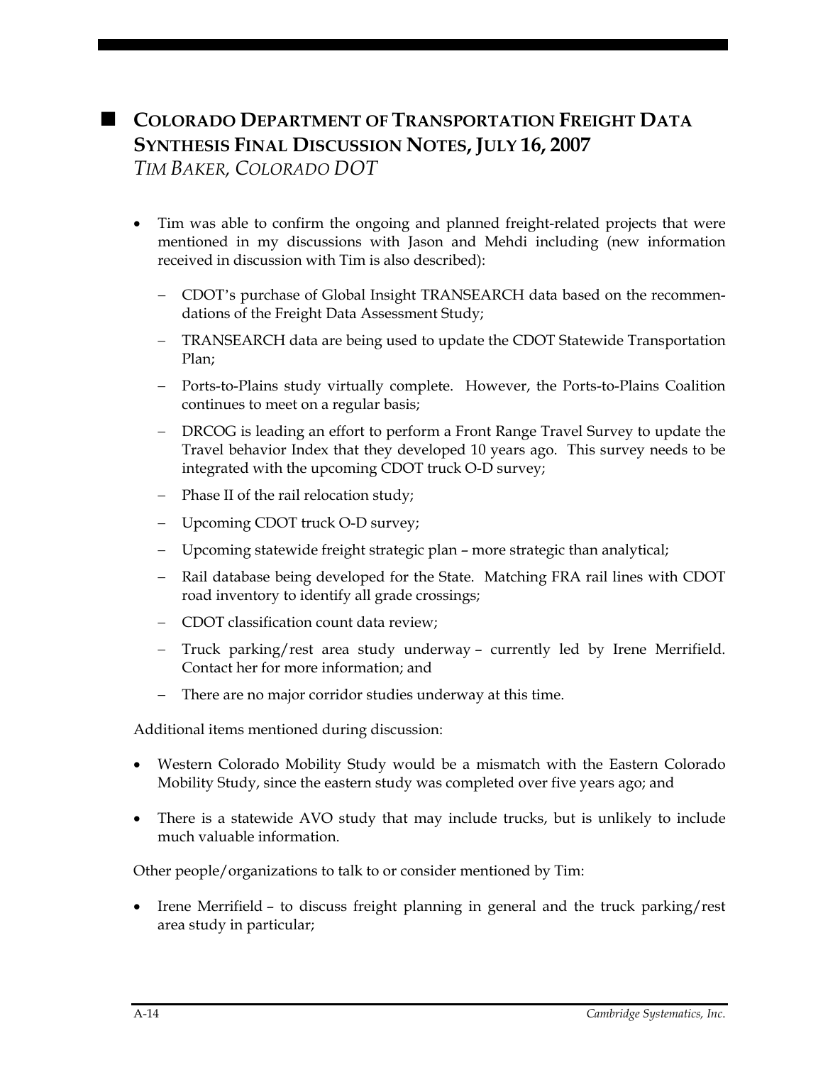## COLORADO DEPARTMENT OF TRANSPORTATION FREIGHT DATA SYNTHESIS FINAL DISCUSSION NOTES, JULY 16, 2007

*TIM BAKER, COLORADO DOT*

- Tim was able to confirm the ongoing and planned freight-related projects that were mentioned in my discussions with Jason and Mehdi including (new information received in discussion with Tim is also described):
  - CDOT's purchase of Global Insight TRANSEARCH data based on the recommendations of the Freight Data Assessment Study;
  - TRANSEARCH data are being used to update the CDOT Statewide Transportation Plan;
  - Ports-to-Plains study virtually complete. However, the Ports-to-Plains Coalition continues to meet on a regular basis;
  - DRCOG is leading an effort to perform a Front Range Travel Survey to update the Travel behavior Index that they developed 10 years ago. This survey needs to be integrated with the upcoming CDOT truck O-D survey;
  - Phase II of the rail relocation study;
  - Upcoming CDOT truck O-D survey;
  - Upcoming statewide freight strategic plan – more strategic than analytical;
  - Rail database being developed for the State. Matching FRA rail lines with CDOT road inventory to identify all grade crossings;
  - CDOT classification count data review;
  - Truck parking/rest area study underway – currently led by Irene Merrifield. Contact her for more information; and
  - There are no major corridor studies underway at this time.

Additional items mentioned during discussion:

- Western Colorado Mobility Study would be a mismatch with the Eastern Colorado Mobility Study, since the eastern study was completed over five years ago; and
- There is a statewide AVO study that may include trucks, but is unlikely to include much valuable information.

Other people/organizations to talk to or consider mentioned by Tim:

- Irene Merrifield – to discuss freight planning in general and the truck parking/rest area study in particular;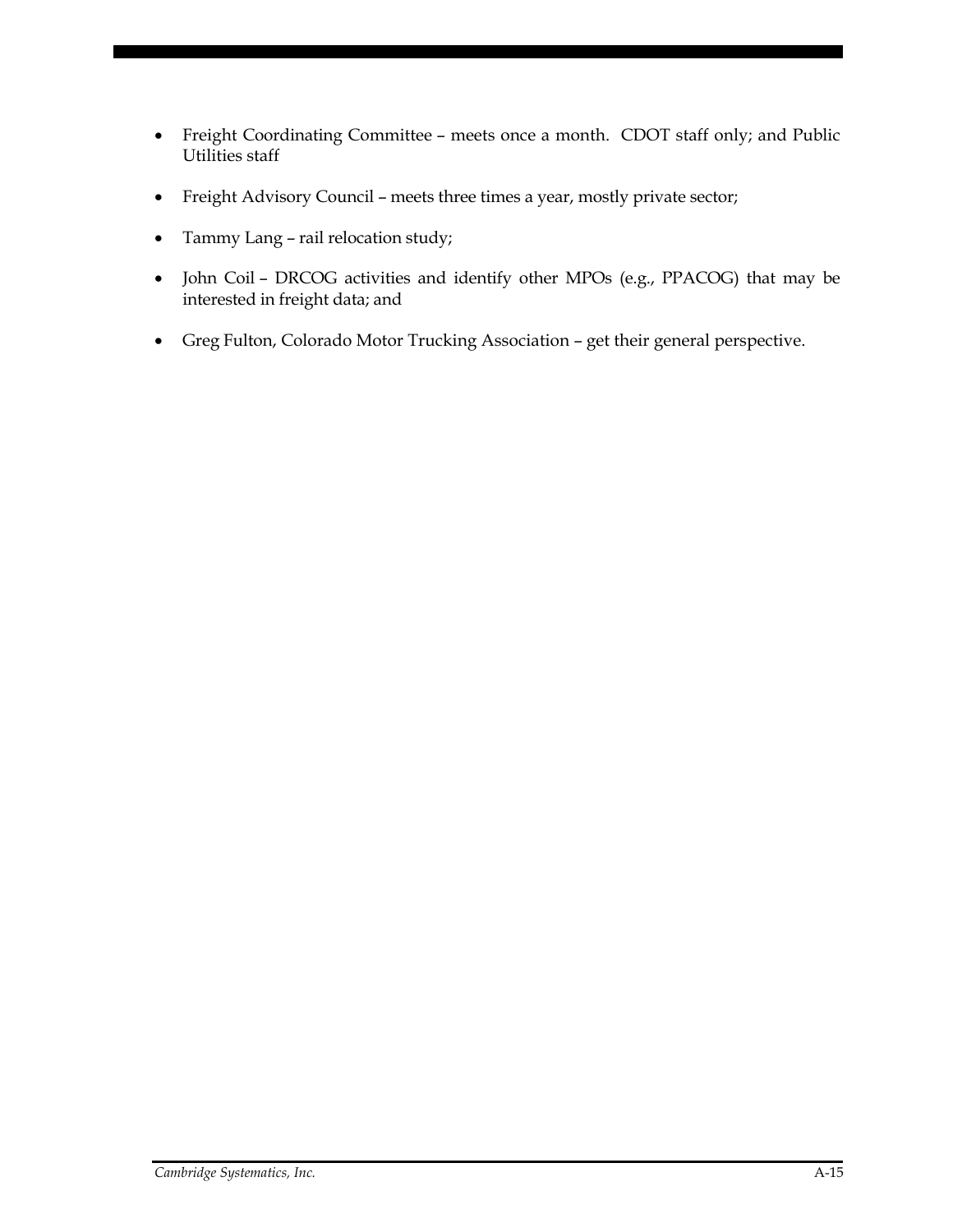- Freight Coordinating Committee – meets once a month. CDOT staff only; and Public Utilities staff
- Freight Advisory Council – meets three times a year, mostly private sector;
- Tammy Lang – rail relocation study;
- John Coil – DRCOG activities and identify other MPOs (e.g., PPACOG) that may be interested in freight data; and
- Greg Fulton, Colorado Motor Trucking Association – get their general perspective.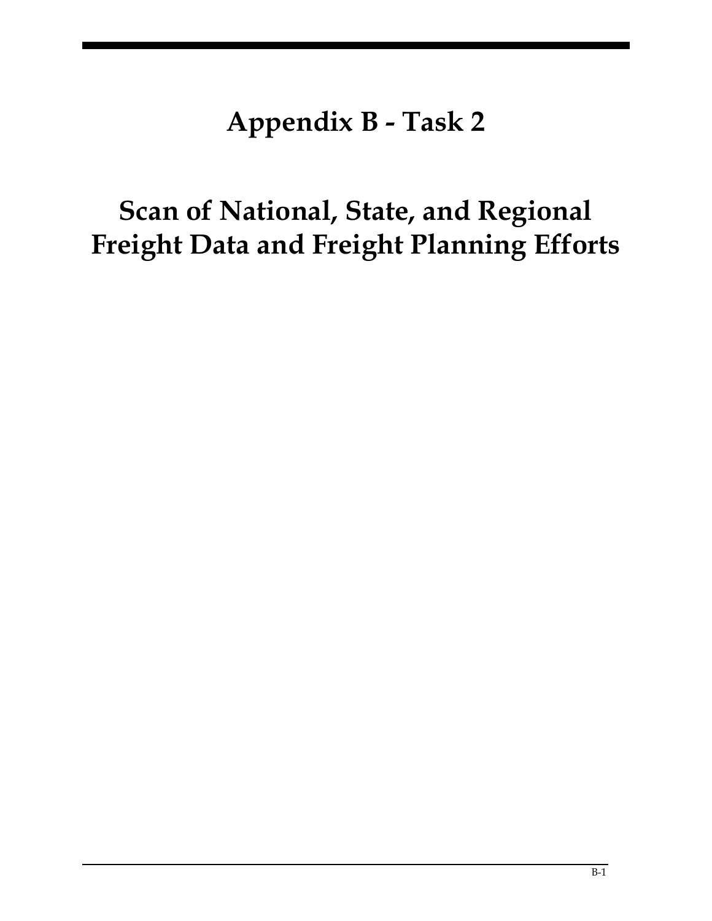# Appendix B - Task 2

# Scan of National, State, and Regional Freight Data and Freight Planning Efforts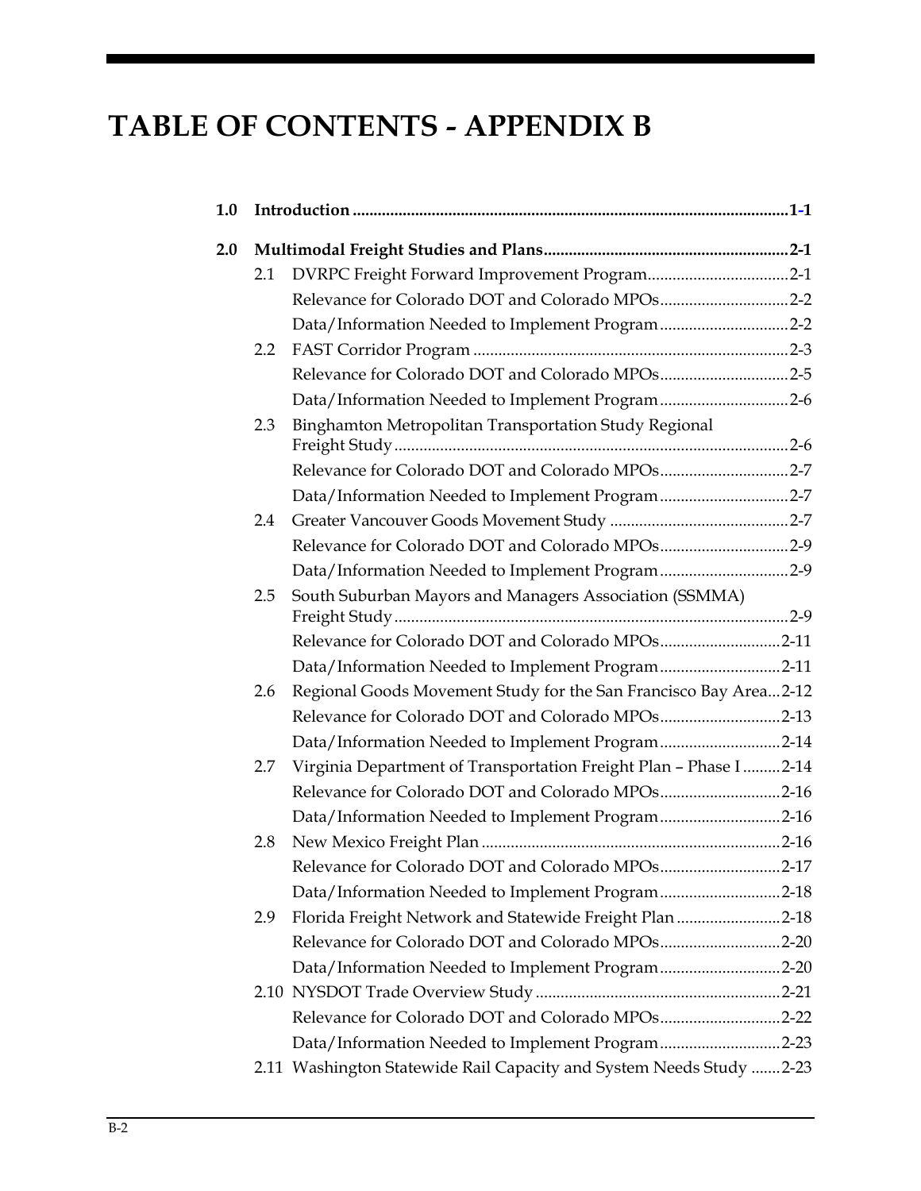# TABLE OF CONTENTS - APPENDIX B

**1.0 Introduction** .......... **1-1**

**2.0 Multimodal Freight Studies and Plans** .......... **2-1**

- 2.1 DVRPC Freight Forward Improvement Program .......... 2-1
  - Relevance for Colorado DOT and Colorado MPOs .......... 2-2
  - Data/Information Needed to Implement Program .......... 2-2
- 2.2 FAST Corridor Program .......... 2-3
  - Relevance for Colorado DOT and Colorado MPOs .......... 2-5
  - Data/Information Needed to Implement Program .......... 2-6
- 2.3 Binghamton Metropolitan Transportation Study Regional Freight Study .......... 2-6
  - Relevance for Colorado DOT and Colorado MPOs .......... 2-7
  - Data/Information Needed to Implement Program .......... 2-7
- 2.4 Greater Vancouver Goods Movement Study .......... 2-7
  - Relevance for Colorado DOT and Colorado MPOs .......... 2-9
  - Data/Information Needed to Implement Program .......... 2-9
- 2.5 South Suburban Mayors and Managers Association (SSMMA) Freight Study .......... 2-9
  - Relevance for Colorado DOT and Colorado MPOs .......... 2-11
  - Data/Information Needed to Implement Program .......... 2-11
- 2.6 Regional Goods Movement Study for the San Francisco Bay Area .......... 2-12
  - Relevance for Colorado DOT and Colorado MPOs .......... 2-13
  - Data/Information Needed to Implement Program .......... 2-14
- 2.7 Virginia Department of Transportation Freight Plan – Phase I .......... 2-14
  - Relevance for Colorado DOT and Colorado MPOs .......... 2-16
  - Data/Information Needed to Implement Program .......... 2-16
- 2.8 New Mexico Freight Plan .......... 2-16
  - Relevance for Colorado DOT and Colorado MPOs .......... 2-17
  - Data/Information Needed to Implement Program .......... 2-18
- 2.9 Florida Freight Network and Statewide Freight Plan .......... 2-18
  - Relevance for Colorado DOT and Colorado MPOs .......... 2-20
  - Data/Information Needed to Implement Program .......... 2-20
- 2.10 NYSDOT Trade Overview Study .......... 2-21
  - Relevance for Colorado DOT and Colorado MPOs .......... 2-22
  - Data/Information Needed to Implement Program .......... 2-23
- 2.11 Washington Statewide Rail Capacity and System Needs Study .......... 2-23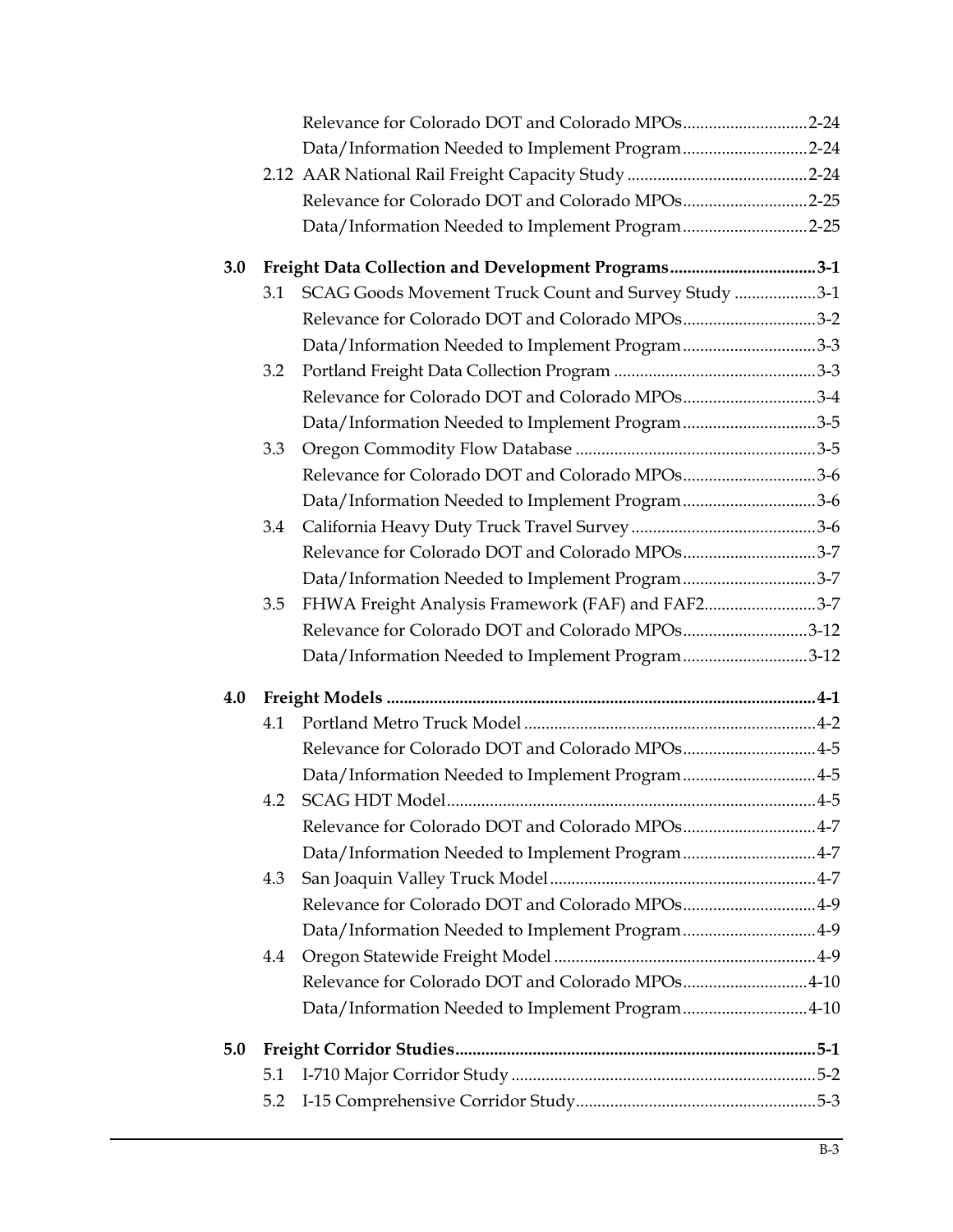Relevance for Colorado DOT and Colorado MPOs.............................2-24

Data/Information Needed to Implement Program.............................2-24

2.12 AAR National Rail Freight Capacity Study..........................................2-24

Relevance for Colorado DOT and Colorado MPOs.............................2-25

Data/Information Needed to Implement Program.............................2-25

**3.0 Freight Data Collection and Development Programs..................................3-1**

3.1 SCAG Goods Movement Truck Count and Survey Study...................3-1

Relevance for Colorado DOT and Colorado MPOs...............................3-2

Data/Information Needed to Implement Program...............................3-3

3.2 Portland Freight Data Collection Program...............................................3-3

Relevance for Colorado DOT and Colorado MPOs...............................3-4

Data/Information Needed to Implement Program...............................3-5

3.3 Oregon Commodity Flow Database........................................................3-5

Relevance for Colorado DOT and Colorado MPOs...............................3-6

Data/Information Needed to Implement Program...............................3-6

3.4 California Heavy Duty Truck Travel Survey...........................................3-6

Relevance for Colorado DOT and Colorado MPOs...............................3-7

Data/Information Needed to Implement Program...............................3-7

3.5 FHWA Freight Analysis Framework (FAF) and FAF2..........................3-7

Relevance for Colorado DOT and Colorado MPOs.............................3-12

Data/Information Needed to Implement Program.............................3-12

**4.0 Freight Models....................................................................................................4-1**

4.1 Portland Metro Truck Model....................................................................4-2

Relevance for Colorado DOT and Colorado MPOs...............................4-5

Data/Information Needed to Implement Program...............................4-5

4.2 SCAG HDT Model......................................................................................4-5

Relevance for Colorado DOT and Colorado MPOs...............................4-7

Data/Information Needed to Implement Program...............................4-7

4.3 San Joaquin Valley Truck Model..............................................................4-7

Relevance for Colorado DOT and Colorado MPOs...............................4-9

Data/Information Needed to Implement Program...............................4-9

4.4 Oregon Statewide Freight Model.............................................................4-9

Relevance for Colorado DOT and Colorado MPOs.............................4-10

Data/Information Needed to Implement Program.............................4-10

**5.0 Freight Corridor Studies....................................................................................5-1**

5.1 I-710 Major Corridor Study.......................................................................5-2

5.2 I-15 Comprehensive Corridor Study........................................................5-3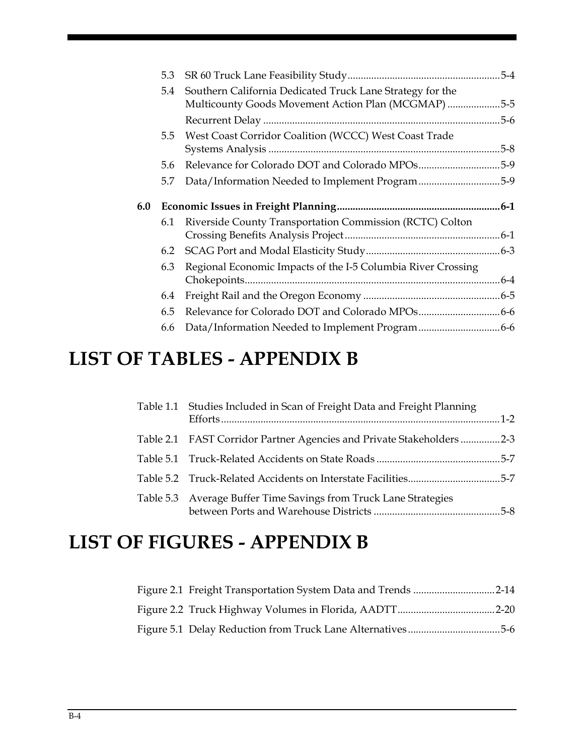5.3 SR 60 Truck Lane Feasibility Study ... 5-4

5.4 Southern California Dedicated Truck Lane Strategy for the Multicounty Goods Movement Action Plan (MCGMAP) ... 5-5

Recurrent Delay ... 5-6

5.5 West Coast Corridor Coalition (WCCC) West Coast Trade Systems Analysis ... 5-8

5.6 Relevance for Colorado DOT and Colorado MPOs ... 5-9

5.7 Data/Information Needed to Implement Program ... 5-9

**6.0 Economic Issues in Freight Planning ... 6-1**

6.1 Riverside County Transportation Commission (RCTC) Colton Crossing Benefits Analysis Project ... 6-1

6.2 SCAG Port and Modal Elasticity Study ... 6-3

6.3 Regional Economic Impacts of the I-5 Columbia River Crossing Chokepoints ... 6-4

6.4 Freight Rail and the Oregon Economy ... 6-5

6.5 Relevance for Colorado DOT and Colorado MPOs ... 6-6

6.6 Data/Information Needed to Implement Program ... 6-6

# LIST OF TABLES - APPENDIX B

Table 1.1 Studies Included in Scan of Freight Data and Freight Planning Efforts ... 1-2

Table 2.1 FAST Corridor Partner Agencies and Private Stakeholders ... 2-3

Table 5.1 Truck-Related Accidents on State Roads ... 5-7

Table 5.2 Truck-Related Accidents on Interstate Facilities ... 5-7

Table 5.3 Average Buffer Time Savings from Truck Lane Strategies between Ports and Warehouse Districts ... 5-8

# LIST OF FIGURES - APPENDIX B

Figure 2.1 Freight Transportation System Data and Trends ... 2-14

Figure 2.2 Truck Highway Volumes in Florida, AADTT ... 2-20

Figure 5.1 Delay Reduction from Truck Lane Alternatives ... 5-6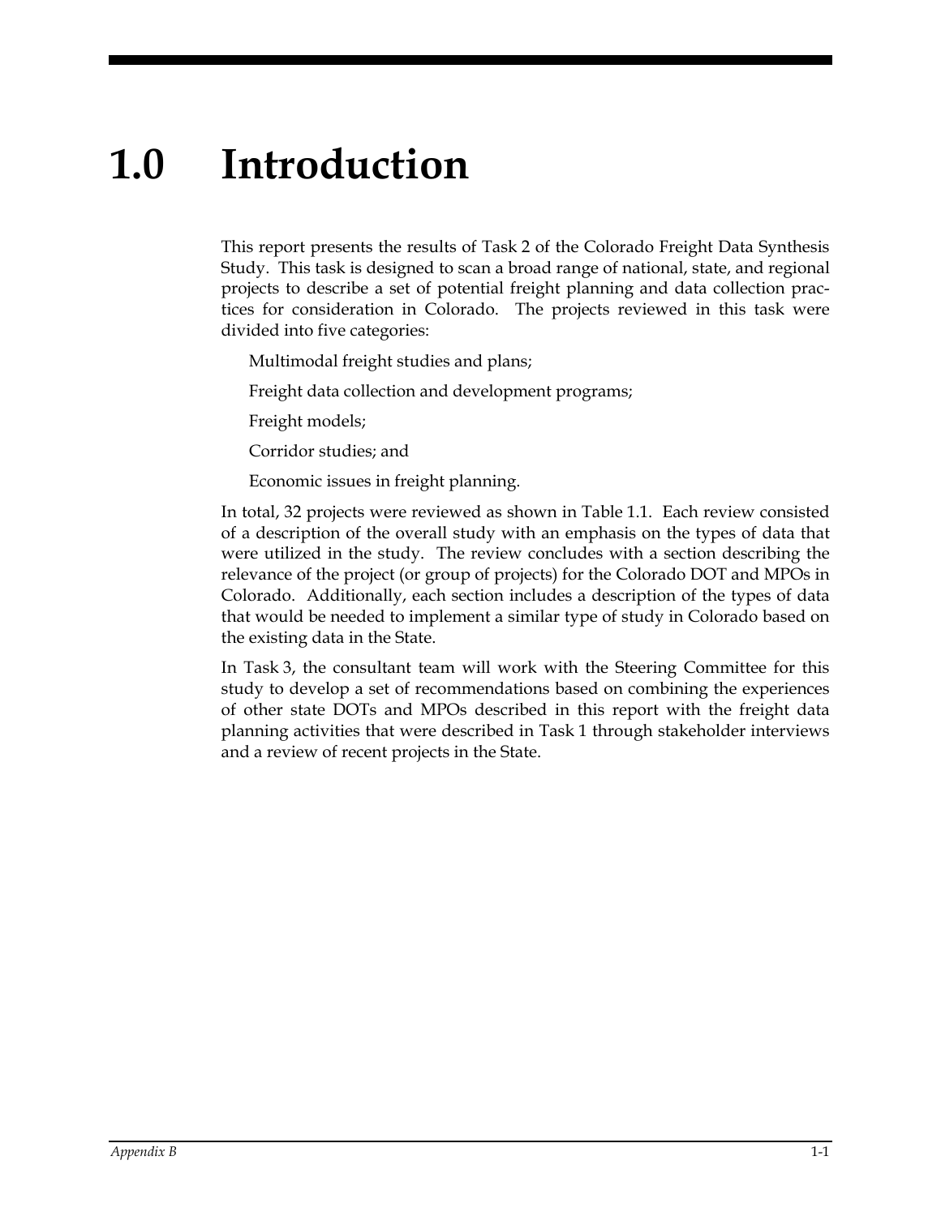# 1.0 Introduction

This report presents the results of Task 2 of the Colorado Freight Data Synthesis Study. This task is designed to scan a broad range of national, state, and regional projects to describe a set of potential freight planning and data collection practices for consideration in Colorado. The projects reviewed in this task were divided into five categories:

- Multimodal freight studies and plans;
- Freight data collection and development programs;
- Freight models;
- Corridor studies; and
- Economic issues in freight planning.

In total, 32 projects were reviewed as shown in Table 1.1. Each review consisted of a description of the overall study with an emphasis on the types of data that were utilized in the study. The review concludes with a section describing the relevance of the project (or group of projects) for the Colorado DOT and MPOs in Colorado. Additionally, each section includes a description of the types of data that would be needed to implement a similar type of study in Colorado based on the existing data in the State.

In Task 3, the consultant team will work with the Steering Committee for this study to develop a set of recommendations based on combining the experiences of other state DOTs and MPOs described in this report with the freight data planning activities that were described in Task 1 through stakeholder interviews and a review of recent projects in the State.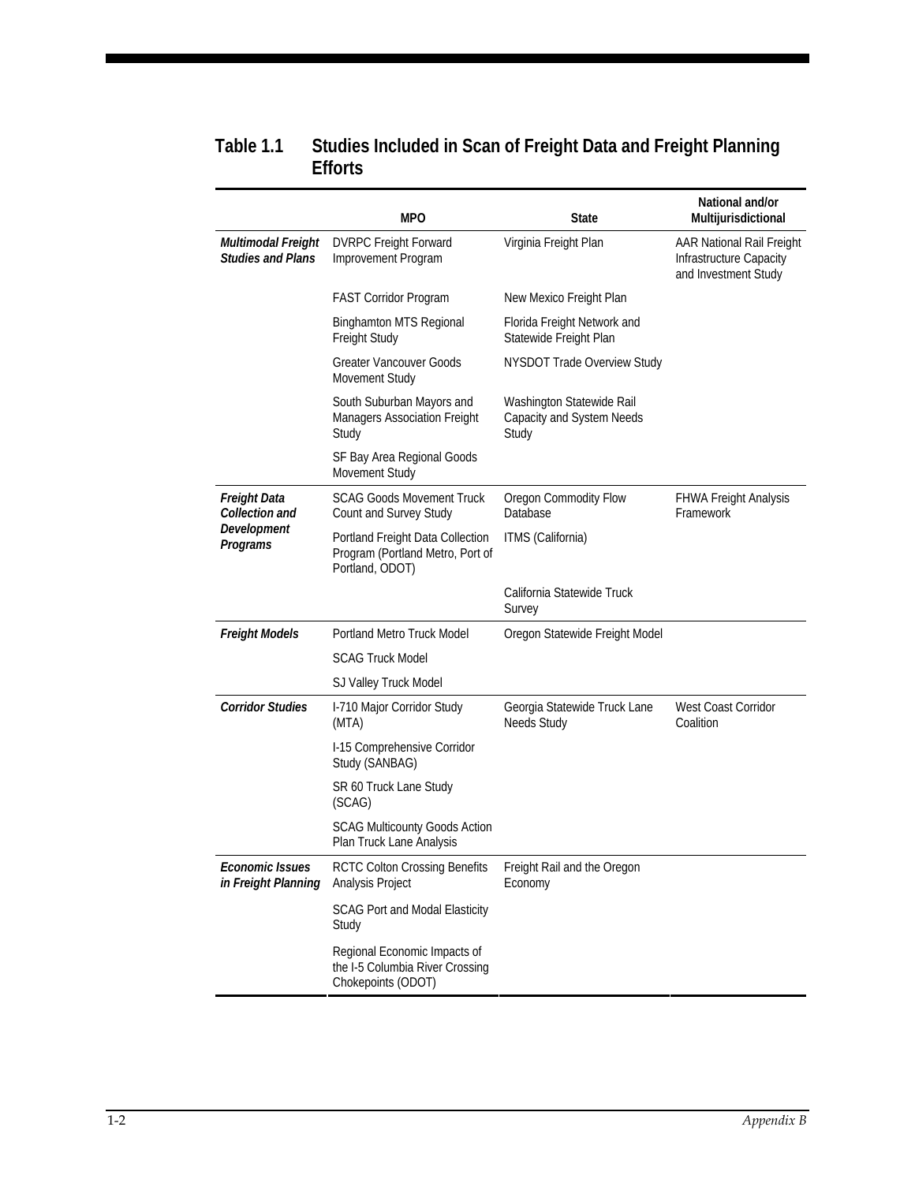### Table 1.1 Studies Included in Scan of Freight Data and Freight Planning Efforts

| | MPO | State | National and/or Multijurisdictional |
|---|---|---|---|
| ***Multimodal Freight Studies and Plans*** | DVRPC Freight Forward Improvement Program | Virginia Freight Plan | AAR National Rail Freight Infrastructure Capacity and Investment Study |
| | FAST Corridor Program | New Mexico Freight Plan | |
| | Binghamton MTS Regional Freight Study | Florida Freight Network and Statewide Freight Plan | |
| | Greater Vancouver Goods Movement Study | NYSDOT Trade Overview Study | |
| | South Suburban Mayors and Managers Association Freight Study | Washington Statewide Rail Capacity and System Needs Study | |
| | SF Bay Area Regional Goods Movement Study | | |
| ***Freight Data Collection and Development Programs*** | SCAG Goods Movement Truck Count and Survey Study | Oregon Commodity Flow Database | FHWA Freight Analysis Framework |
| | Portland Freight Data Collection Program (Portland Metro, Port of Portland, ODOT) | ITMS (California) | |
| | | California Statewide Truck Survey | |
| ***Freight Models*** | Portland Metro Truck Model | Oregon Statewide Freight Model | |
| | SCAG Truck Model | | |
| | SJ Valley Truck Model | | |
| ***Corridor Studies*** | I-710 Major Corridor Study (MTA) | Georgia Statewide Truck Lane Needs Study | West Coast Corridor Coalition |
| | I-15 Comprehensive Corridor Study (SANBAG) | | |
| | SR 60 Truck Lane Study (SCAG) | | |
| | SCAG Multicounty Goods Action Plan Truck Lane Analysis | | |
| ***Economic Issues in Freight Planning*** | RCTC Colton Crossing Benefits Analysis Project | Freight Rail and the Oregon Economy | |
| | SCAG Port and Modal Elasticity Study | | |
| | Regional Economic Impacts of the I-5 Columbia River Crossing Chokepoints (ODOT) | | |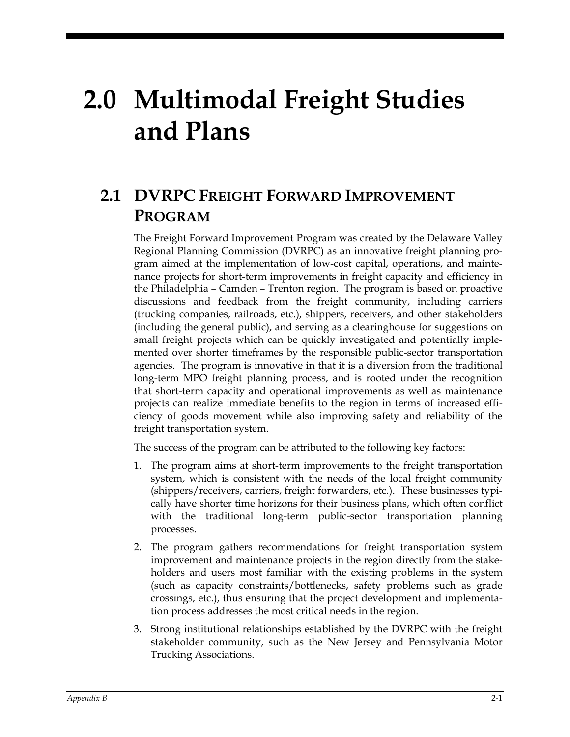# 2.0 Multimodal Freight Studies and Plans

## 2.1 DVRPC Freight Forward Improvement Program

The Freight Forward Improvement Program was created by the Delaware Valley Regional Planning Commission (DVRPC) as an innovative freight planning program aimed at the implementation of low-cost capital, operations, and maintenance projects for short-term improvements in freight capacity and efficiency in the Philadelphia – Camden – Trenton region. The program is based on proactive discussions and feedback from the freight community, including carriers (trucking companies, railroads, etc.), shippers, receivers, and other stakeholders (including the general public), and serving as a clearinghouse for suggestions on small freight projects which can be quickly investigated and potentially implemented over shorter timeframes by the responsible public-sector transportation agencies. The program is innovative in that it is a diversion from the traditional long-term MPO freight planning process, and is rooted under the recognition that short-term capacity and operational improvements as well as maintenance projects can realize immediate benefits to the region in terms of increased efficiency of goods movement while also improving safety and reliability of the freight transportation system.

The success of the program can be attributed to the following key factors:

1. The program aims at short-term improvements to the freight transportation system, which is consistent with the needs of the local freight community (shippers/receivers, carriers, freight forwarders, etc.). These businesses typically have shorter time horizons for their business plans, which often conflict with the traditional long-term public-sector transportation planning processes.
2. The program gathers recommendations for freight transportation system improvement and maintenance projects in the region directly from the stakeholders and users most familiar with the existing problems in the system (such as capacity constraints/bottlenecks, safety problems such as grade crossings, etc.), thus ensuring that the project development and implementation process addresses the most critical needs in the region.
3. Strong institutional relationships established by the DVRPC with the freight stakeholder community, such as the New Jersey and Pennsylvania Motor Trucking Associations.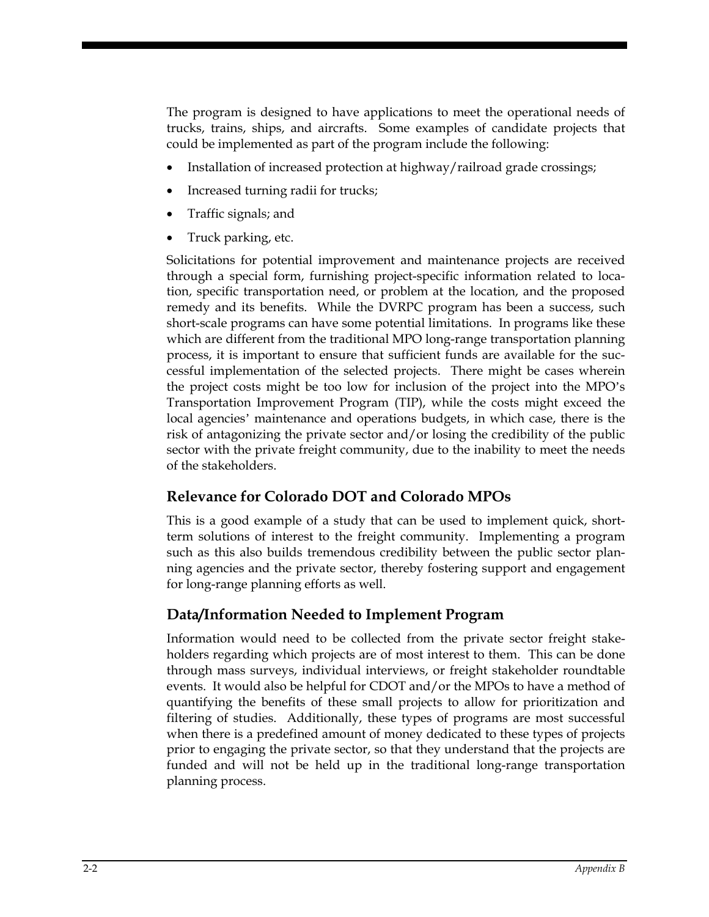The program is designed to have applications to meet the operational needs of trucks, trains, ships, and aircrafts. Some examples of candidate projects that could be implemented as part of the program include the following:

- Installation of increased protection at highway/railroad grade crossings;
- Increased turning radii for trucks;
- Traffic signals; and
- Truck parking, etc.

Solicitations for potential improvement and maintenance projects are received through a special form, furnishing project-specific information related to location, specific transportation need, or problem at the location, and the proposed remedy and its benefits. While the DVRPC program has been a success, such short-scale programs can have some potential limitations. In programs like these which are different from the traditional MPO long-range transportation planning process, it is important to ensure that sufficient funds are available for the successful implementation of the selected projects. There might be cases wherein the project costs might be too low for inclusion of the project into the MPO's Transportation Improvement Program (TIP), while the costs might exceed the local agencies' maintenance and operations budgets, in which case, there is the risk of antagonizing the private sector and/or losing the credibility of the public sector with the private freight community, due to the inability to meet the needs of the stakeholders.

## Relevance for Colorado DOT and Colorado MPOs

This is a good example of a study that can be used to implement quick, short-term solutions of interest to the freight community. Implementing a program such as this also builds tremendous credibility between the public sector planning agencies and the private sector, thereby fostering support and engagement for long-range planning efforts as well.

## Data/Information Needed to Implement Program

Information would need to be collected from the private sector freight stakeholders regarding which projects are of most interest to them. This can be done through mass surveys, individual interviews, or freight stakeholder roundtable events. It would also be helpful for CDOT and/or the MPOs to have a method of quantifying the benefits of these small projects to allow for prioritization and filtering of studies. Additionally, these types of programs are most successful when there is a predefined amount of money dedicated to these types of projects prior to engaging the private sector, so that they understand that the projects are funded and will not be held up in the traditional long-range transportation planning process.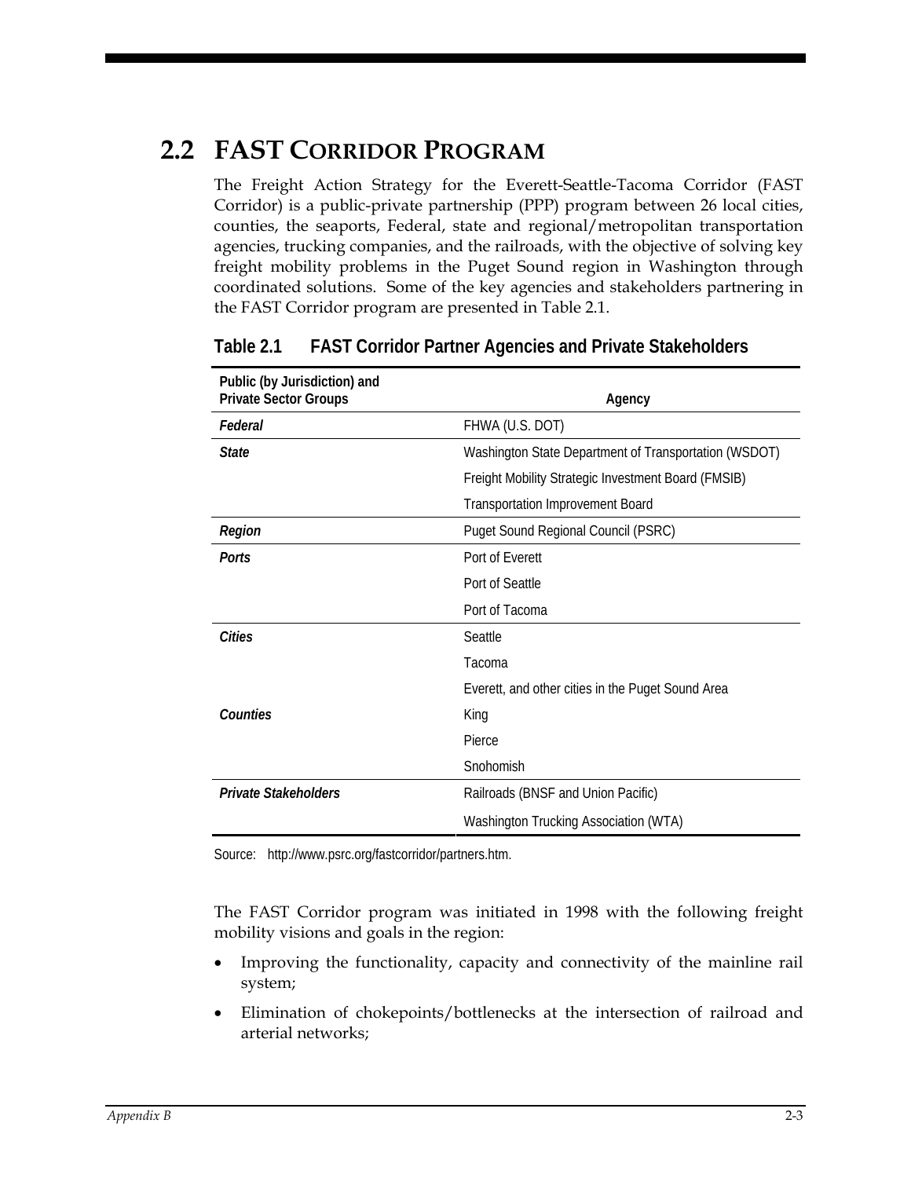## 2.2 FAST CORRIDOR PROGRAM

The Freight Action Strategy for the Everett-Seattle-Tacoma Corridor (FAST Corridor) is a public-private partnership (PPP) program between 26 local cities, counties, the seaports, Federal, state and regional/metropolitan transportation agencies, trucking companies, and the railroads, with the objective of solving key freight mobility problems in the Puget Sound region in Washington through coordinated solutions. Some of the key agencies and stakeholders partnering in the FAST Corridor program are presented in Table 2.1.

**Table 2.1 FAST Corridor Partner Agencies and Private Stakeholders**

| Public (by Jurisdiction) and Private Sector Groups | Agency |
|---|---|
| *Federal* | FHWA (U.S. DOT) |
| *State* | Washington State Department of Transportation (WSDOT) |
| | Freight Mobility Strategic Investment Board (FMSIB) |
| | Transportation Improvement Board |
| *Region* | Puget Sound Regional Council (PSRC) |
| *Ports* | Port of Everett |
| | Port of Seattle |
| | Port of Tacoma |
| *Cities* | Seattle |
| | Tacoma |
| | Everett, and other cities in the Puget Sound Area |
| *Counties* | King |
| | Pierce |
| | Snohomish |
| *Private Stakeholders* | Railroads (BNSF and Union Pacific) |
| | Washington Trucking Association (WTA) |

Source: http://www.psrc.org/fastcorridor/partners.htm.

The FAST Corridor program was initiated in 1998 with the following freight mobility visions and goals in the region:

- Improving the functionality, capacity and connectivity of the mainline rail system;
- Elimination of chokepoints/bottlenecks at the intersection of railroad and arterial networks;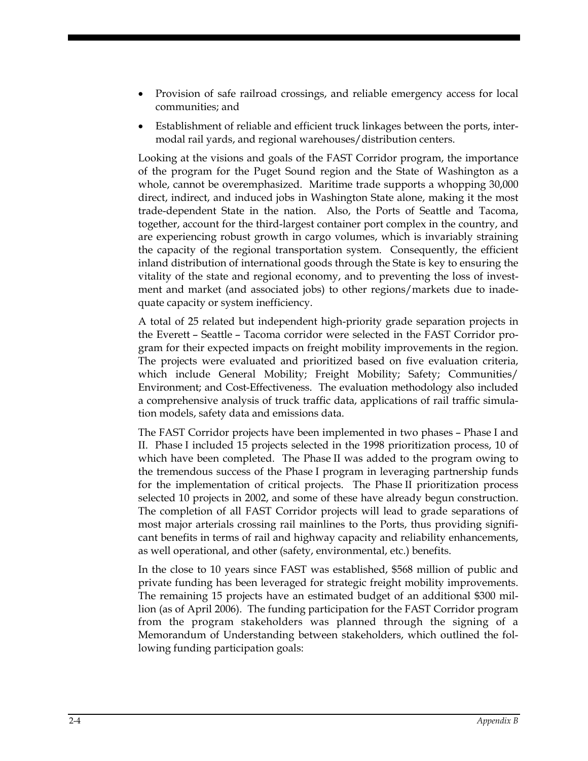- Provision of safe railroad crossings, and reliable emergency access for local communities; and
- Establishment of reliable and efficient truck linkages between the ports, intermodal rail yards, and regional warehouses/distribution centers.

Looking at the visions and goals of the FAST Corridor program, the importance of the program for the Puget Sound region and the State of Washington as a whole, cannot be overemphasized. Maritime trade supports a whopping 30,000 direct, indirect, and induced jobs in Washington State alone, making it the most trade-dependent State in the nation. Also, the Ports of Seattle and Tacoma, together, account for the third-largest container port complex in the country, and are experiencing robust growth in cargo volumes, which is invariably straining the capacity of the regional transportation system. Consequently, the efficient inland distribution of international goods through the State is key to ensuring the vitality of the state and regional economy, and to preventing the loss of investment and market (and associated jobs) to other regions/markets due to inadequate capacity or system inefficiency.

A total of 25 related but independent high-priority grade separation projects in the Everett – Seattle – Tacoma corridor were selected in the FAST Corridor program for their expected impacts on freight mobility improvements in the region. The projects were evaluated and prioritized based on five evaluation criteria, which include General Mobility; Freight Mobility; Safety; Communities/ Environment; and Cost-Effectiveness. The evaluation methodology also included a comprehensive analysis of truck traffic data, applications of rail traffic simulation models, safety data and emissions data.

The FAST Corridor projects have been implemented in two phases – Phase I and II. Phase I included 15 projects selected in the 1998 prioritization process, 10 of which have been completed. The Phase II was added to the program owing to the tremendous success of the Phase I program in leveraging partnership funds for the implementation of critical projects. The Phase II prioritization process selected 10 projects in 2002, and some of these have already begun construction. The completion of all FAST Corridor projects will lead to grade separations of most major arterials crossing rail mainlines to the Ports, thus providing significant benefits in terms of rail and highway capacity and reliability enhancements, as well operational, and other (safety, environmental, etc.) benefits.

In the close to 10 years since FAST was established, $568 million of public and private funding has been leveraged for strategic freight mobility improvements. The remaining 15 projects have an estimated budget of an additional $300 million (as of April 2006). The funding participation for the FAST Corridor program from the program stakeholders was planned through the signing of a Memorandum of Understanding between stakeholders, which outlined the following funding participation goals: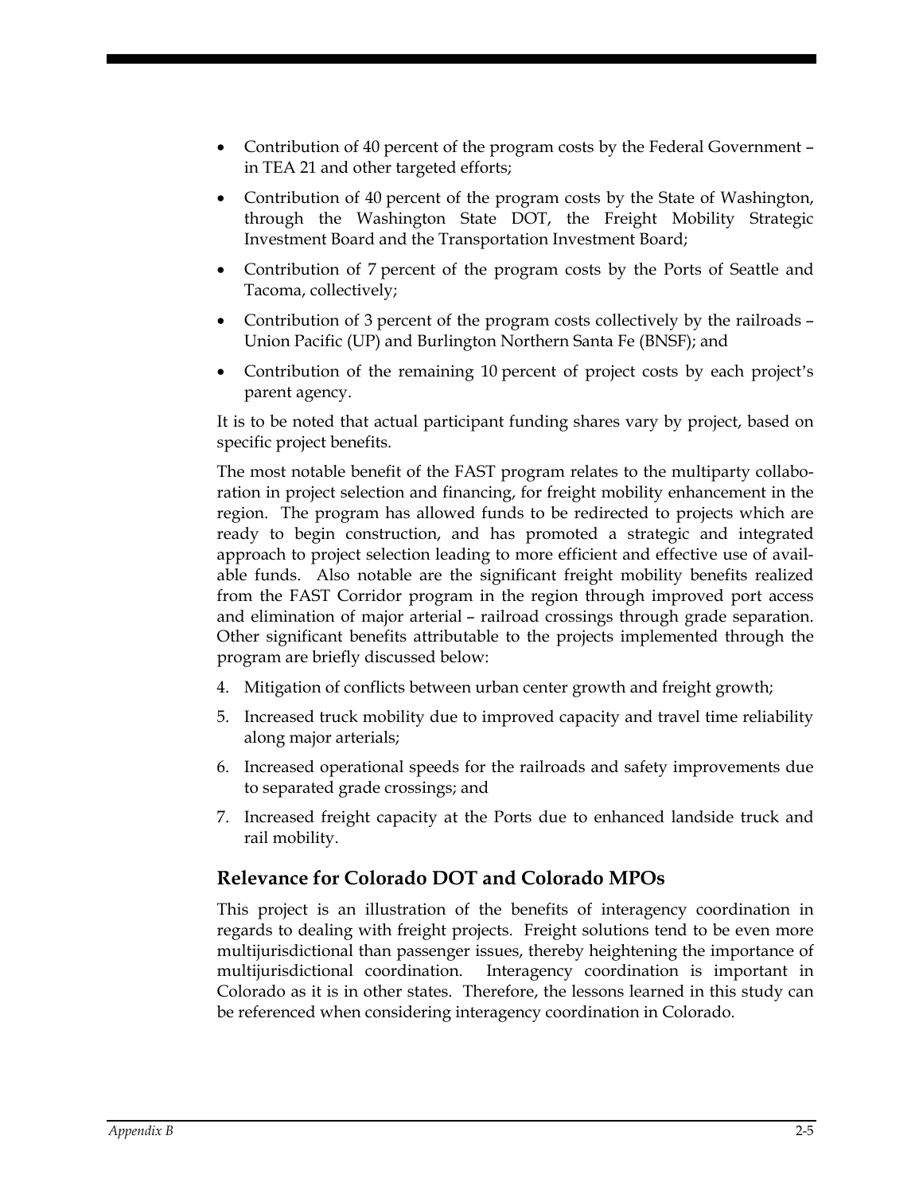- Contribution of 40 percent of the program costs by the Federal Government – in TEA 21 and other targeted efforts;
- Contribution of 40 percent of the program costs by the State of Washington, through the Washington State DOT, the Freight Mobility Strategic Investment Board and the Transportation Investment Board;
- Contribution of 7 percent of the program costs by the Ports of Seattle and Tacoma, collectively;
- Contribution of 3 percent of the program costs collectively by the railroads – Union Pacific (UP) and Burlington Northern Santa Fe (BNSF); and
- Contribution of the remaining 10 percent of project costs by each project's parent agency.

It is to be noted that actual participant funding shares vary by project, based on specific project benefits.

The most notable benefit of the FAST program relates to the multiparty collaboration in project selection and financing, for freight mobility enhancement in the region. The program has allowed funds to be redirected to projects which are ready to begin construction, and has promoted a strategic and integrated approach to project selection leading to more efficient and effective use of available funds. Also notable are the significant freight mobility benefits realized from the FAST Corridor program in the region through improved port access and elimination of major arterial – railroad crossings through grade separation. Other significant benefits attributable to the projects implemented through the program are briefly discussed below:

4. Mitigation of conflicts between urban center growth and freight growth;
5. Increased truck mobility due to improved capacity and travel time reliability along major arterials;
6. Increased operational speeds for the railroads and safety improvements due to separated grade crossings; and
7. Increased freight capacity at the Ports due to enhanced landside truck and rail mobility.

## Relevance for Colorado DOT and Colorado MPOs

This project is an illustration of the benefits of interagency coordination in regards to dealing with freight projects. Freight solutions tend to be even more multijurisdictional than passenger issues, thereby heightening the importance of multijurisdictional coordination. Interagency coordination is important in Colorado as it is in other states. Therefore, the lessons learned in this study can be referenced when considering interagency coordination in Colorado.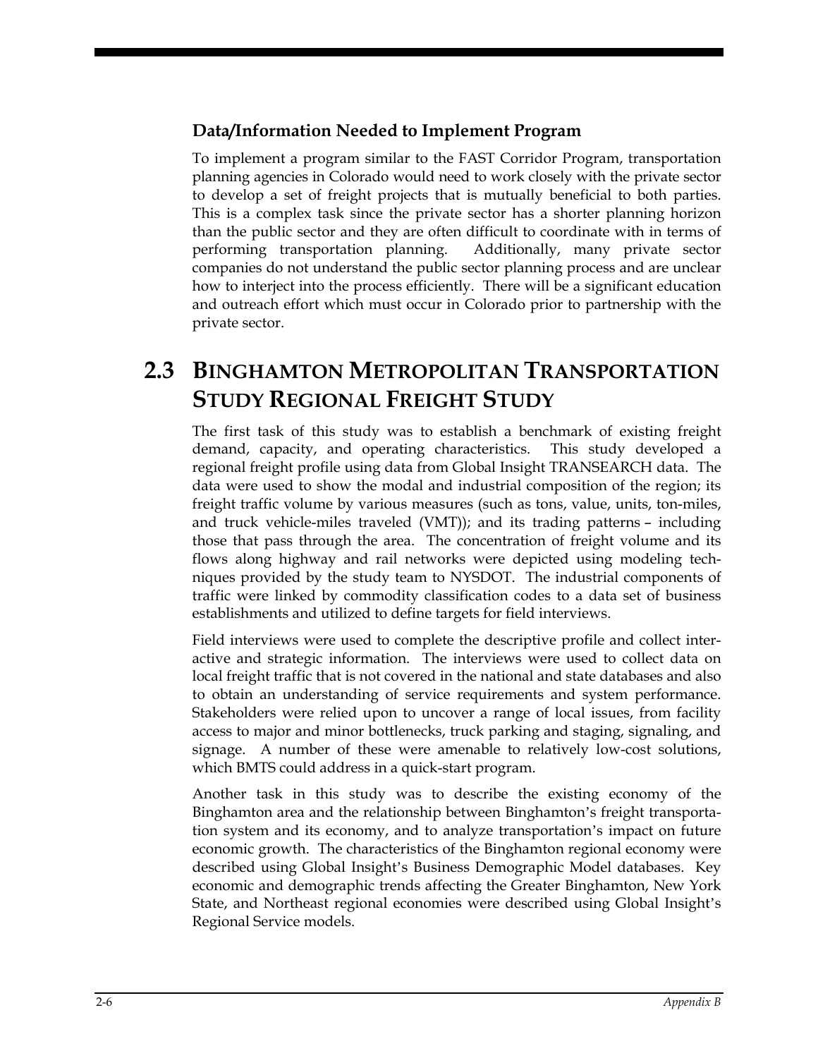### Data/Information Needed to Implement Program

To implement a program similar to the FAST Corridor Program, transportation planning agencies in Colorado would need to work closely with the private sector to develop a set of freight projects that is mutually beneficial to both parties. This is a complex task since the private sector has a shorter planning horizon than the public sector and they are often difficult to coordinate with in terms of performing transportation planning. Additionally, many private sector companies do not understand the public sector planning process and are unclear how to interject into the process efficiently. There will be a significant education and outreach effort which must occur in Colorado prior to partnership with the private sector.

## 2.3 Binghamton Metropolitan Transportation Study Regional Freight Study

The first task of this study was to establish a benchmark of existing freight demand, capacity, and operating characteristics. This study developed a regional freight profile using data from Global Insight TRANSEARCH data. The data were used to show the modal and industrial composition of the region; its freight traffic volume by various measures (such as tons, value, units, ton-miles, and truck vehicle-miles traveled (VMT)); and its trading patterns – including those that pass through the area. The concentration of freight volume and its flows along highway and rail networks were depicted using modeling techniques provided by the study team to NYSDOT. The industrial components of traffic were linked by commodity classification codes to a data set of business establishments and utilized to define targets for field interviews.

Field interviews were used to complete the descriptive profile and collect interactive and strategic information. The interviews were used to collect data on local freight traffic that is not covered in the national and state databases and also to obtain an understanding of service requirements and system performance. Stakeholders were relied upon to uncover a range of local issues, from facility access to major and minor bottlenecks, truck parking and staging, signaling, and signage. A number of these were amenable to relatively low-cost solutions, which BMTS could address in a quick-start program.

Another task in this study was to describe the existing economy of the Binghamton area and the relationship between Binghamton's freight transportation system and its economy, and to analyze transportation's impact on future economic growth. The characteristics of the Binghamton regional economy were described using Global Insight's Business Demographic Model databases. Key economic and demographic trends affecting the Greater Binghamton, New York State, and Northeast regional economies were described using Global Insight's Regional Service models.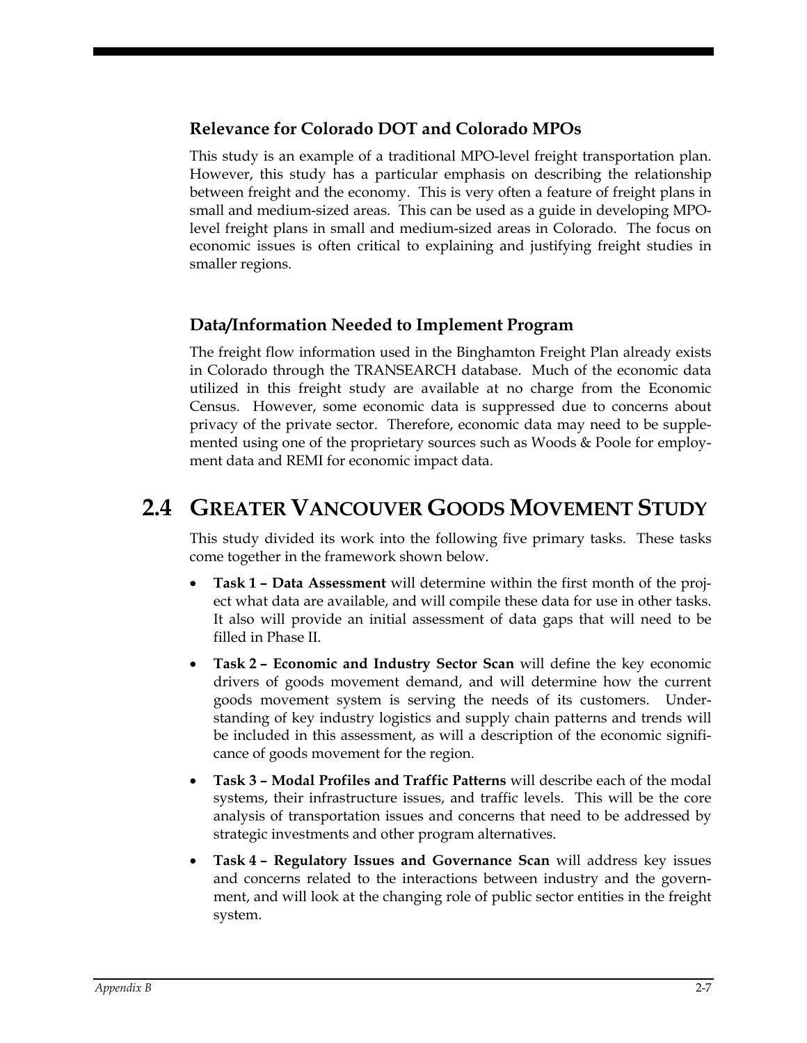### Relevance for Colorado DOT and Colorado MPOs

This study is an example of a traditional MPO-level freight transportation plan. However, this study has a particular emphasis on describing the relationship between freight and the economy. This is very often a feature of freight plans in small and medium-sized areas. This can be used as a guide in developing MPO-level freight plans in small and medium-sized areas in Colorado. The focus on economic issues is often critical to explaining and justifying freight studies in smaller regions.

### Data/Information Needed to Implement Program

The freight flow information used in the Binghamton Freight Plan already exists in Colorado through the TRANSEARCH database. Much of the economic data utilized in this freight study are available at no charge from the Economic Census. However, some economic data is suppressed due to concerns about privacy of the private sector. Therefore, economic data may need to be supplemented using one of the proprietary sources such as Woods & Poole for employment data and REMI for economic impact data.

## 2.4 Greater Vancouver Goods Movement Study

This study divided its work into the following five primary tasks. These tasks come together in the framework shown below.

- **Task 1 – Data Assessment** will determine within the first month of the project what data are available, and will compile these data for use in other tasks. It also will provide an initial assessment of data gaps that will need to be filled in Phase II.
- **Task 2 – Economic and Industry Sector Scan** will define the key economic drivers of goods movement demand, and will determine how the current goods movement system is serving the needs of its customers. Understanding of key industry logistics and supply chain patterns and trends will be included in this assessment, as will a description of the economic significance of goods movement for the region.
- **Task 3 – Modal Profiles and Traffic Patterns** will describe each of the modal systems, their infrastructure issues, and traffic levels. This will be the core analysis of transportation issues and concerns that need to be addressed by strategic investments and other program alternatives.
- **Task 4 – Regulatory Issues and Governance Scan** will address key issues and concerns related to the interactions between industry and the government, and will look at the changing role of public sector entities in the freight system.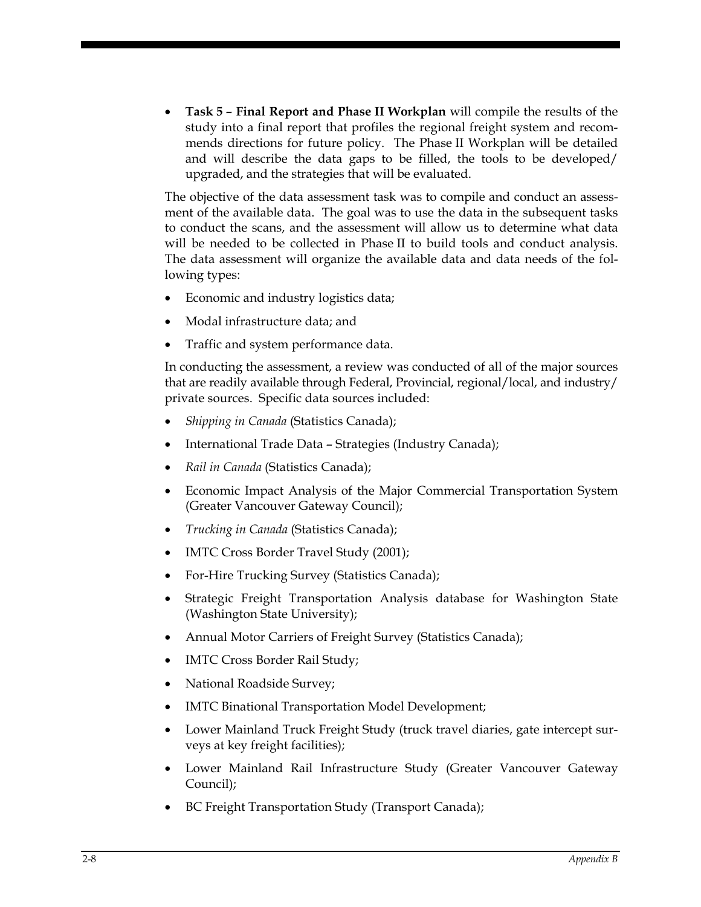- **Task 5 – Final Report and Phase II Workplan** will compile the results of the study into a final report that profiles the regional freight system and recommends directions for future policy. The Phase II Workplan will be detailed and will describe the data gaps to be filled, the tools to be developed/upgraded, and the strategies that will be evaluated.

The objective of the data assessment task was to compile and conduct an assessment of the available data. The goal was to use the data in the subsequent tasks to conduct the scans, and the assessment will allow us to determine what data will be needed to be collected in Phase II to build tools and conduct analysis. The data assessment will organize the available data and data needs of the following types:

- Economic and industry logistics data;
- Modal infrastructure data; and
- Traffic and system performance data.

In conducting the assessment, a review was conducted of all of the major sources that are readily available through Federal, Provincial, regional/local, and industry/private sources. Specific data sources included:

- *Shipping in Canada* (Statistics Canada);
- International Trade Data – Strategies (Industry Canada);
- *Rail in Canada* (Statistics Canada);
- Economic Impact Analysis of the Major Commercial Transportation System (Greater Vancouver Gateway Council);
- *Trucking in Canada* (Statistics Canada);
- IMTC Cross Border Travel Study (2001);
- For-Hire Trucking Survey (Statistics Canada);
- Strategic Freight Transportation Analysis database for Washington State (Washington State University);
- Annual Motor Carriers of Freight Survey (Statistics Canada);
- IMTC Cross Border Rail Study;
- National Roadside Survey;
- IMTC Binational Transportation Model Development;
- Lower Mainland Truck Freight Study (truck travel diaries, gate intercept surveys at key freight facilities);
- Lower Mainland Rail Infrastructure Study (Greater Vancouver Gateway Council);
- BC Freight Transportation Study (Transport Canada);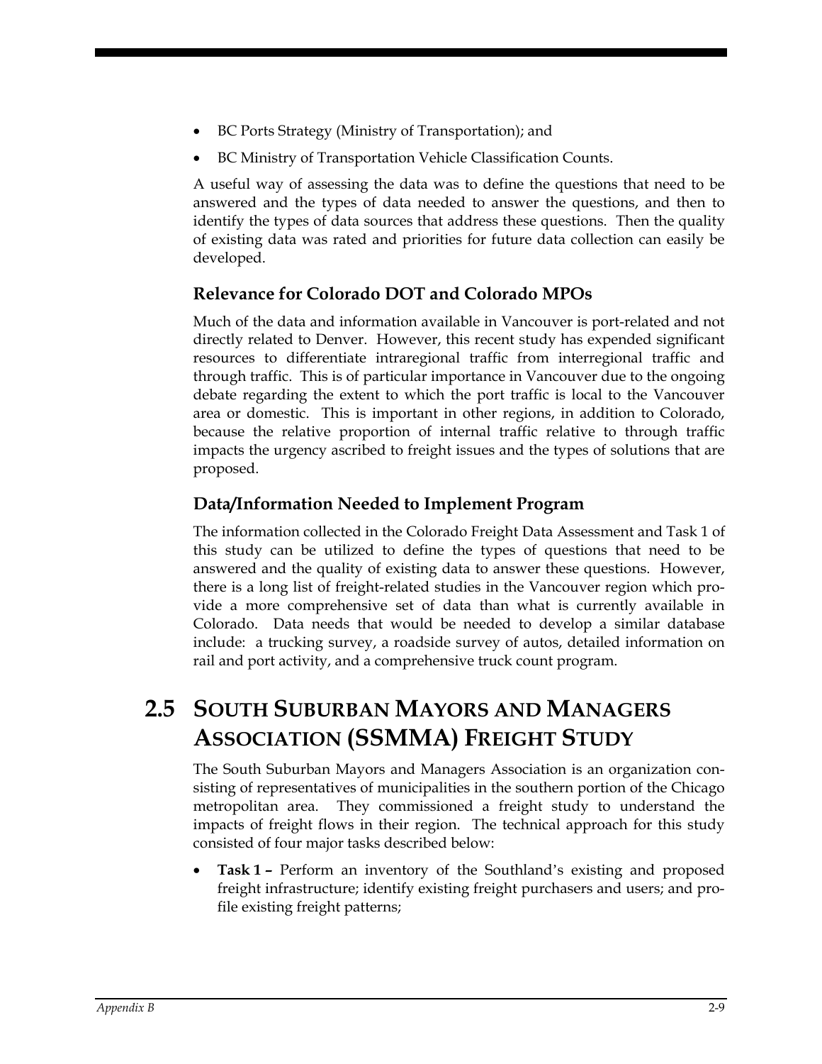- BC Ports Strategy (Ministry of Transportation); and
- BC Ministry of Transportation Vehicle Classification Counts.

A useful way of assessing the data was to define the questions that need to be answered and the types of data needed to answer the questions, and then to identify the types of data sources that address these questions. Then the quality of existing data was rated and priorities for future data collection can easily be developed.

### Relevance for Colorado DOT and Colorado MPOs

Much of the data and information available in Vancouver is port-related and not directly related to Denver. However, this recent study has expended significant resources to differentiate intraregional traffic from interregional traffic and through traffic. This is of particular importance in Vancouver due to the ongoing debate regarding the extent to which the port traffic is local to the Vancouver area or domestic. This is important in other regions, in addition to Colorado, because the relative proportion of internal traffic relative to through traffic impacts the urgency ascribed to freight issues and the types of solutions that are proposed.

### Data/Information Needed to Implement Program

The information collected in the Colorado Freight Data Assessment and Task 1 of this study can be utilized to define the types of questions that need to be answered and the quality of existing data to answer these questions. However, there is a long list of freight-related studies in the Vancouver region which provide a more comprehensive set of data than what is currently available in Colorado. Data needs that would be needed to develop a similar database include: a trucking survey, a roadside survey of autos, detailed information on rail and port activity, and a comprehensive truck count program.

## 2.5 South Suburban Mayors and Managers Association (SSMMA) Freight Study

The South Suburban Mayors and Managers Association is an organization consisting of representatives of municipalities in the southern portion of the Chicago metropolitan area. They commissioned a freight study to understand the impacts of freight flows in their region. The technical approach for this study consisted of four major tasks described below:

- **Task 1 –** Perform an inventory of the Southland's existing and proposed freight infrastructure; identify existing freight purchasers and users; and profile existing freight patterns;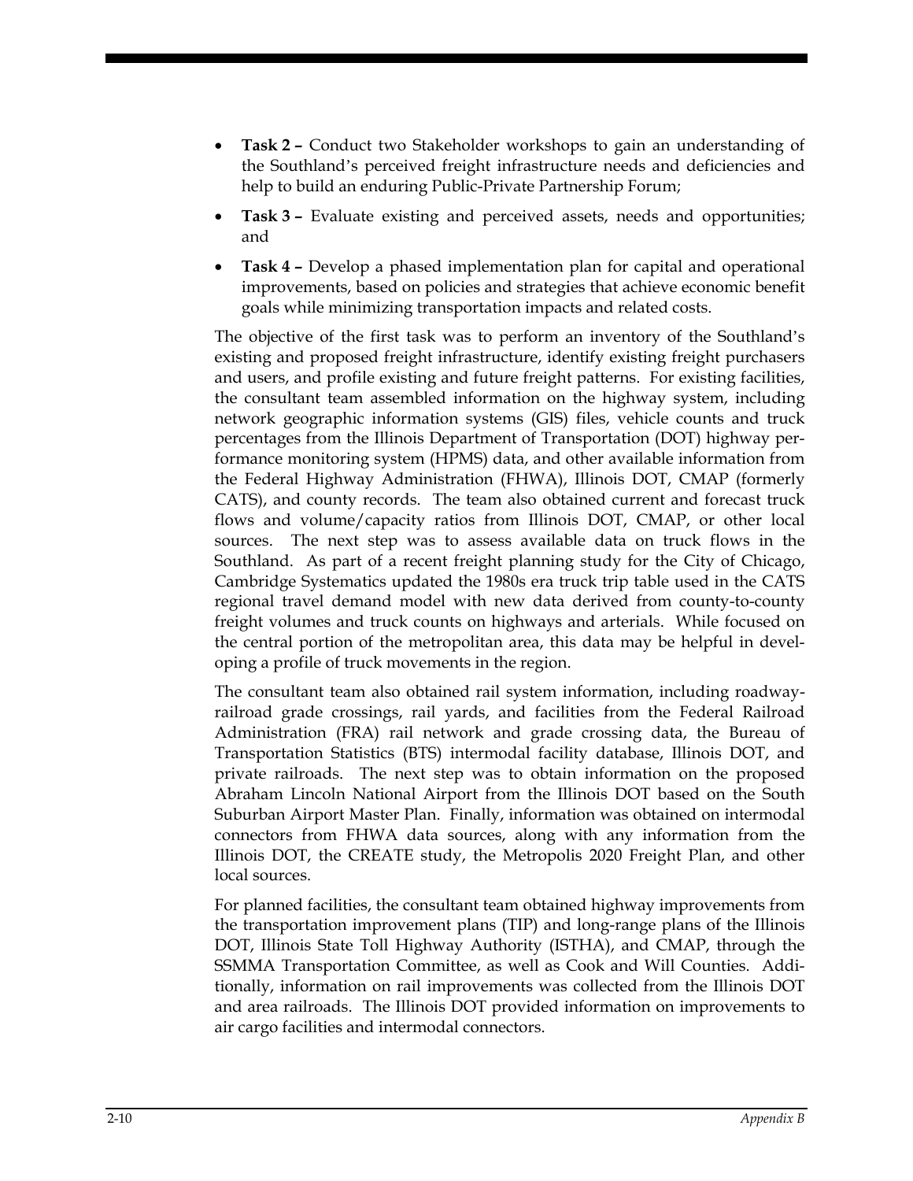- **Task 2 –** Conduct two Stakeholder workshops to gain an understanding of the Southland's perceived freight infrastructure needs and deficiencies and help to build an enduring Public-Private Partnership Forum;
- **Task 3 –** Evaluate existing and perceived assets, needs and opportunities; and
- **Task 4 –** Develop a phased implementation plan for capital and operational improvements, based on policies and strategies that achieve economic benefit goals while minimizing transportation impacts and related costs.

The objective of the first task was to perform an inventory of the Southland's existing and proposed freight infrastructure, identify existing freight purchasers and users, and profile existing and future freight patterns. For existing facilities, the consultant team assembled information on the highway system, including network geographic information systems (GIS) files, vehicle counts and truck percentages from the Illinois Department of Transportation (DOT) highway performance monitoring system (HPMS) data, and other available information from the Federal Highway Administration (FHWA), Illinois DOT, CMAP (formerly CATS), and county records. The team also obtained current and forecast truck flows and volume/capacity ratios from Illinois DOT, CMAP, or other local sources. The next step was to assess available data on truck flows in the Southland. As part of a recent freight planning study for the City of Chicago, Cambridge Systematics updated the 1980s era truck trip table used in the CATS regional travel demand model with new data derived from county-to-county freight volumes and truck counts on highways and arterials. While focused on the central portion of the metropolitan area, this data may be helpful in developing a profile of truck movements in the region.

The consultant team also obtained rail system information, including roadway-railroad grade crossings, rail yards, and facilities from the Federal Railroad Administration (FRA) rail network and grade crossing data, the Bureau of Transportation Statistics (BTS) intermodal facility database, Illinois DOT, and private railroads. The next step was to obtain information on the proposed Abraham Lincoln National Airport from the Illinois DOT based on the South Suburban Airport Master Plan. Finally, information was obtained on intermodal connectors from FHWA data sources, along with any information from the Illinois DOT, the CREATE study, the Metropolis 2020 Freight Plan, and other local sources.

For planned facilities, the consultant team obtained highway improvements from the transportation improvement plans (TIP) and long-range plans of the Illinois DOT, Illinois State Toll Highway Authority (ISTHA), and CMAP, through the SSMMA Transportation Committee, as well as Cook and Will Counties. Additionally, information on rail improvements was collected from the Illinois DOT and area railroads. The Illinois DOT provided information on improvements to air cargo facilities and intermodal connectors.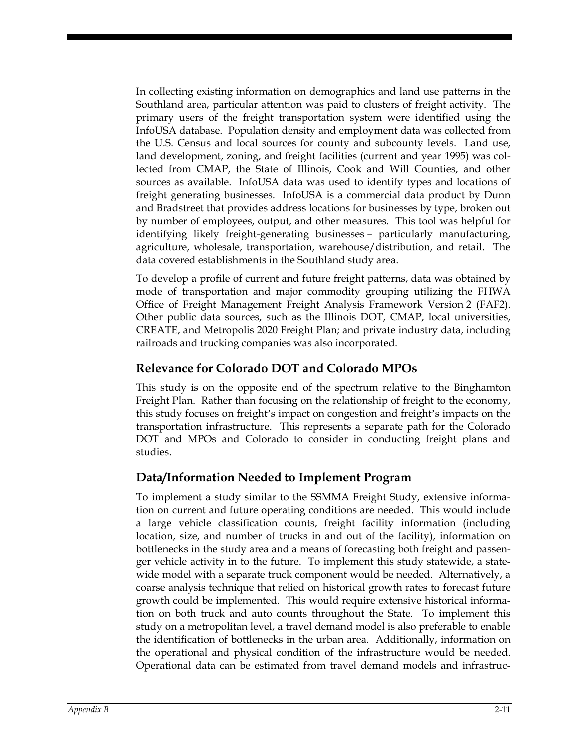In collecting existing information on demographics and land use patterns in the Southland area, particular attention was paid to clusters of freight activity. The primary users of the freight transportation system were identified using the InfoUSA database. Population density and employment data was collected from the U.S. Census and local sources for county and subcounty levels. Land use, land development, zoning, and freight facilities (current and year 1995) was collected from CMAP, the State of Illinois, Cook and Will Counties, and other sources as available. InfoUSA data was used to identify types and locations of freight generating businesses. InfoUSA is a commercial data product by Dunn and Bradstreet that provides address locations for businesses by type, broken out by number of employees, output, and other measures. This tool was helpful for identifying likely freight-generating businesses – particularly manufacturing, agriculture, wholesale, transportation, warehouse/distribution, and retail. The data covered establishments in the Southland study area.

To develop a profile of current and future freight patterns, data was obtained by mode of transportation and major commodity grouping utilizing the FHWA Office of Freight Management Freight Analysis Framework Version 2 (FAF2). Other public data sources, such as the Illinois DOT, CMAP, local universities, CREATE, and Metropolis 2020 Freight Plan; and private industry data, including railroads and trucking companies was also incorporated.

## Relevance for Colorado DOT and Colorado MPOs

This study is on the opposite end of the spectrum relative to the Binghamton Freight Plan. Rather than focusing on the relationship of freight to the economy, this study focuses on freight's impact on congestion and freight's impacts on the transportation infrastructure. This represents a separate path for the Colorado DOT and MPOs and Colorado to consider in conducting freight plans and studies.

## Data/Information Needed to Implement Program

To implement a study similar to the SSMMA Freight Study, extensive information on current and future operating conditions are needed. This would include a large vehicle classification counts, freight facility information (including location, size, and number of trucks in and out of the facility), information on bottlenecks in the study area and a means of forecasting both freight and passenger vehicle activity in to the future. To implement this study statewide, a statewide model with a separate truck component would be needed. Alternatively, a coarse analysis technique that relied on historical growth rates to forecast future growth could be implemented. This would require extensive historical information on both truck and auto counts throughout the State. To implement this study on a metropolitan level, a travel demand model is also preferable to enable the identification of bottlenecks in the urban area. Additionally, information on the operational and physical condition of the infrastructure would be needed. Operational data can be estimated from travel demand models and infrastruc-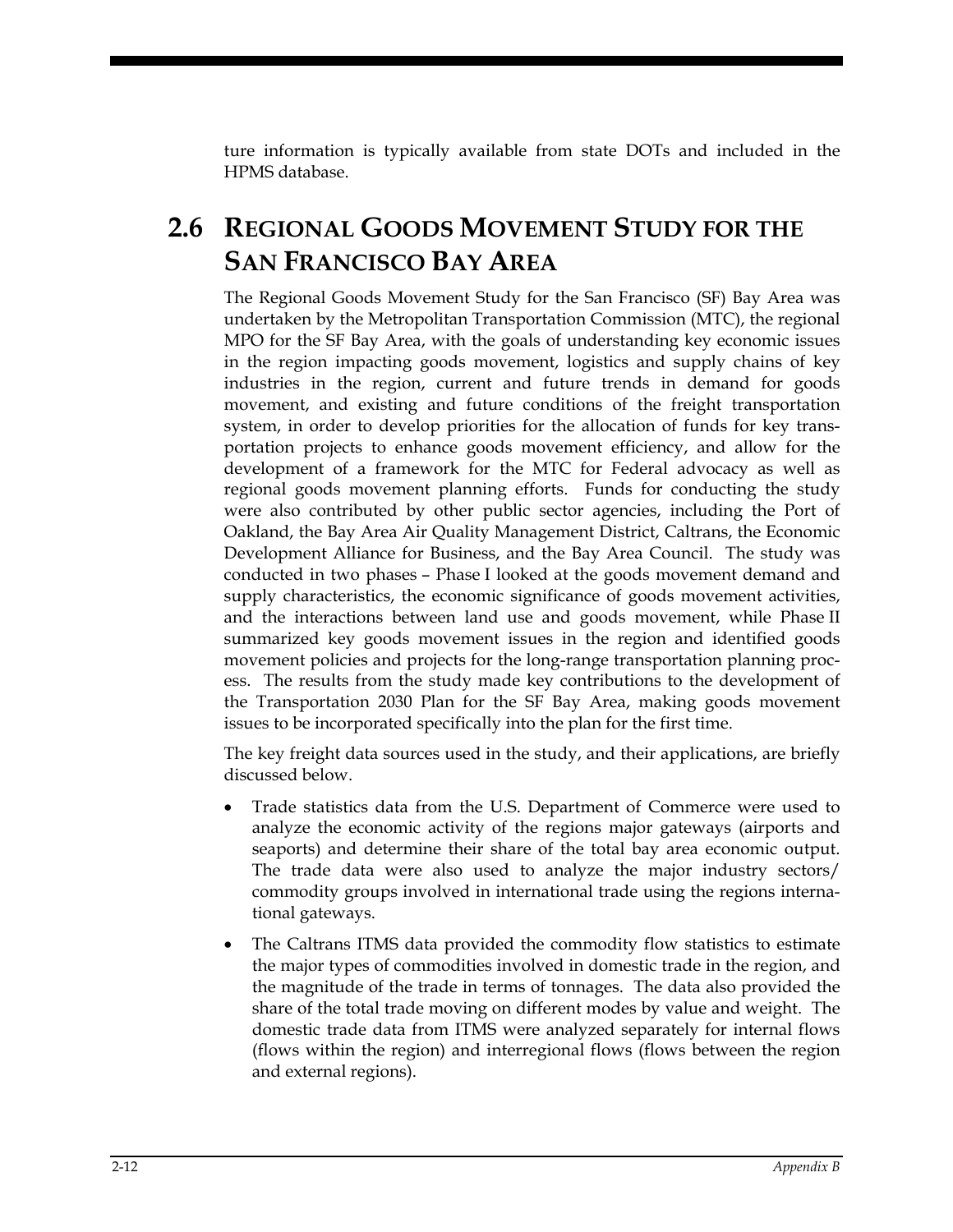ture information is typically available from state DOTs and included in the HPMS database.

## 2.6 Regional Goods Movement Study for the San Francisco Bay Area

The Regional Goods Movement Study for the San Francisco (SF) Bay Area was undertaken by the Metropolitan Transportation Commission (MTC), the regional MPO for the SF Bay Area, with the goals of understanding key economic issues in the region impacting goods movement, logistics and supply chains of key industries in the region, current and future trends in demand for goods movement, and existing and future conditions of the freight transportation system, in order to develop priorities for the allocation of funds for key transportation projects to enhance goods movement efficiency, and allow for the development of a framework for the MTC for Federal advocacy as well as regional goods movement planning efforts. Funds for conducting the study were also contributed by other public sector agencies, including the Port of Oakland, the Bay Area Air Quality Management District, Caltrans, the Economic Development Alliance for Business, and the Bay Area Council. The study was conducted in two phases – Phase I looked at the goods movement demand and supply characteristics, the economic significance of goods movement activities, and the interactions between land use and goods movement, while Phase II summarized key goods movement issues in the region and identified goods movement policies and projects for the long-range transportation planning process. The results from the study made key contributions to the development of the Transportation 2030 Plan for the SF Bay Area, making goods movement issues to be incorporated specifically into the plan for the first time.

The key freight data sources used in the study, and their applications, are briefly discussed below.

- Trade statistics data from the U.S. Department of Commerce were used to analyze the economic activity of the regions major gateways (airports and seaports) and determine their share of the total bay area economic output. The trade data were also used to analyze the major industry sectors/ commodity groups involved in international trade using the regions international gateways.
- The Caltrans ITMS data provided the commodity flow statistics to estimate the major types of commodities involved in domestic trade in the region, and the magnitude of the trade in terms of tonnages. The data also provided the share of the total trade moving on different modes by value and weight. The domestic trade data from ITMS were analyzed separately for internal flows (flows within the region) and interregional flows (flows between the region and external regions).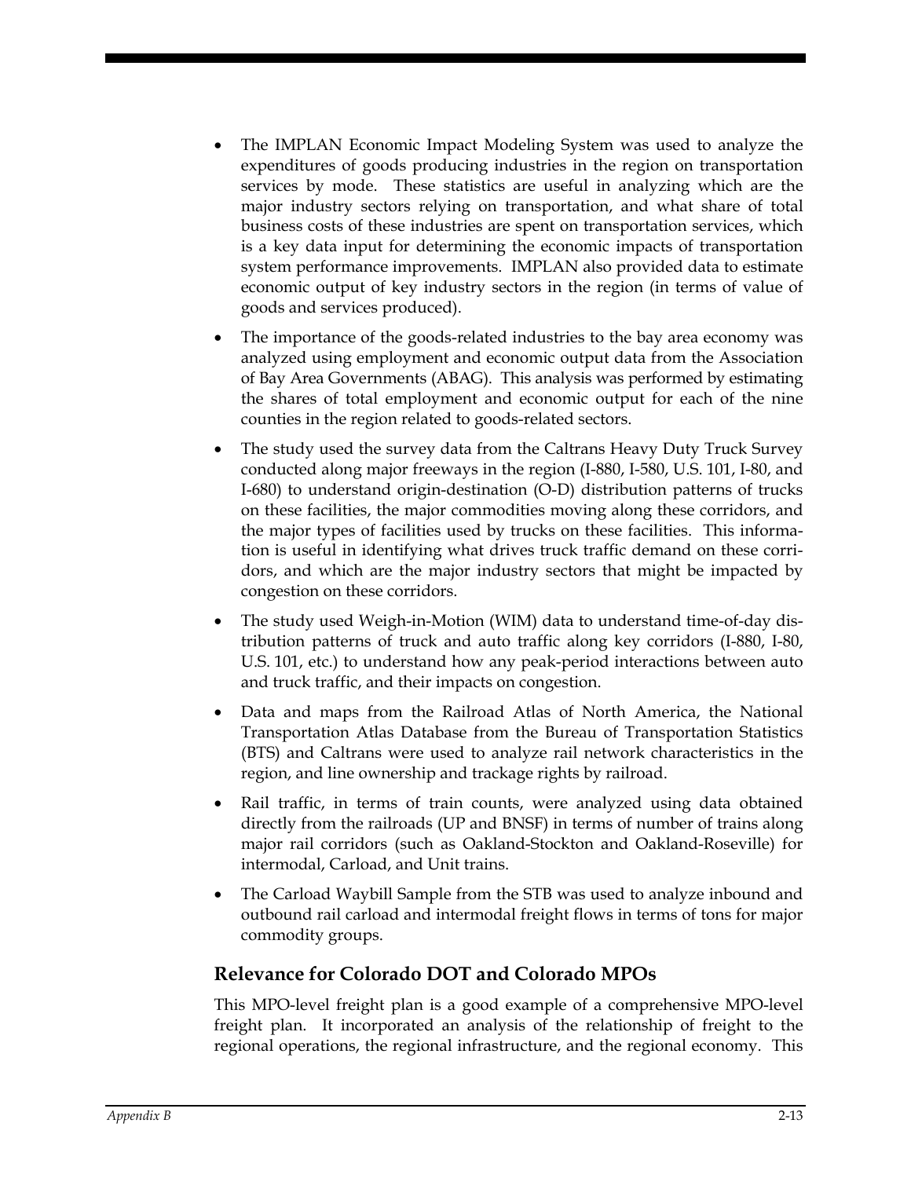- The IMPLAN Economic Impact Modeling System was used to analyze the expenditures of goods producing industries in the region on transportation services by mode. These statistics are useful in analyzing which are the major industry sectors relying on transportation, and what share of total business costs of these industries are spent on transportation services, which is a key data input for determining the economic impacts of transportation system performance improvements. IMPLAN also provided data to estimate economic output of key industry sectors in the region (in terms of value of goods and services produced).
- The importance of the goods-related industries to the bay area economy was analyzed using employment and economic output data from the Association of Bay Area Governments (ABAG). This analysis was performed by estimating the shares of total employment and economic output for each of the nine counties in the region related to goods-related sectors.
- The study used the survey data from the Caltrans Heavy Duty Truck Survey conducted along major freeways in the region (I-880, I-580, U.S. 101, I-80, and I-680) to understand origin-destination (O-D) distribution patterns of trucks on these facilities, the major commodities moving along these corridors, and the major types of facilities used by trucks on these facilities. This information is useful in identifying what drives truck traffic demand on these corridors, and which are the major industry sectors that might be impacted by congestion on these corridors.
- The study used Weigh-in-Motion (WIM) data to understand time-of-day distribution patterns of truck and auto traffic along key corridors (I-880, I-80, U.S. 101, etc.) to understand how any peak-period interactions between auto and truck traffic, and their impacts on congestion.
- Data and maps from the Railroad Atlas of North America, the National Transportation Atlas Database from the Bureau of Transportation Statistics (BTS) and Caltrans were used to analyze rail network characteristics in the region, and line ownership and trackage rights by railroad.
- Rail traffic, in terms of train counts, were analyzed using data obtained directly from the railroads (UP and BNSF) in terms of number of trains along major rail corridors (such as Oakland-Stockton and Oakland-Roseville) for intermodal, Carload, and Unit trains.
- The Carload Waybill Sample from the STB was used to analyze inbound and outbound rail carload and intermodal freight flows in terms of tons for major commodity groups.

### Relevance for Colorado DOT and Colorado MPOs

This MPO-level freight plan is a good example of a comprehensive MPO-level freight plan. It incorporated an analysis of the relationship of freight to the regional operations, the regional infrastructure, and the regional economy. This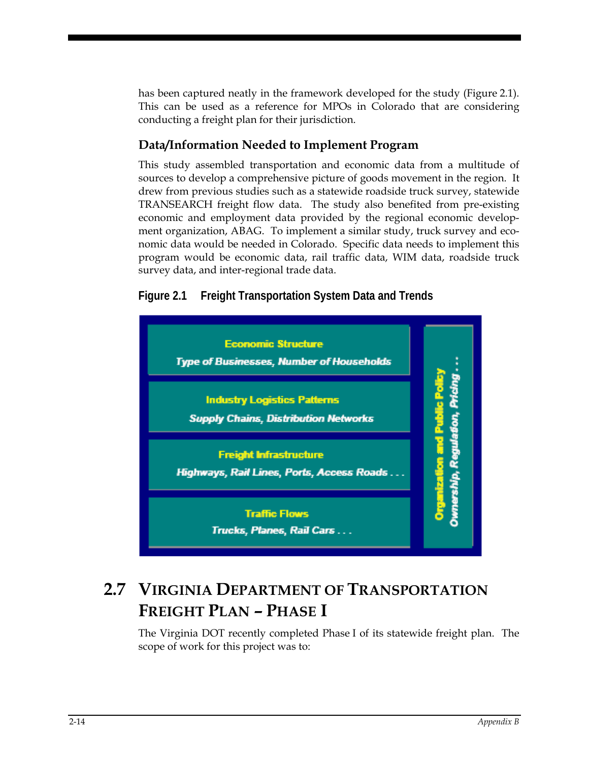has been captured neatly in the framework developed for the study (Figure 2.1). This can be used as a reference for MPOs in Colorado that are considering conducting a freight plan for their jurisdiction.

### Data/Information Needed to Implement Program

This study assembled transportation and economic data from a multitude of sources to develop a comprehensive picture of goods movement in the region. It drew from previous studies such as a statewide roadside truck survey, statewide TRANSEARCH freight flow data. The study also benefited from pre-existing economic and employment data provided by the regional economic development organization, ABAG. To implement a similar study, truck survey and economic data would be needed in Colorado. Specific data needs to implement this program would be economic data, rail traffic data, WIM data, roadside truck survey data, and inter-regional trade data.

**Figure 2.1 Freight Transportation System Data and Trends**

**Economic Structure**
*Type of Businesses, Number of Households*

**Industry Logistics Patterns**
*Supply Chains, Distribution Networks*

**Freight Infrastructure**
*Highways, Rail Lines, Ports, Access Roads . . .*

**Traffic Flows**
*Trucks, Planes, Rail Cars . . .*

**Organization and Public Policy**
*Ownership, Regulation, Pricing . . .*

## 2.7 Virginia Department of Transportation Freight Plan – Phase I

The Virginia DOT recently completed Phase I of its statewide freight plan. The scope of work for this project was to: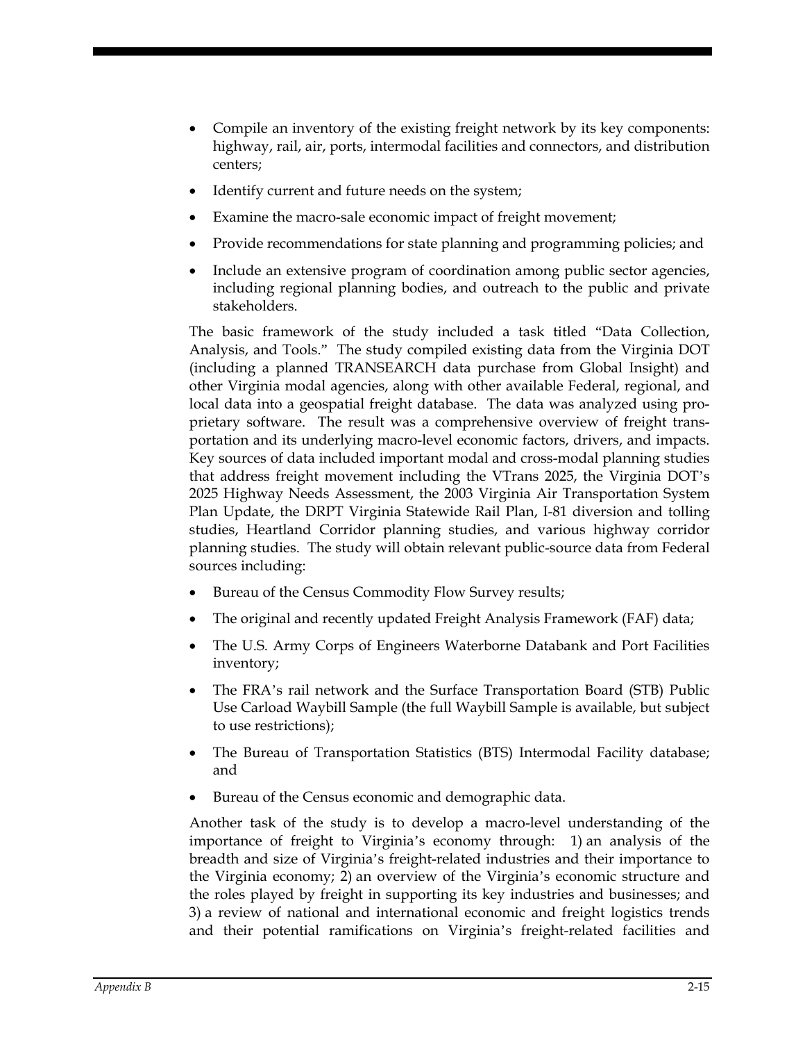- Compile an inventory of the existing freight network by its key components: highway, rail, air, ports, intermodal facilities and connectors, and distribution centers;
- Identify current and future needs on the system;
- Examine the macro-sale economic impact of freight movement;
- Provide recommendations for state planning and programming policies; and
- Include an extensive program of coordination among public sector agencies, including regional planning bodies, and outreach to the public and private stakeholders.

The basic framework of the study included a task titled "Data Collection, Analysis, and Tools." The study compiled existing data from the Virginia DOT (including a planned TRANSEARCH data purchase from Global Insight) and other Virginia modal agencies, along with other available Federal, regional, and local data into a geospatial freight database. The data was analyzed using proprietary software. The result was a comprehensive overview of freight transportation and its underlying macro-level economic factors, drivers, and impacts. Key sources of data included important modal and cross-modal planning studies that address freight movement including the VTrans 2025, the Virginia DOT's 2025 Highway Needs Assessment, the 2003 Virginia Air Transportation System Plan Update, the DRPT Virginia Statewide Rail Plan, I-81 diversion and tolling studies, Heartland Corridor planning studies, and various highway corridor planning studies. The study will obtain relevant public-source data from Federal sources including:

- Bureau of the Census Commodity Flow Survey results;
- The original and recently updated Freight Analysis Framework (FAF) data;
- The U.S. Army Corps of Engineers Waterborne Databank and Port Facilities inventory;
- The FRA's rail network and the Surface Transportation Board (STB) Public Use Carload Waybill Sample (the full Waybill Sample is available, but subject to use restrictions);
- The Bureau of Transportation Statistics (BTS) Intermodal Facility database; and
- Bureau of the Census economic and demographic data.

Another task of the study is to develop a macro-level understanding of the importance of freight to Virginia's economy through: 1) an analysis of the breadth and size of Virginia's freight-related industries and their importance to the Virginia economy; 2) an overview of the Virginia's economic structure and the roles played by freight in supporting its key industries and businesses; and 3) a review of national and international economic and freight logistics trends and their potential ramifications on Virginia's freight-related facilities and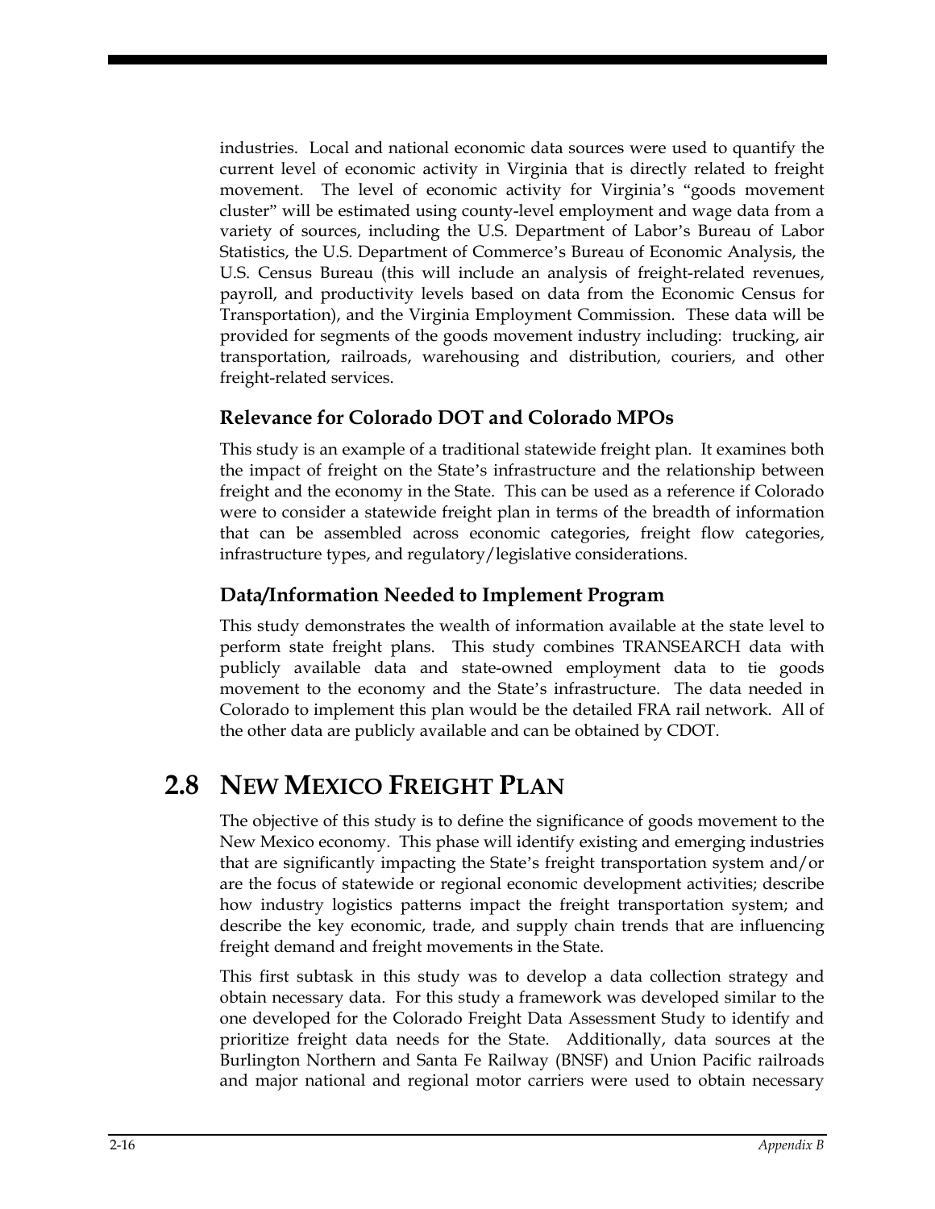industries. Local and national economic data sources were used to quantify the current level of economic activity in Virginia that is directly related to freight movement. The level of economic activity for Virginia's "goods movement cluster" will be estimated using county-level employment and wage data from a variety of sources, including the U.S. Department of Labor's Bureau of Labor Statistics, the U.S. Department of Commerce's Bureau of Economic Analysis, the U.S. Census Bureau (this will include an analysis of freight-related revenues, payroll, and productivity levels based on data from the Economic Census for Transportation), and the Virginia Employment Commission. These data will be provided for segments of the goods movement industry including: trucking, air transportation, railroads, warehousing and distribution, couriers, and other freight-related services.

### Relevance for Colorado DOT and Colorado MPOs

This study is an example of a traditional statewide freight plan. It examines both the impact of freight on the State's infrastructure and the relationship between freight and the economy in the State. This can be used as a reference if Colorado were to consider a statewide freight plan in terms of the breadth of information that can be assembled across economic categories, freight flow categories, infrastructure types, and regulatory/legislative considerations.

### Data/Information Needed to Implement Program

This study demonstrates the wealth of information available at the state level to perform state freight plans. This study combines TRANSEARCH data with publicly available data and state-owned employment data to tie goods movement to the economy and the State's infrastructure. The data needed in Colorado to implement this plan would be the detailed FRA rail network. All of the other data are publicly available and can be obtained by CDOT.

## 2.8 New Mexico Freight Plan

The objective of this study is to define the significance of goods movement to the New Mexico economy. This phase will identify existing and emerging industries that are significantly impacting the State's freight transportation system and/or are the focus of statewide or regional economic development activities; describe how industry logistics patterns impact the freight transportation system; and describe the key economic, trade, and supply chain trends that are influencing freight demand and freight movements in the State.

This first subtask in this study was to develop a data collection strategy and obtain necessary data. For this study a framework was developed similar to the one developed for the Colorado Freight Data Assessment Study to identify and prioritize freight data needs for the State. Additionally, data sources at the Burlington Northern and Santa Fe Railway (BNSF) and Union Pacific railroads and major national and regional motor carriers were used to obtain necessary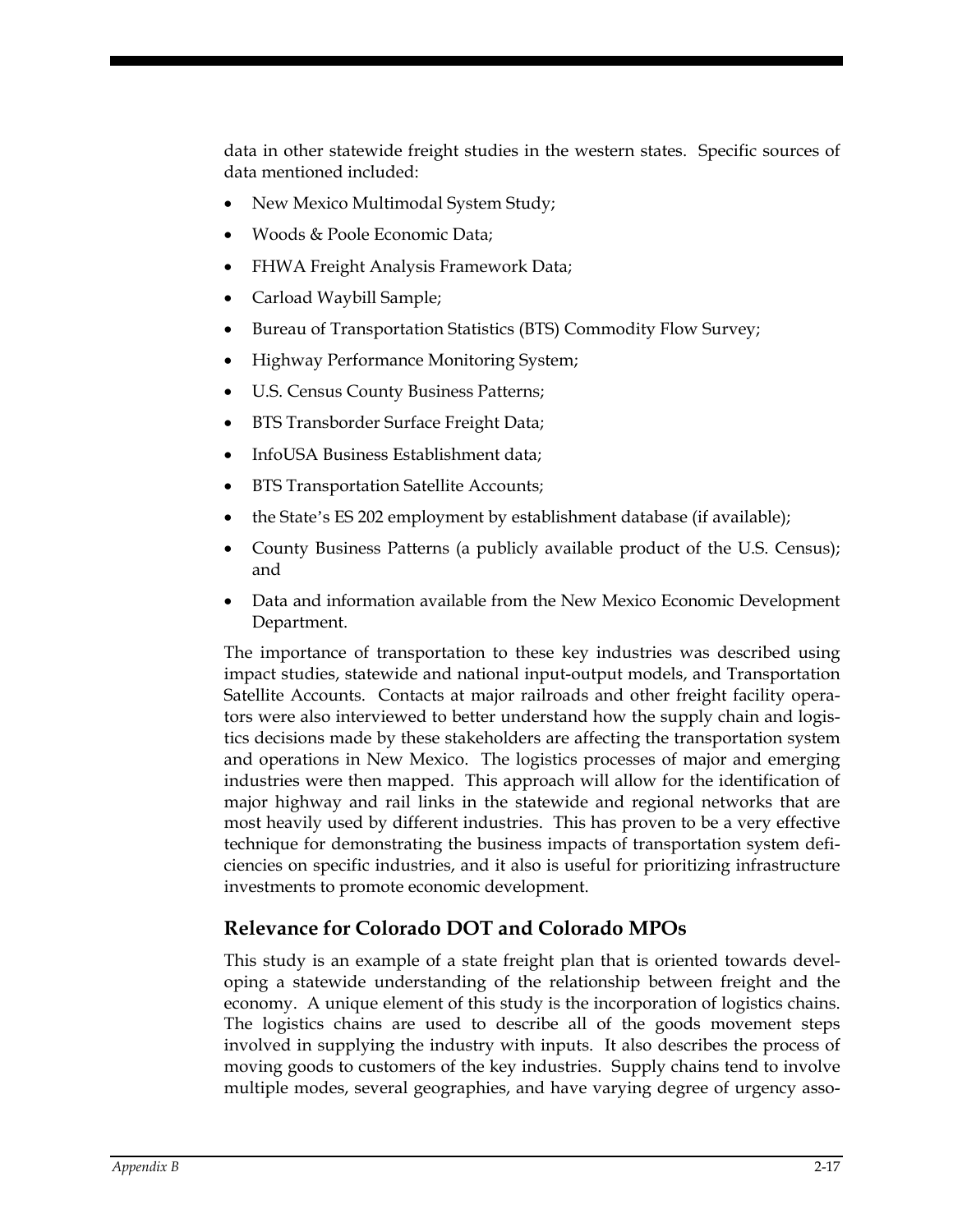data in other statewide freight studies in the western states. Specific sources of data mentioned included:

- New Mexico Multimodal System Study;
- Woods & Poole Economic Data;
- FHWA Freight Analysis Framework Data;
- Carload Waybill Sample;
- Bureau of Transportation Statistics (BTS) Commodity Flow Survey;
- Highway Performance Monitoring System;
- U.S. Census County Business Patterns;
- BTS Transborder Surface Freight Data;
- InfoUSA Business Establishment data;
- BTS Transportation Satellite Accounts;
- the State's ES 202 employment by establishment database (if available);
- County Business Patterns (a publicly available product of the U.S. Census); and
- Data and information available from the New Mexico Economic Development Department.

The importance of transportation to these key industries was described using impact studies, statewide and national input-output models, and Transportation Satellite Accounts. Contacts at major railroads and other freight facility operators were also interviewed to better understand how the supply chain and logistics decisions made by these stakeholders are affecting the transportation system and operations in New Mexico. The logistics processes of major and emerging industries were then mapped. This approach will allow for the identification of major highway and rail links in the statewide and regional networks that are most heavily used by different industries. This has proven to be a very effective technique for demonstrating the business impacts of transportation system deficiencies on specific industries, and it also is useful for prioritizing infrastructure investments to promote economic development.

## Relevance for Colorado DOT and Colorado MPOs

This study is an example of a state freight plan that is oriented towards developing a statewide understanding of the relationship between freight and the economy. A unique element of this study is the incorporation of logistics chains. The logistics chains are used to describe all of the goods movement steps involved in supplying the industry with inputs. It also describes the process of moving goods to customers of the key industries. Supply chains tend to involve multiple modes, several geographies, and have varying degree of urgency asso-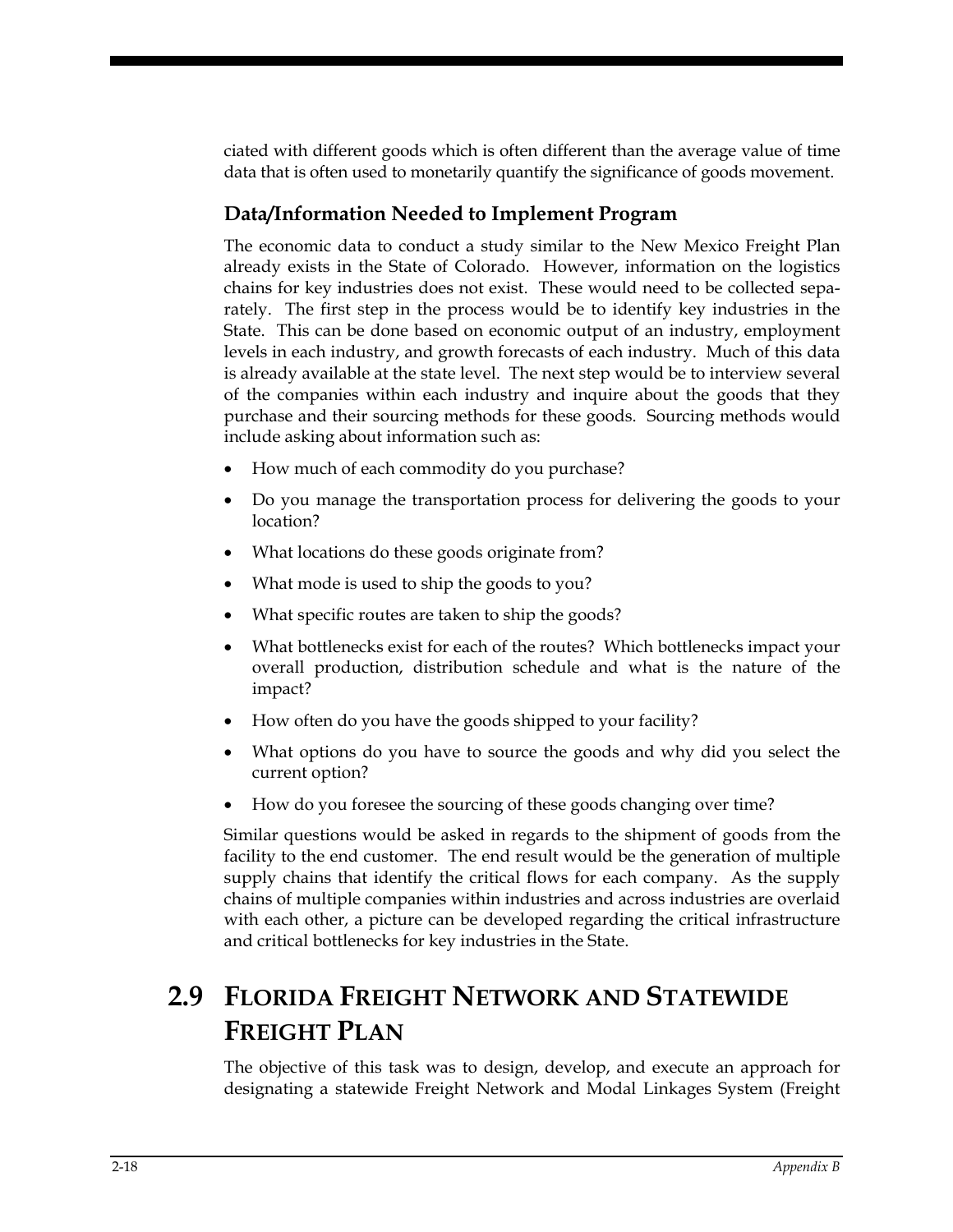ciated with different goods which is often different than the average value of time data that is often used to monetarily quantify the significance of goods movement.

### Data/Information Needed to Implement Program

The economic data to conduct a study similar to the New Mexico Freight Plan already exists in the State of Colorado. However, information on the logistics chains for key industries does not exist. These would need to be collected separately. The first step in the process would be to identify key industries in the State. This can be done based on economic output of an industry, employment levels in each industry, and growth forecasts of each industry. Much of this data is already available at the state level. The next step would be to interview several of the companies within each industry and inquire about the goods that they purchase and their sourcing methods for these goods. Sourcing methods would include asking about information such as:

- How much of each commodity do you purchase?
- Do you manage the transportation process for delivering the goods to your location?
- What locations do these goods originate from?
- What mode is used to ship the goods to you?
- What specific routes are taken to ship the goods?
- What bottlenecks exist for each of the routes? Which bottlenecks impact your overall production, distribution schedule and what is the nature of the impact?
- How often do you have the goods shipped to your facility?
- What options do you have to source the goods and why did you select the current option?
- How do you foresee the sourcing of these goods changing over time?

Similar questions would be asked in regards to the shipment of goods from the facility to the end customer. The end result would be the generation of multiple supply chains that identify the critical flows for each company. As the supply chains of multiple companies within industries and across industries are overlaid with each other, a picture can be developed regarding the critical infrastructure and critical bottlenecks for key industries in the State.

## 2.9 Florida Freight Network and Statewide Freight Plan

The objective of this task was to design, develop, and execute an approach for designating a statewide Freight Network and Modal Linkages System (Freight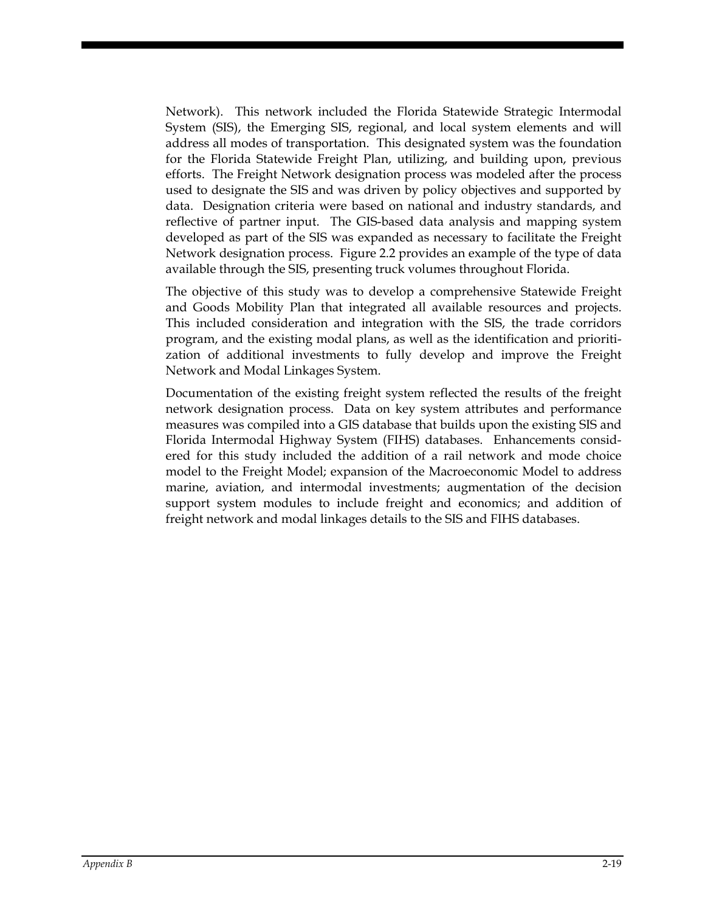Network). This network included the Florida Statewide Strategic Intermodal System (SIS), the Emerging SIS, regional, and local system elements and will address all modes of transportation. This designated system was the foundation for the Florida Statewide Freight Plan, utilizing, and building upon, previous efforts. The Freight Network designation process was modeled after the process used to designate the SIS and was driven by policy objectives and supported by data. Designation criteria were based on national and industry standards, and reflective of partner input. The GIS-based data analysis and mapping system developed as part of the SIS was expanded as necessary to facilitate the Freight Network designation process. Figure 2.2 provides an example of the type of data available through the SIS, presenting truck volumes throughout Florida.

The objective of this study was to develop a comprehensive Statewide Freight and Goods Mobility Plan that integrated all available resources and projects. This included consideration and integration with the SIS, the trade corridors program, and the existing modal plans, as well as the identification and prioritization of additional investments to fully develop and improve the Freight Network and Modal Linkages System.

Documentation of the existing freight system reflected the results of the freight network designation process. Data on key system attributes and performance measures was compiled into a GIS database that builds upon the existing SIS and Florida Intermodal Highway System (FIHS) databases. Enhancements considered for this study included the addition of a rail network and mode choice model to the Freight Model; expansion of the Macroeconomic Model to address marine, aviation, and intermodal investments; augmentation of the decision support system modules to include freight and economics; and addition of freight network and modal linkages details to the SIS and FIHS databases.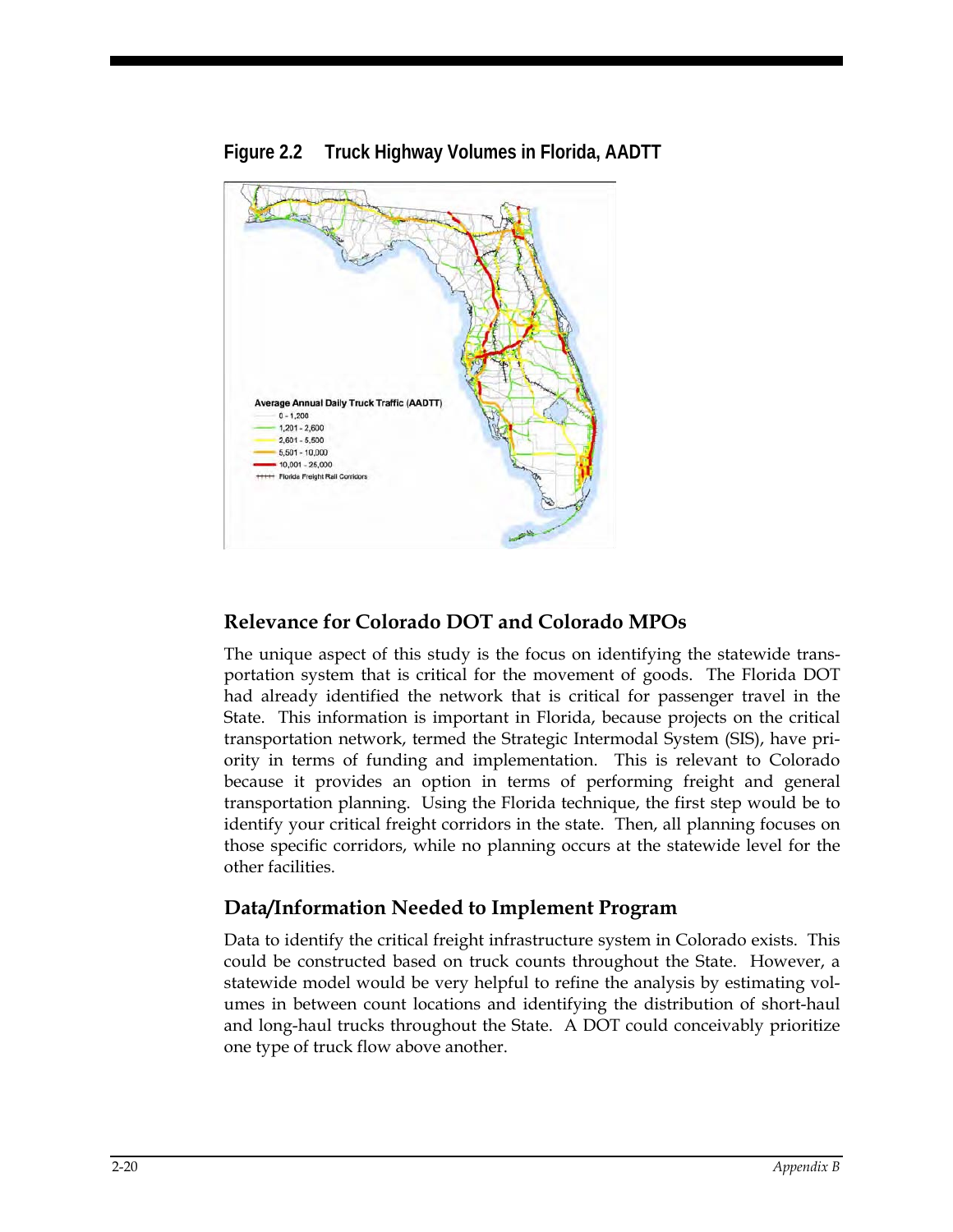**Figure 2.2 Truck Highway Volumes in Florida, AADTT**

## Relevance for Colorado DOT and Colorado MPOs

The unique aspect of this study is the focus on identifying the statewide transportation system that is critical for the movement of goods. The Florida DOT had already identified the network that is critical for passenger travel in the State. This information is important in Florida, because projects on the critical transportation network, termed the Strategic Intermodal System (SIS), have priority in terms of funding and implementation. This is relevant to Colorado because it provides an option in terms of performing freight and general transportation planning. Using the Florida technique, the first step would be to identify your critical freight corridors in the state. Then, all planning focuses on those specific corridors, while no planning occurs at the statewide level for the other facilities.

## Data/Information Needed to Implement Program

Data to identify the critical freight infrastructure system in Colorado exists. This could be constructed based on truck counts throughout the State. However, a statewide model would be very helpful to refine the analysis by estimating volumes in between count locations and identifying the distribution of short-haul and long-haul trucks throughout the State. A DOT could conceivably prioritize one type of truck flow above another.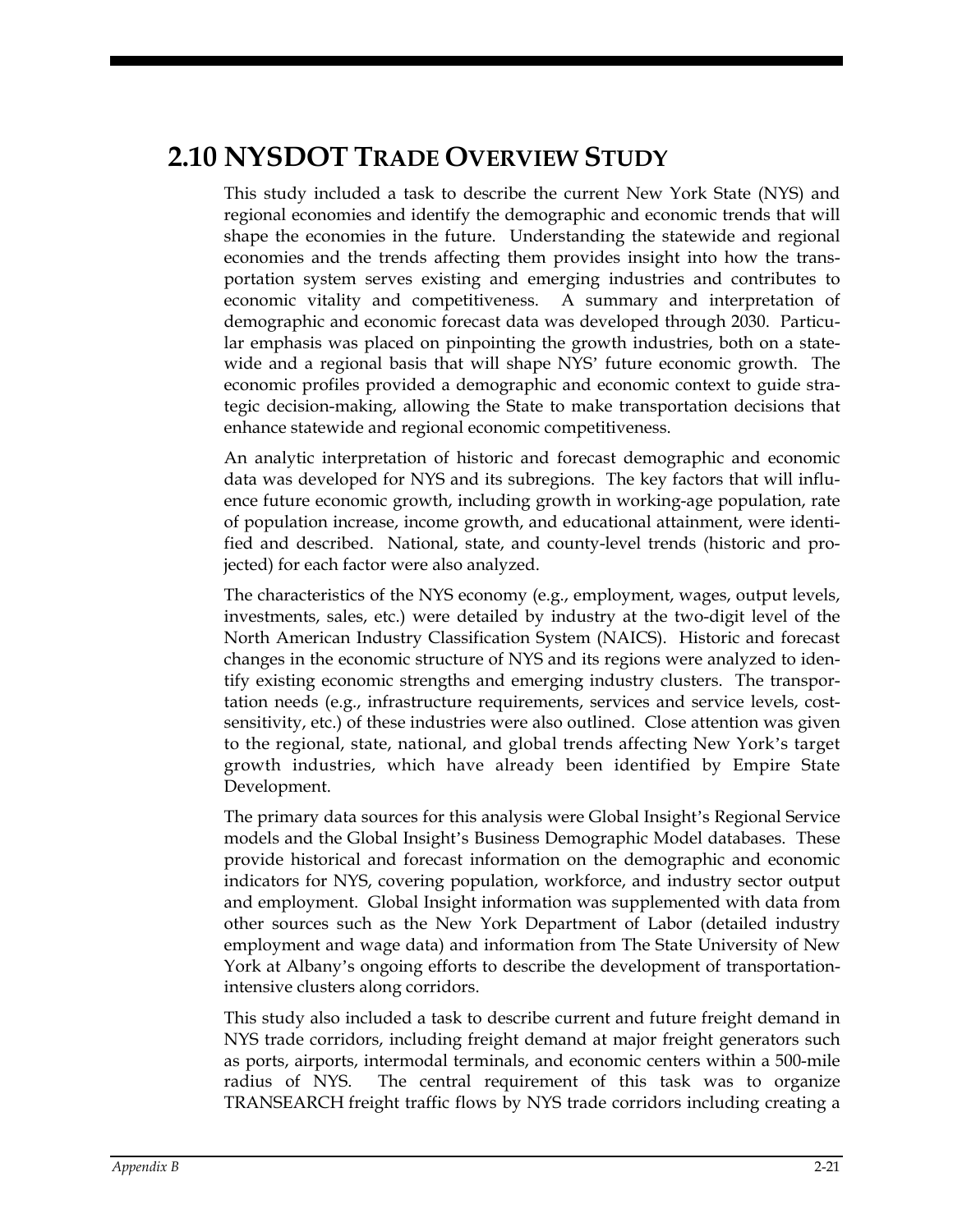## 2.10 NYSDOT Trade Overview Study

This study included a task to describe the current New York State (NYS) and regional economies and identify the demographic and economic trends that will shape the economies in the future. Understanding the statewide and regional economies and the trends affecting them provides insight into how the transportation system serves existing and emerging industries and contributes to economic vitality and competitiveness. A summary and interpretation of demographic and economic forecast data was developed through 2030. Particular emphasis was placed on pinpointing the growth industries, both on a statewide and a regional basis that will shape NYS' future economic growth. The economic profiles provided a demographic and economic context to guide strategic decision-making, allowing the State to make transportation decisions that enhance statewide and regional economic competitiveness.

An analytic interpretation of historic and forecast demographic and economic data was developed for NYS and its subregions. The key factors that will influence future economic growth, including growth in working-age population, rate of population increase, income growth, and educational attainment, were identified and described. National, state, and county-level trends (historic and projected) for each factor were also analyzed.

The characteristics of the NYS economy (e.g., employment, wages, output levels, investments, sales, etc.) were detailed by industry at the two-digit level of the North American Industry Classification System (NAICS). Historic and forecast changes in the economic structure of NYS and its regions were analyzed to identify existing economic strengths and emerging industry clusters. The transportation needs (e.g., infrastructure requirements, services and service levels, cost-sensitivity, etc.) of these industries were also outlined. Close attention was given to the regional, state, national, and global trends affecting New York's target growth industries, which have already been identified by Empire State Development.

The primary data sources for this analysis were Global Insight's Regional Service models and the Global Insight's Business Demographic Model databases. These provide historical and forecast information on the demographic and economic indicators for NYS, covering population, workforce, and industry sector output and employment. Global Insight information was supplemented with data from other sources such as the New York Department of Labor (detailed industry employment and wage data) and information from The State University of New York at Albany's ongoing efforts to describe the development of transportation-intensive clusters along corridors.

This study also included a task to describe current and future freight demand in NYS trade corridors, including freight demand at major freight generators such as ports, airports, intermodal terminals, and economic centers within a 500-mile radius of NYS. The central requirement of this task was to organize TRANSEARCH freight traffic flows by NYS trade corridors including creating a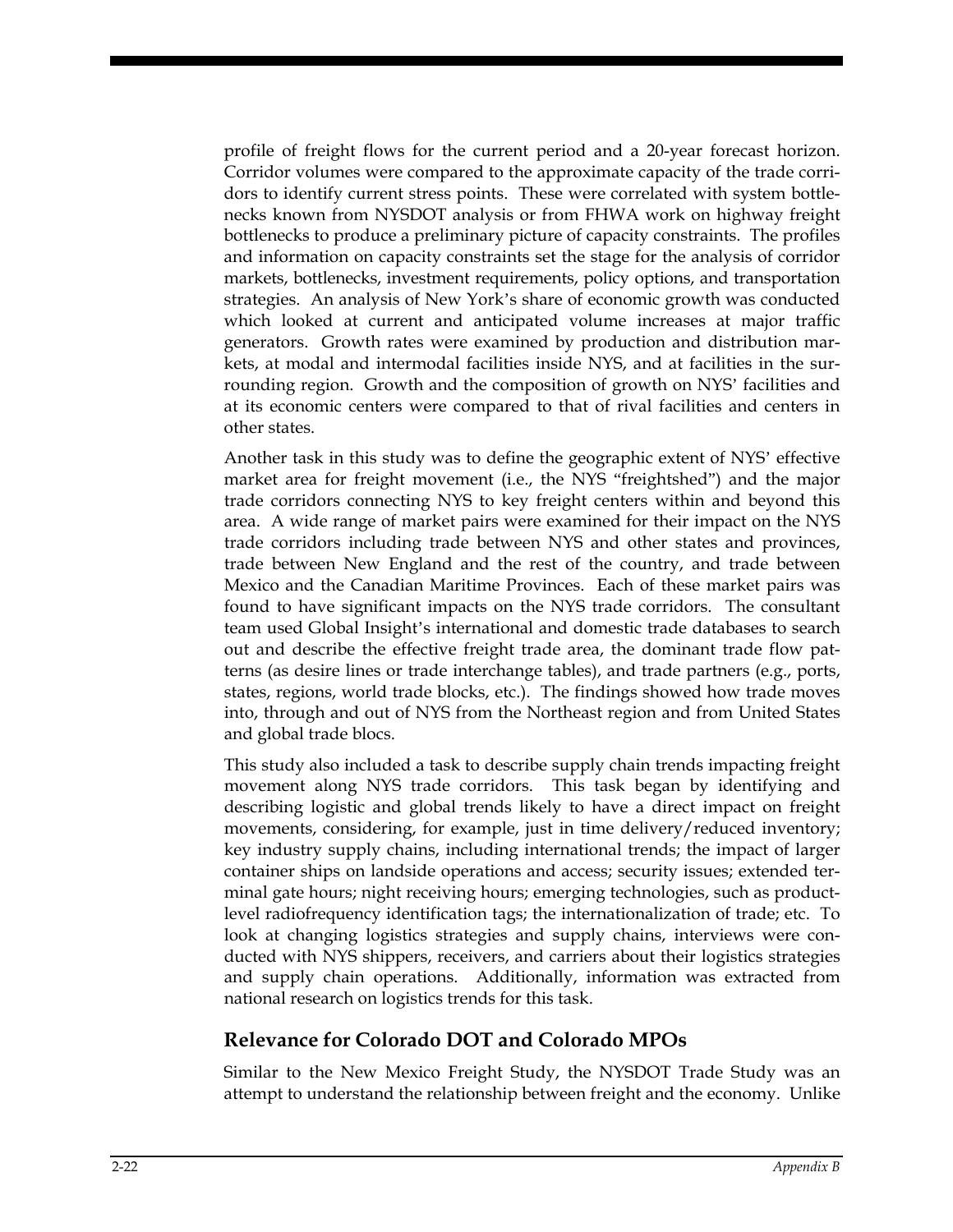profile of freight flows for the current period and a 20-year forecast horizon. Corridor volumes were compared to the approximate capacity of the trade corridors to identify current stress points. These were correlated with system bottlenecks known from NYSDOT analysis or from FHWA work on highway freight bottlenecks to produce a preliminary picture of capacity constraints. The profiles and information on capacity constraints set the stage for the analysis of corridor markets, bottlenecks, investment requirements, policy options, and transportation strategies. An analysis of New York's share of economic growth was conducted which looked at current and anticipated volume increases at major traffic generators. Growth rates were examined by production and distribution markets, at modal and intermodal facilities inside NYS, and at facilities in the surrounding region. Growth and the composition of growth on NYS' facilities and at its economic centers were compared to that of rival facilities and centers in other states.

Another task in this study was to define the geographic extent of NYS' effective market area for freight movement (i.e., the NYS "freightshed") and the major trade corridors connecting NYS to key freight centers within and beyond this area. A wide range of market pairs were examined for their impact on the NYS trade corridors including trade between NYS and other states and provinces, trade between New England and the rest of the country, and trade between Mexico and the Canadian Maritime Provinces. Each of these market pairs was found to have significant impacts on the NYS trade corridors. The consultant team used Global Insight's international and domestic trade databases to search out and describe the effective freight trade area, the dominant trade flow patterns (as desire lines or trade interchange tables), and trade partners (e.g., ports, states, regions, world trade blocks, etc.). The findings showed how trade moves into, through and out of NYS from the Northeast region and from United States and global trade blocs.

This study also included a task to describe supply chain trends impacting freight movement along NYS trade corridors. This task began by identifying and describing logistic and global trends likely to have a direct impact on freight movements, considering, for example, just in time delivery/reduced inventory; key industry supply chains, including international trends; the impact of larger container ships on landside operations and access; security issues; extended terminal gate hours; night receiving hours; emerging technologies, such as product-level radiofrequency identification tags; the internationalization of trade; etc. To look at changing logistics strategies and supply chains, interviews were conducted with NYS shippers, receivers, and carriers about their logistics strategies and supply chain operations. Additionally, information was extracted from national research on logistics trends for this task.

### Relevance for Colorado DOT and Colorado MPOs

Similar to the New Mexico Freight Study, the NYSDOT Trade Study was an attempt to understand the relationship between freight and the economy. Unlike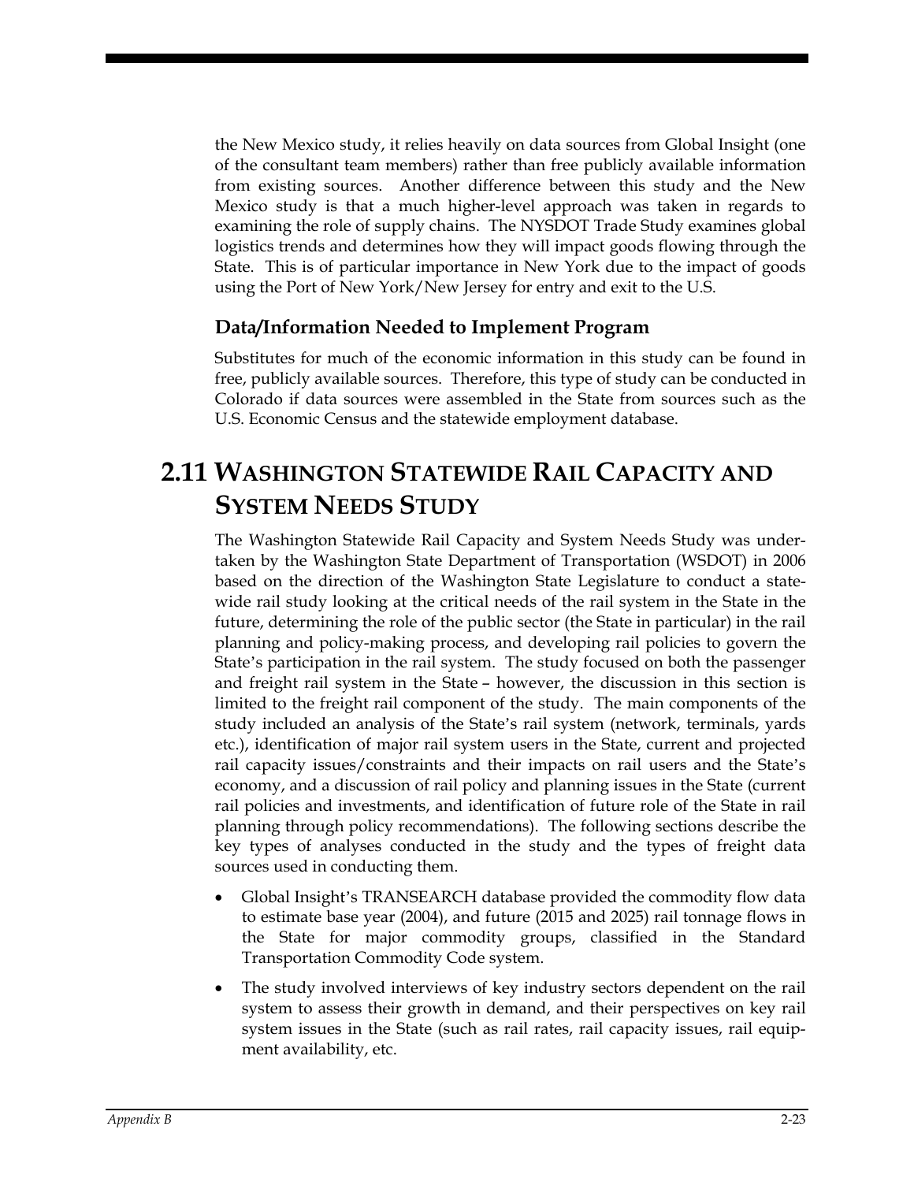the New Mexico study, it relies heavily on data sources from Global Insight (one of the consultant team members) rather than free publicly available information from existing sources. Another difference between this study and the New Mexico study is that a much higher-level approach was taken in regards to examining the role of supply chains. The NYSDOT Trade Study examines global logistics trends and determines how they will impact goods flowing through the State. This is of particular importance in New York due to the impact of goods using the Port of New York/New Jersey for entry and exit to the U.S.

### Data/Information Needed to Implement Program

Substitutes for much of the economic information in this study can be found in free, publicly available sources. Therefore, this type of study can be conducted in Colorado if data sources were assembled in the State from sources such as the U.S. Economic Census and the statewide employment database.

## 2.11 Washington Statewide Rail Capacity and System Needs Study

The Washington Statewide Rail Capacity and System Needs Study was undertaken by the Washington State Department of Transportation (WSDOT) in 2006 based on the direction of the Washington State Legislature to conduct a statewide rail study looking at the critical needs of the rail system in the State in the future, determining the role of the public sector (the State in particular) in the rail planning and policy-making process, and developing rail policies to govern the State's participation in the rail system. The study focused on both the passenger and freight rail system in the State – however, the discussion in this section is limited to the freight rail component of the study. The main components of the study included an analysis of the State's rail system (network, terminals, yards etc.), identification of major rail system users in the State, current and projected rail capacity issues/constraints and their impacts on rail users and the State's economy, and a discussion of rail policy and planning issues in the State (current rail policies and investments, and identification of future role of the State in rail planning through policy recommendations). The following sections describe the key types of analyses conducted in the study and the types of freight data sources used in conducting them.

- Global Insight's TRANSEARCH database provided the commodity flow data to estimate base year (2004), and future (2015 and 2025) rail tonnage flows in the State for major commodity groups, classified in the Standard Transportation Commodity Code system.
- The study involved interviews of key industry sectors dependent on the rail system to assess their growth in demand, and their perspectives on key rail system issues in the State (such as rail rates, rail capacity issues, rail equipment availability, etc.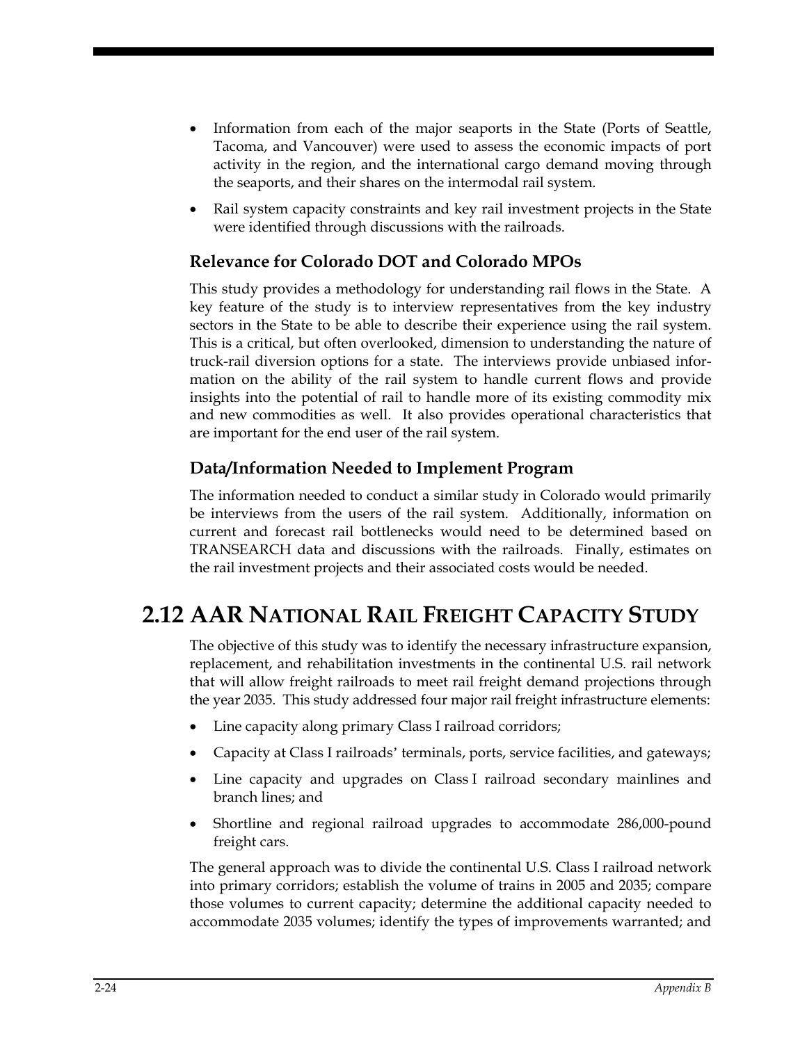- Information from each of the major seaports in the State (Ports of Seattle, Tacoma, and Vancouver) were used to assess the economic impacts of port activity in the region, and the international cargo demand moving through the seaports, and their shares on the intermodal rail system.
- Rail system capacity constraints and key rail investment projects in the State were identified through discussions with the railroads.

### Relevance for Colorado DOT and Colorado MPOs

This study provides a methodology for understanding rail flows in the State. A key feature of the study is to interview representatives from the key industry sectors in the State to be able to describe their experience using the rail system. This is a critical, but often overlooked, dimension to understanding the nature of truck-rail diversion options for a state. The interviews provide unbiased information on the ability of the rail system to handle current flows and provide insights into the potential of rail to handle more of its existing commodity mix and new commodities as well. It also provides operational characteristics that are important for the end user of the rail system.

### Data/Information Needed to Implement Program

The information needed to conduct a similar study in Colorado would primarily be interviews from the users of the rail system. Additionally, information on current and forecast rail bottlenecks would need to be determined based on TRANSEARCH data and discussions with the railroads. Finally, estimates on the rail investment projects and their associated costs would be needed.

## 2.12 AAR National Rail Freight Capacity Study

The objective of this study was to identify the necessary infrastructure expansion, replacement, and rehabilitation investments in the continental U.S. rail network that will allow freight railroads to meet rail freight demand projections through the year 2035. This study addressed four major rail freight infrastructure elements:

- Line capacity along primary Class I railroad corridors;
- Capacity at Class I railroads' terminals, ports, service facilities, and gateways;
- Line capacity and upgrades on Class I railroad secondary mainlines and branch lines; and
- Shortline and regional railroad upgrades to accommodate 286,000-pound freight cars.

The general approach was to divide the continental U.S. Class I railroad network into primary corridors; establish the volume of trains in 2005 and 2035; compare those volumes to current capacity; determine the additional capacity needed to accommodate 2035 volumes; identify the types of improvements warranted; and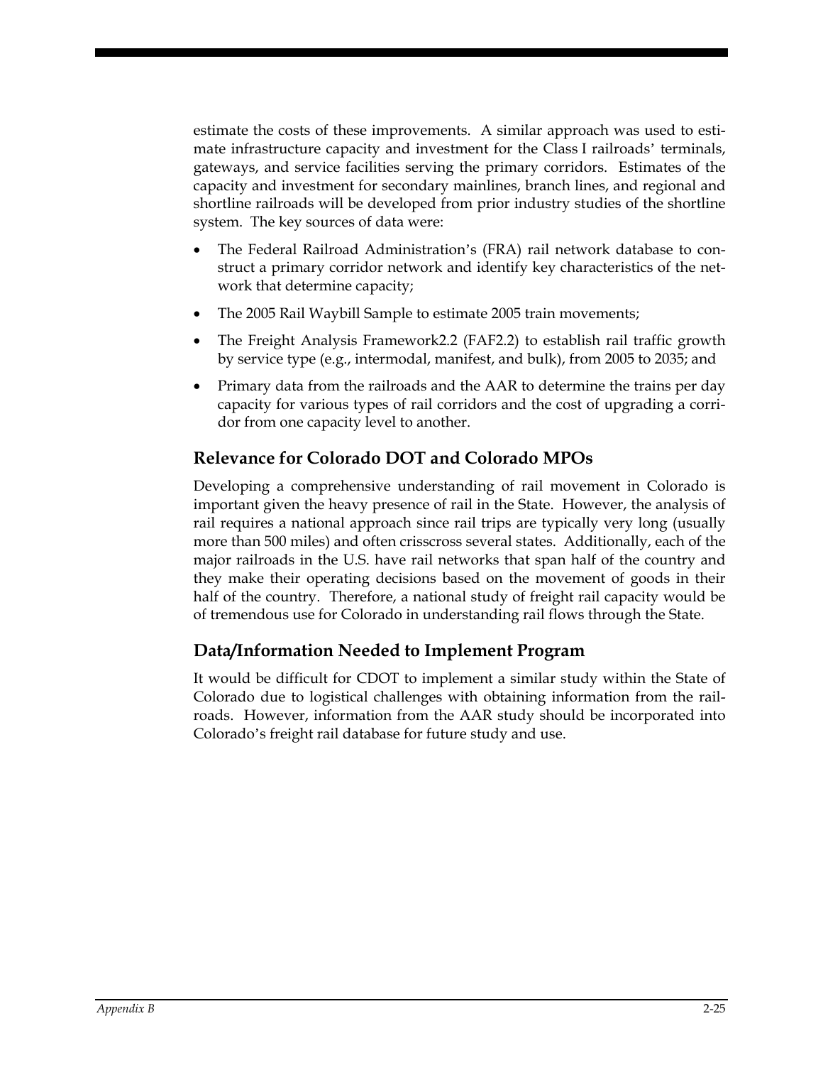estimate the costs of these improvements. A similar approach was used to estimate infrastructure capacity and investment for the Class I railroads' terminals, gateways, and service facilities serving the primary corridors. Estimates of the capacity and investment for secondary mainlines, branch lines, and regional and shortline railroads will be developed from prior industry studies of the shortline system. The key sources of data were:

- The Federal Railroad Administration's (FRA) rail network database to construct a primary corridor network and identify key characteristics of the network that determine capacity;
- The 2005 Rail Waybill Sample to estimate 2005 train movements;
- The Freight Analysis Framework2.2 (FAF2.2) to establish rail traffic growth by service type (e.g., intermodal, manifest, and bulk), from 2005 to 2035; and
- Primary data from the railroads and the AAR to determine the trains per day capacity for various types of rail corridors and the cost of upgrading a corridor from one capacity level to another.

## Relevance for Colorado DOT and Colorado MPOs

Developing a comprehensive understanding of rail movement in Colorado is important given the heavy presence of rail in the State. However, the analysis of rail requires a national approach since rail trips are typically very long (usually more than 500 miles) and often crisscross several states. Additionally, each of the major railroads in the U.S. have rail networks that span half of the country and they make their operating decisions based on the movement of goods in their half of the country. Therefore, a national study of freight rail capacity would be of tremendous use for Colorado in understanding rail flows through the State.

## Data/Information Needed to Implement Program

It would be difficult for CDOT to implement a similar study within the State of Colorado due to logistical challenges with obtaining information from the railroads. However, information from the AAR study should be incorporated into Colorado's freight rail database for future study and use.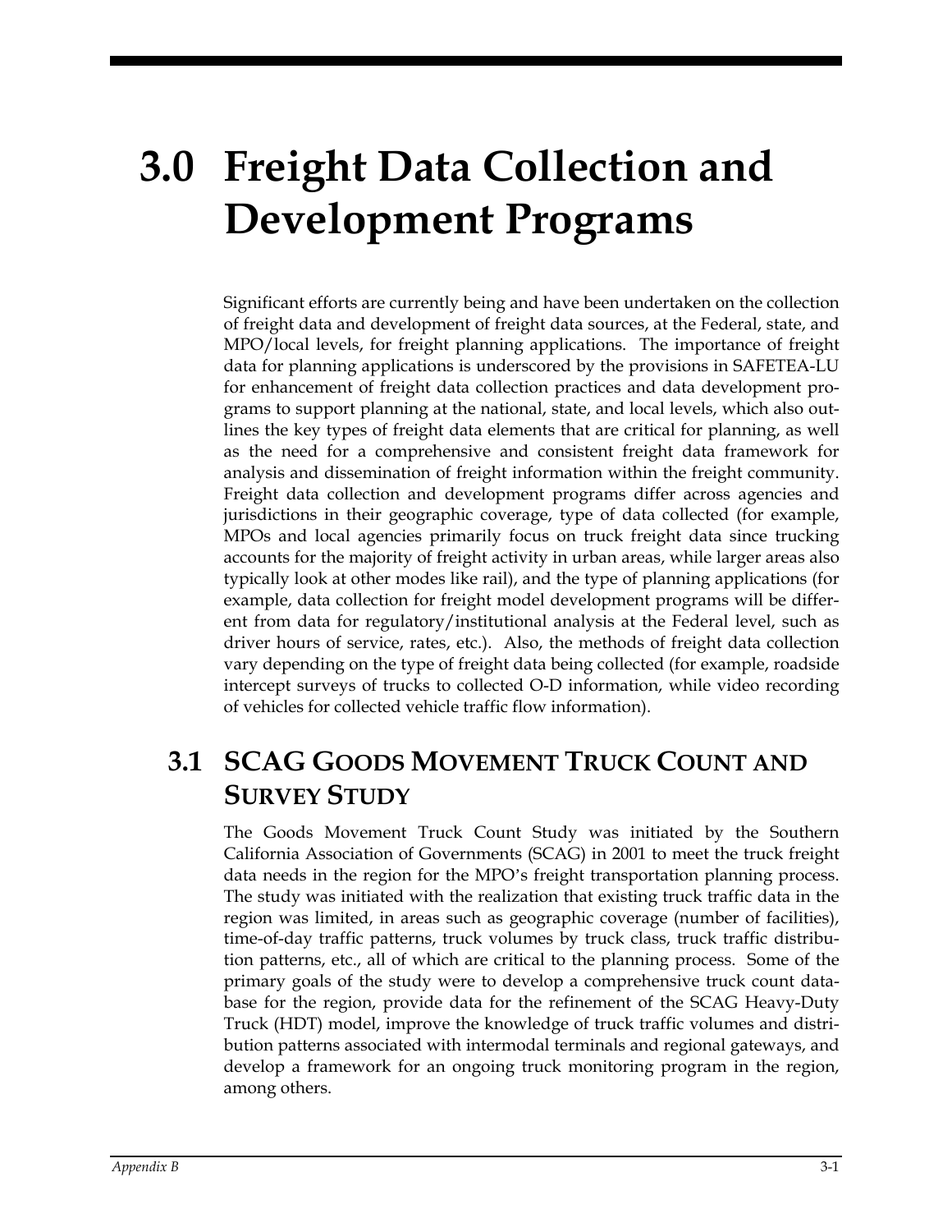# 3.0 Freight Data Collection and Development Programs

Significant efforts are currently being and have been undertaken on the collection of freight data and development of freight data sources, at the Federal, state, and MPO/local levels, for freight planning applications. The importance of freight data for planning applications is underscored by the provisions in SAFETEA-LU for enhancement of freight data collection practices and data development programs to support planning at the national, state, and local levels, which also outlines the key types of freight data elements that are critical for planning, as well as the need for a comprehensive and consistent freight data framework for analysis and dissemination of freight information within the freight community. Freight data collection and development programs differ across agencies and jurisdictions in their geographic coverage, type of data collected (for example, MPOs and local agencies primarily focus on truck freight data since trucking accounts for the majority of freight activity in urban areas, while larger areas also typically look at other modes like rail), and the type of planning applications (for example, data collection for freight model development programs will be different from data for regulatory/institutional analysis at the Federal level, such as driver hours of service, rates, etc.). Also, the methods of freight data collection vary depending on the type of freight data being collected (for example, roadside intercept surveys of trucks to collected O-D information, while video recording of vehicles for collected vehicle traffic flow information).

## 3.1 SCAG Goods Movement Truck Count and Survey Study

The Goods Movement Truck Count Study was initiated by the Southern California Association of Governments (SCAG) in 2001 to meet the truck freight data needs in the region for the MPO's freight transportation planning process. The study was initiated with the realization that existing truck traffic data in the region was limited, in areas such as geographic coverage (number of facilities), time-of-day traffic patterns, truck volumes by truck class, truck traffic distribution patterns, etc., all of which are critical to the planning process. Some of the primary goals of the study were to develop a comprehensive truck count database for the region, provide data for the refinement of the SCAG Heavy-Duty Truck (HDT) model, improve the knowledge of truck traffic volumes and distribution patterns associated with intermodal terminals and regional gateways, and develop a framework for an ongoing truck monitoring program in the region, among others.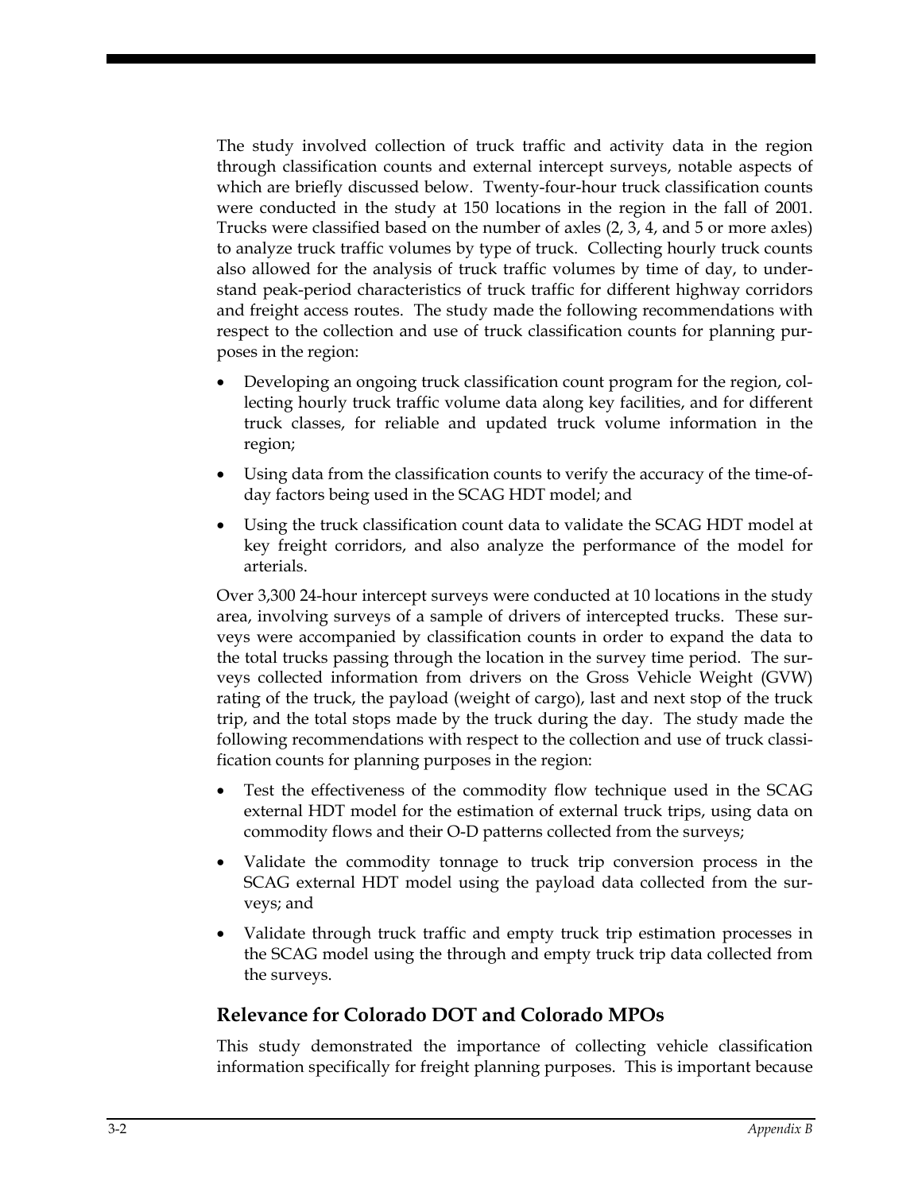The study involved collection of truck traffic and activity data in the region through classification counts and external intercept surveys, notable aspects of which are briefly discussed below. Twenty-four-hour truck classification counts were conducted in the study at 150 locations in the region in the fall of 2001. Trucks were classified based on the number of axles (2, 3, 4, and 5 or more axles) to analyze truck traffic volumes by type of truck. Collecting hourly truck counts also allowed for the analysis of truck traffic volumes by time of day, to understand peak-period characteristics of truck traffic for different highway corridors and freight access routes. The study made the following recommendations with respect to the collection and use of truck classification counts for planning purposes in the region:

- Developing an ongoing truck classification count program for the region, collecting hourly truck traffic volume data along key facilities, and for different truck classes, for reliable and updated truck volume information in the region;
- Using data from the classification counts to verify the accuracy of the time-of-day factors being used in the SCAG HDT model; and
- Using the truck classification count data to validate the SCAG HDT model at key freight corridors, and also analyze the performance of the model for arterials.

Over 3,300 24-hour intercept surveys were conducted at 10 locations in the study area, involving surveys of a sample of drivers of intercepted trucks. These surveys were accompanied by classification counts in order to expand the data to the total trucks passing through the location in the survey time period. The surveys collected information from drivers on the Gross Vehicle Weight (GVW) rating of the truck, the payload (weight of cargo), last and next stop of the truck trip, and the total stops made by the truck during the day. The study made the following recommendations with respect to the collection and use of truck classification counts for planning purposes in the region:

- Test the effectiveness of the commodity flow technique used in the SCAG external HDT model for the estimation of external truck trips, using data on commodity flows and their O-D patterns collected from the surveys;
- Validate the commodity tonnage to truck trip conversion process in the SCAG external HDT model using the payload data collected from the surveys; and
- Validate through truck traffic and empty truck trip estimation processes in the SCAG model using the through and empty truck trip data collected from the surveys.

## Relevance for Colorado DOT and Colorado MPOs

This study demonstrated the importance of collecting vehicle classification information specifically for freight planning purposes. This is important because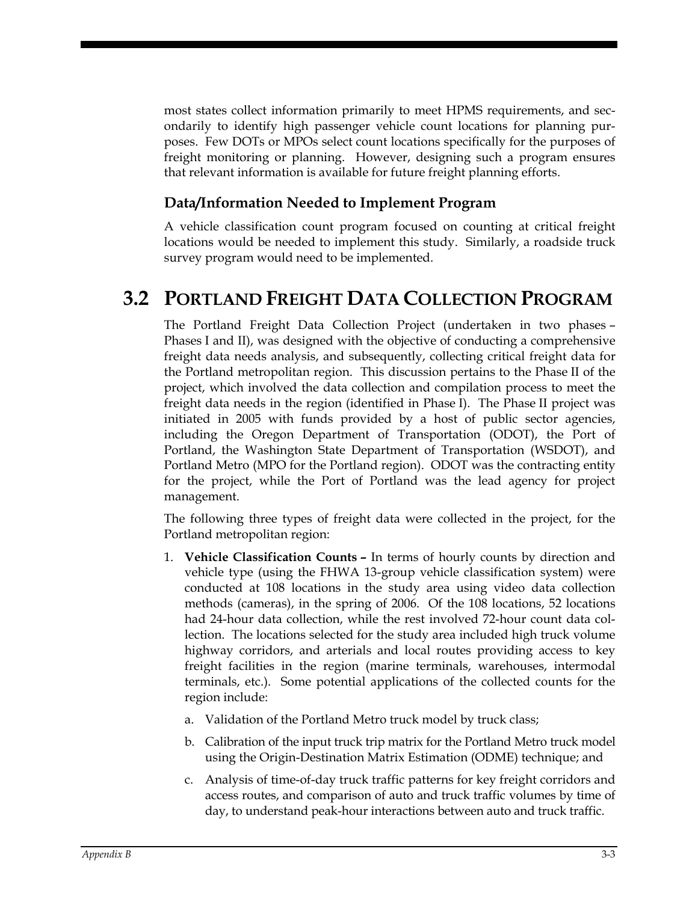most states collect information primarily to meet HPMS requirements, and secondarily to identify high passenger vehicle count locations for planning purposes. Few DOTs or MPOs select count locations specifically for the purposes of freight monitoring or planning. However, designing such a program ensures that relevant information is available for future freight planning efforts.

### Data/Information Needed to Implement Program

A vehicle classification count program focused on counting at critical freight locations would be needed to implement this study. Similarly, a roadside truck survey program would need to be implemented.

## 3.2 Portland Freight Data Collection Program

The Portland Freight Data Collection Project (undertaken in two phases – Phases I and II), was designed with the objective of conducting a comprehensive freight data needs analysis, and subsequently, collecting critical freight data for the Portland metropolitan region. This discussion pertains to the Phase II of the project, which involved the data collection and compilation process to meet the freight data needs in the region (identified in Phase I). The Phase II project was initiated in 2005 with funds provided by a host of public sector agencies, including the Oregon Department of Transportation (ODOT), the Port of Portland, the Washington State Department of Transportation (WSDOT), and Portland Metro (MPO for the Portland region). ODOT was the contracting entity for the project, while the Port of Portland was the lead agency for project management.

The following three types of freight data were collected in the project, for the Portland metropolitan region:

1. **Vehicle Classification Counts –** In terms of hourly counts by direction and vehicle type (using the FHWA 13-group vehicle classification system) were conducted at 108 locations in the study area using video data collection methods (cameras), in the spring of 2006. Of the 108 locations, 52 locations had 24-hour data collection, while the rest involved 72-hour count data collection. The locations selected for the study area included high truck volume highway corridors, and arterials and local routes providing access to key freight facilities in the region (marine terminals, warehouses, intermodal terminals, etc.). Some potential applications of the collected counts for the region include:

   a. Validation of the Portland Metro truck model by truck class;

   b. Calibration of the input truck trip matrix for the Portland Metro truck model using the Origin-Destination Matrix Estimation (ODME) technique; and

   c. Analysis of time-of-day truck traffic patterns for key freight corridors and access routes, and comparison of auto and truck traffic volumes by time of day, to understand peak-hour interactions between auto and truck traffic.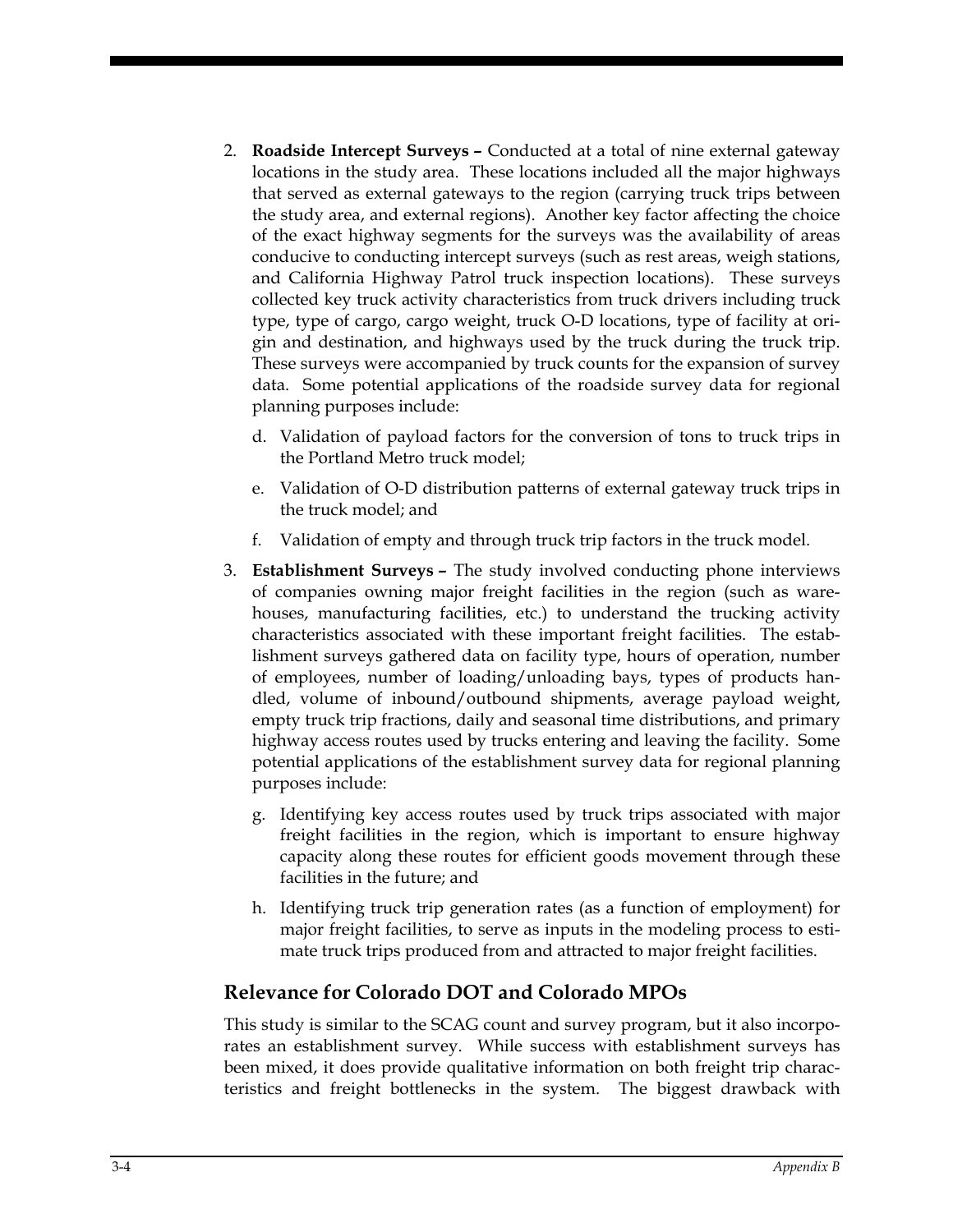2. **Roadside Intercept Surveys –** Conducted at a total of nine external gateway locations in the study area. These locations included all the major highways that served as external gateways to the region (carrying truck trips between the study area, and external regions). Another key factor affecting the choice of the exact highway segments for the surveys was the availability of areas conducive to conducting intercept surveys (such as rest areas, weigh stations, and California Highway Patrol truck inspection locations). These surveys collected key truck activity characteristics from truck drivers including truck type, type of cargo, cargo weight, truck O-D locations, type of facility at origin and destination, and highways used by the truck during the truck trip. These surveys were accompanied by truck counts for the expansion of survey data. Some potential applications of the roadside survey data for regional planning purposes include:

   d. Validation of payload factors for the conversion of tons to truck trips in the Portland Metro truck model;

   e. Validation of O-D distribution patterns of external gateway truck trips in the truck model; and

   f. Validation of empty and through truck trip factors in the truck model.

3. **Establishment Surveys –** The study involved conducting phone interviews of companies owning major freight facilities in the region (such as warehouses, manufacturing facilities, etc.) to understand the trucking activity characteristics associated with these important freight facilities. The establishment surveys gathered data on facility type, hours of operation, number of employees, number of loading/unloading bays, types of products handled, volume of inbound/outbound shipments, average payload weight, empty truck trip fractions, daily and seasonal time distributions, and primary highway access routes used by trucks entering and leaving the facility. Some potential applications of the establishment survey data for regional planning purposes include:

   g. Identifying key access routes used by truck trips associated with major freight facilities in the region, which is important to ensure highway capacity along these routes for efficient goods movement through these facilities in the future; and

   h. Identifying truck trip generation rates (as a function of employment) for major freight facilities, to serve as inputs in the modeling process to estimate truck trips produced from and attracted to major freight facilities.

## Relevance for Colorado DOT and Colorado MPOs

This study is similar to the SCAG count and survey program, but it also incorporates an establishment survey. While success with establishment surveys has been mixed, it does provide qualitative information on both freight trip characteristics and freight bottlenecks in the system. The biggest drawback with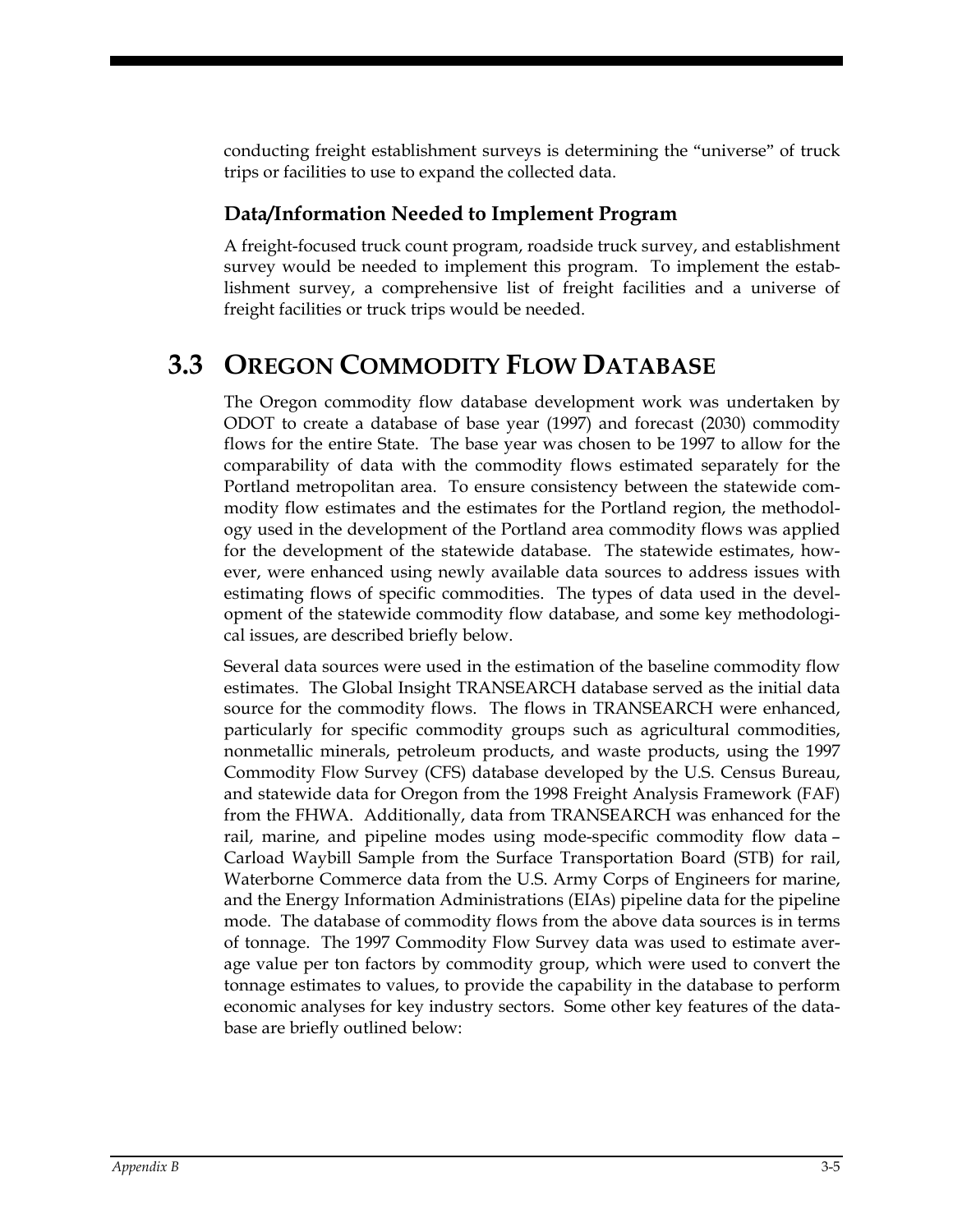conducting freight establishment surveys is determining the "universe" of truck trips or facilities to use to expand the collected data.

### Data/Information Needed to Implement Program

A freight-focused truck count program, roadside truck survey, and establishment survey would be needed to implement this program. To implement the establishment survey, a comprehensive list of freight facilities and a universe of freight facilities or truck trips would be needed.

## 3.3 Oregon Commodity Flow Database

The Oregon commodity flow database development work was undertaken by ODOT to create a database of base year (1997) and forecast (2030) commodity flows for the entire State. The base year was chosen to be 1997 to allow for the comparability of data with the commodity flows estimated separately for the Portland metropolitan area. To ensure consistency between the statewide commodity flow estimates and the estimates for the Portland region, the methodology used in the development of the Portland area commodity flows was applied for the development of the statewide database. The statewide estimates, however, were enhanced using newly available data sources to address issues with estimating flows of specific commodities. The types of data used in the development of the statewide commodity flow database, and some key methodological issues, are described briefly below.

Several data sources were used in the estimation of the baseline commodity flow estimates. The Global Insight TRANSEARCH database served as the initial data source for the commodity flows. The flows in TRANSEARCH were enhanced, particularly for specific commodity groups such as agricultural commodities, nonmetallic minerals, petroleum products, and waste products, using the 1997 Commodity Flow Survey (CFS) database developed by the U.S. Census Bureau, and statewide data for Oregon from the 1998 Freight Analysis Framework (FAF) from the FHWA. Additionally, data from TRANSEARCH was enhanced for the rail, marine, and pipeline modes using mode-specific commodity flow data – Carload Waybill Sample from the Surface Transportation Board (STB) for rail, Waterborne Commerce data from the U.S. Army Corps of Engineers for marine, and the Energy Information Administrations (EIAs) pipeline data for the pipeline mode. The database of commodity flows from the above data sources is in terms of tonnage. The 1997 Commodity Flow Survey data was used to estimate average value per ton factors by commodity group, which were used to convert the tonnage estimates to values, to provide the capability in the database to perform economic analyses for key industry sectors. Some other key features of the database are briefly outlined below: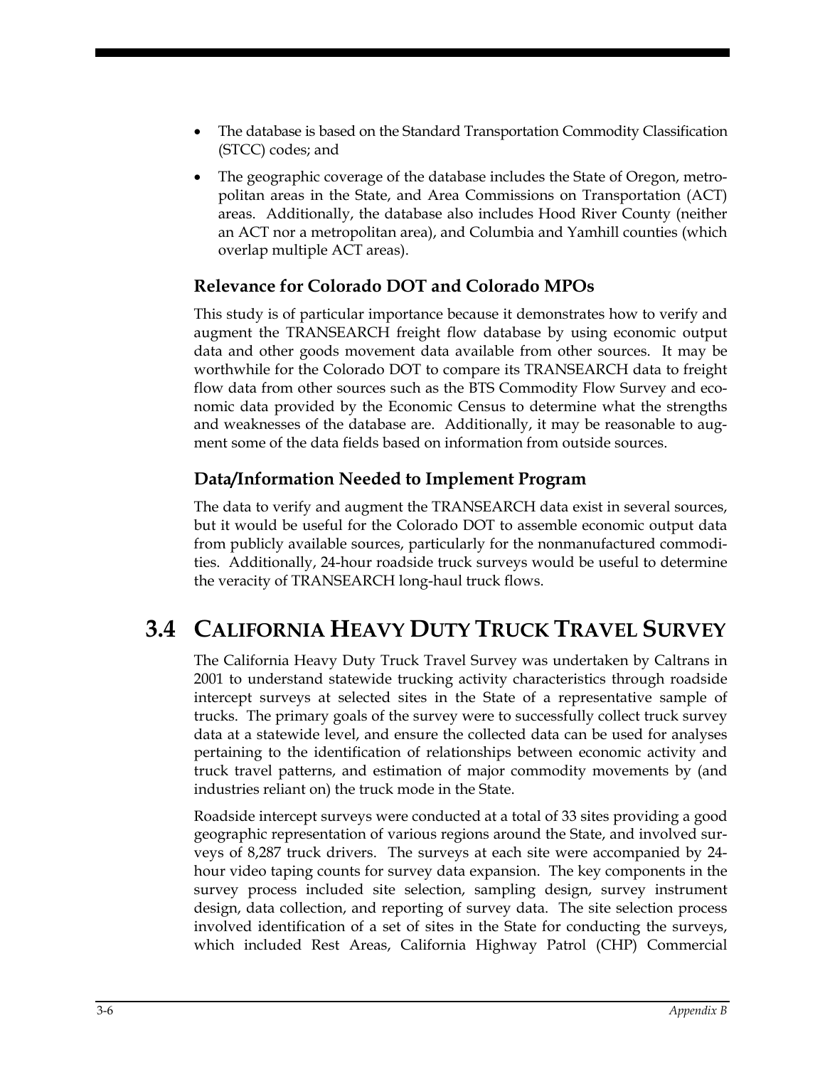- The database is based on the Standard Transportation Commodity Classification (STCC) codes; and
- The geographic coverage of the database includes the State of Oregon, metropolitan areas in the State, and Area Commissions on Transportation (ACT) areas. Additionally, the database also includes Hood River County (neither an ACT nor a metropolitan area), and Columbia and Yamhill counties (which overlap multiple ACT areas).

### Relevance for Colorado DOT and Colorado MPOs

This study is of particular importance because it demonstrates how to verify and augment the TRANSEARCH freight flow database by using economic output data and other goods movement data available from other sources. It may be worthwhile for the Colorado DOT to compare its TRANSEARCH data to freight flow data from other sources such as the BTS Commodity Flow Survey and economic data provided by the Economic Census to determine what the strengths and weaknesses of the database are. Additionally, it may be reasonable to augment some of the data fields based on information from outside sources.

### Data/Information Needed to Implement Program

The data to verify and augment the TRANSEARCH data exist in several sources, but it would be useful for the Colorado DOT to assemble economic output data from publicly available sources, particularly for the nonmanufactured commodities. Additionally, 24-hour roadside truck surveys would be useful to determine the veracity of TRANSEARCH long-haul truck flows.

## 3.4 California Heavy Duty Truck Travel Survey

The California Heavy Duty Truck Travel Survey was undertaken by Caltrans in 2001 to understand statewide trucking activity characteristics through roadside intercept surveys at selected sites in the State of a representative sample of trucks. The primary goals of the survey were to successfully collect truck survey data at a statewide level, and ensure the collected data can be used for analyses pertaining to the identification of relationships between economic activity and truck travel patterns, and estimation of major commodity movements by (and industries reliant on) the truck mode in the State.

Roadside intercept surveys were conducted at a total of 33 sites providing a good geographic representation of various regions around the State, and involved surveys of 8,287 truck drivers. The surveys at each site were accompanied by 24-hour video taping counts for survey data expansion. The key components in the survey process included site selection, sampling design, survey instrument design, data collection, and reporting of survey data. The site selection process involved identification of a set of sites in the State for conducting the surveys, which included Rest Areas, California Highway Patrol (CHP) Commercial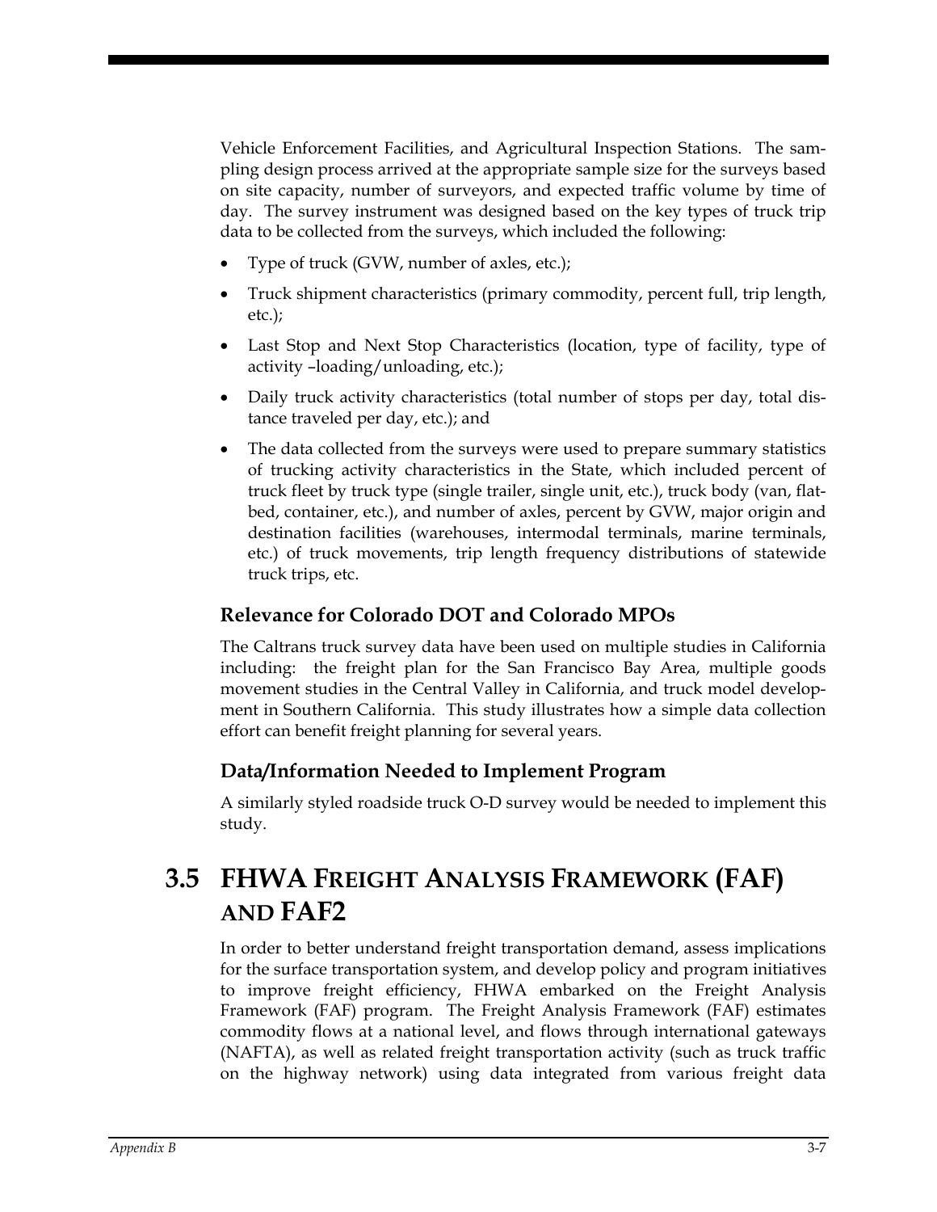Vehicle Enforcement Facilities, and Agricultural Inspection Stations. The sampling design process arrived at the appropriate sample size for the surveys based on site capacity, number of surveyors, and expected traffic volume by time of day. The survey instrument was designed based on the key types of truck trip data to be collected from the surveys, which included the following:

- Type of truck (GVW, number of axles, etc.);
- Truck shipment characteristics (primary commodity, percent full, trip length, etc.);
- Last Stop and Next Stop Characteristics (location, type of facility, type of activity –loading/unloading, etc.);
- Daily truck activity characteristics (total number of stops per day, total distance traveled per day, etc.); and
- The data collected from the surveys were used to prepare summary statistics of trucking activity characteristics in the State, which included percent of truck fleet by truck type (single trailer, single unit, etc.), truck body (van, flatbed, container, etc.), and number of axles, percent by GVW, major origin and destination facilities (warehouses, intermodal terminals, marine terminals, etc.) of truck movements, trip length frequency distributions of statewide truck trips, etc.

### Relevance for Colorado DOT and Colorado MPOs

The Caltrans truck survey data have been used on multiple studies in California including: the freight plan for the San Francisco Bay Area, multiple goods movement studies in the Central Valley in California, and truck model development in Southern California. This study illustrates how a simple data collection effort can benefit freight planning for several years.

### Data/Information Needed to Implement Program

A similarly styled roadside truck O-D survey would be needed to implement this study.

## 3.5 FHWA Freight Analysis Framework (FAF) and FAF2

In order to better understand freight transportation demand, assess implications for the surface transportation system, and develop policy and program initiatives to improve freight efficiency, FHWA embarked on the Freight Analysis Framework (FAF) program. The Freight Analysis Framework (FAF) estimates commodity flows at a national level, and flows through international gateways (NAFTA), as well as related freight transportation activity (such as truck traffic on the highway network) using data integrated from various freight data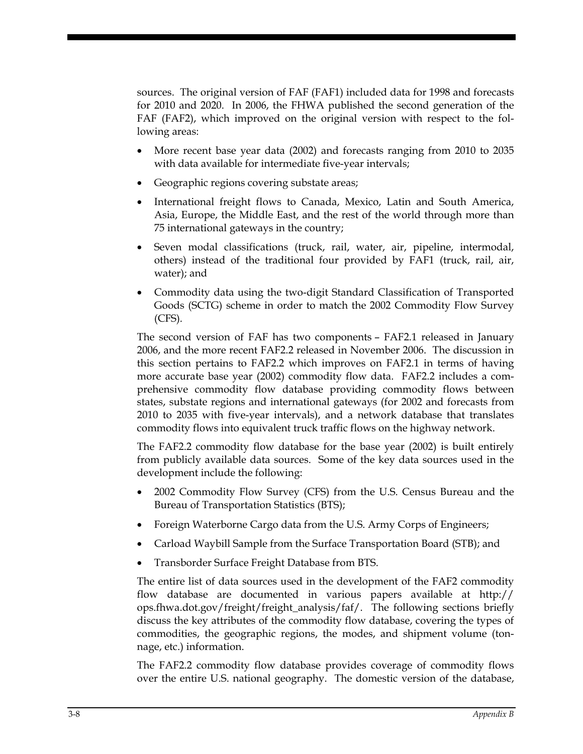sources. The original version of FAF (FAF1) included data for 1998 and forecasts for 2010 and 2020. In 2006, the FHWA published the second generation of the FAF (FAF2), which improved on the original version with respect to the following areas:

- More recent base year data (2002) and forecasts ranging from 2010 to 2035 with data available for intermediate five-year intervals;
- Geographic regions covering substate areas;
- International freight flows to Canada, Mexico, Latin and South America, Asia, Europe, the Middle East, and the rest of the world through more than 75 international gateways in the country;
- Seven modal classifications (truck, rail, water, air, pipeline, intermodal, others) instead of the traditional four provided by FAF1 (truck, rail, air, water); and
- Commodity data using the two-digit Standard Classification of Transported Goods (SCTG) scheme in order to match the 2002 Commodity Flow Survey (CFS).

The second version of FAF has two components – FAF2.1 released in January 2006, and the more recent FAF2.2 released in November 2006. The discussion in this section pertains to FAF2.2 which improves on FAF2.1 in terms of having more accurate base year (2002) commodity flow data. FAF2.2 includes a comprehensive commodity flow database providing commodity flows between states, substate regions and international gateways (for 2002 and forecasts from 2010 to 2035 with five-year intervals), and a network database that translates commodity flows into equivalent truck traffic flows on the highway network.

The FAF2.2 commodity flow database for the base year (2002) is built entirely from publicly available data sources. Some of the key data sources used in the development include the following:

- 2002 Commodity Flow Survey (CFS) from the U.S. Census Bureau and the Bureau of Transportation Statistics (BTS);
- Foreign Waterborne Cargo data from the U.S. Army Corps of Engineers;
- Carload Waybill Sample from the Surface Transportation Board (STB); and
- Transborder Surface Freight Database from BTS.

The entire list of data sources used in the development of the FAF2 commodity flow database are documented in various papers available at http://ops.fhwa.dot.gov/freight/freight_analysis/faf/. The following sections briefly discuss the key attributes of the commodity flow database, covering the types of commodities, the geographic regions, the modes, and shipment volume (tonnage, etc.) information.

The FAF2.2 commodity flow database provides coverage of commodity flows over the entire U.S. national geography. The domestic version of the database,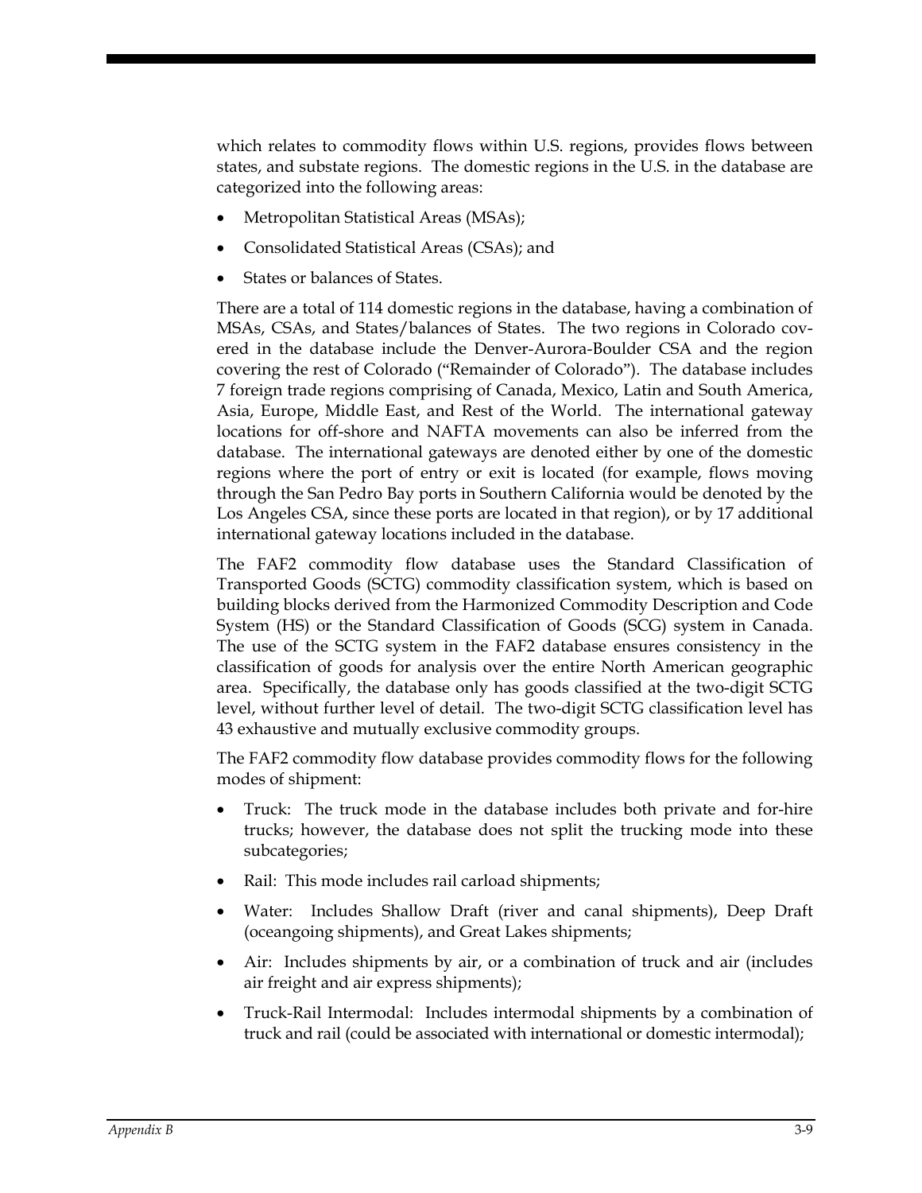which relates to commodity flows within U.S. regions, provides flows between states, and substate regions. The domestic regions in the U.S. in the database are categorized into the following areas:

- Metropolitan Statistical Areas (MSAs);
- Consolidated Statistical Areas (CSAs); and
- States or balances of States.

There are a total of 114 domestic regions in the database, having a combination of MSAs, CSAs, and States/balances of States. The two regions in Colorado covered in the database include the Denver-Aurora-Boulder CSA and the region covering the rest of Colorado ("Remainder of Colorado"). The database includes 7 foreign trade regions comprising of Canada, Mexico, Latin and South America, Asia, Europe, Middle East, and Rest of the World. The international gateway locations for off-shore and NAFTA movements can also be inferred from the database. The international gateways are denoted either by one of the domestic regions where the port of entry or exit is located (for example, flows moving through the San Pedro Bay ports in Southern California would be denoted by the Los Angeles CSA, since these ports are located in that region), or by 17 additional international gateway locations included in the database.

The FAF2 commodity flow database uses the Standard Classification of Transported Goods (SCTG) commodity classification system, which is based on building blocks derived from the Harmonized Commodity Description and Code System (HS) or the Standard Classification of Goods (SCG) system in Canada. The use of the SCTG system in the FAF2 database ensures consistency in the classification of goods for analysis over the entire North American geographic area. Specifically, the database only has goods classified at the two-digit SCTG level, without further level of detail. The two-digit SCTG classification level has 43 exhaustive and mutually exclusive commodity groups.

The FAF2 commodity flow database provides commodity flows for the following modes of shipment:

- Truck: The truck mode in the database includes both private and for-hire trucks; however, the database does not split the trucking mode into these subcategories;
- Rail: This mode includes rail carload shipments;
- Water: Includes Shallow Draft (river and canal shipments), Deep Draft (oceangoing shipments), and Great Lakes shipments;
- Air: Includes shipments by air, or a combination of truck and air (includes air freight and air express shipments);
- Truck-Rail Intermodal: Includes intermodal shipments by a combination of truck and rail (could be associated with international or domestic intermodal);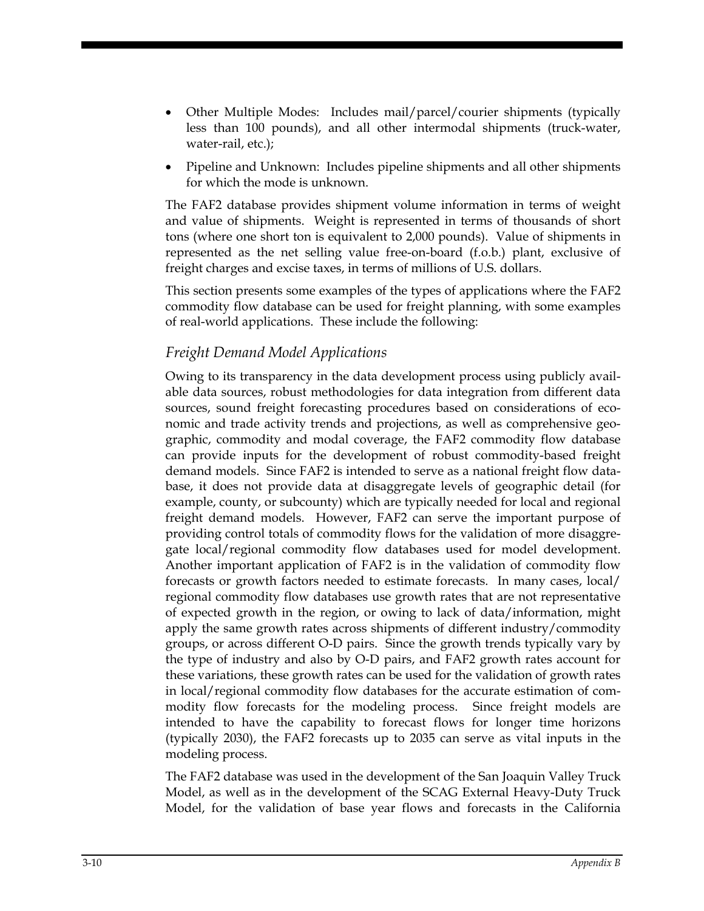- Other Multiple Modes: Includes mail/parcel/courier shipments (typically less than 100 pounds), and all other intermodal shipments (truck-water, water-rail, etc.);
- Pipeline and Unknown: Includes pipeline shipments and all other shipments for which the mode is unknown.

The FAF2 database provides shipment volume information in terms of weight and value of shipments. Weight is represented in terms of thousands of short tons (where one short ton is equivalent to 2,000 pounds). Value of shipments in represented as the net selling value free-on-board (f.o.b.) plant, exclusive of freight charges and excise taxes, in terms of millions of U.S. dollars.

This section presents some examples of the types of applications where the FAF2 commodity flow database can be used for freight planning, with some examples of real-world applications. These include the following:

### *Freight Demand Model Applications*

Owing to its transparency in the data development process using publicly available data sources, robust methodologies for data integration from different data sources, sound freight forecasting procedures based on considerations of economic and trade activity trends and projections, as well as comprehensive geographic, commodity and modal coverage, the FAF2 commodity flow database can provide inputs for the development of robust commodity-based freight demand models. Since FAF2 is intended to serve as a national freight flow database, it does not provide data at disaggregate levels of geographic detail (for example, county, or subcounty) which are typically needed for local and regional freight demand models. However, FAF2 can serve the important purpose of providing control totals of commodity flows for the validation of more disaggregate local/regional commodity flow databases used for model development. Another important application of FAF2 is in the validation of commodity flow forecasts or growth factors needed to estimate forecasts. In many cases, local/regional commodity flow databases use growth rates that are not representative of expected growth in the region, or owing to lack of data/information, might apply the same growth rates across shipments of different industry/commodity groups, or across different O-D pairs. Since the growth trends typically vary by the type of industry and also by O-D pairs, and FAF2 growth rates account for these variations, these growth rates can be used for the validation of growth rates in local/regional commodity flow databases for the accurate estimation of commodity flow forecasts for the modeling process. Since freight models are intended to have the capability to forecast flows for longer time horizons (typically 2030), the FAF2 forecasts up to 2035 can serve as vital inputs in the modeling process.

The FAF2 database was used in the development of the San Joaquin Valley Truck Model, as well as in the development of the SCAG External Heavy-Duty Truck Model, for the validation of base year flows and forecasts in the California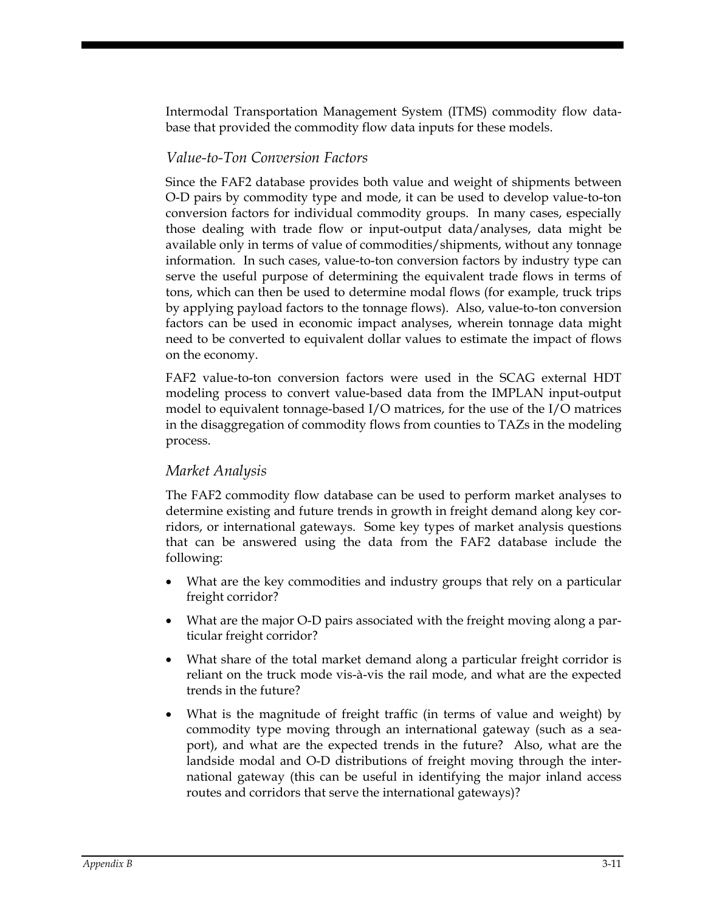Intermodal Transportation Management System (ITMS) commodity flow database that provided the commodity flow data inputs for these models.

### *Value-to-Ton Conversion Factors*

Since the FAF2 database provides both value and weight of shipments between O-D pairs by commodity type and mode, it can be used to develop value-to-ton conversion factors for individual commodity groups. In many cases, especially those dealing with trade flow or input-output data/analyses, data might be available only in terms of value of commodities/shipments, without any tonnage information. In such cases, value-to-ton conversion factors by industry type can serve the useful purpose of determining the equivalent trade flows in terms of tons, which can then be used to determine modal flows (for example, truck trips by applying payload factors to the tonnage flows). Also, value-to-ton conversion factors can be used in economic impact analyses, wherein tonnage data might need to be converted to equivalent dollar values to estimate the impact of flows on the economy.

FAF2 value-to-ton conversion factors were used in the SCAG external HDT modeling process to convert value-based data from the IMPLAN input-output model to equivalent tonnage-based I/O matrices, for the use of the I/O matrices in the disaggregation of commodity flows from counties to TAZs in the modeling process.

### *Market Analysis*

The FAF2 commodity flow database can be used to perform market analyses to determine existing and future trends in growth in freight demand along key corridors, or international gateways. Some key types of market analysis questions that can be answered using the data from the FAF2 database include the following:

- What are the key commodities and industry groups that rely on a particular freight corridor?
- What are the major O-D pairs associated with the freight moving along a particular freight corridor?
- What share of the total market demand along a particular freight corridor is reliant on the truck mode vis-à-vis the rail mode, and what are the expected trends in the future?
- What is the magnitude of freight traffic (in terms of value and weight) by commodity type moving through an international gateway (such as a seaport), and what are the expected trends in the future? Also, what are the landside modal and O-D distributions of freight moving through the international gateway (this can be useful in identifying the major inland access routes and corridors that serve the international gateways)?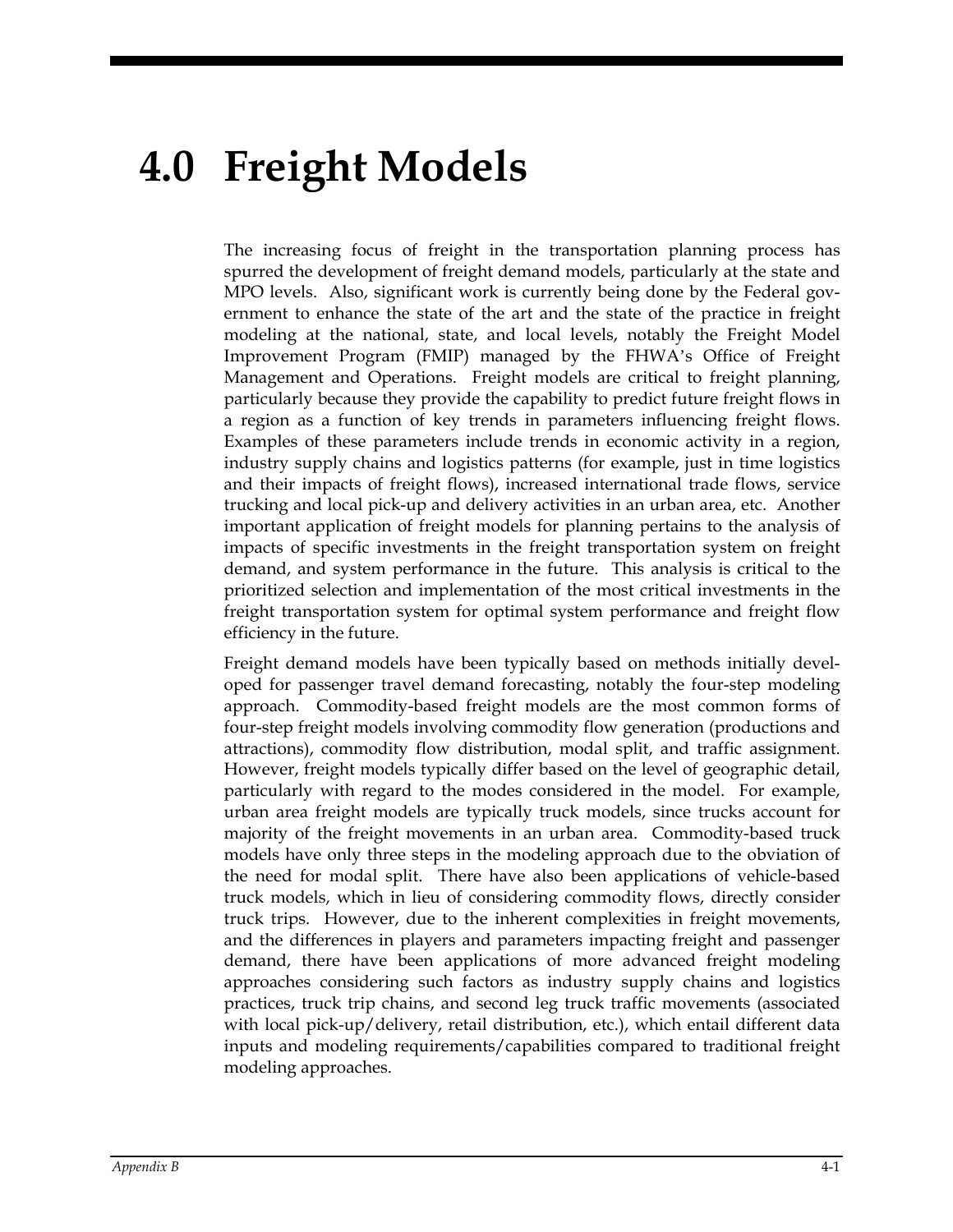# 4.0 Freight Models

The increasing focus of freight in the transportation planning process has spurred the development of freight demand models, particularly at the state and MPO levels. Also, significant work is currently being done by the Federal government to enhance the state of the art and the state of the practice in freight modeling at the national, state, and local levels, notably the Freight Model Improvement Program (FMIP) managed by the FHWA's Office of Freight Management and Operations. Freight models are critical to freight planning, particularly because they provide the capability to predict future freight flows in a region as a function of key trends in parameters influencing freight flows. Examples of these parameters include trends in economic activity in a region, industry supply chains and logistics patterns (for example, just in time logistics and their impacts of freight flows), increased international trade flows, service trucking and local pick-up and delivery activities in an urban area, etc. Another important application of freight models for planning pertains to the analysis of impacts of specific investments in the freight transportation system on freight demand, and system performance in the future. This analysis is critical to the prioritized selection and implementation of the most critical investments in the freight transportation system for optimal system performance and freight flow efficiency in the future.

Freight demand models have been typically based on methods initially developed for passenger travel demand forecasting, notably the four-step modeling approach. Commodity-based freight models are the most common forms of four-step freight models involving commodity flow generation (productions and attractions), commodity flow distribution, modal split, and traffic assignment. However, freight models typically differ based on the level of geographic detail, particularly with regard to the modes considered in the model. For example, urban area freight models are typically truck models, since trucks account for majority of the freight movements in an urban area. Commodity-based truck models have only three steps in the modeling approach due to the obviation of the need for modal split. There have also been applications of vehicle-based truck models, which in lieu of considering commodity flows, directly consider truck trips. However, due to the inherent complexities in freight movements, and the differences in players and parameters impacting freight and passenger demand, there have been applications of more advanced freight modeling approaches considering such factors as industry supply chains and logistics practices, truck trip chains, and second leg truck traffic movements (associated with local pick-up/delivery, retail distribution, etc.), which entail different data inputs and modeling requirements/capabilities compared to traditional freight modeling approaches.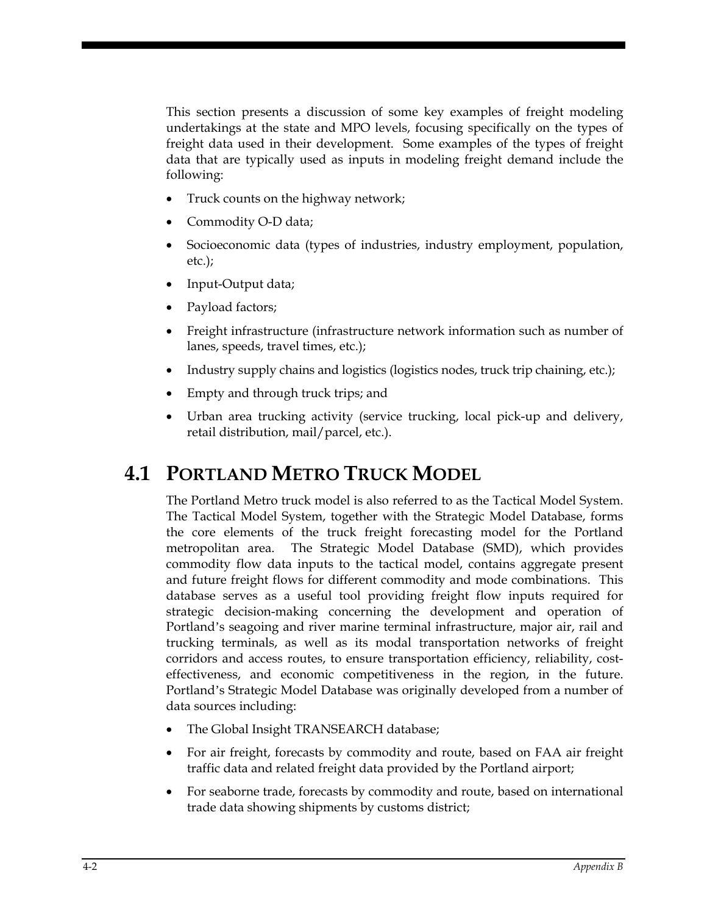This section presents a discussion of some key examples of freight modeling undertakings at the state and MPO levels, focusing specifically on the types of freight data used in their development. Some examples of the types of freight data that are typically used as inputs in modeling freight demand include the following:

- Truck counts on the highway network;
- Commodity O-D data;
- Socioeconomic data (types of industries, industry employment, population, etc.);
- Input-Output data;
- Payload factors;
- Freight infrastructure (infrastructure network information such as number of lanes, speeds, travel times, etc.);
- Industry supply chains and logistics (logistics nodes, truck trip chaining, etc.);
- Empty and through truck trips; and
- Urban area trucking activity (service trucking, local pick-up and delivery, retail distribution, mail/parcel, etc.).

## 4.1 Portland Metro Truck Model

The Portland Metro truck model is also referred to as the Tactical Model System. The Tactical Model System, together with the Strategic Model Database, forms the core elements of the truck freight forecasting model for the Portland metropolitan area. The Strategic Model Database (SMD), which provides commodity flow data inputs to the tactical model, contains aggregate present and future freight flows for different commodity and mode combinations. This database serves as a useful tool providing freight flow inputs required for strategic decision-making concerning the development and operation of Portland's seagoing and river marine terminal infrastructure, major air, rail and trucking terminals, as well as its modal transportation networks of freight corridors and access routes, to ensure transportation efficiency, reliability, cost-effectiveness, and economic competitiveness in the region, in the future. Portland's Strategic Model Database was originally developed from a number of data sources including:

- The Global Insight TRANSEARCH database;
- For air freight, forecasts by commodity and route, based on FAA air freight traffic data and related freight data provided by the Portland airport;
- For seaborne trade, forecasts by commodity and route, based on international trade data showing shipments by customs district;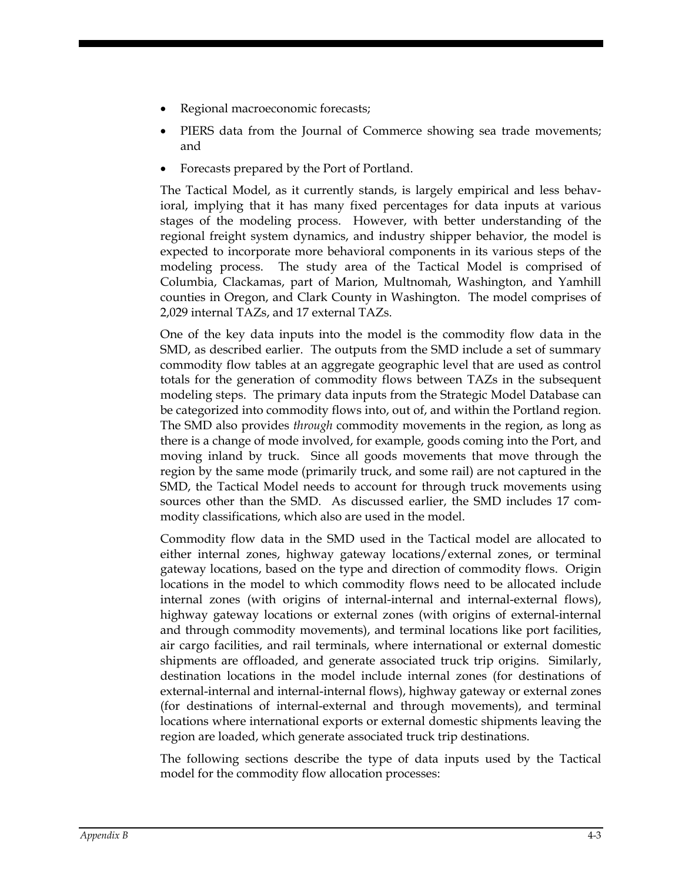- Regional macroeconomic forecasts;
- PIERS data from the Journal of Commerce showing sea trade movements; and
- Forecasts prepared by the Port of Portland.

The Tactical Model, as it currently stands, is largely empirical and less behavioral, implying that it has many fixed percentages for data inputs at various stages of the modeling process. However, with better understanding of the regional freight system dynamics, and industry shipper behavior, the model is expected to incorporate more behavioral components in its various steps of the modeling process. The study area of the Tactical Model is comprised of Columbia, Clackamas, part of Marion, Multnomah, Washington, and Yamhill counties in Oregon, and Clark County in Washington. The model comprises of 2,029 internal TAZs, and 17 external TAZs.

One of the key data inputs into the model is the commodity flow data in the SMD, as described earlier. The outputs from the SMD include a set of summary commodity flow tables at an aggregate geographic level that are used as control totals for the generation of commodity flows between TAZs in the subsequent modeling steps. The primary data inputs from the Strategic Model Database can be categorized into commodity flows into, out of, and within the Portland region. The SMD also provides *through* commodity movements in the region, as long as there is a change of mode involved, for example, goods coming into the Port, and moving inland by truck. Since all goods movements that move through the region by the same mode (primarily truck, and some rail) are not captured in the SMD, the Tactical Model needs to account for through truck movements using sources other than the SMD. As discussed earlier, the SMD includes 17 commodity classifications, which also are used in the model.

Commodity flow data in the SMD used in the Tactical model are allocated to either internal zones, highway gateway locations/external zones, or terminal gateway locations, based on the type and direction of commodity flows. Origin locations in the model to which commodity flows need to be allocated include internal zones (with origins of internal-internal and internal-external flows), highway gateway locations or external zones (with origins of external-internal and through commodity movements), and terminal locations like port facilities, air cargo facilities, and rail terminals, where international or external domestic shipments are offloaded, and generate associated truck trip origins. Similarly, destination locations in the model include internal zones (for destinations of external-internal and internal-internal flows), highway gateway or external zones (for destinations of internal-external and through movements), and terminal locations where international exports or external domestic shipments leaving the region are loaded, which generate associated truck trip destinations.

The following sections describe the type of data inputs used by the Tactical model for the commodity flow allocation processes: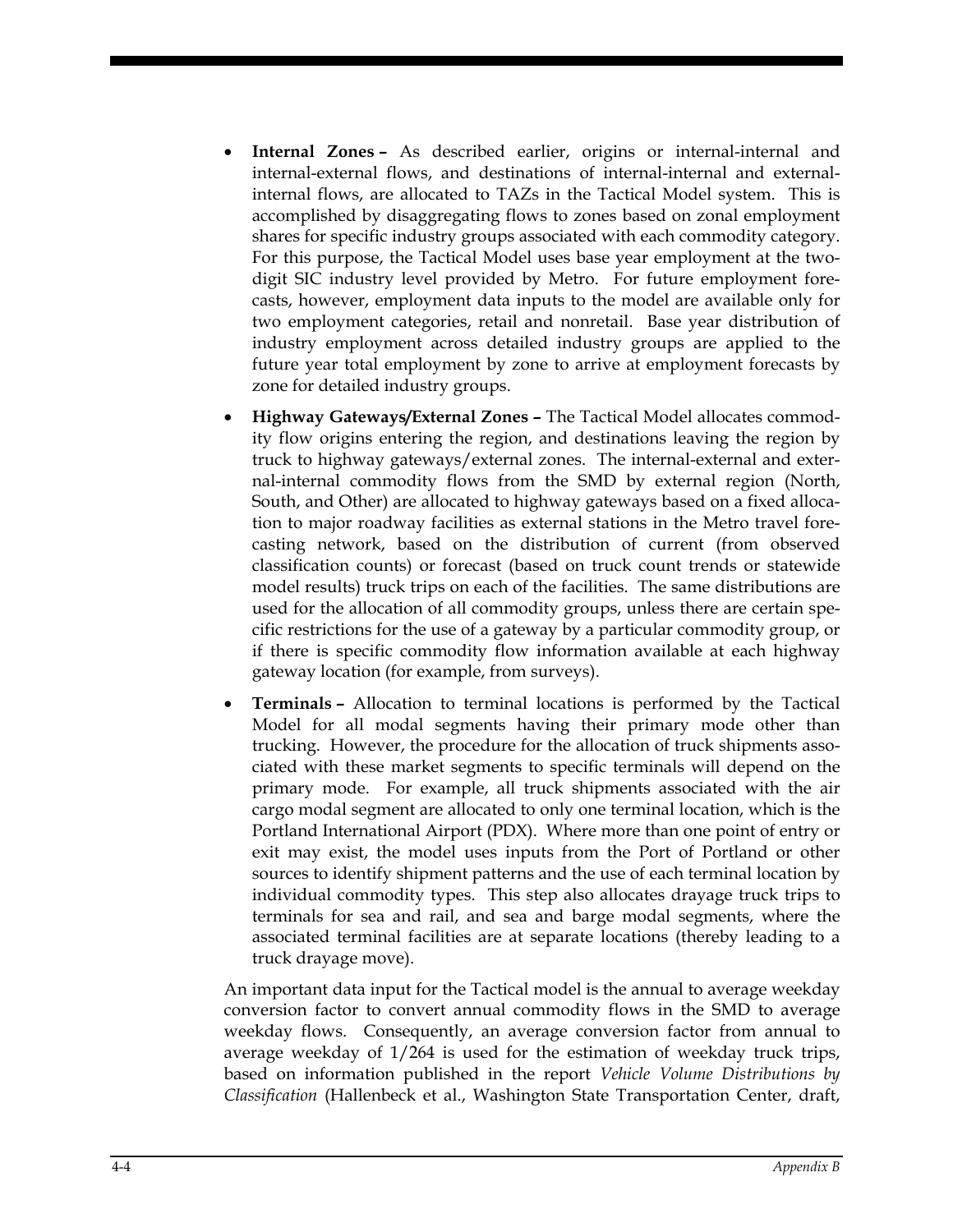- **Internal Zones –** As described earlier, origins or internal-internal and internal-external flows, and destinations of internal-internal and external-internal flows, are allocated to TAZs in the Tactical Model system. This is accomplished by disaggregating flows to zones based on zonal employment shares for specific industry groups associated with each commodity category. For this purpose, the Tactical Model uses base year employment at the two-digit SIC industry level provided by Metro. For future employment forecasts, however, employment data inputs to the model are available only for two employment categories, retail and nonretail. Base year distribution of industry employment across detailed industry groups are applied to the future year total employment by zone to arrive at employment forecasts by zone for detailed industry groups.
- **Highway Gateways/External Zones –** The Tactical Model allocates commodity flow origins entering the region, and destinations leaving the region by truck to highway gateways/external zones. The internal-external and external-internal commodity flows from the SMD by external region (North, South, and Other) are allocated to highway gateways based on a fixed allocation to major roadway facilities as external stations in the Metro travel forecasting network, based on the distribution of current (from observed classification counts) or forecast (based on truck count trends or statewide model results) truck trips on each of the facilities. The same distributions are used for the allocation of all commodity groups, unless there are certain specific restrictions for the use of a gateway by a particular commodity group, or if there is specific commodity flow information available at each highway gateway location (for example, from surveys).
- **Terminals –** Allocation to terminal locations is performed by the Tactical Model for all modal segments having their primary mode other than trucking. However, the procedure for the allocation of truck shipments associated with these market segments to specific terminals will depend on the primary mode. For example, all truck shipments associated with the air cargo modal segment are allocated to only one terminal location, which is the Portland International Airport (PDX). Where more than one point of entry or exit may exist, the model uses inputs from the Port of Portland or other sources to identify shipment patterns and the use of each terminal location by individual commodity types. This step also allocates drayage truck trips to terminals for sea and rail, and sea and barge modal segments, where the associated terminal facilities are at separate locations (thereby leading to a truck drayage move).

An important data input for the Tactical model is the annual to average weekday conversion factor to convert annual commodity flows in the SMD to average weekday flows. Consequently, an average conversion factor from annual to average weekday of 1/264 is used for the estimation of weekday truck trips, based on information published in the report *Vehicle Volume Distributions by Classification* (Hallenbeck et al., Washington State Transportation Center, draft,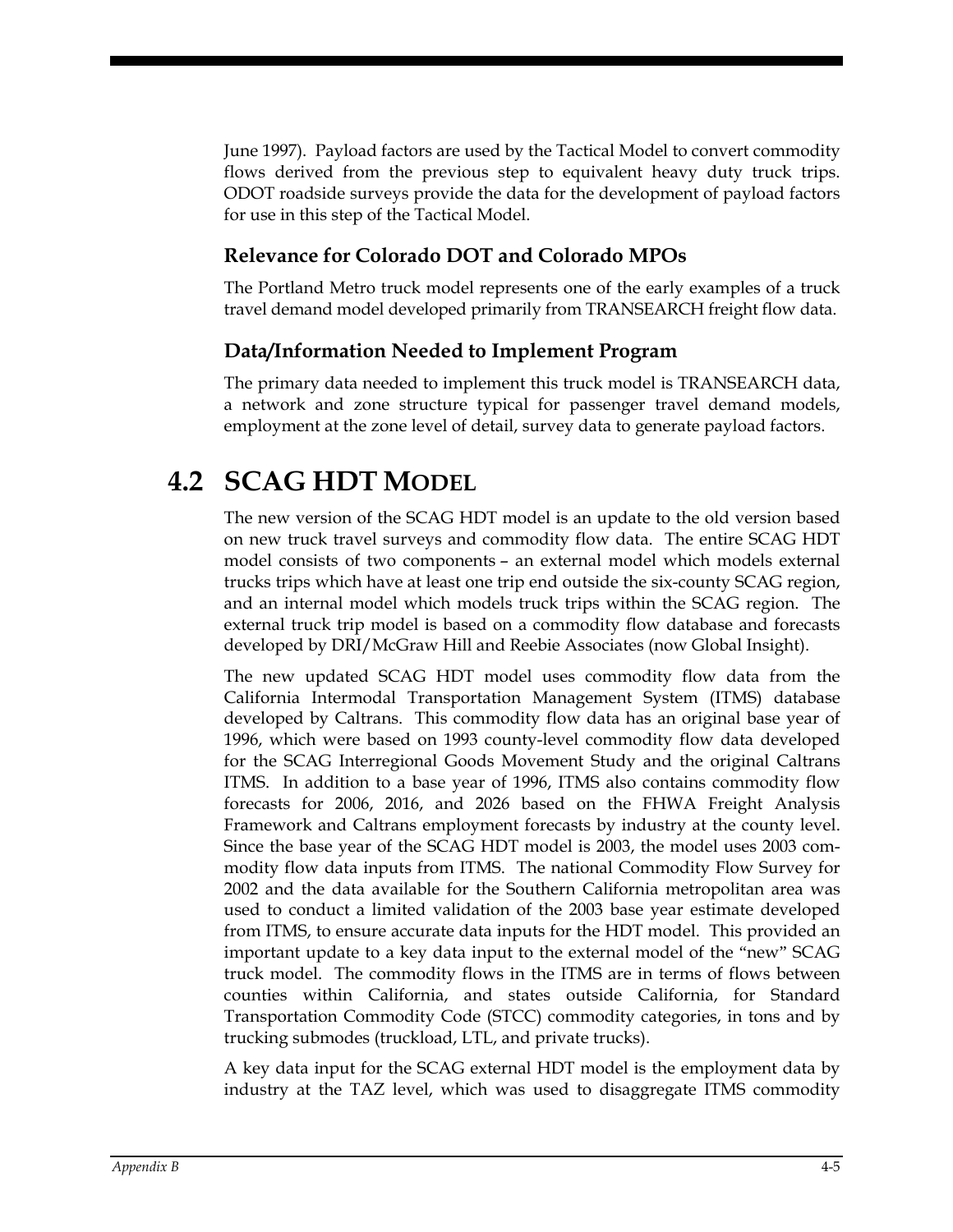June 1997). Payload factors are used by the Tactical Model to convert commodity flows derived from the previous step to equivalent heavy duty truck trips. ODOT roadside surveys provide the data for the development of payload factors for use in this step of the Tactical Model.

### Relevance for Colorado DOT and Colorado MPOs

The Portland Metro truck model represents one of the early examples of a truck travel demand model developed primarily from TRANSEARCH freight flow data.

### Data/Information Needed to Implement Program

The primary data needed to implement this truck model is TRANSEARCH data, a network and zone structure typical for passenger travel demand models, employment at the zone level of detail, survey data to generate payload factors.

## 4.2 SCAG HDT MODEL

The new version of the SCAG HDT model is an update to the old version based on new truck travel surveys and commodity flow data. The entire SCAG HDT model consists of two components – an external model which models external trucks trips which have at least one trip end outside the six-county SCAG region, and an internal model which models truck trips within the SCAG region. The external truck trip model is based on a commodity flow database and forecasts developed by DRI/McGraw Hill and Reebie Associates (now Global Insight).

The new updated SCAG HDT model uses commodity flow data from the California Intermodal Transportation Management System (ITMS) database developed by Caltrans. This commodity flow data has an original base year of 1996, which were based on 1993 county-level commodity flow data developed for the SCAG Interregional Goods Movement Study and the original Caltrans ITMS. In addition to a base year of 1996, ITMS also contains commodity flow forecasts for 2006, 2016, and 2026 based on the FHWA Freight Analysis Framework and Caltrans employment forecasts by industry at the county level. Since the base year of the SCAG HDT model is 2003, the model uses 2003 commodity flow data inputs from ITMS. The national Commodity Flow Survey for 2002 and the data available for the Southern California metropolitan area was used to conduct a limited validation of the 2003 base year estimate developed from ITMS, to ensure accurate data inputs for the HDT model. This provided an important update to a key data input to the external model of the "new" SCAG truck model. The commodity flows in the ITMS are in terms of flows between counties within California, and states outside California, for Standard Transportation Commodity Code (STCC) commodity categories, in tons and by trucking submodes (truckload, LTL, and private trucks).

A key data input for the SCAG external HDT model is the employment data by industry at the TAZ level, which was used to disaggregate ITMS commodity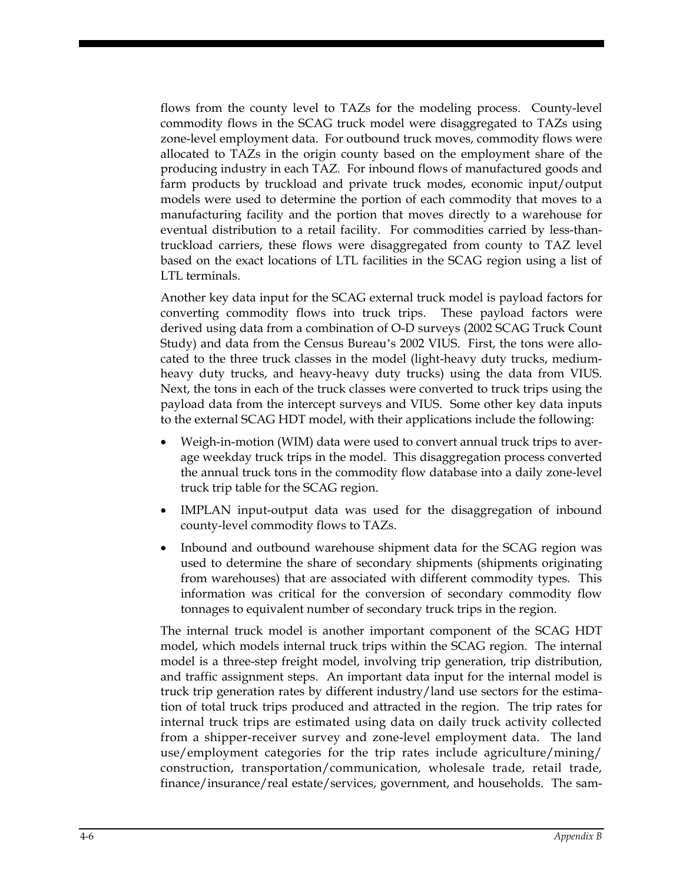flows from the county level to TAZs for the modeling process. County-level commodity flows in the SCAG truck model were disaggregated to TAZs using zone-level employment data. For outbound truck moves, commodity flows were allocated to TAZs in the origin county based on the employment share of the producing industry in each TAZ. For inbound flows of manufactured goods and farm products by truckload and private truck modes, economic input/output models were used to determine the portion of each commodity that moves to a manufacturing facility and the portion that moves directly to a warehouse for eventual distribution to a retail facility. For commodities carried by less-than-truckload carriers, these flows were disaggregated from county to TAZ level based on the exact locations of LTL facilities in the SCAG region using a list of LTL terminals.

Another key data input for the SCAG external truck model is payload factors for converting commodity flows into truck trips. These payload factors were derived using data from a combination of O-D surveys (2002 SCAG Truck Count Study) and data from the Census Bureau's 2002 VIUS. First, the tons were allocated to the three truck classes in the model (light-heavy duty trucks, medium-heavy duty trucks, and heavy-heavy duty trucks) using the data from VIUS. Next, the tons in each of the truck classes were converted to truck trips using the payload data from the intercept surveys and VIUS. Some other key data inputs to the external SCAG HDT model, with their applications include the following:

- Weigh-in-motion (WIM) data were used to convert annual truck trips to average weekday truck trips in the model. This disaggregation process converted the annual truck tons in the commodity flow database into a daily zone-level truck trip table for the SCAG region.
- IMPLAN input-output data was used for the disaggregation of inbound county-level commodity flows to TAZs.
- Inbound and outbound warehouse shipment data for the SCAG region was used to determine the share of secondary shipments (shipments originating from warehouses) that are associated with different commodity types. This information was critical for the conversion of secondary commodity flow tonnages to equivalent number of secondary truck trips in the region.

The internal truck model is another important component of the SCAG HDT model, which models internal truck trips within the SCAG region. The internal model is a three-step freight model, involving trip generation, trip distribution, and traffic assignment steps. An important data input for the internal model is truck trip generation rates by different industry/land use sectors for the estimation of total truck trips produced and attracted in the region. The trip rates for internal truck trips are estimated using data on daily truck activity collected from a shipper-receiver survey and zone-level employment data. The land use/employment categories for the trip rates include agriculture/mining/construction, transportation/communication, wholesale trade, retail trade, finance/insurance/real estate/services, government, and households. The sam-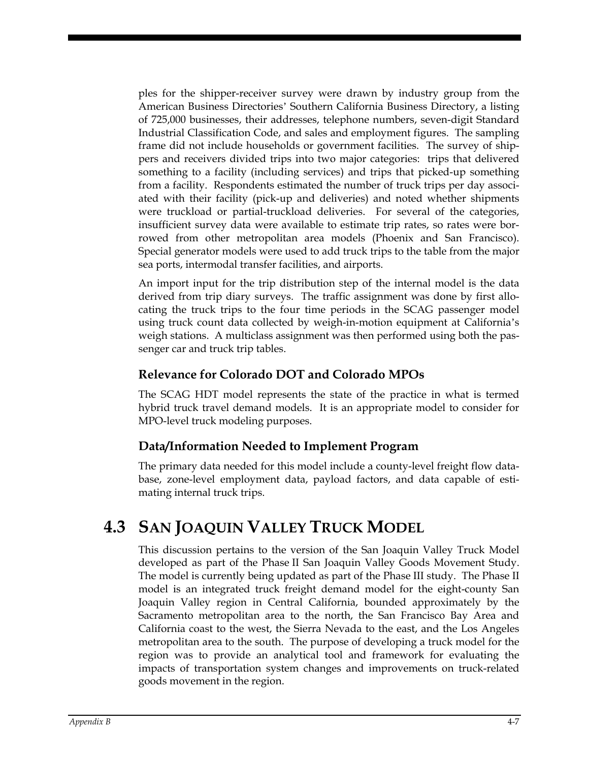ples for the shipper-receiver survey were drawn by industry group from the American Business Directories' Southern California Business Directory, a listing of 725,000 businesses, their addresses, telephone numbers, seven-digit Standard Industrial Classification Code, and sales and employment figures. The sampling frame did not include households or government facilities. The survey of shippers and receivers divided trips into two major categories: trips that delivered something to a facility (including services) and trips that picked-up something from a facility. Respondents estimated the number of truck trips per day associated with their facility (pick-up and deliveries) and noted whether shipments were truckload or partial-truckload deliveries. For several of the categories, insufficient survey data were available to estimate trip rates, so rates were borrowed from other metropolitan area models (Phoenix and San Francisco). Special generator models were used to add truck trips to the table from the major sea ports, intermodal transfer facilities, and airports.

An import input for the trip distribution step of the internal model is the data derived from trip diary surveys. The traffic assignment was done by first allocating the truck trips to the four time periods in the SCAG passenger model using truck count data collected by weigh-in-motion equipment at California's weigh stations. A multiclass assignment was then performed using both the passenger car and truck trip tables.

### Relevance for Colorado DOT and Colorado MPOs

The SCAG HDT model represents the state of the practice in what is termed hybrid truck travel demand models. It is an appropriate model to consider for MPO-level truck modeling purposes.

### Data/Information Needed to Implement Program

The primary data needed for this model include a county-level freight flow database, zone-level employment data, payload factors, and data capable of estimating internal truck trips.

## 4.3 San Joaquin Valley Truck Model

This discussion pertains to the version of the San Joaquin Valley Truck Model developed as part of the Phase II San Joaquin Valley Goods Movement Study. The model is currently being updated as part of the Phase III study. The Phase II model is an integrated truck freight demand model for the eight-county San Joaquin Valley region in Central California, bounded approximately by the Sacramento metropolitan area to the north, the San Francisco Bay Area and California coast to the west, the Sierra Nevada to the east, and the Los Angeles metropolitan area to the south. The purpose of developing a truck model for the region was to provide an analytical tool and framework for evaluating the impacts of transportation system changes and improvements on truck-related goods movement in the region.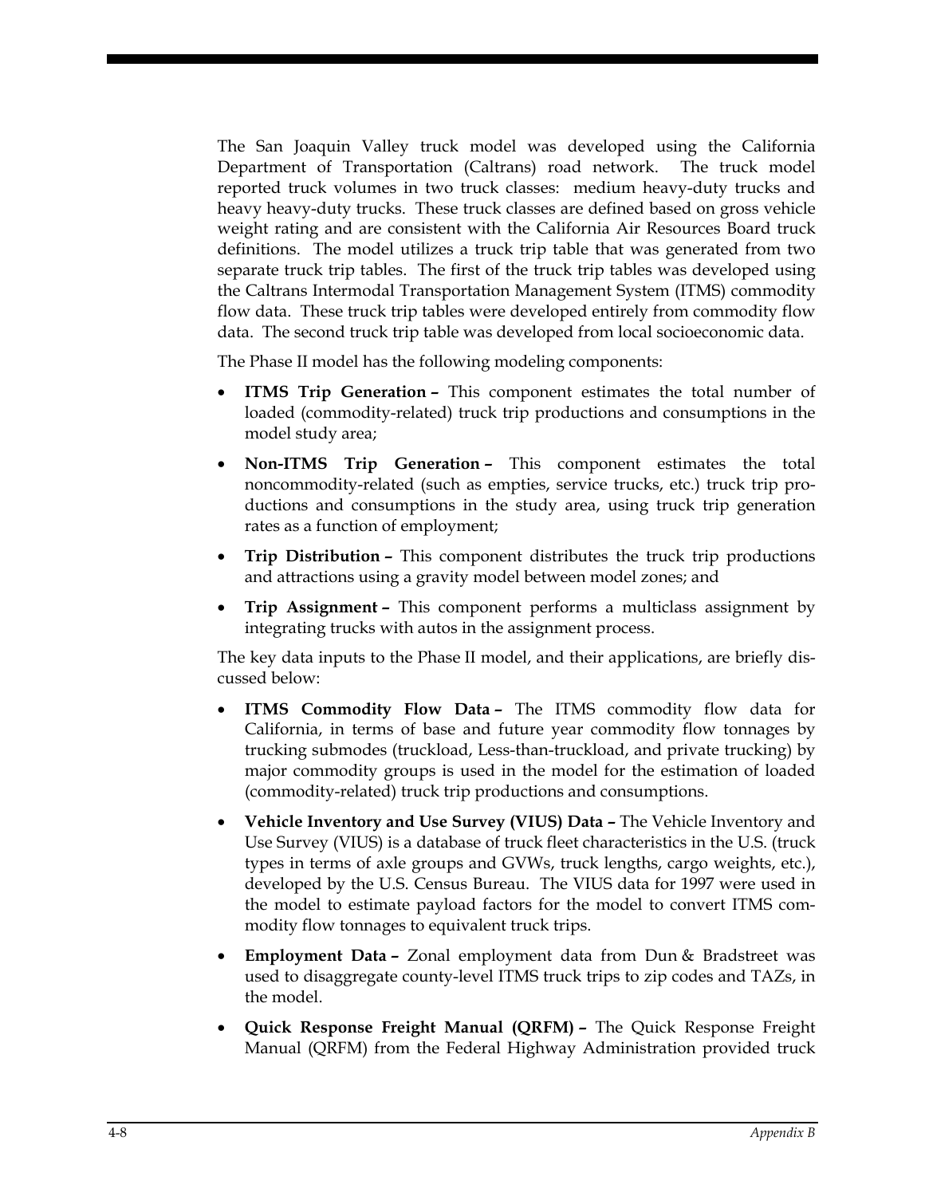The San Joaquin Valley truck model was developed using the California Department of Transportation (Caltrans) road network. The truck model reported truck volumes in two truck classes: medium heavy-duty trucks and heavy heavy-duty trucks. These truck classes are defined based on gross vehicle weight rating and are consistent with the California Air Resources Board truck definitions. The model utilizes a truck trip table that was generated from two separate truck trip tables. The first of the truck trip tables was developed using the Caltrans Intermodal Transportation Management System (ITMS) commodity flow data. These truck trip tables were developed entirely from commodity flow data. The second truck trip table was developed from local socioeconomic data.

The Phase II model has the following modeling components:

- **ITMS Trip Generation –** This component estimates the total number of loaded (commodity-related) truck trip productions and consumptions in the model study area;
- **Non-ITMS Trip Generation –** This component estimates the total noncommodity-related (such as empties, service trucks, etc.) truck trip productions and consumptions in the study area, using truck trip generation rates as a function of employment;
- **Trip Distribution –** This component distributes the truck trip productions and attractions using a gravity model between model zones; and
- **Trip Assignment –** This component performs a multiclass assignment by integrating trucks with autos in the assignment process.

The key data inputs to the Phase II model, and their applications, are briefly discussed below:

- **ITMS Commodity Flow Data –** The ITMS commodity flow data for California, in terms of base and future year commodity flow tonnages by trucking submodes (truckload, Less-than-truckload, and private trucking) by major commodity groups is used in the model for the estimation of loaded (commodity-related) truck trip productions and consumptions.
- **Vehicle Inventory and Use Survey (VIUS) Data –** The Vehicle Inventory and Use Survey (VIUS) is a database of truck fleet characteristics in the U.S. (truck types in terms of axle groups and GVWs, truck lengths, cargo weights, etc.), developed by the U.S. Census Bureau. The VIUS data for 1997 were used in the model to estimate payload factors for the model to convert ITMS commodity flow tonnages to equivalent truck trips.
- **Employment Data –** Zonal employment data from Dun & Bradstreet was used to disaggregate county-level ITMS truck trips to zip codes and TAZs, in the model.
- **Quick Response Freight Manual (QRFM) –** The Quick Response Freight Manual (QRFM) from the Federal Highway Administration provided truck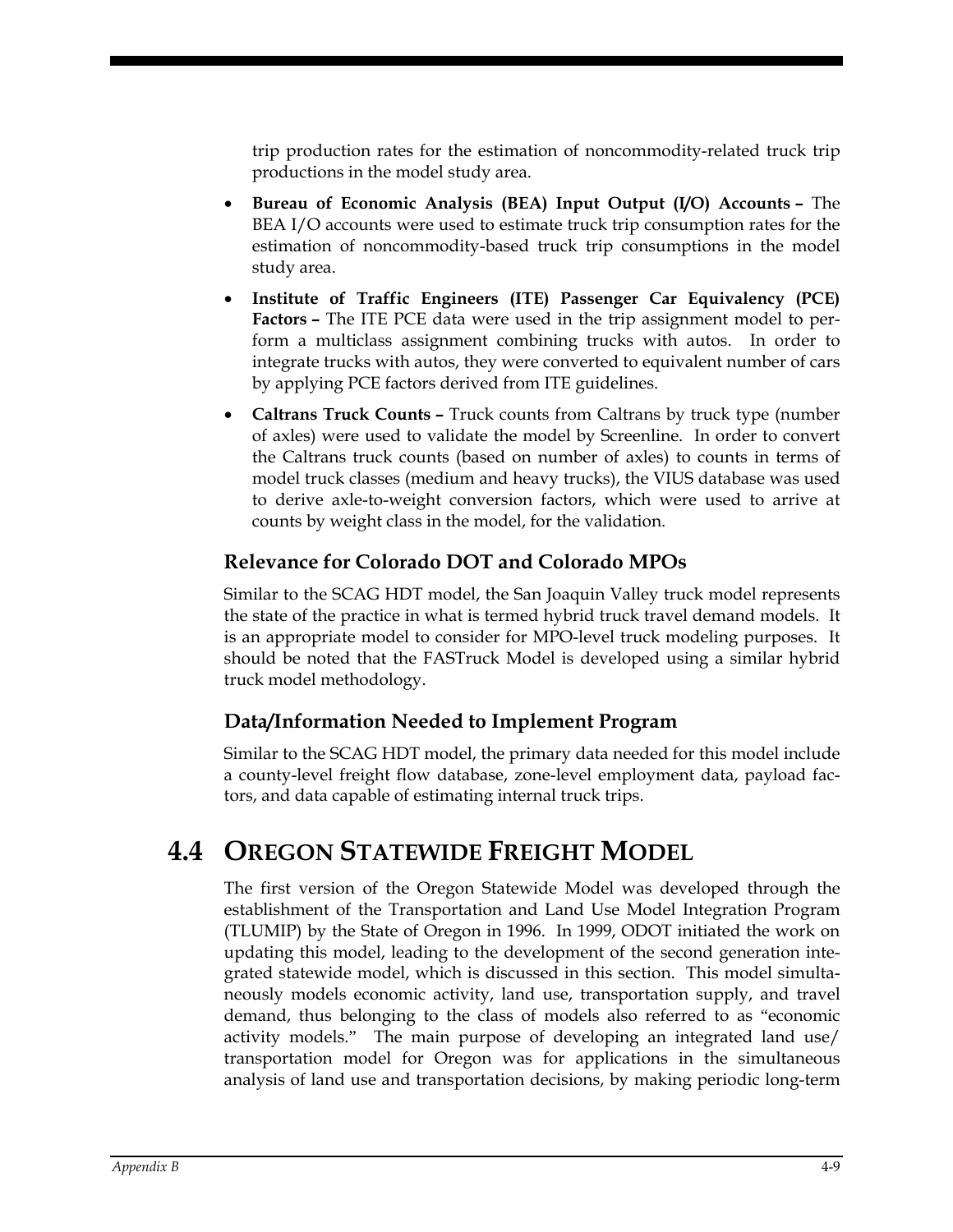trip production rates for the estimation of noncommodity-related truck trip productions in the model study area.

- **Bureau of Economic Analysis (BEA) Input Output (I/O) Accounts –** The BEA I/O accounts were used to estimate truck trip consumption rates for the estimation of noncommodity-based truck trip consumptions in the model study area.
- **Institute of Traffic Engineers (ITE) Passenger Car Equivalency (PCE) Factors –** The ITE PCE data were used in the trip assignment model to perform a multiclass assignment combining trucks with autos. In order to integrate trucks with autos, they were converted to equivalent number of cars by applying PCE factors derived from ITE guidelines.
- **Caltrans Truck Counts –** Truck counts from Caltrans by truck type (number of axles) were used to validate the model by Screenline. In order to convert the Caltrans truck counts (based on number of axles) to counts in terms of model truck classes (medium and heavy trucks), the VIUS database was used to derive axle-to-weight conversion factors, which were used to arrive at counts by weight class in the model, for the validation.

### Relevance for Colorado DOT and Colorado MPOs

Similar to the SCAG HDT model, the San Joaquin Valley truck model represents the state of the practice in what is termed hybrid truck travel demand models. It is an appropriate model to consider for MPO-level truck modeling purposes. It should be noted that the FASTruck Model is developed using a similar hybrid truck model methodology.

### Data/Information Needed to Implement Program

Similar to the SCAG HDT model, the primary data needed for this model include a county-level freight flow database, zone-level employment data, payload factors, and data capable of estimating internal truck trips.

## 4.4 Oregon Statewide Freight Model

The first version of the Oregon Statewide Model was developed through the establishment of the Transportation and Land Use Model Integration Program (TLUMIP) by the State of Oregon in 1996. In 1999, ODOT initiated the work on updating this model, leading to the development of the second generation integrated statewide model, which is discussed in this section. This model simultaneously models economic activity, land use, transportation supply, and travel demand, thus belonging to the class of models also referred to as "economic activity models." The main purpose of developing an integrated land use/ transportation model for Oregon was for applications in the simultaneous analysis of land use and transportation decisions, by making periodic long-term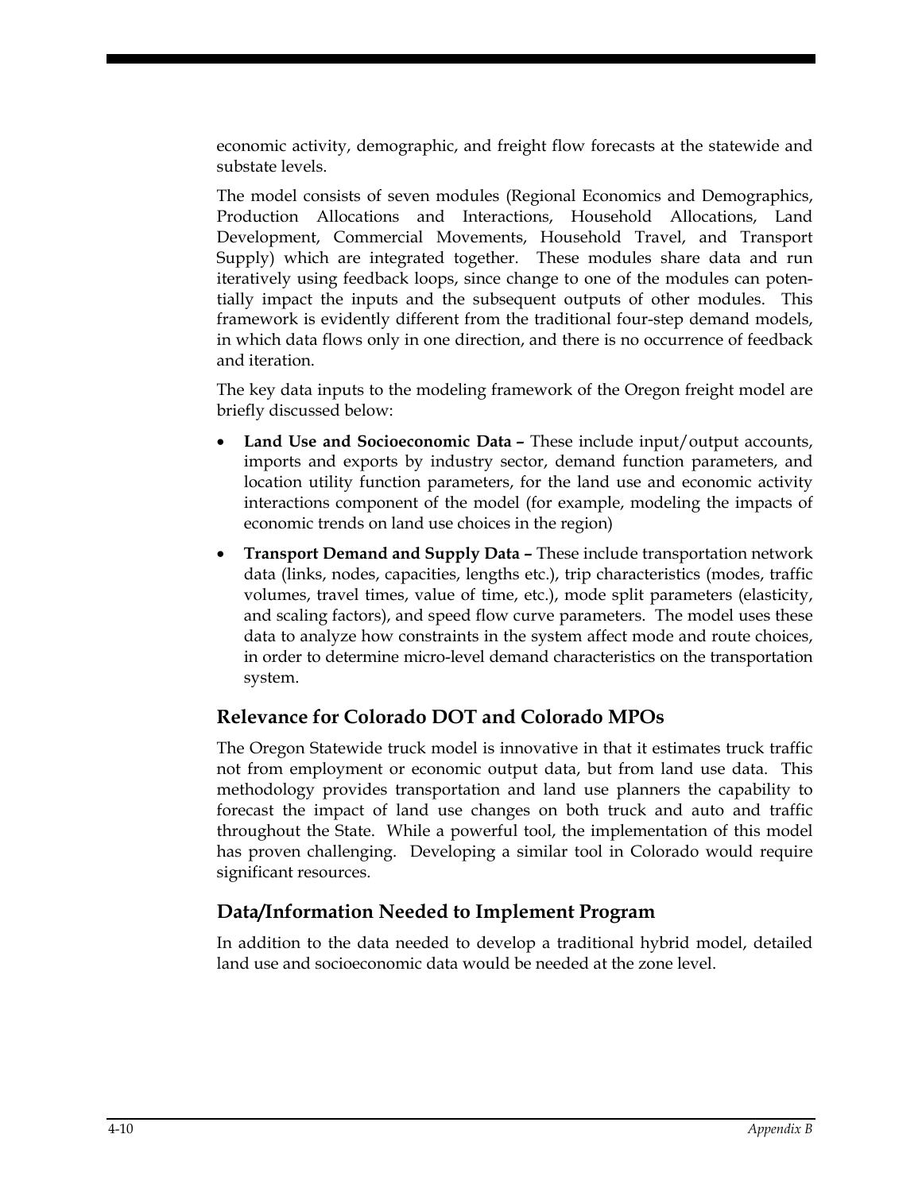economic activity, demographic, and freight flow forecasts at the statewide and substate levels.

The model consists of seven modules (Regional Economics and Demographics, Production Allocations and Interactions, Household Allocations, Land Development, Commercial Movements, Household Travel, and Transport Supply) which are integrated together. These modules share data and run iteratively using feedback loops, since change to one of the modules can potentially impact the inputs and the subsequent outputs of other modules. This framework is evidently different from the traditional four-step demand models, in which data flows only in one direction, and there is no occurrence of feedback and iteration.

The key data inputs to the modeling framework of the Oregon freight model are briefly discussed below:

- **Land Use and Socioeconomic Data –** These include input/output accounts, imports and exports by industry sector, demand function parameters, and location utility function parameters, for the land use and economic activity interactions component of the model (for example, modeling the impacts of economic trends on land use choices in the region)
- **Transport Demand and Supply Data –** These include transportation network data (links, nodes, capacities, lengths etc.), trip characteristics (modes, traffic volumes, travel times, value of time, etc.), mode split parameters (elasticity, and scaling factors), and speed flow curve parameters. The model uses these data to analyze how constraints in the system affect mode and route choices, in order to determine micro-level demand characteristics on the transportation system.

## Relevance for Colorado DOT and Colorado MPOs

The Oregon Statewide truck model is innovative in that it estimates truck traffic not from employment or economic output data, but from land use data. This methodology provides transportation and land use planners the capability to forecast the impact of land use changes on both truck and auto and traffic throughout the State. While a powerful tool, the implementation of this model has proven challenging. Developing a similar tool in Colorado would require significant resources.

## Data/Information Needed to Implement Program

In addition to the data needed to develop a traditional hybrid model, detailed land use and socioeconomic data would be needed at the zone level.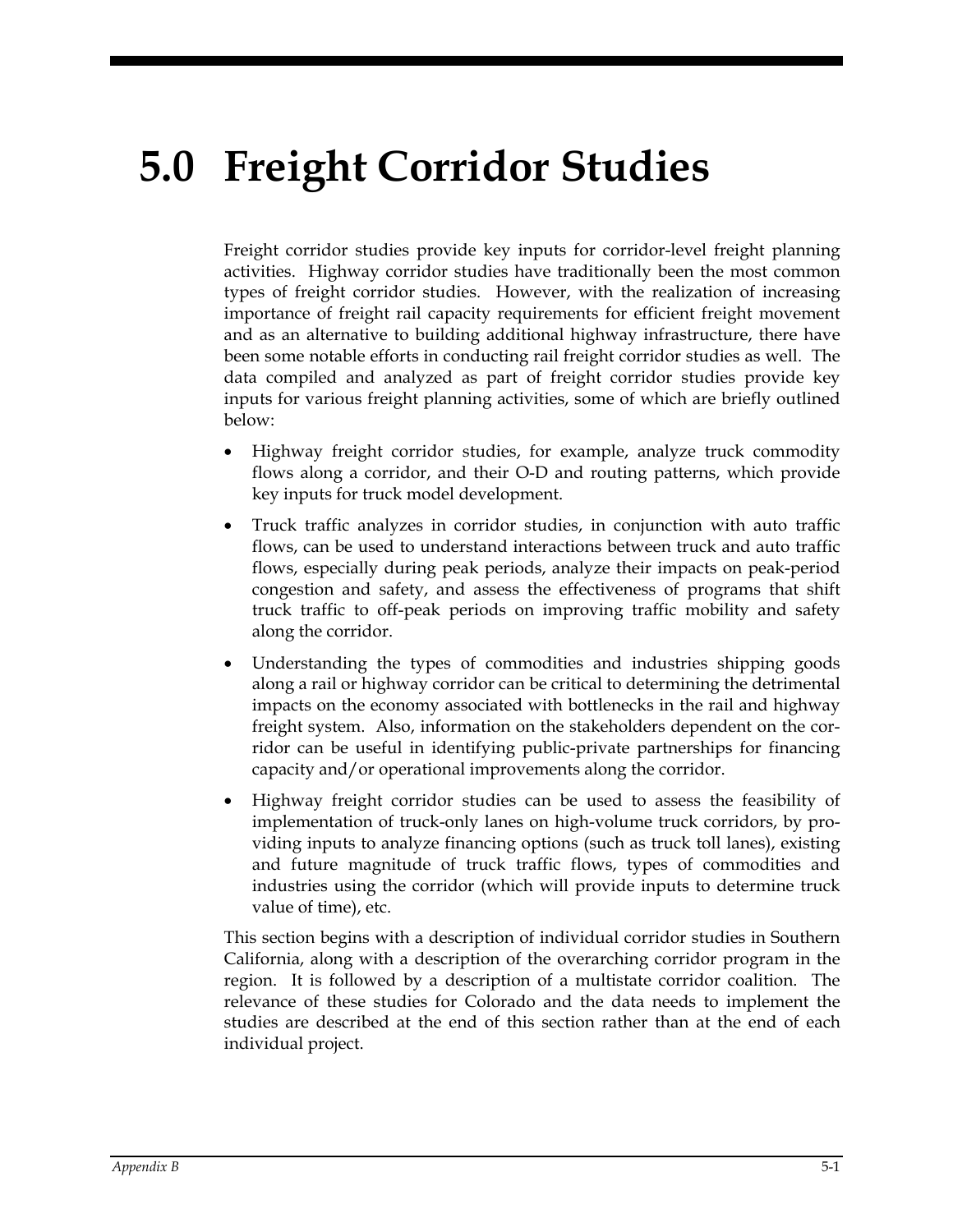# 5.0 Freight Corridor Studies

Freight corridor studies provide key inputs for corridor-level freight planning activities. Highway corridor studies have traditionally been the most common types of freight corridor studies. However, with the realization of increasing importance of freight rail capacity requirements for efficient freight movement and as an alternative to building additional highway infrastructure, there have been some notable efforts in conducting rail freight corridor studies as well. The data compiled and analyzed as part of freight corridor studies provide key inputs for various freight planning activities, some of which are briefly outlined below:

- Highway freight corridor studies, for example, analyze truck commodity flows along a corridor, and their O-D and routing patterns, which provide key inputs for truck model development.
- Truck traffic analyzes in corridor studies, in conjunction with auto traffic flows, can be used to understand interactions between truck and auto traffic flows, especially during peak periods, analyze their impacts on peak-period congestion and safety, and assess the effectiveness of programs that shift truck traffic to off-peak periods on improving traffic mobility and safety along the corridor.
- Understanding the types of commodities and industries shipping goods along a rail or highway corridor can be critical to determining the detrimental impacts on the economy associated with bottlenecks in the rail and highway freight system. Also, information on the stakeholders dependent on the corridor can be useful in identifying public-private partnerships for financing capacity and/or operational improvements along the corridor.
- Highway freight corridor studies can be used to assess the feasibility of implementation of truck-only lanes on high-volume truck corridors, by providing inputs to analyze financing options (such as truck toll lanes), existing and future magnitude of truck traffic flows, types of commodities and industries using the corridor (which will provide inputs to determine truck value of time), etc.

This section begins with a description of individual corridor studies in Southern California, along with a description of the overarching corridor program in the region. It is followed by a description of a multistate corridor coalition. The relevance of these studies for Colorado and the data needs to implement the studies are described at the end of this section rather than at the end of each individual project.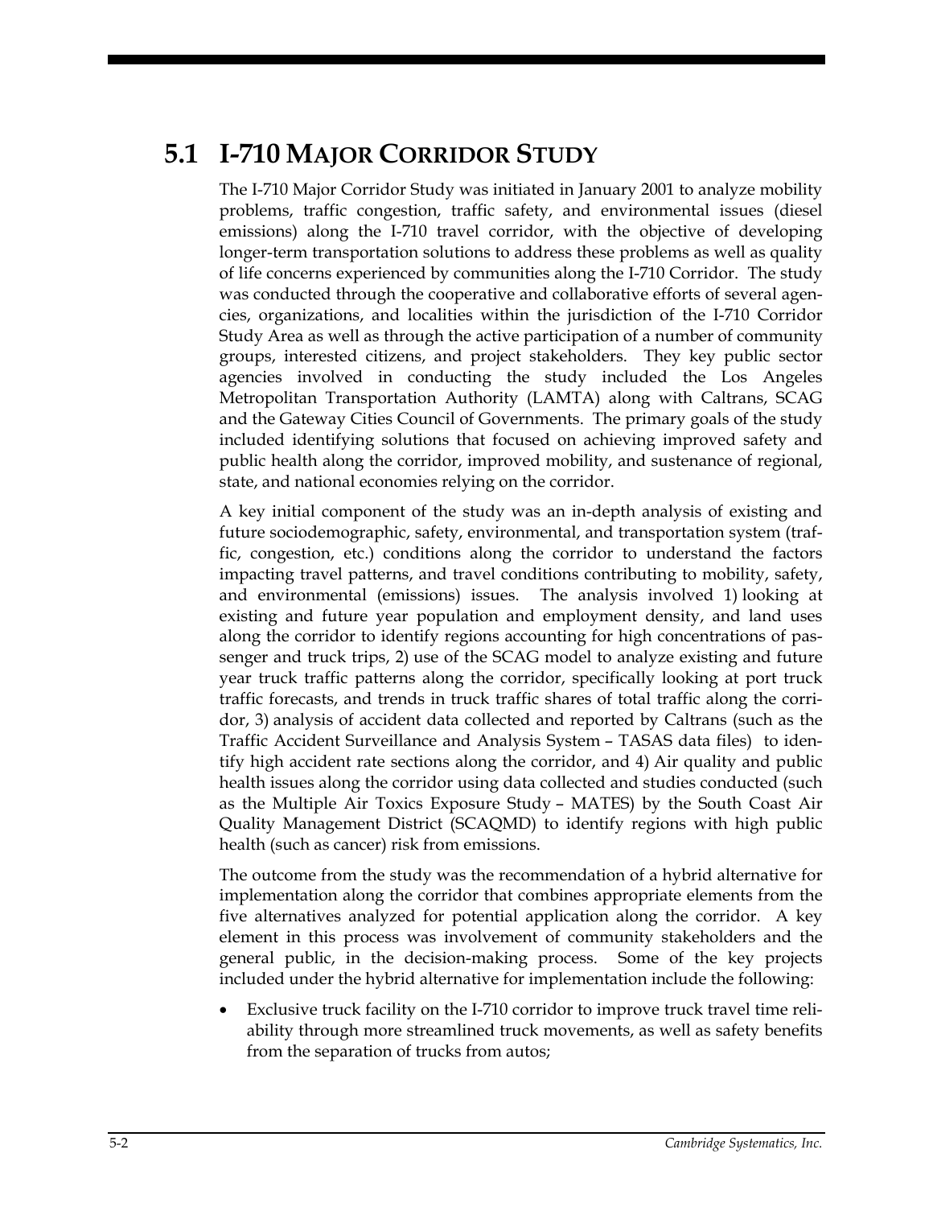## 5.1 I-710 Major Corridor Study

The I-710 Major Corridor Study was initiated in January 2001 to analyze mobility problems, traffic congestion, traffic safety, and environmental issues (diesel emissions) along the I-710 travel corridor, with the objective of developing longer-term transportation solutions to address these problems as well as quality of life concerns experienced by communities along the I-710 Corridor. The study was conducted through the cooperative and collaborative efforts of several agencies, organizations, and localities within the jurisdiction of the I-710 Corridor Study Area as well as through the active participation of a number of community groups, interested citizens, and project stakeholders. They key public sector agencies involved in conducting the study included the Los Angeles Metropolitan Transportation Authority (LAMTA) along with Caltrans, SCAG and the Gateway Cities Council of Governments. The primary goals of the study included identifying solutions that focused on achieving improved safety and public health along the corridor, improved mobility, and sustenance of regional, state, and national economies relying on the corridor.

A key initial component of the study was an in-depth analysis of existing and future sociodemographic, safety, environmental, and transportation system (traffic, congestion, etc.) conditions along the corridor to understand the factors impacting travel patterns, and travel conditions contributing to mobility, safety, and environmental (emissions) issues. The analysis involved 1) looking at existing and future year population and employment density, and land uses along the corridor to identify regions accounting for high concentrations of passenger and truck trips, 2) use of the SCAG model to analyze existing and future year truck traffic patterns along the corridor, specifically looking at port truck traffic forecasts, and trends in truck traffic shares of total traffic along the corridor, 3) analysis of accident data collected and reported by Caltrans (such as the Traffic Accident Surveillance and Analysis System – TASAS data files) to identify high accident rate sections along the corridor, and 4) Air quality and public health issues along the corridor using data collected and studies conducted (such as the Multiple Air Toxics Exposure Study – MATES) by the South Coast Air Quality Management District (SCAQMD) to identify regions with high public health (such as cancer) risk from emissions.

The outcome from the study was the recommendation of a hybrid alternative for implementation along the corridor that combines appropriate elements from the five alternatives analyzed for potential application along the corridor. A key element in this process was involvement of community stakeholders and the general public, in the decision-making process. Some of the key projects included under the hybrid alternative for implementation include the following:

- Exclusive truck facility on the I-710 corridor to improve truck travel time reliability through more streamlined truck movements, as well as safety benefits from the separation of trucks from autos;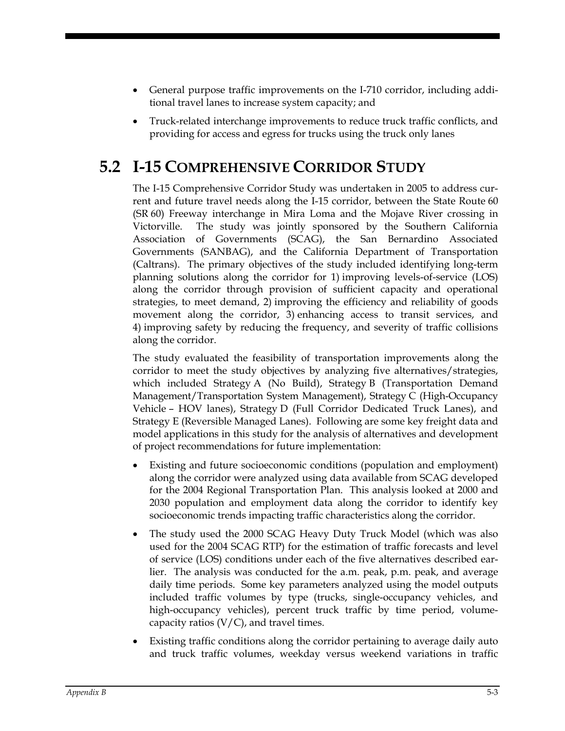- General purpose traffic improvements on the I-710 corridor, including additional travel lanes to increase system capacity; and
- Truck-related interchange improvements to reduce truck traffic conflicts, and providing for access and egress for trucks using the truck only lanes

## 5.2 I-15 Comprehensive Corridor Study

The I-15 Comprehensive Corridor Study was undertaken in 2005 to address current and future travel needs along the I-15 corridor, between the State Route 60 (SR 60) Freeway interchange in Mira Loma and the Mojave River crossing in Victorville. The study was jointly sponsored by the Southern California Association of Governments (SCAG), the San Bernardino Associated Governments (SANBAG), and the California Department of Transportation (Caltrans). The primary objectives of the study included identifying long-term planning solutions along the corridor for 1) improving levels-of-service (LOS) along the corridor through provision of sufficient capacity and operational strategies, to meet demand, 2) improving the efficiency and reliability of goods movement along the corridor, 3) enhancing access to transit services, and 4) improving safety by reducing the frequency, and severity of traffic collisions along the corridor.

The study evaluated the feasibility of transportation improvements along the corridor to meet the study objectives by analyzing five alternatives/strategies, which included Strategy A (No Build), Strategy B (Transportation Demand Management/Transportation System Management), Strategy C (High-Occupancy Vehicle – HOV lanes), Strategy D (Full Corridor Dedicated Truck Lanes), and Strategy E (Reversible Managed Lanes). Following are some key freight data and model applications in this study for the analysis of alternatives and development of project recommendations for future implementation:

- Existing and future socioeconomic conditions (population and employment) along the corridor were analyzed using data available from SCAG developed for the 2004 Regional Transportation Plan. This analysis looked at 2000 and 2030 population and employment data along the corridor to identify key socioeconomic trends impacting traffic characteristics along the corridor.
- The study used the 2000 SCAG Heavy Duty Truck Model (which was also used for the 2004 SCAG RTP) for the estimation of traffic forecasts and level of service (LOS) conditions under each of the five alternatives described earlier. The analysis was conducted for the a.m. peak, p.m. peak, and average daily time periods. Some key parameters analyzed using the model outputs included traffic volumes by type (trucks, single-occupancy vehicles, and high-occupancy vehicles), percent truck traffic by time period, volume-capacity ratios (V/C), and travel times.
- Existing traffic conditions along the corridor pertaining to average daily auto and truck traffic volumes, weekday versus weekend variations in traffic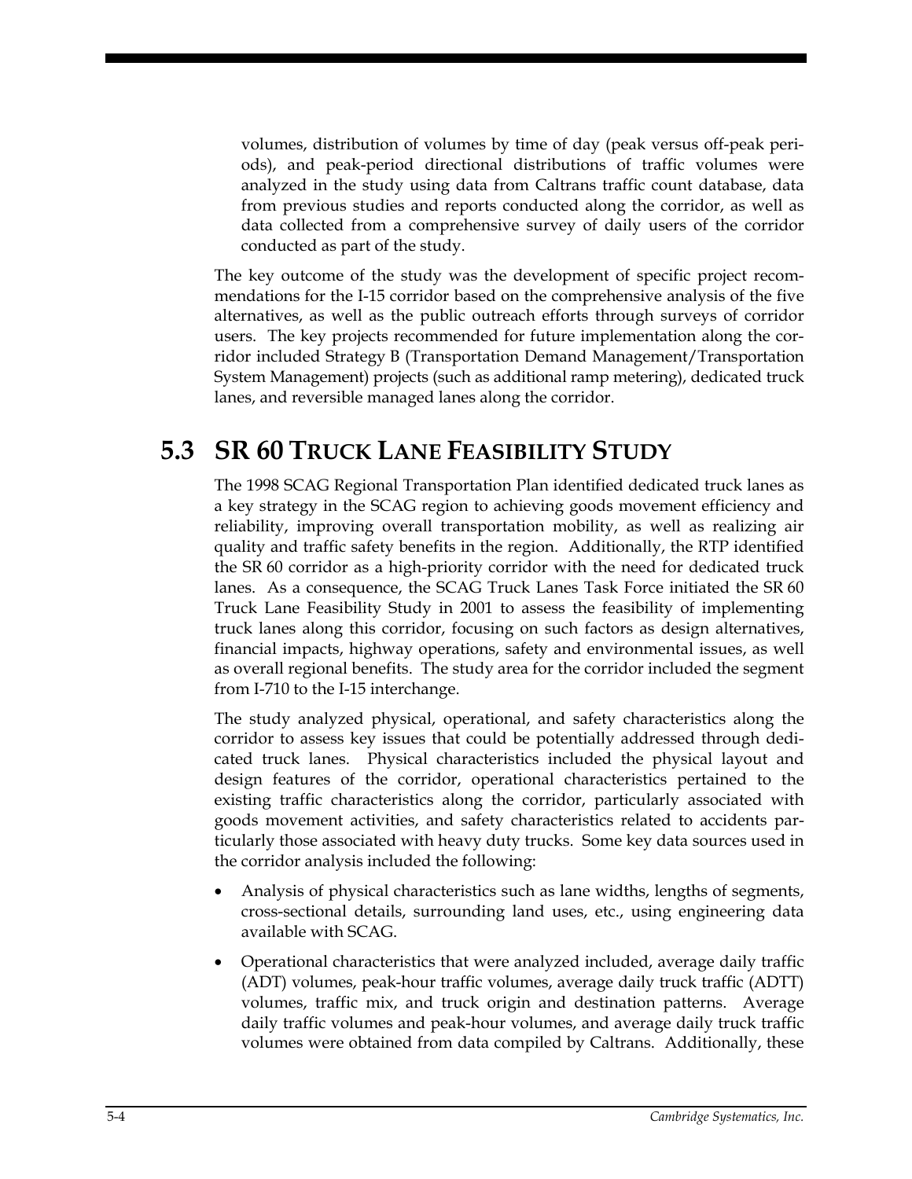volumes, distribution of volumes by time of day (peak versus off-peak periods), and peak-period directional distributions of traffic volumes were analyzed in the study using data from Caltrans traffic count database, data from previous studies and reports conducted along the corridor, as well as data collected from a comprehensive survey of daily users of the corridor conducted as part of the study.

The key outcome of the study was the development of specific project recommendations for the I-15 corridor based on the comprehensive analysis of the five alternatives, as well as the public outreach efforts through surveys of corridor users. The key projects recommended for future implementation along the corridor included Strategy B (Transportation Demand Management/Transportation System Management) projects (such as additional ramp metering), dedicated truck lanes, and reversible managed lanes along the corridor.

## 5.3 SR 60 Truck Lane Feasibility Study

The 1998 SCAG Regional Transportation Plan identified dedicated truck lanes as a key strategy in the SCAG region to achieving goods movement efficiency and reliability, improving overall transportation mobility, as well as realizing air quality and traffic safety benefits in the region. Additionally, the RTP identified the SR 60 corridor as a high-priority corridor with the need for dedicated truck lanes. As a consequence, the SCAG Truck Lanes Task Force initiated the SR 60 Truck Lane Feasibility Study in 2001 to assess the feasibility of implementing truck lanes along this corridor, focusing on such factors as design alternatives, financial impacts, highway operations, safety and environmental issues, as well as overall regional benefits. The study area for the corridor included the segment from I-710 to the I-15 interchange.

The study analyzed physical, operational, and safety characteristics along the corridor to assess key issues that could be potentially addressed through dedicated truck lanes. Physical characteristics included the physical layout and design features of the corridor, operational characteristics pertained to the existing traffic characteristics along the corridor, particularly associated with goods movement activities, and safety characteristics related to accidents particularly those associated with heavy duty trucks. Some key data sources used in the corridor analysis included the following:

- Analysis of physical characteristics such as lane widths, lengths of segments, cross-sectional details, surrounding land uses, etc., using engineering data available with SCAG.
- Operational characteristics that were analyzed included, average daily traffic (ADT) volumes, peak-hour traffic volumes, average daily truck traffic (ADTT) volumes, traffic mix, and truck origin and destination patterns. Average daily traffic volumes and peak-hour volumes, and average daily truck traffic volumes were obtained from data compiled by Caltrans. Additionally, these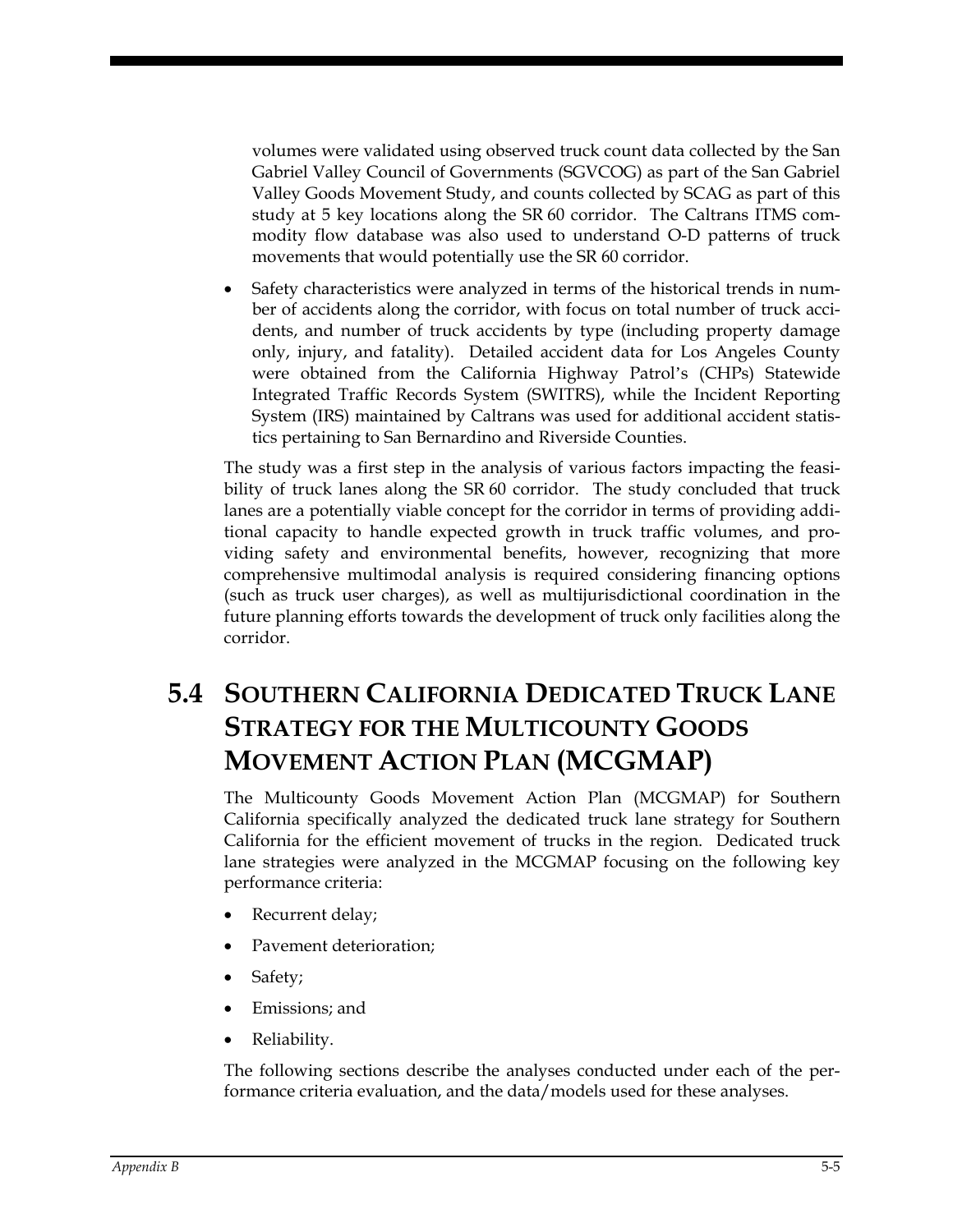volumes were validated using observed truck count data collected by the San Gabriel Valley Council of Governments (SGVCOG) as part of the San Gabriel Valley Goods Movement Study, and counts collected by SCAG as part of this study at 5 key locations along the SR 60 corridor. The Caltrans ITMS commodity flow database was also used to understand O-D patterns of truck movements that would potentially use the SR 60 corridor.

- Safety characteristics were analyzed in terms of the historical trends in number of accidents along the corridor, with focus on total number of truck accidents, and number of truck accidents by type (including property damage only, injury, and fatality). Detailed accident data for Los Angeles County were obtained from the California Highway Patrol's (CHPs) Statewide Integrated Traffic Records System (SWITRS), while the Incident Reporting System (IRS) maintained by Caltrans was used for additional accident statistics pertaining to San Bernardino and Riverside Counties.

The study was a first step in the analysis of various factors impacting the feasibility of truck lanes along the SR 60 corridor. The study concluded that truck lanes are a potentially viable concept for the corridor in terms of providing additional capacity to handle expected growth in truck traffic volumes, and providing safety and environmental benefits, however, recognizing that more comprehensive multimodal analysis is required considering financing options (such as truck user charges), as well as multijurisdictional coordination in the future planning efforts towards the development of truck only facilities along the corridor.

## 5.4 Southern California Dedicated Truck Lane Strategy for the Multicounty Goods Movement Action Plan (MCGMAP)

The Multicounty Goods Movement Action Plan (MCGMAP) for Southern California specifically analyzed the dedicated truck lane strategy for Southern California for the efficient movement of trucks in the region. Dedicated truck lane strategies were analyzed in the MCGMAP focusing on the following key performance criteria:

- Recurrent delay;
- Pavement deterioration;
- Safety;
- Emissions; and
- Reliability.

The following sections describe the analyses conducted under each of the performance criteria evaluation, and the data/models used for these analyses.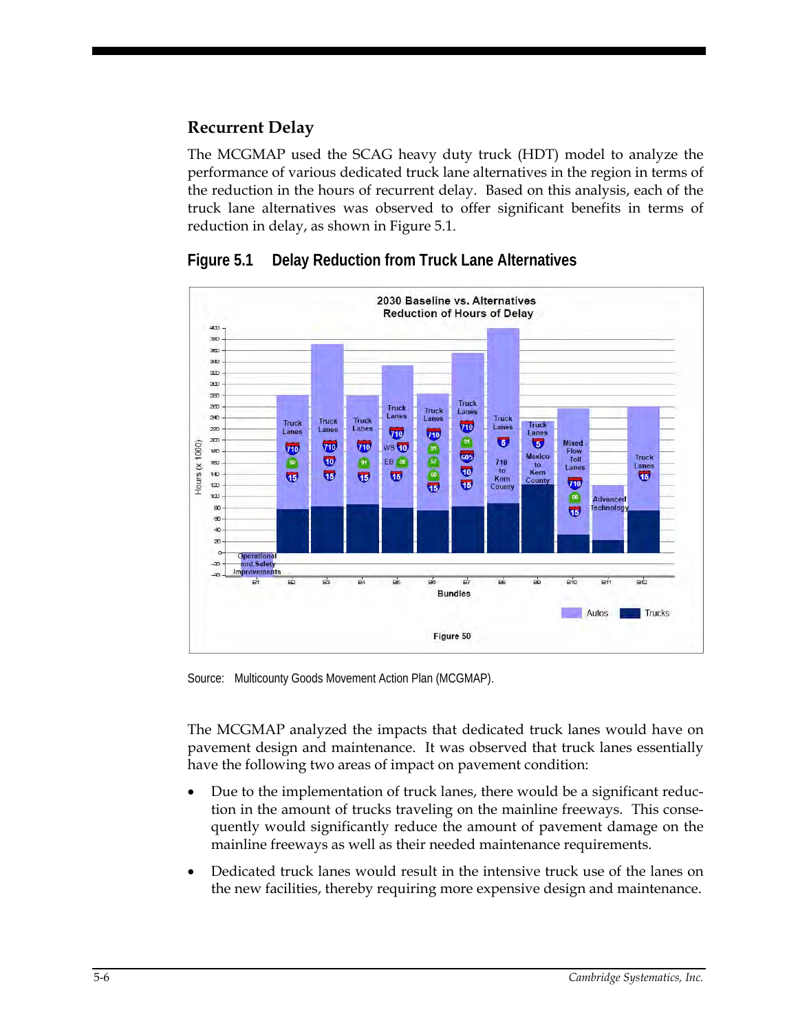### Recurrent Delay

The MCGMAP used the SCAG heavy duty truck (HDT) model to analyze the performance of various dedicated truck lane alternatives in the region in terms of the reduction in the hours of recurrent delay. Based on this analysis, each of the truck lane alternatives was observed to offer significant benefits in terms of reduction in delay, as shown in Figure 5.1.

**Figure 5.1 Delay Reduction from Truck Lane Alternatives**

Source: Multicounty Goods Movement Action Plan (MCGMAP).

The MCGMAP analyzed the impacts that dedicated truck lanes would have on pavement design and maintenance. It was observed that truck lanes essentially have the following two areas of impact on pavement condition:

- Due to the implementation of truck lanes, there would be a significant reduction in the amount of trucks traveling on the mainline freeways. This consequently would significantly reduce the amount of pavement damage on the mainline freeways as well as their needed maintenance requirements.
- Dedicated truck lanes would result in the intensive truck use of the lanes on the new facilities, thereby requiring more expensive design and maintenance.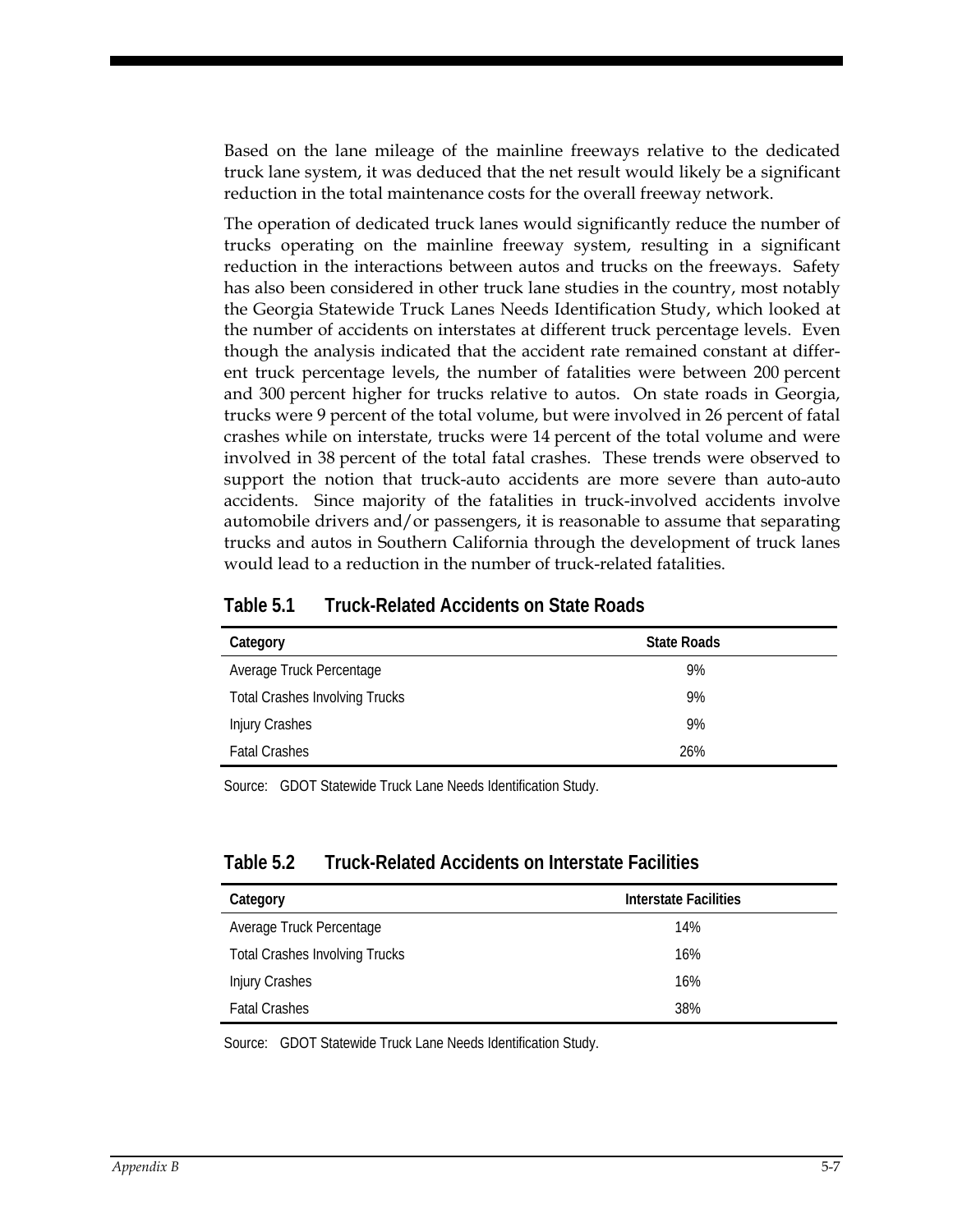Based on the lane mileage of the mainline freeways relative to the dedicated truck lane system, it was deduced that the net result would likely be a significant reduction in the total maintenance costs for the overall freeway network.

The operation of dedicated truck lanes would significantly reduce the number of trucks operating on the mainline freeway system, resulting in a significant reduction in the interactions between autos and trucks on the freeways. Safety has also been considered in other truck lane studies in the country, most notably the Georgia Statewide Truck Lanes Needs Identification Study, which looked at the number of accidents on interstates at different truck percentage levels. Even though the analysis indicated that the accident rate remained constant at different truck percentage levels, the number of fatalities were between 200 percent and 300 percent higher for trucks relative to autos. On state roads in Georgia, trucks were 9 percent of the total volume, but were involved in 26 percent of fatal crashes while on interstate, trucks were 14 percent of the total volume and were involved in 38 percent of the total fatal crashes. These trends were observed to support the notion that truck-auto accidents are more severe than auto-auto accidents. Since majority of the fatalities in truck-involved accidents involve automobile drivers and/or passengers, it is reasonable to assume that separating trucks and autos in Southern California through the development of truck lanes would lead to a reduction in the number of truck-related fatalities.

### Table 5.1 Truck-Related Accidents on State Roads

| Category | State Roads |
|---|---|
| Average Truck Percentage | 9% |
| Total Crashes Involving Trucks | 9% |
| Injury Crashes | 9% |
| Fatal Crashes | 26% |

Source: GDOT Statewide Truck Lane Needs Identification Study.

### Table 5.2 Truck-Related Accidents on Interstate Facilities

| Category | Interstate Facilities |
|---|---|
| Average Truck Percentage | 14% |
| Total Crashes Involving Trucks | 16% |
| Injury Crashes | 16% |
| Fatal Crashes | 38% |

Source: GDOT Statewide Truck Lane Needs Identification Study.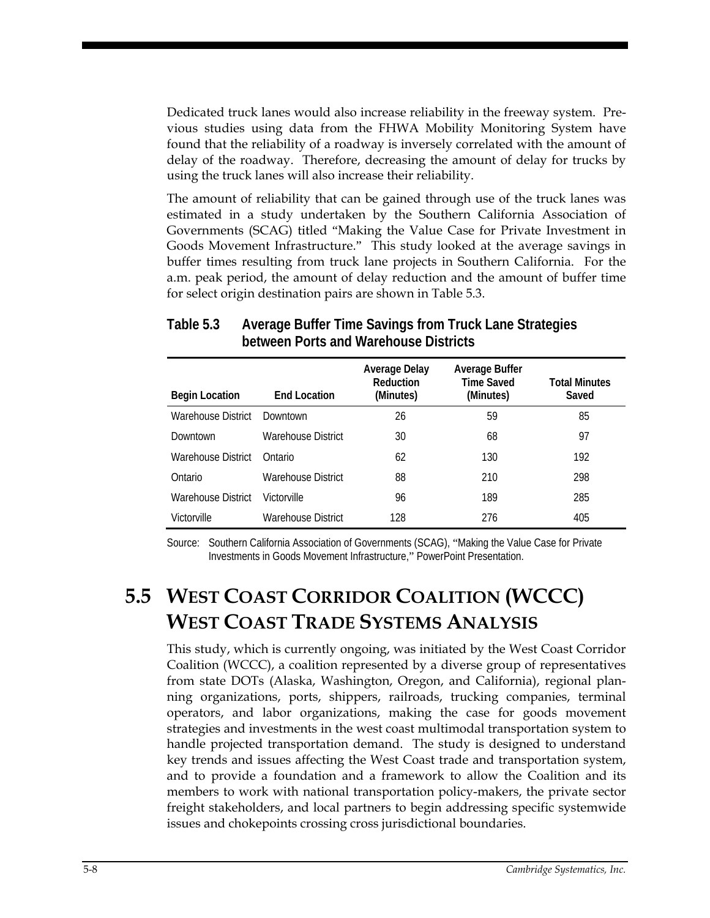Dedicated truck lanes would also increase reliability in the freeway system. Previous studies using data from the FHWA Mobility Monitoring System have found that the reliability of a roadway is inversely correlated with the amount of delay of the roadway. Therefore, decreasing the amount of delay for trucks by using the truck lanes will also increase their reliability.

The amount of reliability that can be gained through use of the truck lanes was estimated in a study undertaken by the Southern California Association of Governments (SCAG) titled "Making the Value Case for Private Investment in Goods Movement Infrastructure." This study looked at the average savings in buffer times resulting from truck lane projects in Southern California. For the a.m. peak period, the amount of delay reduction and the amount of buffer time for select origin destination pairs are shown in Table 5.3.

**Table 5.3 Average Buffer Time Savings from Truck Lane Strategies between Ports and Warehouse Districts**

| Begin Location | End Location | Average Delay Reduction (Minutes) | Average Buffer Time Saved (Minutes) | Total Minutes Saved |
|---|---|---|---|---|
| Warehouse District | Downtown | 26 | 59 | 85 |
| Downtown | Warehouse District | 30 | 68 | 97 |
| Warehouse District | Ontario | 62 | 130 | 192 |
| Ontario | Warehouse District | 88 | 210 | 298 |
| Warehouse District | Victorville | 96 | 189 | 285 |
| Victorville | Warehouse District | 128 | 276 | 405 |

Source: Southern California Association of Governments (SCAG), "Making the Value Case for Private Investments in Goods Movement Infrastructure," PowerPoint Presentation.

## 5.5 West Coast Corridor Coalition (WCCC) West Coast Trade Systems Analysis

This study, which is currently ongoing, was initiated by the West Coast Corridor Coalition (WCCC), a coalition represented by a diverse group of representatives from state DOTs (Alaska, Washington, Oregon, and California), regional planning organizations, ports, shippers, railroads, trucking companies, terminal operators, and labor organizations, making the case for goods movement strategies and investments in the west coast multimodal transportation system to handle projected transportation demand. The study is designed to understand key trends and issues affecting the West Coast trade and transportation system, and to provide a foundation and a framework to allow the Coalition and its members to work with national transportation policy-makers, the private sector freight stakeholders, and local partners to begin addressing specific systemwide issues and chokepoints crossing cross jurisdictional boundaries.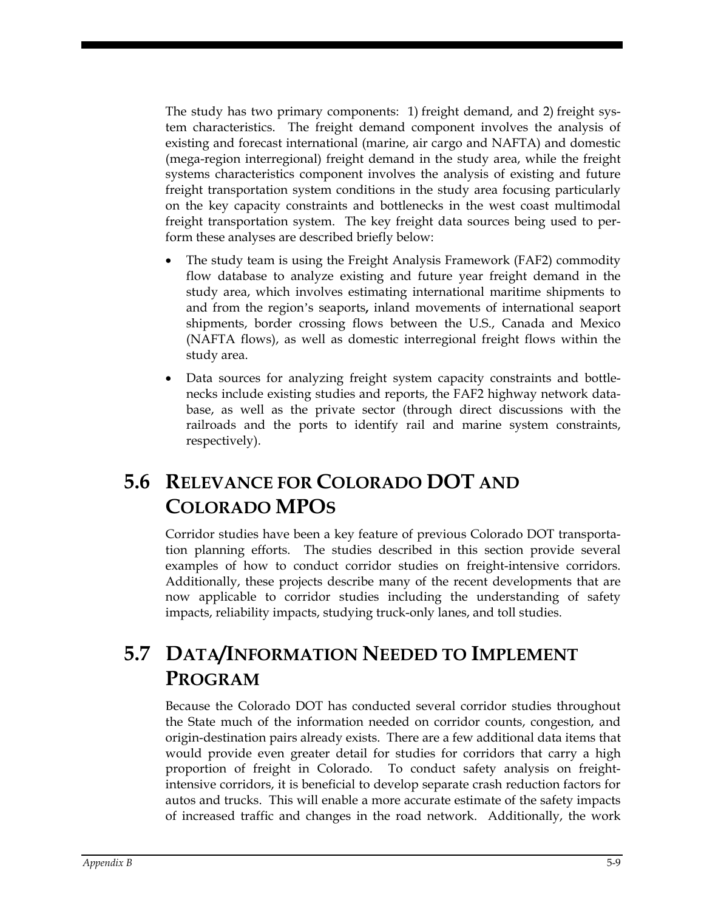The study has two primary components: 1) freight demand, and 2) freight system characteristics. The freight demand component involves the analysis of existing and forecast international (marine, air cargo and NAFTA) and domestic (mega-region interregional) freight demand in the study area, while the freight systems characteristics component involves the analysis of existing and future freight transportation system conditions in the study area focusing particularly on the key capacity constraints and bottlenecks in the west coast multimodal freight transportation system. The key freight data sources being used to perform these analyses are described briefly below:

- The study team is using the Freight Analysis Framework (FAF2) commodity flow database to analyze existing and future year freight demand in the study area, which involves estimating international maritime shipments to and from the region's seaports**,** inland movements of international seaport shipments, border crossing flows between the U.S., Canada and Mexico (NAFTA flows), as well as domestic interregional freight flows within the study area.
- Data sources for analyzing freight system capacity constraints and bottlenecks include existing studies and reports, the FAF2 highway network database, as well as the private sector (through direct discussions with the railroads and the ports to identify rail and marine system constraints, respectively).

## 5.6 Relevance for Colorado DOT and Colorado MPOs

Corridor studies have been a key feature of previous Colorado DOT transportation planning efforts. The studies described in this section provide several examples of how to conduct corridor studies on freight-intensive corridors. Additionally, these projects describe many of the recent developments that are now applicable to corridor studies including the understanding of safety impacts, reliability impacts, studying truck-only lanes, and toll studies.

## 5.7 Data/Information Needed to Implement Program

Because the Colorado DOT has conducted several corridor studies throughout the State much of the information needed on corridor counts, congestion, and origin-destination pairs already exists. There are a few additional data items that would provide even greater detail for studies for corridors that carry a high proportion of freight in Colorado. To conduct safety analysis on freight-intensive corridors, it is beneficial to develop separate crash reduction factors for autos and trucks. This will enable a more accurate estimate of the safety impacts of increased traffic and changes in the road network. Additionally, the work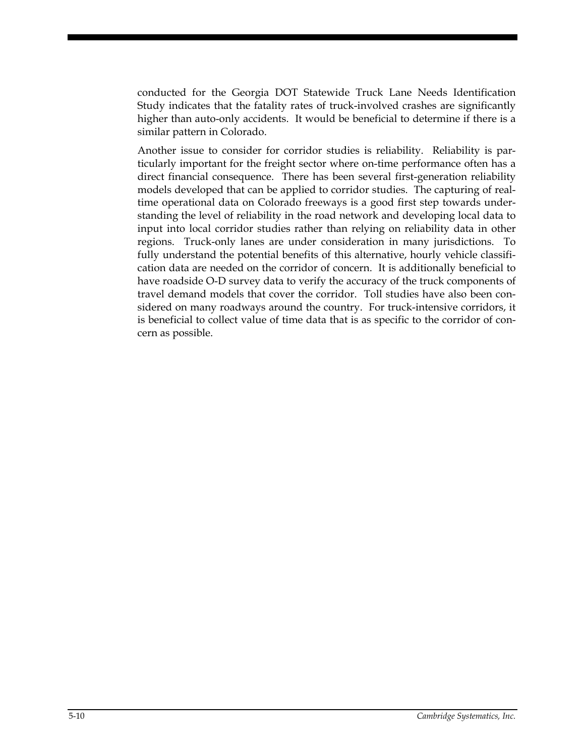conducted for the Georgia DOT Statewide Truck Lane Needs Identification Study indicates that the fatality rates of truck-involved crashes are significantly higher than auto-only accidents. It would be beneficial to determine if there is a similar pattern in Colorado.

Another issue to consider for corridor studies is reliability. Reliability is particularly important for the freight sector where on-time performance often has a direct financial consequence. There has been several first-generation reliability models developed that can be applied to corridor studies. The capturing of real-time operational data on Colorado freeways is a good first step towards understanding the level of reliability in the road network and developing local data to input into local corridor studies rather than relying on reliability data in other regions. Truck-only lanes are under consideration in many jurisdictions. To fully understand the potential benefits of this alternative, hourly vehicle classification data are needed on the corridor of concern. It is additionally beneficial to have roadside O-D survey data to verify the accuracy of the truck components of travel demand models that cover the corridor. Toll studies have also been considered on many roadways around the country. For truck-intensive corridors, it is beneficial to collect value of time data that is as specific to the corridor of concern as possible.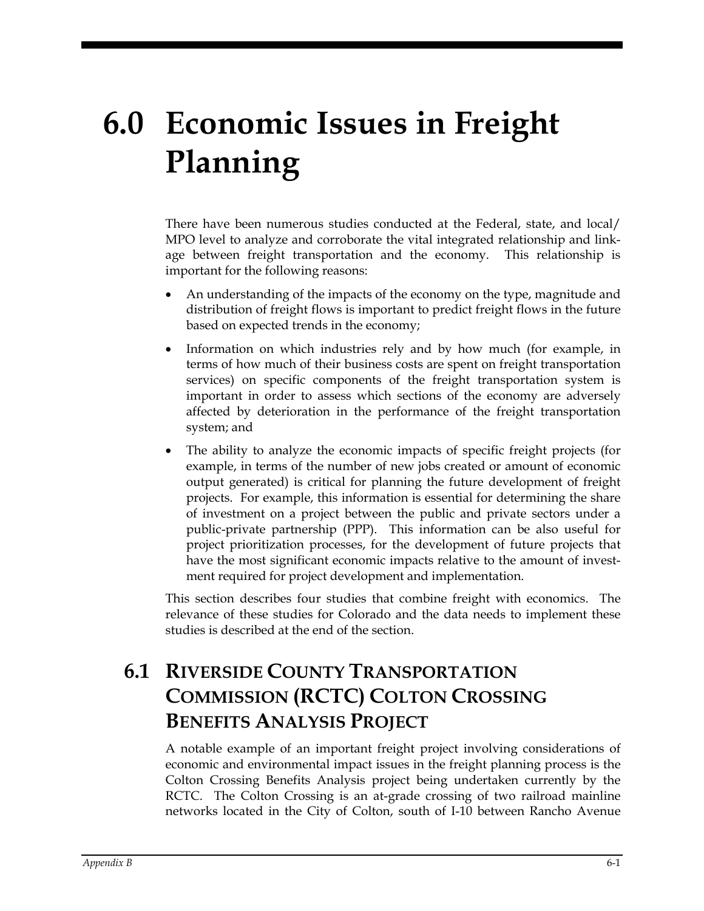# 6.0 Economic Issues in Freight Planning

There have been numerous studies conducted at the Federal, state, and local/ MPO level to analyze and corroborate the vital integrated relationship and linkage between freight transportation and the economy. This relationship is important for the following reasons:

- An understanding of the impacts of the economy on the type, magnitude and distribution of freight flows is important to predict freight flows in the future based on expected trends in the economy;
- Information on which industries rely and by how much (for example, in terms of how much of their business costs are spent on freight transportation services) on specific components of the freight transportation system is important in order to assess which sections of the economy are adversely affected by deterioration in the performance of the freight transportation system; and
- The ability to analyze the economic impacts of specific freight projects (for example, in terms of the number of new jobs created or amount of economic output generated) is critical for planning the future development of freight projects. For example, this information is essential for determining the share of investment on a project between the public and private sectors under a public-private partnership (PPP). This information can be also useful for project prioritization processes, for the development of future projects that have the most significant economic impacts relative to the amount of investment required for project development and implementation.

This section describes four studies that combine freight with economics. The relevance of these studies for Colorado and the data needs to implement these studies is described at the end of the section.

## 6.1 Riverside County Transportation Commission (RCTC) Colton Crossing Benefits Analysis Project

A notable example of an important freight project involving considerations of economic and environmental impact issues in the freight planning process is the Colton Crossing Benefits Analysis project being undertaken currently by the RCTC. The Colton Crossing is an at-grade crossing of two railroad mainline networks located in the City of Colton, south of I-10 between Rancho Avenue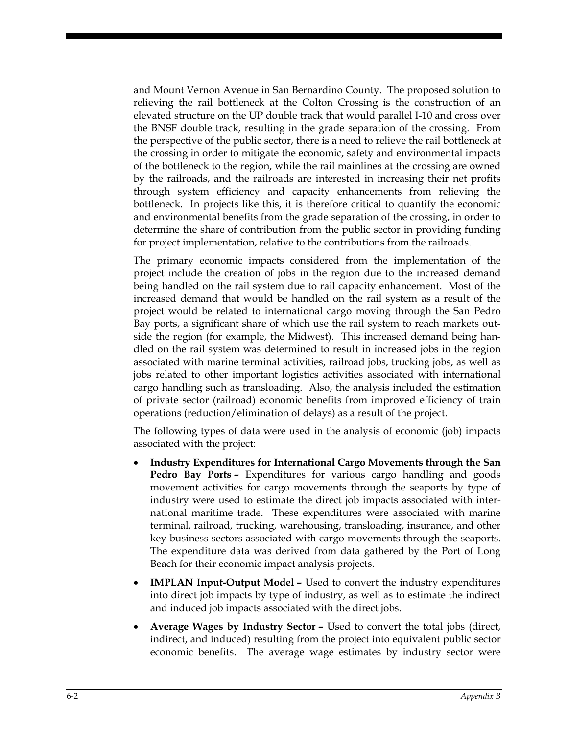and Mount Vernon Avenue in San Bernardino County. The proposed solution to relieving the rail bottleneck at the Colton Crossing is the construction of an elevated structure on the UP double track that would parallel I-10 and cross over the BNSF double track, resulting in the grade separation of the crossing. From the perspective of the public sector, there is a need to relieve the rail bottleneck at the crossing in order to mitigate the economic, safety and environmental impacts of the bottleneck to the region, while the rail mainlines at the crossing are owned by the railroads, and the railroads are interested in increasing their net profits through system efficiency and capacity enhancements from relieving the bottleneck. In projects like this, it is therefore critical to quantify the economic and environmental benefits from the grade separation of the crossing, in order to determine the share of contribution from the public sector in providing funding for project implementation, relative to the contributions from the railroads.

The primary economic impacts considered from the implementation of the project include the creation of jobs in the region due to the increased demand being handled on the rail system due to rail capacity enhancement. Most of the increased demand that would be handled on the rail system as a result of the project would be related to international cargo moving through the San Pedro Bay ports, a significant share of which use the rail system to reach markets outside the region (for example, the Midwest). This increased demand being handled on the rail system was determined to result in increased jobs in the region associated with marine terminal activities, railroad jobs, trucking jobs, as well as jobs related to other important logistics activities associated with international cargo handling such as transloading. Also, the analysis included the estimation of private sector (railroad) economic benefits from improved efficiency of train operations (reduction/elimination of delays) as a result of the project.

The following types of data were used in the analysis of economic (job) impacts associated with the project:

- **Industry Expenditures for International Cargo Movements through the San Pedro Bay Ports –** Expenditures for various cargo handling and goods movement activities for cargo movements through the seaports by type of industry were used to estimate the direct job impacts associated with international maritime trade. These expenditures were associated with marine terminal, railroad, trucking, warehousing, transloading, insurance, and other key business sectors associated with cargo movements through the seaports. The expenditure data was derived from data gathered by the Port of Long Beach for their economic impact analysis projects.
- **IMPLAN Input-Output Model –** Used to convert the industry expenditures into direct job impacts by type of industry, as well as to estimate the indirect and induced job impacts associated with the direct jobs.
- **Average Wages by Industry Sector –** Used to convert the total jobs (direct, indirect, and induced) resulting from the project into equivalent public sector economic benefits. The average wage estimates by industry sector were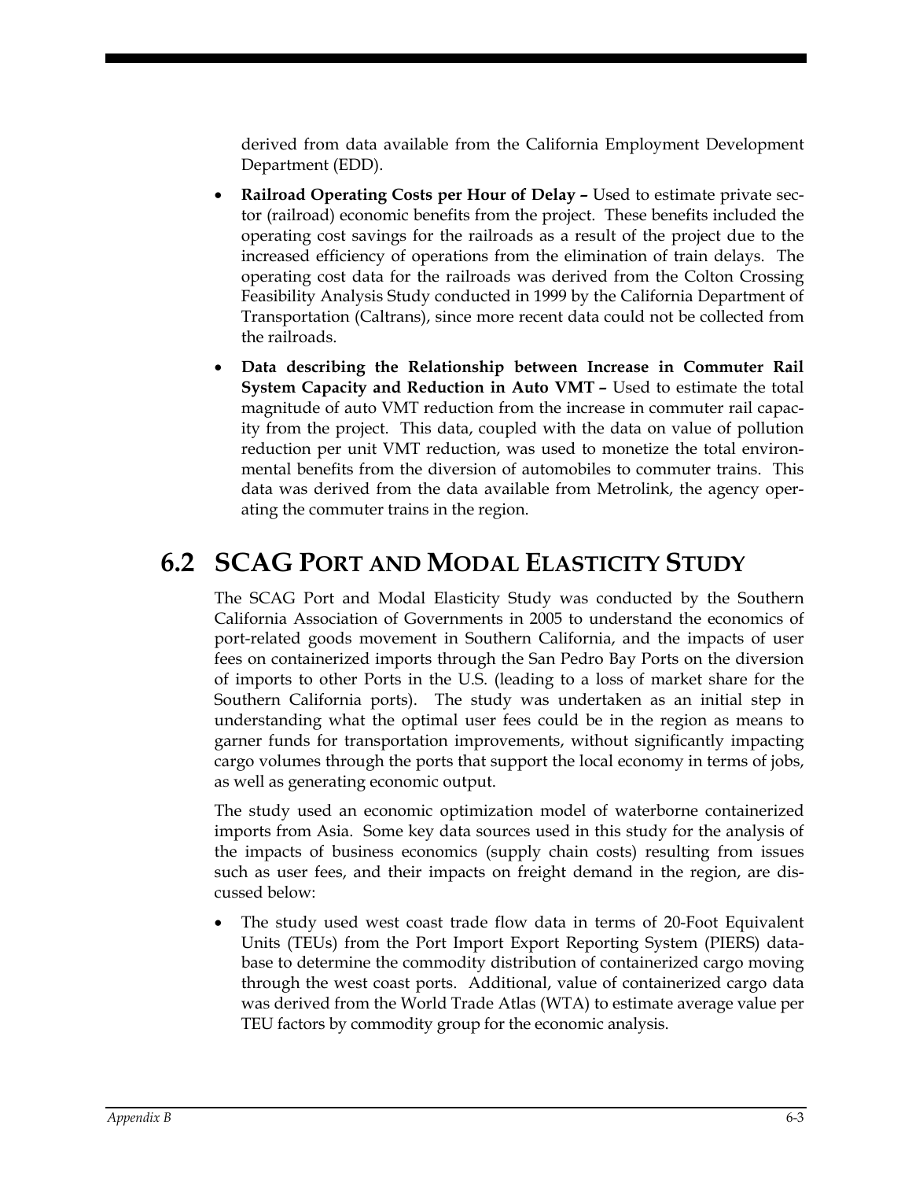derived from data available from the California Employment Development Department (EDD).

- **Railroad Operating Costs per Hour of Delay –** Used to estimate private sector (railroad) economic benefits from the project. These benefits included the operating cost savings for the railroads as a result of the project due to the increased efficiency of operations from the elimination of train delays. The operating cost data for the railroads was derived from the Colton Crossing Feasibility Analysis Study conducted in 1999 by the California Department of Transportation (Caltrans), since more recent data could not be collected from the railroads.
- **Data describing the Relationship between Increase in Commuter Rail System Capacity and Reduction in Auto VMT –** Used to estimate the total magnitude of auto VMT reduction from the increase in commuter rail capacity from the project. This data, coupled with the data on value of pollution reduction per unit VMT reduction, was used to monetize the total environmental benefits from the diversion of automobiles to commuter trains. This data was derived from the data available from Metrolink, the agency operating the commuter trains in the region.

## 6.2 SCAG PORT AND MODAL ELASTICITY STUDY

The SCAG Port and Modal Elasticity Study was conducted by the Southern California Association of Governments in 2005 to understand the economics of port-related goods movement in Southern California, and the impacts of user fees on containerized imports through the San Pedro Bay Ports on the diversion of imports to other Ports in the U.S. (leading to a loss of market share for the Southern California ports). The study was undertaken as an initial step in understanding what the optimal user fees could be in the region as means to garner funds for transportation improvements, without significantly impacting cargo volumes through the ports that support the local economy in terms of jobs, as well as generating economic output.

The study used an economic optimization model of waterborne containerized imports from Asia. Some key data sources used in this study for the analysis of the impacts of business economics (supply chain costs) resulting from issues such as user fees, and their impacts on freight demand in the region, are discussed below:

- The study used west coast trade flow data in terms of 20-Foot Equivalent Units (TEUs) from the Port Import Export Reporting System (PIERS) database to determine the commodity distribution of containerized cargo moving through the west coast ports. Additional, value of containerized cargo data was derived from the World Trade Atlas (WTA) to estimate average value per TEU factors by commodity group for the economic analysis.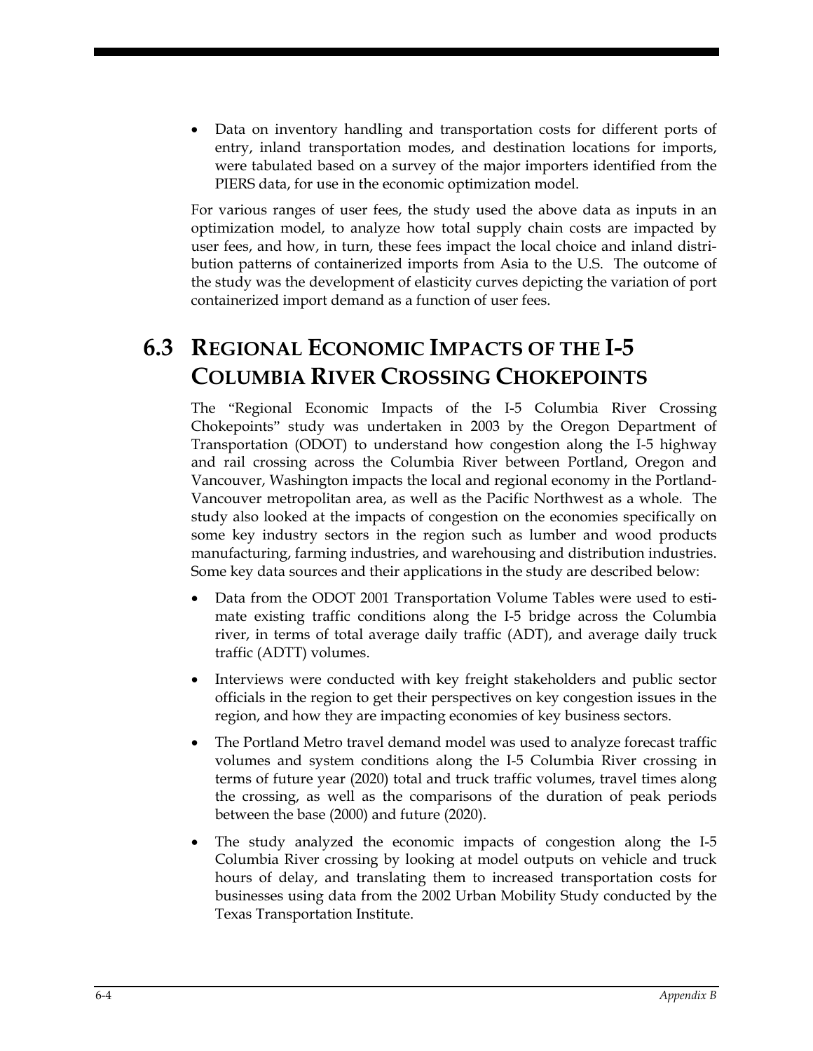- Data on inventory handling and transportation costs for different ports of entry, inland transportation modes, and destination locations for imports, were tabulated based on a survey of the major importers identified from the PIERS data, for use in the economic optimization model.

For various ranges of user fees, the study used the above data as inputs in an optimization model, to analyze how total supply chain costs are impacted by user fees, and how, in turn, these fees impact the local choice and inland distribution patterns of containerized imports from Asia to the U.S. The outcome of the study was the development of elasticity curves depicting the variation of port containerized import demand as a function of user fees.

## 6.3 Regional Economic Impacts of the I-5 Columbia River Crossing Chokepoints

The "Regional Economic Impacts of the I-5 Columbia River Crossing Chokepoints" study was undertaken in 2003 by the Oregon Department of Transportation (ODOT) to understand how congestion along the I-5 highway and rail crossing across the Columbia River between Portland, Oregon and Vancouver, Washington impacts the local and regional economy in the Portland-Vancouver metropolitan area, as well as the Pacific Northwest as a whole. The study also looked at the impacts of congestion on the economies specifically on some key industry sectors in the region such as lumber and wood products manufacturing, farming industries, and warehousing and distribution industries. Some key data sources and their applications in the study are described below:

- Data from the ODOT 2001 Transportation Volume Tables were used to estimate existing traffic conditions along the I-5 bridge across the Columbia river, in terms of total average daily traffic (ADT), and average daily truck traffic (ADTT) volumes.
- Interviews were conducted with key freight stakeholders and public sector officials in the region to get their perspectives on key congestion issues in the region, and how they are impacting economies of key business sectors.
- The Portland Metro travel demand model was used to analyze forecast traffic volumes and system conditions along the I-5 Columbia River crossing in terms of future year (2020) total and truck traffic volumes, travel times along the crossing, as well as the comparisons of the duration of peak periods between the base (2000) and future (2020).
- The study analyzed the economic impacts of congestion along the I-5 Columbia River crossing by looking at model outputs on vehicle and truck hours of delay, and translating them to increased transportation costs for businesses using data from the 2002 Urban Mobility Study conducted by the Texas Transportation Institute.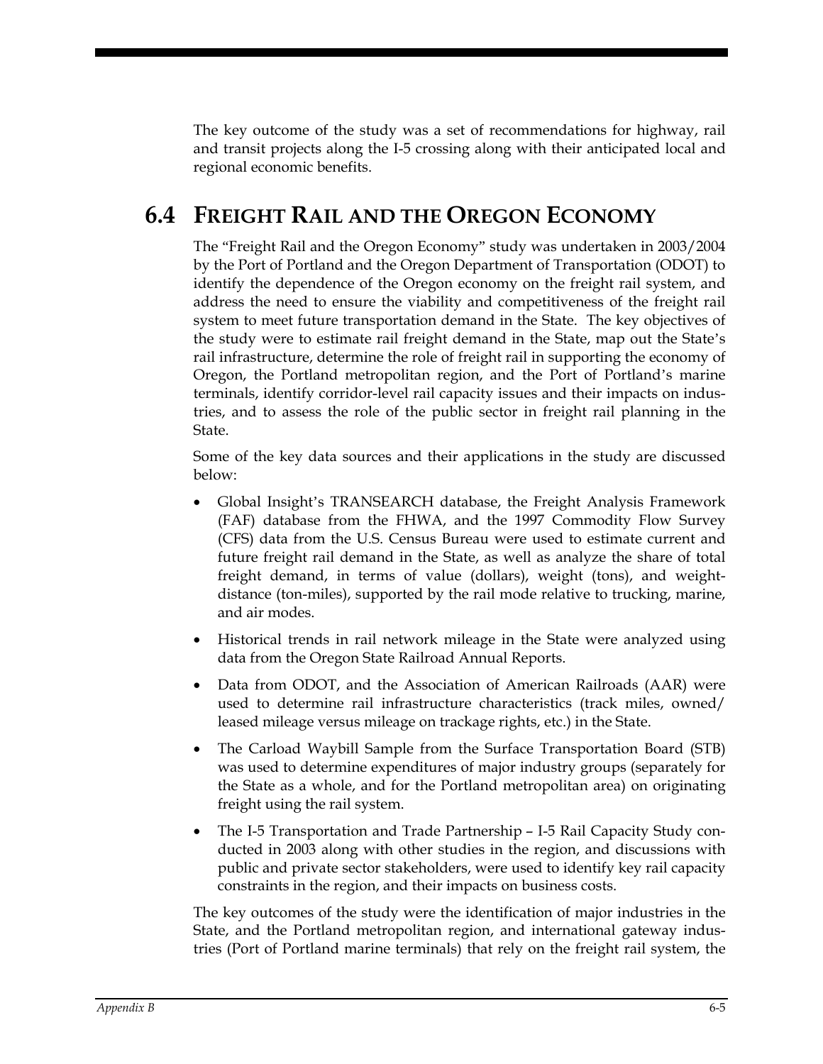The key outcome of the study was a set of recommendations for highway, rail and transit projects along the I-5 crossing along with their anticipated local and regional economic benefits.

## 6.4 FREIGHT RAIL AND THE OREGON ECONOMY

The "Freight Rail and the Oregon Economy" study was undertaken in 2003/2004 by the Port of Portland and the Oregon Department of Transportation (ODOT) to identify the dependence of the Oregon economy on the freight rail system, and address the need to ensure the viability and competitiveness of the freight rail system to meet future transportation demand in the State. The key objectives of the study were to estimate rail freight demand in the State, map out the State's rail infrastructure, determine the role of freight rail in supporting the economy of Oregon, the Portland metropolitan region, and the Port of Portland's marine terminals, identify corridor-level rail capacity issues and their impacts on industries, and to assess the role of the public sector in freight rail planning in the State.

Some of the key data sources and their applications in the study are discussed below:

- Global Insight's TRANSEARCH database, the Freight Analysis Framework (FAF) database from the FHWA, and the 1997 Commodity Flow Survey (CFS) data from the U.S. Census Bureau were used to estimate current and future freight rail demand in the State, as well as analyze the share of total freight demand, in terms of value (dollars), weight (tons), and weight-distance (ton-miles), supported by the rail mode relative to trucking, marine, and air modes.
- Historical trends in rail network mileage in the State were analyzed using data from the Oregon State Railroad Annual Reports.
- Data from ODOT, and the Association of American Railroads (AAR) were used to determine rail infrastructure characteristics (track miles, owned/leased mileage versus mileage on trackage rights, etc.) in the State.
- The Carload Waybill Sample from the Surface Transportation Board (STB) was used to determine expenditures of major industry groups (separately for the State as a whole, and for the Portland metropolitan area) on originating freight using the rail system.
- The I-5 Transportation and Trade Partnership – I-5 Rail Capacity Study conducted in 2003 along with other studies in the region, and discussions with public and private sector stakeholders, were used to identify key rail capacity constraints in the region, and their impacts on business costs.

The key outcomes of the study were the identification of major industries in the State, and the Portland metropolitan region, and international gateway industries (Port of Portland marine terminals) that rely on the freight rail system, the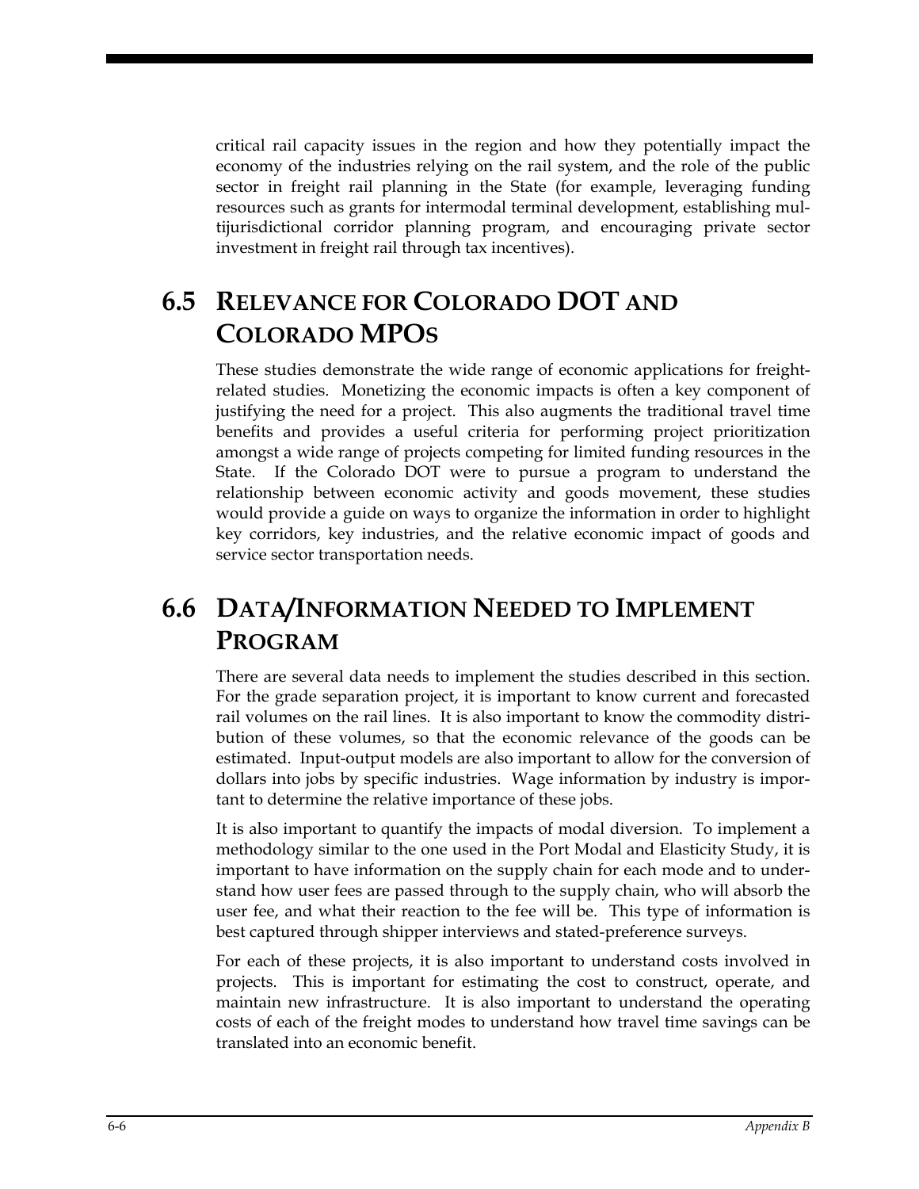critical rail capacity issues in the region and how they potentially impact the economy of the industries relying on the rail system, and the role of the public sector in freight rail planning in the State (for example, leveraging funding resources such as grants for intermodal terminal development, establishing multijurisdictional corridor planning program, and encouraging private sector investment in freight rail through tax incentives).

## 6.5 Relevance for Colorado DOT and Colorado MPOs

These studies demonstrate the wide range of economic applications for freight-related studies. Monetizing the economic impacts is often a key component of justifying the need for a project. This also augments the traditional travel time benefits and provides a useful criteria for performing project prioritization amongst a wide range of projects competing for limited funding resources in the State. If the Colorado DOT were to pursue a program to understand the relationship between economic activity and goods movement, these studies would provide a guide on ways to organize the information in order to highlight key corridors, key industries, and the relative economic impact of goods and service sector transportation needs.

## 6.6 Data/Information Needed to Implement Program

There are several data needs to implement the studies described in this section. For the grade separation project, it is important to know current and forecasted rail volumes on the rail lines. It is also important to know the commodity distribution of these volumes, so that the economic relevance of the goods can be estimated. Input-output models are also important to allow for the conversion of dollars into jobs by specific industries. Wage information by industry is important to determine the relative importance of these jobs.

It is also important to quantify the impacts of modal diversion. To implement a methodology similar to the one used in the Port Modal and Elasticity Study, it is important to have information on the supply chain for each mode and to understand how user fees are passed through to the supply chain, who will absorb the user fee, and what their reaction to the fee will be. This type of information is best captured through shipper interviews and stated-preference surveys.

For each of these projects, it is also important to understand costs involved in projects. This is important for estimating the cost to construct, operate, and maintain new infrastructure. It is also important to understand the operating costs of each of the freight modes to understand how travel time savings can be translated into an economic benefit.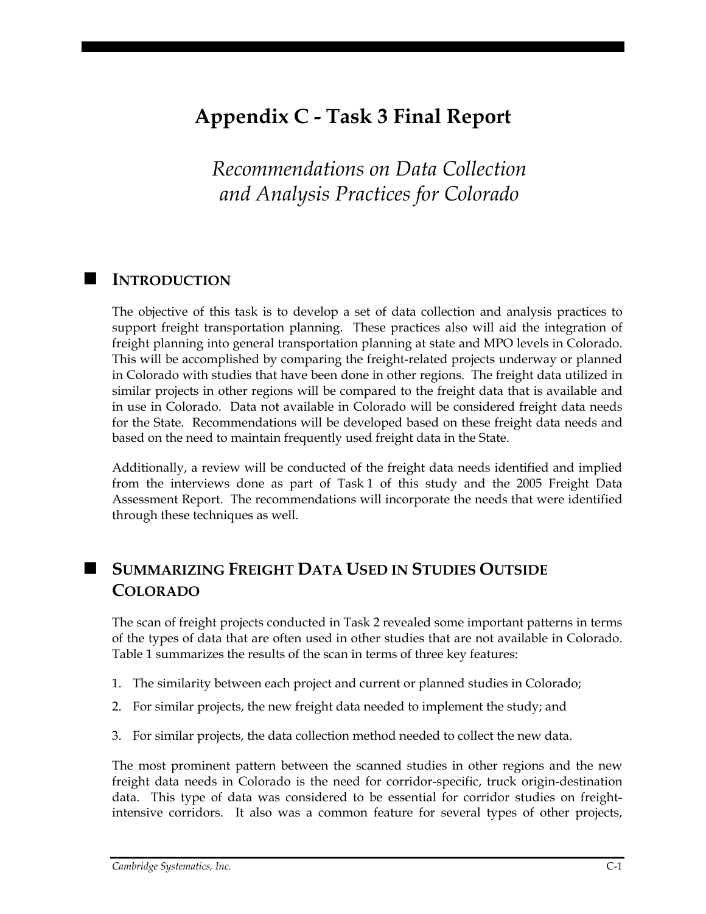# Appendix C - Task 3 Final Report

*Recommendations on Data Collection and Analysis Practices for Colorado*

## Introduction

The objective of this task is to develop a set of data collection and analysis practices to support freight transportation planning. These practices also will aid the integration of freight planning into general transportation planning at state and MPO levels in Colorado. This will be accomplished by comparing the freight-related projects underway or planned in Colorado with studies that have been done in other regions. The freight data utilized in similar projects in other regions will be compared to the freight data that is available and in use in Colorado. Data not available in Colorado will be considered freight data needs for the State. Recommendations will be developed based on these freight data needs and based on the need to maintain frequently used freight data in the State.

Additionally, a review will be conducted of the freight data needs identified and implied from the interviews done as part of Task 1 of this study and the 2005 Freight Data Assessment Report. The recommendations will incorporate the needs that were identified through these techniques as well.

## Summarizing Freight Data Used in Studies Outside Colorado

The scan of freight projects conducted in Task 2 revealed some important patterns in terms of the types of data that are often used in other studies that are not available in Colorado. Table 1 summarizes the results of the scan in terms of three key features:

1. The similarity between each project and current or planned studies in Colorado;
2. For similar projects, the new freight data needed to implement the study; and
3. For similar projects, the data collection method needed to collect the new data.

The most prominent pattern between the scanned studies in other regions and the new freight data needs in Colorado is the need for corridor-specific, truck origin-destination data. This type of data was considered to be essential for corridor studies on freight-intensive corridors. It also was a common feature for several types of other projects,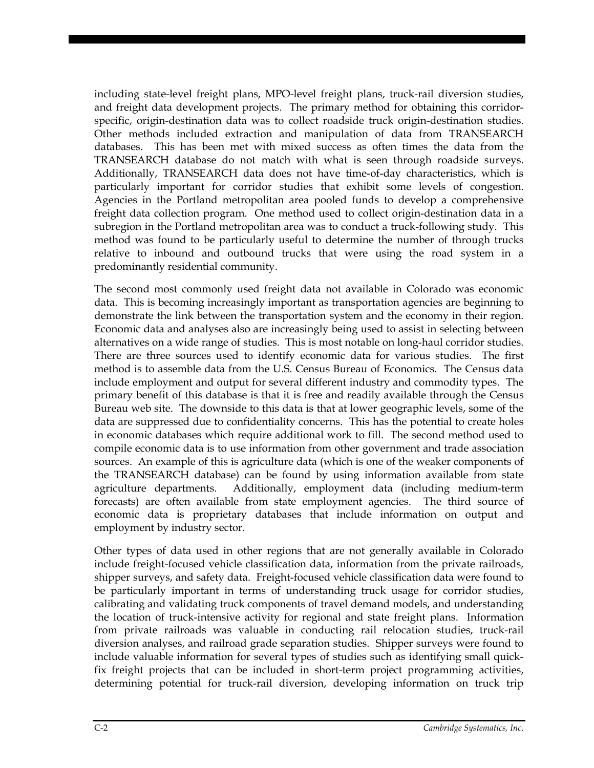including state-level freight plans, MPO-level freight plans, truck-rail diversion studies, and freight data development projects. The primary method for obtaining this corridor-specific, origin-destination data was to collect roadside truck origin-destination studies. Other methods included extraction and manipulation of data from TRANSEARCH databases. This has been met with mixed success as often times the data from the TRANSEARCH database do not match with what is seen through roadside surveys. Additionally, TRANSEARCH data does not have time-of-day characteristics, which is particularly important for corridor studies that exhibit some levels of congestion. Agencies in the Portland metropolitan area pooled funds to develop a comprehensive freight data collection program. One method used to collect origin-destination data in a subregion in the Portland metropolitan area was to conduct a truck-following study. This method was found to be particularly useful to determine the number of through trucks relative to inbound and outbound trucks that were using the road system in a predominantly residential community.

The second most commonly used freight data not available in Colorado was economic data. This is becoming increasingly important as transportation agencies are beginning to demonstrate the link between the transportation system and the economy in their region. Economic data and analyses also are increasingly being used to assist in selecting between alternatives on a wide range of studies. This is most notable on long-haul corridor studies. There are three sources used to identify economic data for various studies. The first method is to assemble data from the U.S. Census Bureau of Economics. The Census data include employment and output for several different industry and commodity types. The primary benefit of this database is that it is free and readily available through the Census Bureau web site. The downside to this data is that at lower geographic levels, some of the data are suppressed due to confidentiality concerns. This has the potential to create holes in economic databases which require additional work to fill. The second method used to compile economic data is to use information from other government and trade association sources. An example of this is agriculture data (which is one of the weaker components of the TRANSEARCH database) can be found by using information available from state agriculture departments. Additionally, employment data (including medium-term forecasts) are often available from state employment agencies. The third source of economic data is proprietary databases that include information on output and employment by industry sector.

Other types of data used in other regions that are not generally available in Colorado include freight-focused vehicle classification data, information from the private railroads, shipper surveys, and safety data. Freight-focused vehicle classification data were found to be particularly important in terms of understanding truck usage for corridor studies, calibrating and validating truck components of travel demand models, and understanding the location of truck-intensive activity for regional and state freight plans. Information from private railroads was valuable in conducting rail relocation studies, truck-rail diversion analyses, and railroad grade separation studies. Shipper surveys were found to include valuable information for several types of studies such as identifying small quick-fix freight projects that can be included in short-term project programming activities, determining potential for truck-rail diversion, developing information on truck trip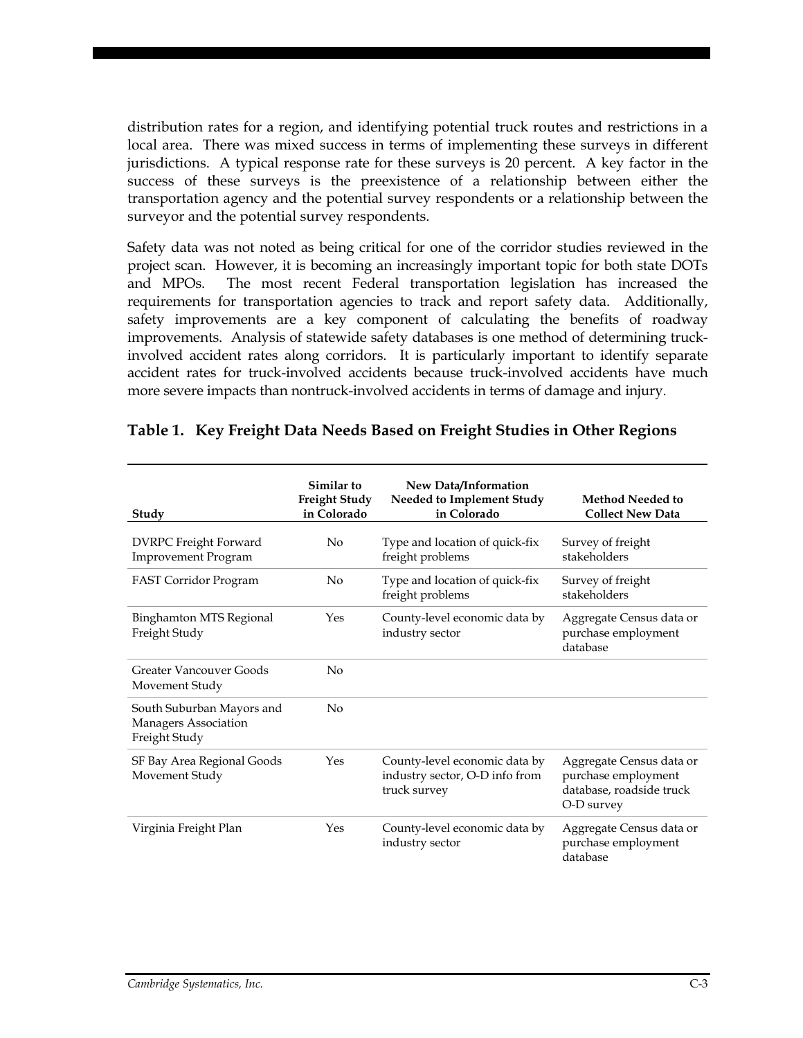distribution rates for a region, and identifying potential truck routes and restrictions in a local area. There was mixed success in terms of implementing these surveys in different jurisdictions. A typical response rate for these surveys is 20 percent. A key factor in the success of these surveys is the preexistence of a relationship between either the transportation agency and the potential survey respondents or a relationship between the surveyor and the potential survey respondents.

Safety data was not noted as being critical for one of the corridor studies reviewed in the project scan. However, it is becoming an increasingly important topic for both state DOTs and MPOs. The most recent Federal transportation legislation has increased the requirements for transportation agencies to track and report safety data. Additionally, safety improvements are a key component of calculating the benefits of roadway improvements. Analysis of statewide safety databases is one method of determining truck-involved accident rates along corridors. It is particularly important to identify separate accident rates for truck-involved accidents because truck-involved accidents have much more severe impacts than nontruck-involved accidents in terms of damage and injury.

### Table 1. Key Freight Data Needs Based on Freight Studies in Other Regions

| Study | Similar to Freight Study in Colorado | New Data/Information Needed to Implement Study in Colorado | Method Needed to Collect New Data |
|---|---|---|---|
| DVRPC Freight Forward Improvement Program | No | Type and location of quick-fix freight problems | Survey of freight stakeholders |
| FAST Corridor Program | No | Type and location of quick-fix freight problems | Survey of freight stakeholders |
| Binghamton MTS Regional Freight Study | Yes | County-level economic data by industry sector | Aggregate Census data or purchase employment database |
| Greater Vancouver Goods Movement Study | No | | |
| South Suburban Mayors and Managers Association Freight Study | No | | |
| SF Bay Area Regional Goods Movement Study | Yes | County-level economic data by industry sector, O-D info from truck survey | Aggregate Census data or purchase employment database, roadside truck O-D survey |
| Virginia Freight Plan | Yes | County-level economic data by industry sector | Aggregate Census data or purchase employment database |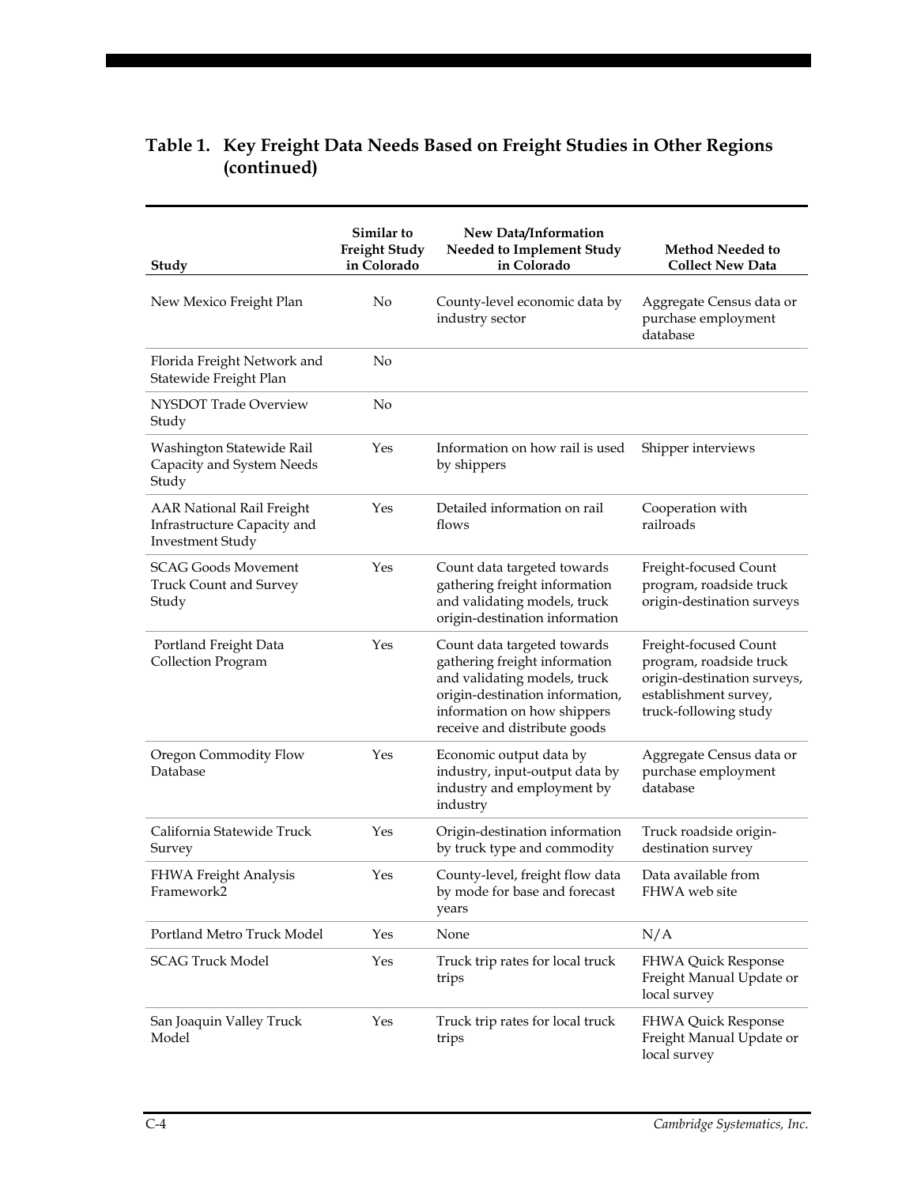## Table 1. Key Freight Data Needs Based on Freight Studies in Other Regions (continued)

| Study | Similar to Freight Study in Colorado | New Data/Information Needed to Implement Study in Colorado | Method Needed to Collect New Data |
|---|---|---|---|
| New Mexico Freight Plan | No | County-level economic data by industry sector | Aggregate Census data or purchase employment database |
| Florida Freight Network and Statewide Freight Plan | No | | |
| NYSDOT Trade Overview Study | No | | |
| Washington Statewide Rail Capacity and System Needs Study | Yes | Information on how rail is used by shippers | Shipper interviews |
| AAR National Rail Freight Infrastructure Capacity and Investment Study | Yes | Detailed information on rail flows | Cooperation with railroads |
| SCAG Goods Movement Truck Count and Survey Study | Yes | Count data targeted towards gathering freight information and validating models, truck origin-destination information | Freight-focused Count program, roadside truck origin-destination surveys |
| Portland Freight Data Collection Program | Yes | Count data targeted towards gathering freight information and validating models, truck origin-destination information, information on how shippers receive and distribute goods | Freight-focused Count program, roadside truck origin-destination surveys, establishment survey, truck-following study |
| Oregon Commodity Flow Database | Yes | Economic output data by industry, input-output data by industry and employment by industry | Aggregate Census data or purchase employment database |
| California Statewide Truck Survey | Yes | Origin-destination information by truck type and commodity | Truck roadside origin-destination survey |
| FHWA Freight Analysis Framework2 | Yes | County-level, freight flow data by mode for base and forecast years | Data available from FHWA web site |
| Portland Metro Truck Model | Yes | None | N/A |
| SCAG Truck Model | Yes | Truck trip rates for local truck trips | FHWA Quick Response Freight Manual Update or local survey |
| San Joaquin Valley Truck Model | Yes | Truck trip rates for local truck trips | FHWA Quick Response Freight Manual Update or local survey |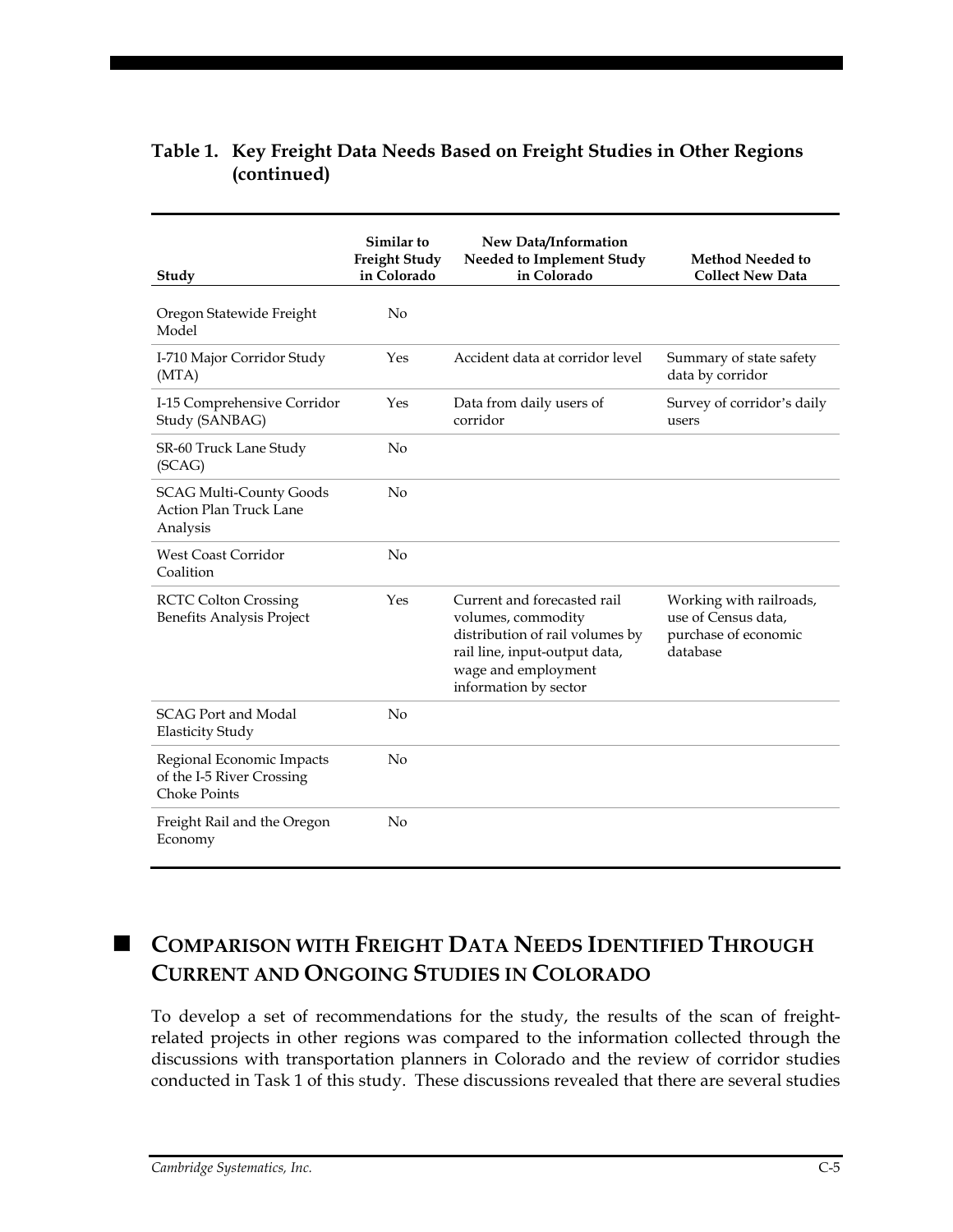**Table 1. Key Freight Data Needs Based on Freight Studies in Other Regions (continued)**

| Study | Similar to Freight Study in Colorado | New Data/Information Needed to Implement Study in Colorado | Method Needed to Collect New Data |
|---|---|---|---|
| Oregon Statewide Freight Model | No | | |
| I-710 Major Corridor Study (MTA) | Yes | Accident data at corridor level | Summary of state safety data by corridor |
| I-15 Comprehensive Corridor Study (SANBAG) | Yes | Data from daily users of corridor | Survey of corridor's daily users |
| SR-60 Truck Lane Study (SCAG) | No | | |
| SCAG Multi-County Goods Action Plan Truck Lane Analysis | No | | |
| West Coast Corridor Coalition | No | | |
| RCTC Colton Crossing Benefits Analysis Project | Yes | Current and forecasted rail volumes, commodity distribution of rail volumes by rail line, input-output data, wage and employment information by sector | Working with railroads, use of Census data, purchase of economic database |
| SCAG Port and Modal Elasticity Study | No | | |
| Regional Economic Impacts of the I-5 River Crossing Choke Points | No | | |
| Freight Rail and the Oregon Economy | No | | |

## Comparison with Freight Data Needs Identified Through Current and Ongoing Studies in Colorado

To develop a set of recommendations for the study, the results of the scan of freight-related projects in other regions was compared to the information collected through the discussions with transportation planners in Colorado and the review of corridor studies conducted in Task 1 of this study. These discussions revealed that there are several studies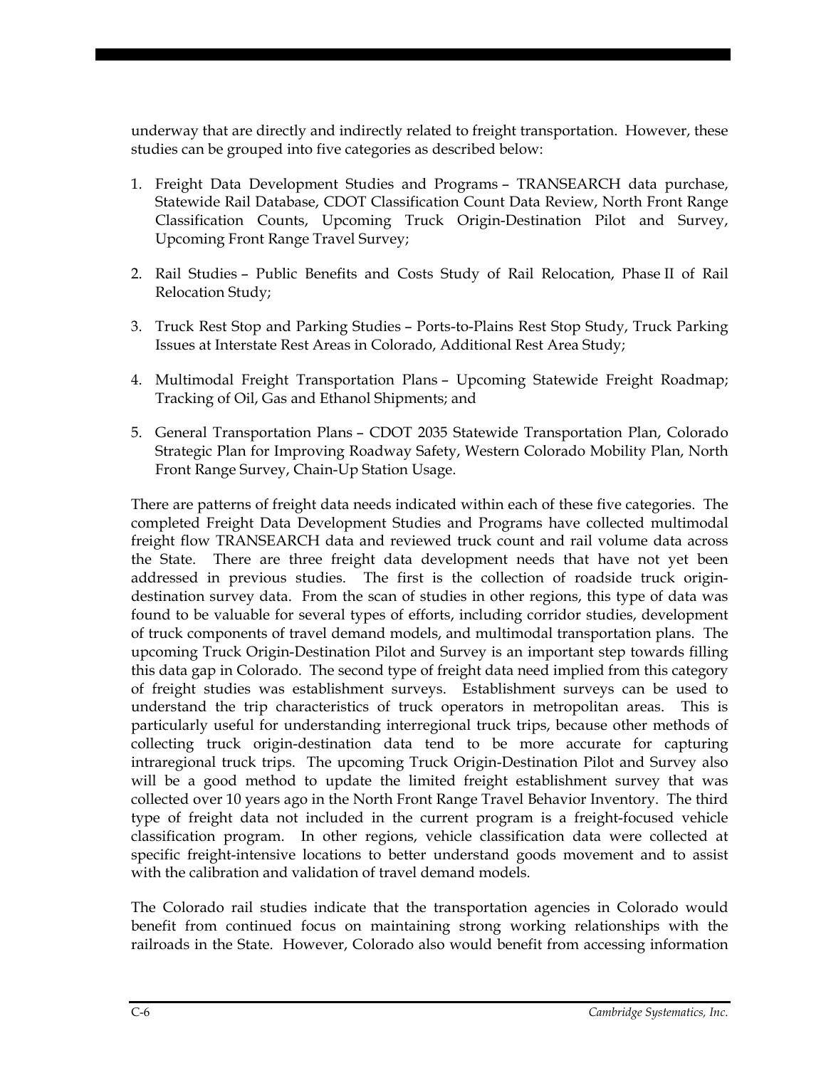underway that are directly and indirectly related to freight transportation. However, these studies can be grouped into five categories as described below:

1. Freight Data Development Studies and Programs – TRANSEARCH data purchase, Statewide Rail Database, CDOT Classification Count Data Review, North Front Range Classification Counts, Upcoming Truck Origin-Destination Pilot and Survey, Upcoming Front Range Travel Survey;

2. Rail Studies – Public Benefits and Costs Study of Rail Relocation, Phase II of Rail Relocation Study;

3. Truck Rest Stop and Parking Studies – Ports-to-Plains Rest Stop Study, Truck Parking Issues at Interstate Rest Areas in Colorado, Additional Rest Area Study;

4. Multimodal Freight Transportation Plans – Upcoming Statewide Freight Roadmap; Tracking of Oil, Gas and Ethanol Shipments; and

5. General Transportation Plans – CDOT 2035 Statewide Transportation Plan, Colorado Strategic Plan for Improving Roadway Safety, Western Colorado Mobility Plan, North Front Range Survey, Chain-Up Station Usage.

There are patterns of freight data needs indicated within each of these five categories. The completed Freight Data Development Studies and Programs have collected multimodal freight flow TRANSEARCH data and reviewed truck count and rail volume data across the State. There are three freight data development needs that have not yet been addressed in previous studies. The first is the collection of roadside truck origin-destination survey data. From the scan of studies in other regions, this type of data was found to be valuable for several types of efforts, including corridor studies, development of truck components of travel demand models, and multimodal transportation plans. The upcoming Truck Origin-Destination Pilot and Survey is an important step towards filling this data gap in Colorado. The second type of freight data need implied from this category of freight studies was establishment surveys. Establishment surveys can be used to understand the trip characteristics of truck operators in metropolitan areas. This is particularly useful for understanding interregional truck trips, because other methods of collecting truck origin-destination data tend to be more accurate for capturing intraregional truck trips. The upcoming Truck Origin-Destination Pilot and Survey also will be a good method to update the limited freight establishment survey that was collected over 10 years ago in the North Front Range Travel Behavior Inventory. The third type of freight data not included in the current program is a freight-focused vehicle classification program. In other regions, vehicle classification data were collected at specific freight-intensive locations to better understand goods movement and to assist with the calibration and validation of travel demand models.

The Colorado rail studies indicate that the transportation agencies in Colorado would benefit from continued focus on maintaining strong working relationships with the railroads in the State. However, Colorado also would benefit from accessing information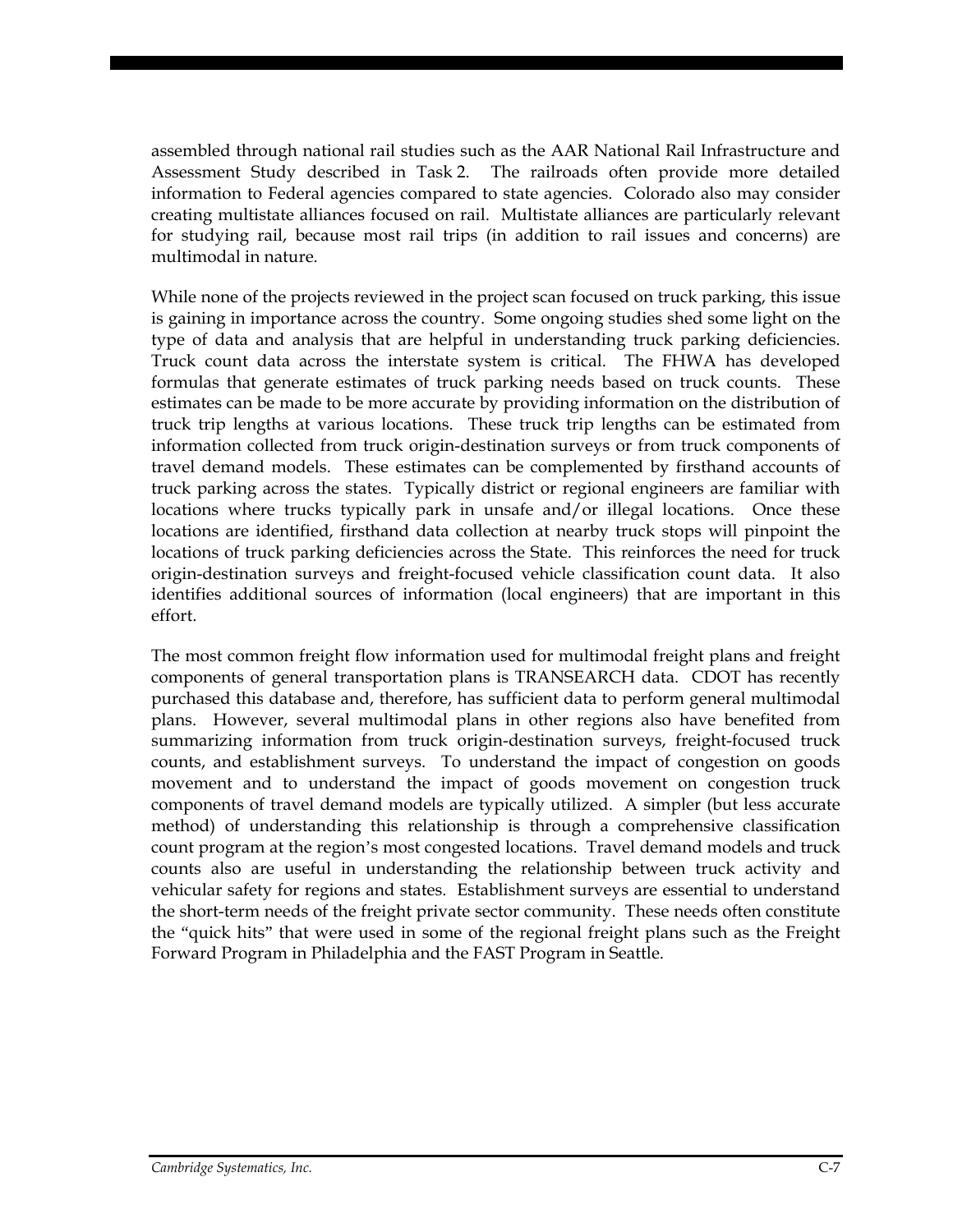assembled through national rail studies such as the AAR National Rail Infrastructure and Assessment Study described in Task 2. The railroads often provide more detailed information to Federal agencies compared to state agencies. Colorado also may consider creating multistate alliances focused on rail. Multistate alliances are particularly relevant for studying rail, because most rail trips (in addition to rail issues and concerns) are multimodal in nature.

While none of the projects reviewed in the project scan focused on truck parking, this issue is gaining in importance across the country. Some ongoing studies shed some light on the type of data and analysis that are helpful in understanding truck parking deficiencies. Truck count data across the interstate system is critical. The FHWA has developed formulas that generate estimates of truck parking needs based on truck counts. These estimates can be made to be more accurate by providing information on the distribution of truck trip lengths at various locations. These truck trip lengths can be estimated from information collected from truck origin-destination surveys or from truck components of travel demand models. These estimates can be complemented by firsthand accounts of truck parking across the states. Typically district or regional engineers are familiar with locations where trucks typically park in unsafe and/or illegal locations. Once these locations are identified, firsthand data collection at nearby truck stops will pinpoint the locations of truck parking deficiencies across the State. This reinforces the need for truck origin-destination surveys and freight-focused vehicle classification count data. It also identifies additional sources of information (local engineers) that are important in this effort.

The most common freight flow information used for multimodal freight plans and freight components of general transportation plans is TRANSEARCH data. CDOT has recently purchased this database and, therefore, has sufficient data to perform general multimodal plans. However, several multimodal plans in other regions also have benefited from summarizing information from truck origin-destination surveys, freight-focused truck counts, and establishment surveys. To understand the impact of congestion on goods movement and to understand the impact of goods movement on congestion truck components of travel demand models are typically utilized. A simpler (but less accurate method) of understanding this relationship is through a comprehensive classification count program at the region's most congested locations. Travel demand models and truck counts also are useful in understanding the relationship between truck activity and vehicular safety for regions and states. Establishment surveys are essential to understand the short-term needs of the freight private sector community. These needs often constitute the "quick hits" that were used in some of the regional freight plans such as the Freight Forward Program in Philadelphia and the FAST Program in Seattle.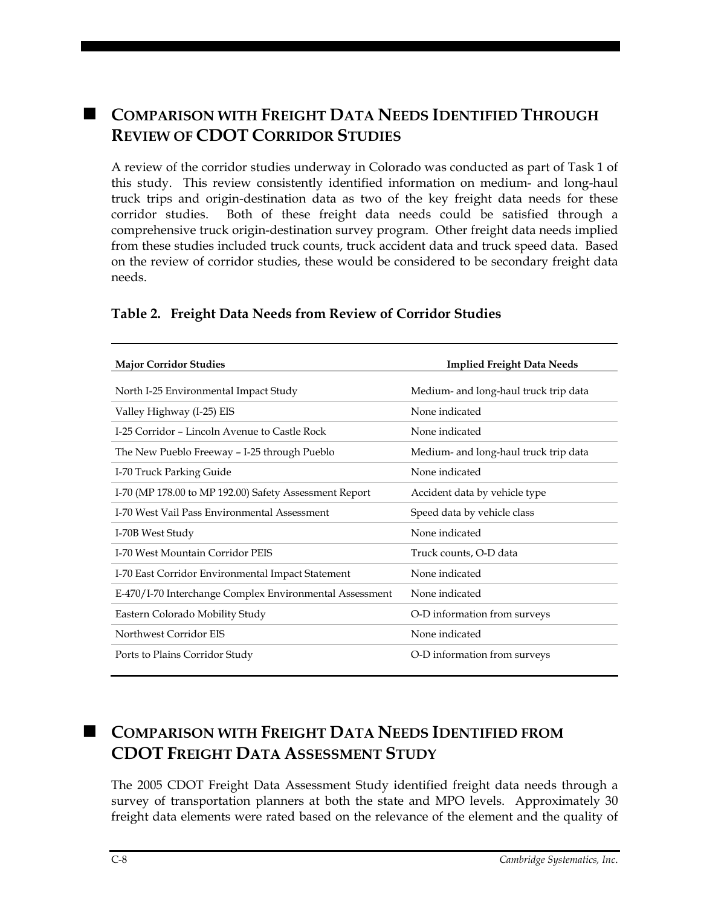## Comparison with Freight Data Needs Identified Through Review of CDOT Corridor Studies

A review of the corridor studies underway in Colorado was conducted as part of Task 1 of this study. This review consistently identified information on medium- and long-haul truck trips and origin-destination data as two of the key freight data needs for these corridor studies. Both of these freight data needs could be satisfied through a comprehensive truck origin-destination survey program. Other freight data needs implied from these studies included truck counts, truck accident data and truck speed data. Based on the review of corridor studies, these would be considered to be secondary freight data needs.

**Table 2. Freight Data Needs from Review of Corridor Studies**

| Major Corridor Studies | Implied Freight Data Needs |
|---|---|
| North I-25 Environmental Impact Study | Medium- and long-haul truck trip data |
| Valley Highway (I-25) EIS | None indicated |
| I-25 Corridor – Lincoln Avenue to Castle Rock | None indicated |
| The New Pueblo Freeway – I-25 through Pueblo | Medium- and long-haul truck trip data |
| I-70 Truck Parking Guide | None indicated |
| I-70 (MP 178.00 to MP 192.00) Safety Assessment Report | Accident data by vehicle type |
| I-70 West Vail Pass Environmental Assessment | Speed data by vehicle class |
| I-70B West Study | None indicated |
| I-70 West Mountain Corridor PEIS | Truck counts, O-D data |
| I-70 East Corridor Environmental Impact Statement | None indicated |
| E-470/I-70 Interchange Complex Environmental Assessment | None indicated |
| Eastern Colorado Mobility Study | O-D information from surveys |
| Northwest Corridor EIS | None indicated |
| Ports to Plains Corridor Study | O-D information from surveys |

## Comparison with Freight Data Needs Identified from CDOT Freight Data Assessment Study

The 2005 CDOT Freight Data Assessment Study identified freight data needs through a survey of transportation planners at both the state and MPO levels. Approximately 30 freight data elements were rated based on the relevance of the element and the quality of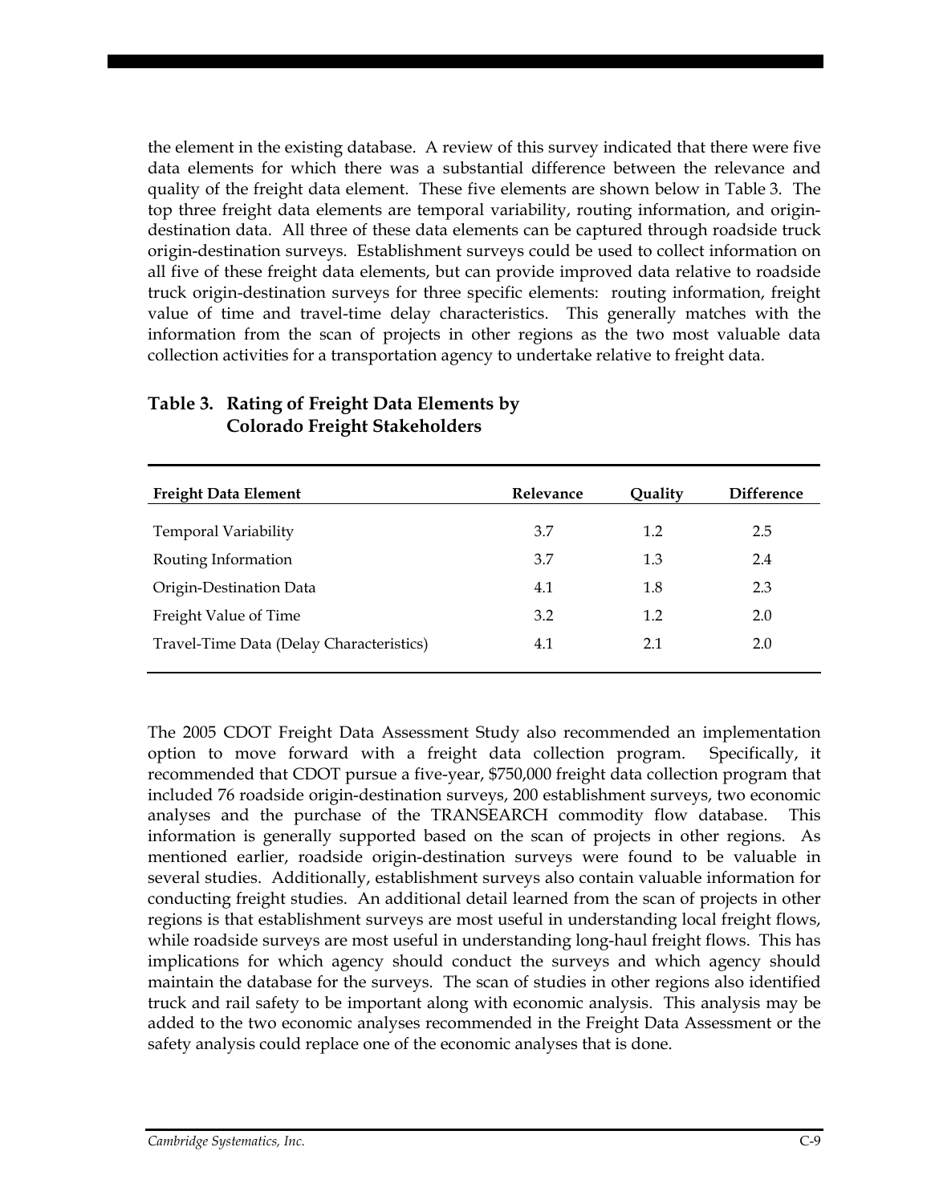the element in the existing database. A review of this survey indicated that there were five data elements for which there was a substantial difference between the relevance and quality of the freight data element. These five elements are shown below in Table 3. The top three freight data elements are temporal variability, routing information, and origin-destination data. All three of these data elements can be captured through roadside truck origin-destination surveys. Establishment surveys could be used to collect information on all five of these freight data elements, but can provide improved data relative to roadside truck origin-destination surveys for three specific elements: routing information, freight value of time and travel-time delay characteristics. This generally matches with the information from the scan of projects in other regions as the two most valuable data collection activities for a transportation agency to undertake relative to freight data.

**Table 3. Rating of Freight Data Elements by Colorado Freight Stakeholders**

| Freight Data Element | Relevance | Quality | Difference |
|---|---|---|---|
| Temporal Variability | 3.7 | 1.2 | 2.5 |
| Routing Information | 3.7 | 1.3 | 2.4 |
| Origin-Destination Data | 4.1 | 1.8 | 2.3 |
| Freight Value of Time | 3.2 | 1.2 | 2.0 |
| Travel-Time Data (Delay Characteristics) | 4.1 | 2.1 | 2.0 |

The 2005 CDOT Freight Data Assessment Study also recommended an implementation option to move forward with a freight data collection program. Specifically, it recommended that CDOT pursue a five-year, $750,000 freight data collection program that included 76 roadside origin-destination surveys, 200 establishment surveys, two economic analyses and the purchase of the TRANSEARCH commodity flow database. This information is generally supported based on the scan of projects in other regions. As mentioned earlier, roadside origin-destination surveys were found to be valuable in several studies. Additionally, establishment surveys also contain valuable information for conducting freight studies. An additional detail learned from the scan of projects in other regions is that establishment surveys are most useful in understanding local freight flows, while roadside surveys are most useful in understanding long-haul freight flows. This has implications for which agency should conduct the surveys and which agency should maintain the database for the surveys. The scan of studies in other regions also identified truck and rail safety to be important along with economic analysis. This analysis may be added to the two economic analyses recommended in the Freight Data Assessment or the safety analysis could replace one of the economic analyses that is done.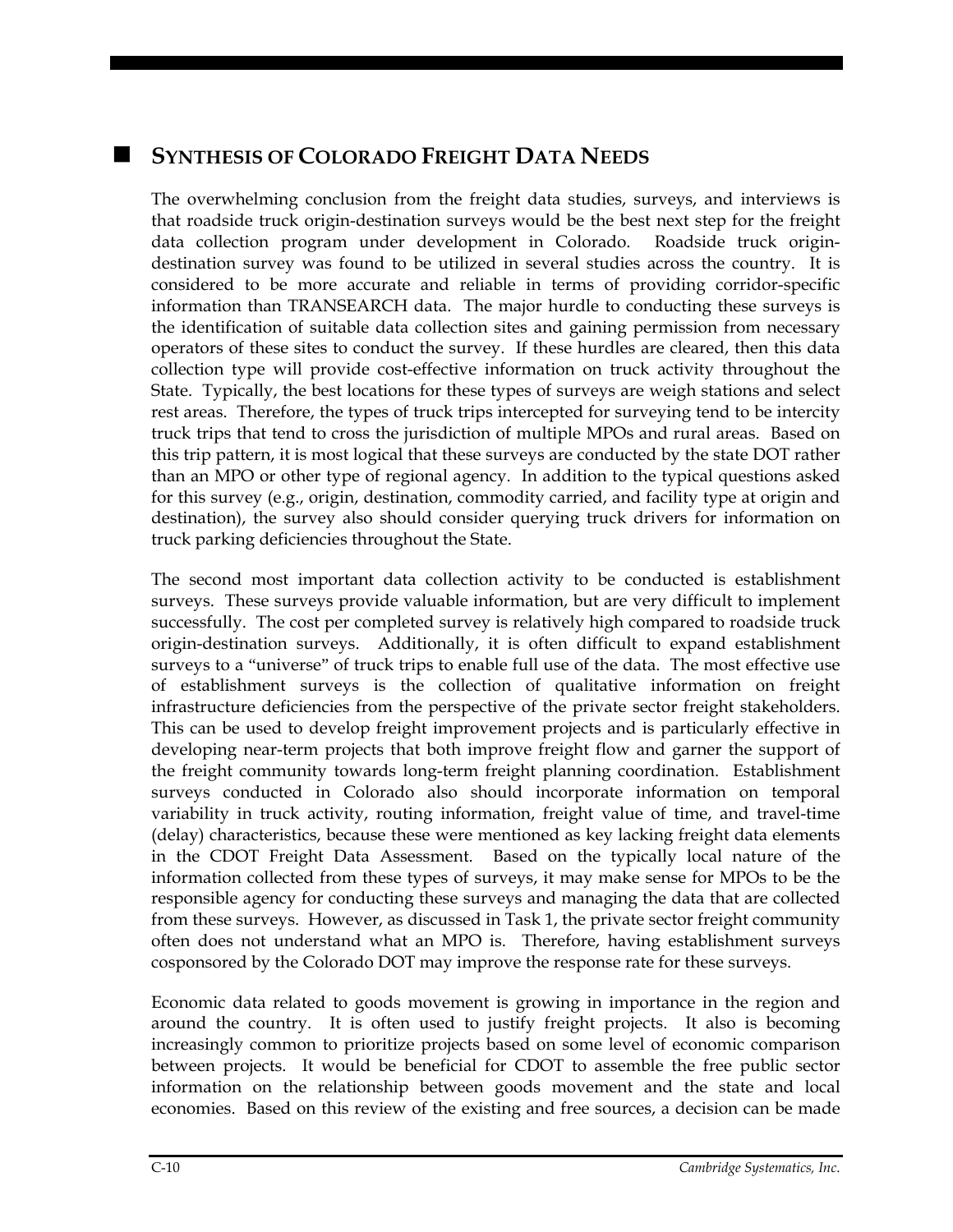## Synthesis of Colorado Freight Data Needs

The overwhelming conclusion from the freight data studies, surveys, and interviews is that roadside truck origin-destination surveys would be the best next step for the freight data collection program under development in Colorado. Roadside truck origin-destination survey was found to be utilized in several studies across the country. It is considered to be more accurate and reliable in terms of providing corridor-specific information than TRANSEARCH data. The major hurdle to conducting these surveys is the identification of suitable data collection sites and gaining permission from necessary operators of these sites to conduct the survey. If these hurdles are cleared, then this data collection type will provide cost-effective information on truck activity throughout the State. Typically, the best locations for these types of surveys are weigh stations and select rest areas. Therefore, the types of truck trips intercepted for surveying tend to be intercity truck trips that tend to cross the jurisdiction of multiple MPOs and rural areas. Based on this trip pattern, it is most logical that these surveys are conducted by the state DOT rather than an MPO or other type of regional agency. In addition to the typical questions asked for this survey (e.g., origin, destination, commodity carried, and facility type at origin and destination), the survey also should consider querying truck drivers for information on truck parking deficiencies throughout the State.

The second most important data collection activity to be conducted is establishment surveys. These surveys provide valuable information, but are very difficult to implement successfully. The cost per completed survey is relatively high compared to roadside truck origin-destination surveys. Additionally, it is often difficult to expand establishment surveys to a "universe" of truck trips to enable full use of the data. The most effective use of establishment surveys is the collection of qualitative information on freight infrastructure deficiencies from the perspective of the private sector freight stakeholders. This can be used to develop freight improvement projects and is particularly effective in developing near-term projects that both improve freight flow and garner the support of the freight community towards long-term freight planning coordination. Establishment surveys conducted in Colorado also should incorporate information on temporal variability in truck activity, routing information, freight value of time, and travel-time (delay) characteristics, because these were mentioned as key lacking freight data elements in the CDOT Freight Data Assessment. Based on the typically local nature of the information collected from these types of surveys, it may make sense for MPOs to be the responsible agency for conducting these surveys and managing the data that are collected from these surveys. However, as discussed in Task 1, the private sector freight community often does not understand what an MPO is. Therefore, having establishment surveys cosponsored by the Colorado DOT may improve the response rate for these surveys.

Economic data related to goods movement is growing in importance in the region and around the country. It is often used to justify freight projects. It also is becoming increasingly common to prioritize projects based on some level of economic comparison between projects. It would be beneficial for CDOT to assemble the free public sector information on the relationship between goods movement and the state and local economies. Based on this review of the existing and free sources, a decision can be made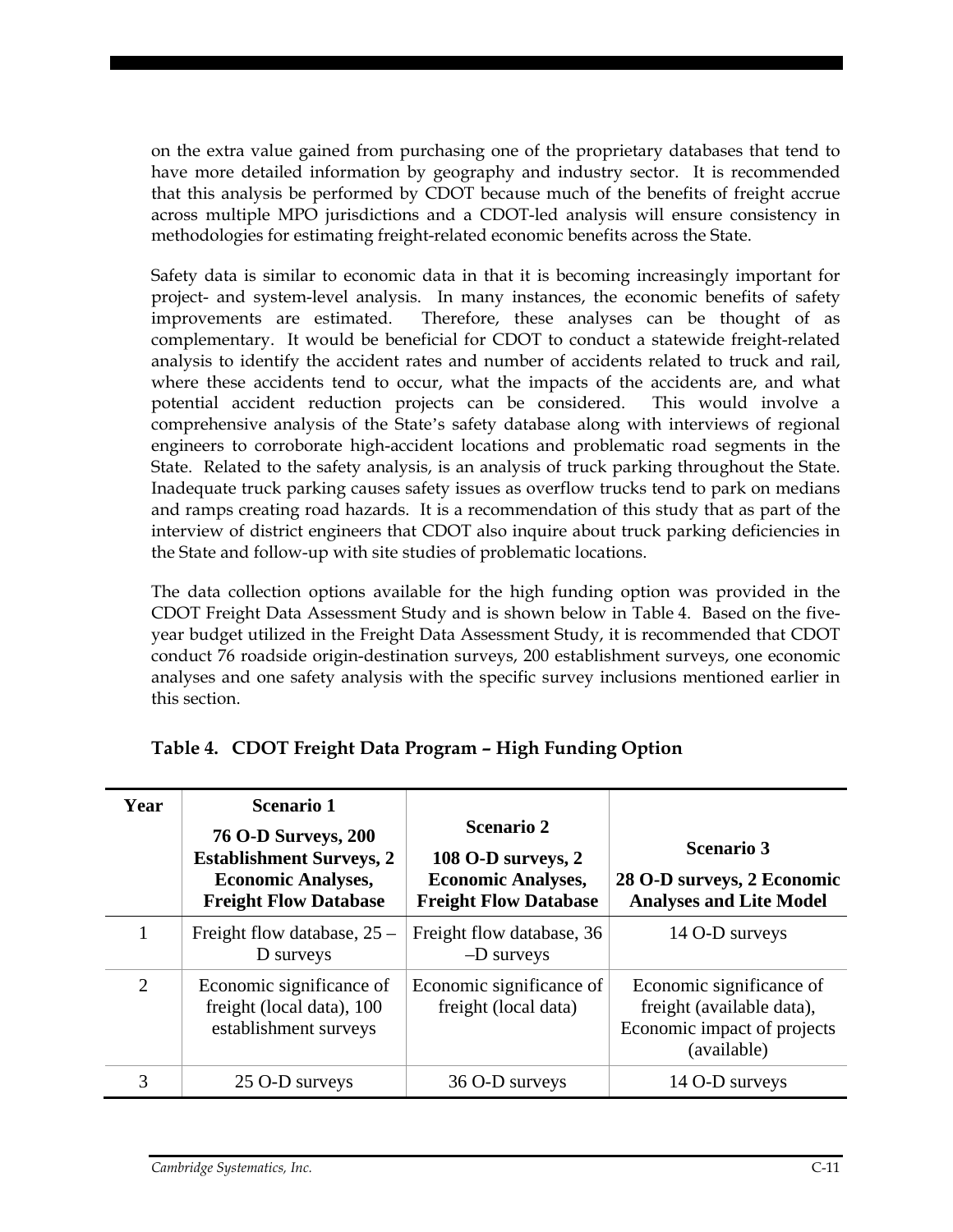on the extra value gained from purchasing one of the proprietary databases that tend to have more detailed information by geography and industry sector. It is recommended that this analysis be performed by CDOT because much of the benefits of freight accrue across multiple MPO jurisdictions and a CDOT-led analysis will ensure consistency in methodologies for estimating freight-related economic benefits across the State.

Safety data is similar to economic data in that it is becoming increasingly important for project- and system-level analysis. In many instances, the economic benefits of safety improvements are estimated. Therefore, these analyses can be thought of as complementary. It would be beneficial for CDOT to conduct a statewide freight-related analysis to identify the accident rates and number of accidents related to truck and rail, where these accidents tend to occur, what the impacts of the accidents are, and what potential accident reduction projects can be considered. This would involve a comprehensive analysis of the State's safety database along with interviews of regional engineers to corroborate high-accident locations and problematic road segments in the State. Related to the safety analysis, is an analysis of truck parking throughout the State. Inadequate truck parking causes safety issues as overflow trucks tend to park on medians and ramps creating road hazards. It is a recommendation of this study that as part of the interview of district engineers that CDOT also inquire about truck parking deficiencies in the State and follow-up with site studies of problematic locations.

The data collection options available for the high funding option was provided in the CDOT Freight Data Assessment Study and is shown below in Table 4. Based on the five-year budget utilized in the Freight Data Assessment Study, it is recommended that CDOT conduct 76 roadside origin-destination surveys, 200 establishment surveys, one economic analyses and one safety analysis with the specific survey inclusions mentioned earlier in this section.

**Table 4. CDOT Freight Data Program – High Funding Option**

| Year | Scenario 1<br>76 O-D Surveys, 200 Establishment Surveys, 2 Economic Analyses, Freight Flow Database | Scenario 2<br>108 O-D surveys, 2 Economic Analyses, Freight Flow Database | Scenario 3<br>28 O-D surveys, 2 Economic Analyses and Lite Model |
|---|---|---|---|
| 1 | Freight flow database, 25 – D surveys | Freight flow database, 36 –D surveys | 14 O-D surveys |
| 2 | Economic significance of freight (local data), 100 establishment surveys | Economic significance of freight (local data) | Economic significance of freight (available data), Economic impact of projects (available) |
| 3 | 25 O-D surveys | 36 O-D surveys | 14 O-D surveys |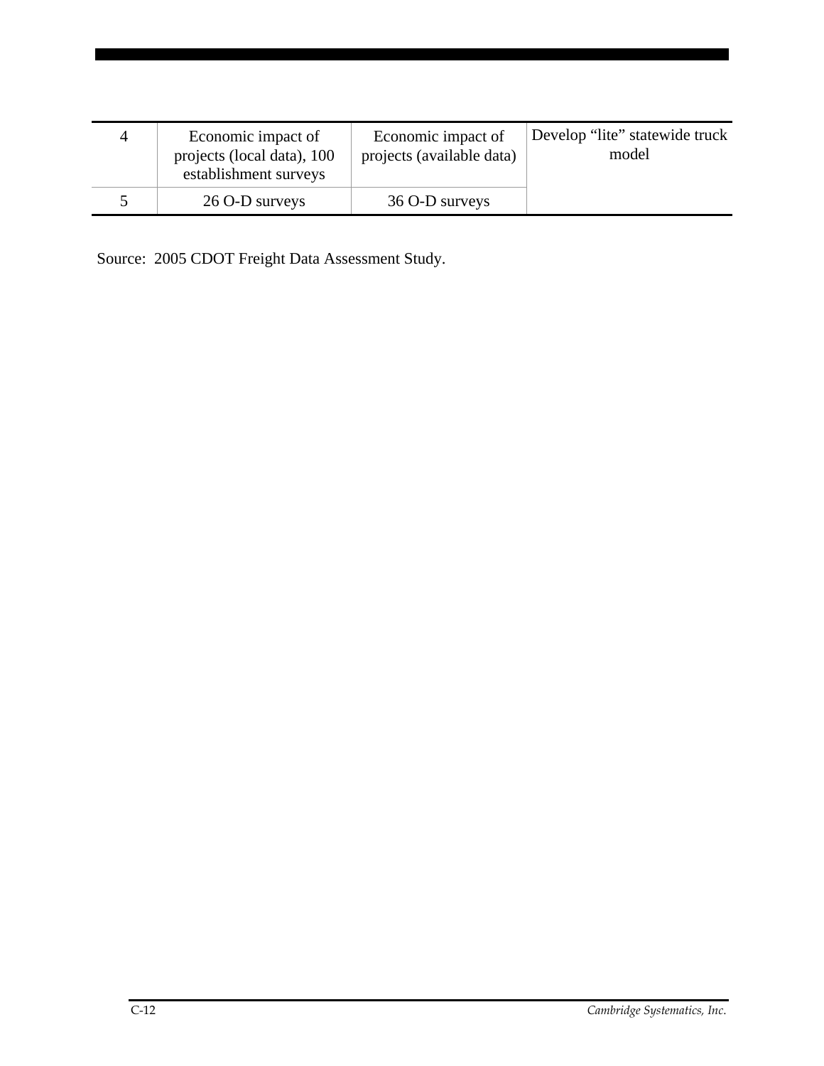| | | | |
|---|---|---|---|
| 4 | Economic impact of projects (local data), 100 establishment surveys | Economic impact of projects (available data) | Develop “lite” statewide truck model |
| 5 | 26 O-D surveys | 36 O-D surveys | |

Source: 2005 CDOT Freight Data Assessment Study.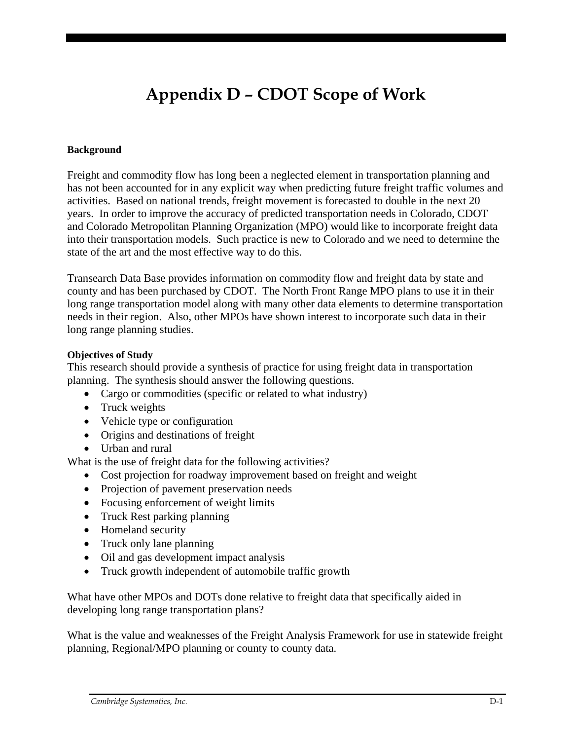# Appendix D – CDOT Scope of Work

**Background**

Freight and commodity flow has long been a neglected element in transportation planning and has not been accounted for in any explicit way when predicting future freight traffic volumes and activities. Based on national trends, freight movement is forecasted to double in the next 20 years. In order to improve the accuracy of predicted transportation needs in Colorado, CDOT and Colorado Metropolitan Planning Organization (MPO) would like to incorporate freight data into their transportation models. Such practice is new to Colorado and we need to determine the state of the art and the most effective way to do this.

Transearch Data Base provides information on commodity flow and freight data by state and county and has been purchased by CDOT. The North Front Range MPO plans to use it in their long range transportation model along with many other data elements to determine transportation needs in their region. Also, other MPOs have shown interest to incorporate such data in their long range planning studies.

**Objectives of Study**

This research should provide a synthesis of practice for using freight data in transportation planning. The synthesis should answer the following questions.

- Cargo or commodities (specific or related to what industry)
- Truck weights
- Vehicle type or configuration
- Origins and destinations of freight
- Urban and rural

What is the use of freight data for the following activities?

- Cost projection for roadway improvement based on freight and weight
- Projection of pavement preservation needs
- Focusing enforcement of weight limits
- Truck Rest parking planning
- Homeland security
- Truck only lane planning
- Oil and gas development impact analysis
- Truck growth independent of automobile traffic growth

What have other MPOs and DOTs done relative to freight data that specifically aided in developing long range transportation plans?

What is the value and weaknesses of the Freight Analysis Framework for use in statewide freight planning, Regional/MPO planning or county to county data.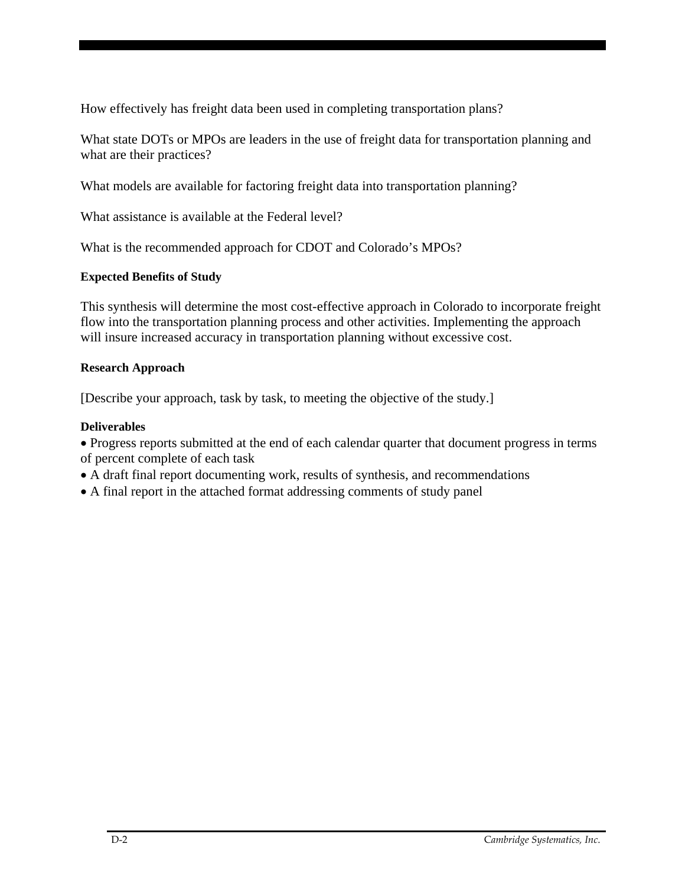How effectively has freight data been used in completing transportation plans?

What state DOTs or MPOs are leaders in the use of freight data for transportation planning and what are their practices?

What models are available for factoring freight data into transportation planning?

What assistance is available at the Federal level?

What is the recommended approach for CDOT and Colorado's MPOs?

**Expected Benefits of Study**

This synthesis will determine the most cost-effective approach in Colorado to incorporate freight flow into the transportation planning process and other activities. Implementing the approach will insure increased accuracy in transportation planning without excessive cost.

**Research Approach**

[Describe your approach, task by task, to meeting the objective of the study.]

**Deliverables**

- Progress reports submitted at the end of each calendar quarter that document progress in terms of percent complete of each task
- A draft final report documenting work, results of synthesis, and recommendations
- A final report in the attached format addressing comments of study panel